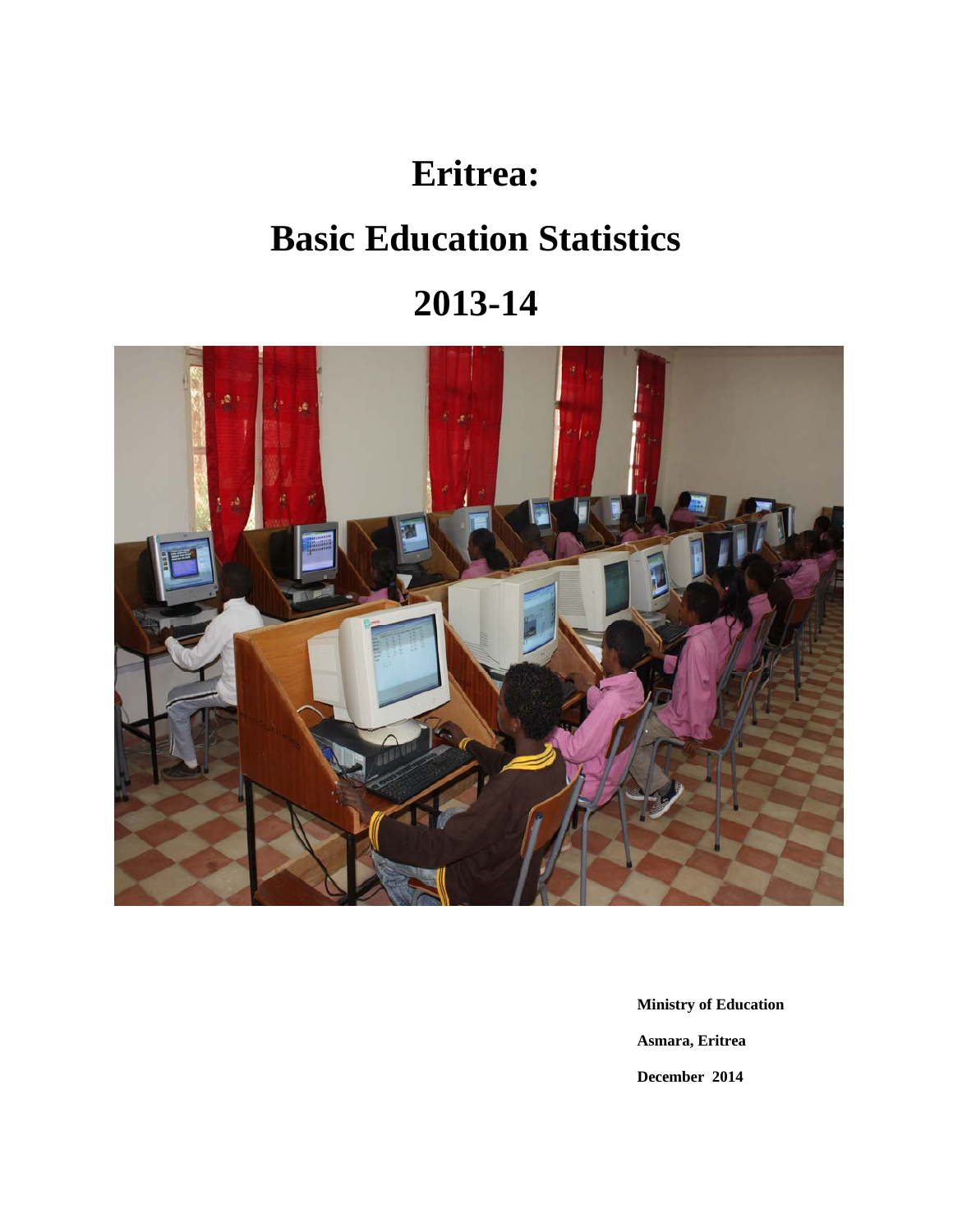# Eritrea:

# Basic Education Statistics

# 2013-14

**Ministry of Education**

**Asmara, Eritrea**

**December 2014**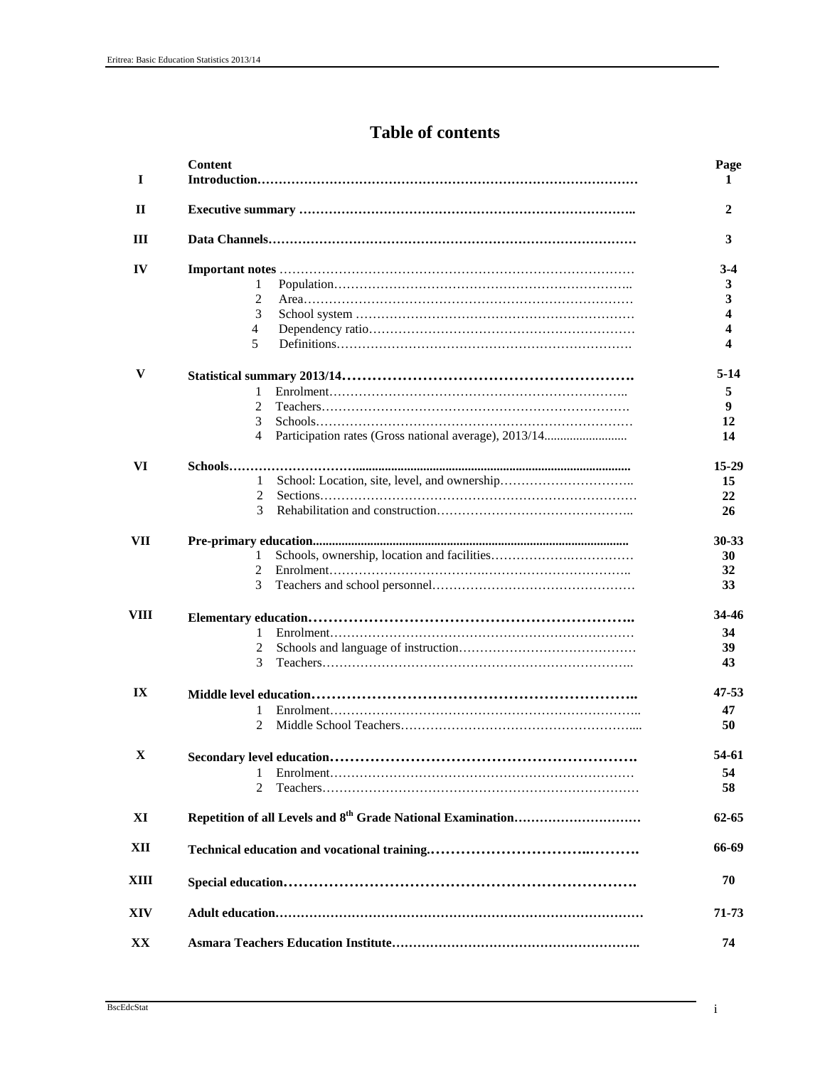# Table of contents

| | Content | Page |
|---|---|---|
| **I** | **Introduction** | **1** |
| **II** | **Executive summary** | **2** |
| **III** | **Data Channels** | **3** |
| **IV** | **Important notes** | **3-4** |
| | 1 Population | **3** |
| | 2 Area | **3** |
| | 3 School system | **4** |
| | 4 Dependency ratio | **4** |
| | 5 Definitions | **4** |
| **V** | **Statistical summary 2013/14** | **5-14** |
| | 1 Enrolment | **5** |
| | 2 Teachers | **9** |
| | 3 Schools | **12** |
| | 4 Participation rates (Gross national average), 2013/14 | **14** |
| **VI** | **Schools** | **15-29** |
| | 1 School: Location, site, level, and ownership | **15** |
| | 2 Sections | **22** |
| | 3 Rehabilitation and construction | **26** |
| **VII** | **Pre-primary education** | **30-33** |
| | 1 Schools, ownership, location and facilities | **30** |
| | 2 Enrolment | **32** |
| | 3 Teachers and school personnel | **33** |
| **VIII** | **Elementary education** | **34-46** |
| | 1 Enrolment | **34** |
| | 2 Schools and language of instruction | **39** |
| | 3 Teachers | **43** |
| **IX** | **Middle level education** | **47-53** |
| | 1 Enrolment | **47** |
| | 2 Middle School Teachers | **50** |
| **X** | **Secondary level education** | **54-61** |
| | 1 Enrolment | **54** |
| | 2 Teachers | **58** |
| **XI** | **Repetition of all Levels and 8th Grade National Examination** | **62-65** |
| **XII** | **Technical education and vocational training** | **66-69** |
| **XIII** | **Special education** | **70** |
| **XIV** | **Adult education** | **71-73** |
| **XX** | **Asmara Teachers Education Institute** | **74** |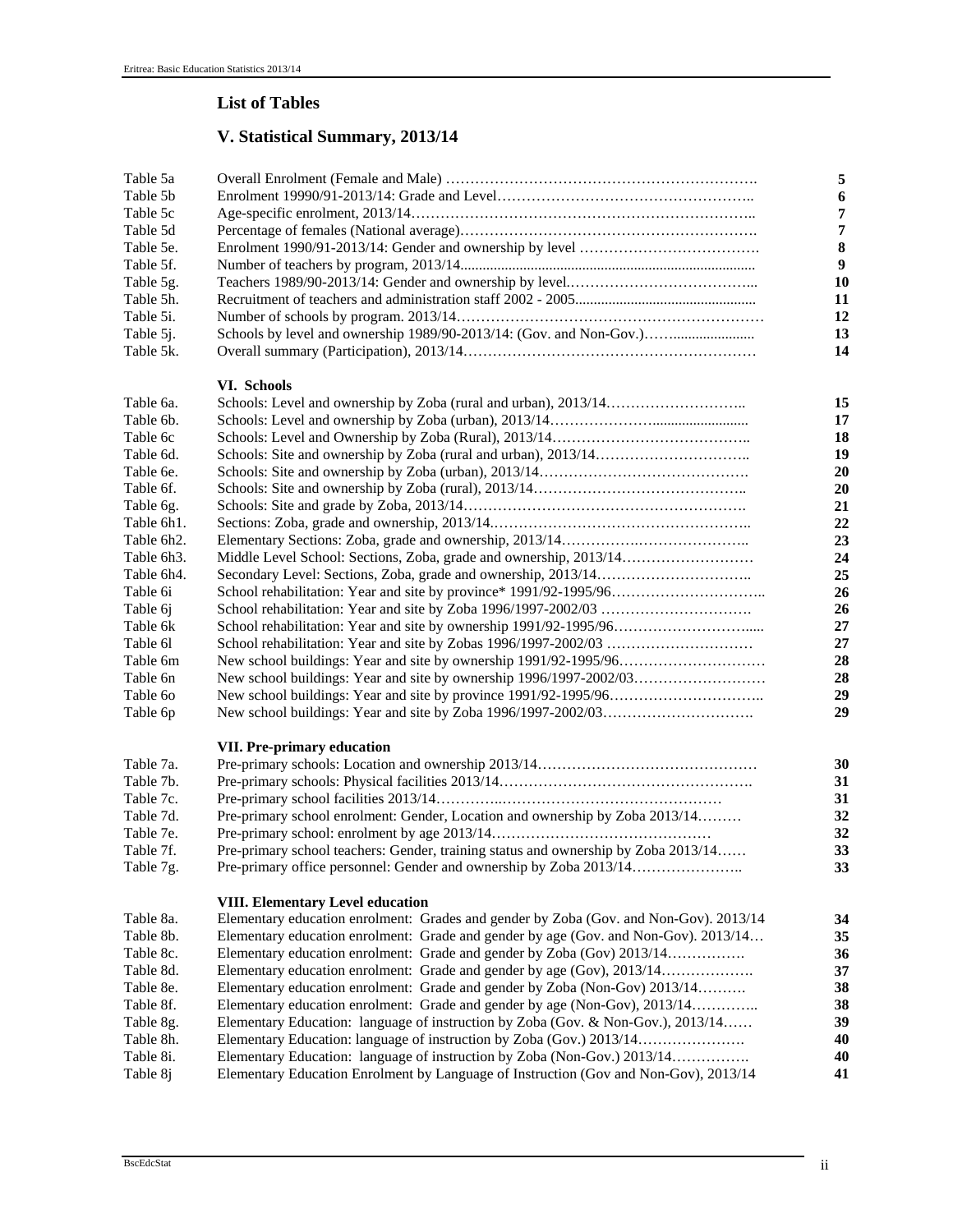## List of Tables

### V. Statistical Summary, 2013/14

| | | |
|---|---|---|
| Table 5a | Overall Enrolment (Female and Male) | 5 |
| Table 5b | Enrolment 19990/91-2013/14: Grade and Level | 6 |
| Table 5c | Age-specific enrolment, 2013/14 | 7 |
| Table 5d | Percentage of females (National average) | 7 |
| Table 5e. | Enrolment 1990/91-2013/14: Gender and ownership by level | 8 |
| Table 5f. | Number of teachers by program, 2013/14 | 9 |
| Table 5g. | Teachers 1989/90-2013/14: Gender and ownership by level | 10 |
| Table 5h. | Recruitment of teachers and administration staff 2002 - 2005 | 11 |
| Table 5i. | Number of schools by program. 2013/14 | 12 |
| Table 5j. | Schools by level and ownership 1989/90-2013/14: (Gov. and Non-Gov.) | 13 |
| Table 5k. | Overall summary (Participation), 2013/14 | 14 |

### VI. Schools

| | | |
|---|---|---|
| Table 6a. | Schools: Level and ownership by Zoba (rural and urban), 2013/14 | 15 |
| Table 6b. | Schools: Level and ownership by Zoba (urban), 2013/14 | 17 |
| Table 6c | Schools: Level and Ownership by Zoba (Rural), 2013/14 | 18 |
| Table 6d. | Schools: Site and ownership by Zoba (rural and urban), 2013/14 | 19 |
| Table 6e. | Schools: Site and ownership by Zoba (urban), 2013/14 | 20 |
| Table 6f. | Schools: Site and ownership by Zoba (rural), 2013/14 | 20 |
| Table 6g. | Schools: Site and grade by Zoba, 2013/14 | 21 |
| Table 6h1. | Sections: Zoba, grade and ownership, 2013/14 | 22 |
| Table 6h2. | Elementary Sections: Zoba, grade and ownership, 2013/14 | 23 |
| Table 6h3. | Middle Level School: Sections, Zoba, grade and ownership, 2013/14 | 24 |
| Table 6h4. | Secondary Level: Sections, Zoba, grade and ownership, 2013/14 | 25 |
| Table 6i | School rehabilitation: Year and site by province* 1991/92-1995/96 | 26 |
| Table 6j | School rehabilitation: Year and site by Zoba 1996/1997-2002/03 | 26 |
| Table 6k | School rehabilitation: Year and site by ownership 1991/92-1995/96 | 27 |
| Table 6l | School rehabilitation: Year and site by Zobas 1996/1997-2002/03 | 27 |
| Table 6m | New school buildings: Year and site by ownership 1991/92-1995/96 | 28 |
| Table 6n | New school buildings: Year and site by ownership 1996/1997-2002/03 | 28 |
| Table 6o | New school buildings: Year and site by province 1991/92-1995/96 | 29 |
| Table 6p | New school buildings: Year and site by Zoba 1996/1997-2002/03 | 29 |

### VII. Pre-primary education

| | | |
|---|---|---|
| Table 7a. | Pre-primary schools: Location and ownership 2013/14 | 30 |
| Table 7b. | Pre-primary schools: Physical facilities 2013/14 | 31 |
| Table 7c. | Pre-primary school facilities 2013/14 | 31 |
| Table 7d. | Pre-primary school enrolment: Gender, Location and ownership by Zoba 2013/14 | 32 |
| Table 7e. | Pre-primary school: enrolment by age 2013/14 | 32 |
| Table 7f. | Pre-primary school teachers: Gender, training status and ownership by Zoba 2013/14 | 33 |
| Table 7g. | Pre-primary office personnel: Gender and ownership by Zoba 2013/14 | 33 |

### VIII. Elementary Level education

| | | |
|---|---|---|
| Table 8a. | Elementary education enrolment: Grades and gender by Zoba (Gov. and Non-Gov). 2013/14 | 34 |
| Table 8b. | Elementary education enrolment: Grade and gender by age (Gov. and Non-Gov). 2013/14 | 35 |
| Table 8c. | Elementary education enrolment: Grade and gender by Zoba (Gov) 2013/14 | 36 |
| Table 8d. | Elementary education enrolment: Grade and gender by age (Gov), 2013/14 | 37 |
| Table 8e. | Elementary education enrolment: Grade and gender by Zoba (Non-Gov) 2013/14 | 38 |
| Table 8f. | Elementary education enrolment: Grade and gender by age (Non-Gov), 2013/14 | 38 |
| Table 8g. | Elementary Education: language of instruction by Zoba (Gov. & Non-Gov.), 2013/14 | 39 |
| Table 8h. | Elementary Education: language of instruction by Zoba (Gov.) 2013/14 | 40 |
| Table 8i. | Elementary Education: language of instruction by Zoba (Non-Gov.) 2013/14 | 40 |
| Table 8j | Elementary Education Enrolment by Language of Instruction (Gov and Non-Gov), 2013/14 | 41 |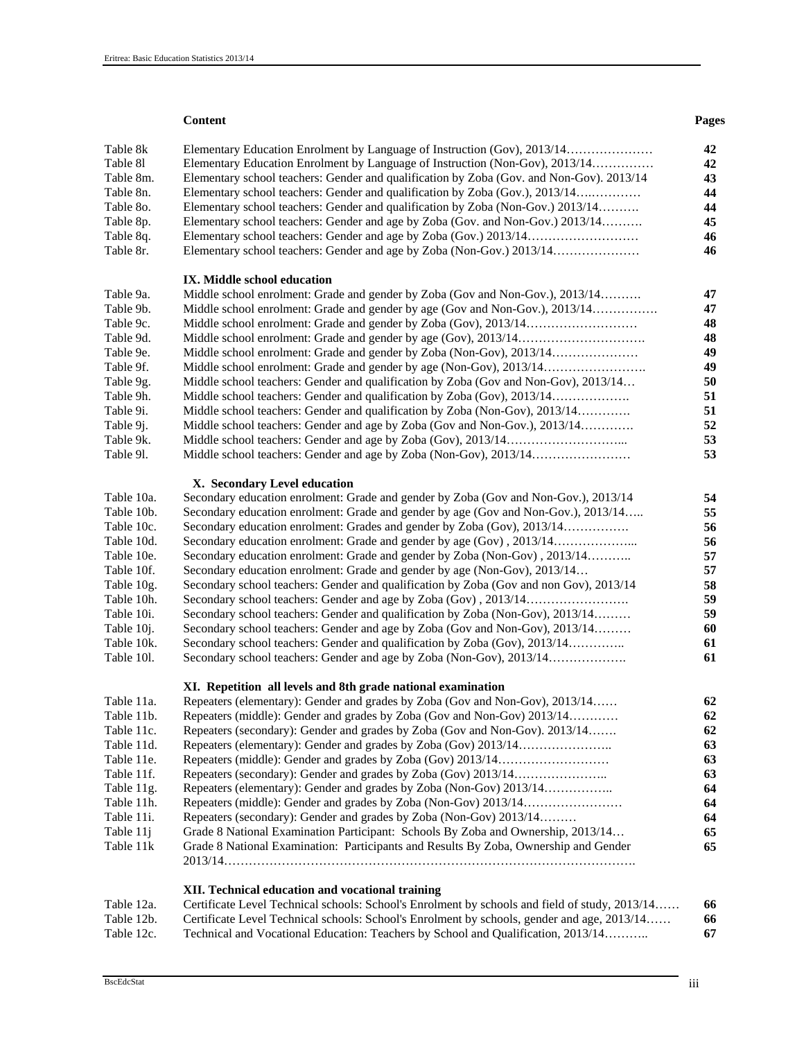| | Content | Pages |
|---|---|---|
| Table 8k | Elementary Education Enrolment by Language of Instruction (Gov), 2013/14………………… | 42 |
| Table 8l | Elementary Education Enrolment by Language of Instruction (Non-Gov), 2013/14…………… | 42 |
| Table 8m. | Elementary school teachers: Gender and qualification by Zoba (Gov. and Non-Gov). 2013/14 | 43 |
| Table 8n. | Elementary school teachers: Gender and qualification by Zoba (Gov.), 2013/14….………… | 44 |
| Table 8o. | Elementary school teachers: Gender and qualification by Zoba (Non-Gov.) 2013/14………. | 44 |
| Table 8p. | Elementary school teachers: Gender and age by Zoba (Gov. and Non-Gov.) 2013/14………. | 45 |
| Table 8q. | Elementary school teachers: Gender and age by Zoba (Gov.) 2013/14……………………… | 46 |
| Table 8r. | Elementary school teachers: Gender and age by Zoba (Non-Gov.) 2013/14………………… | 46 |
| | **IX. Middle school education** | |
| Table 9a. | Middle school enrolment: Grade and gender by Zoba (Gov and Non-Gov.), 2013/14………. | 47 |
| Table 9b. | Middle school enrolment: Grade and gender by age (Gov and Non-Gov.), 2013/14……………. | 47 |
| Table 9c. | Middle school enrolment: Grade and gender by Zoba (Gov), 2013/14……………………… | 48 |
| Table 9d. | Middle school enrolment: Grade and gender by age (Gov), 2013/14…………………………. | 48 |
| Table 9e. | Middle school enrolment: Grade and gender by Zoba (Non-Gov), 2013/14………………… | 49 |
| Table 9f. | Middle school enrolment: Grade and gender by age (Non-Gov), 2013/14……………………. | 49 |
| Table 9g. | Middle school teachers: Gender and qualification by Zoba (Gov and Non-Gov), 2013/14… | 50 |
| Table 9h. | Middle school teachers: Gender and qualification by Zoba (Gov), 2013/14………………. | 51 |
| Table 9i. | Middle school teachers: Gender and qualification by Zoba (Non-Gov), 2013/14…………. | 51 |
| Table 9j. | Middle school teachers: Gender and age by Zoba (Gov and Non-Gov.), 2013/14…………. | 52 |
| Table 9k. | Middle school teachers: Gender and age by Zoba (Gov), 2013/14………………………... | 53 |
| Table 9l. | Middle school teachers: Gender and age by Zoba (Non-Gov), 2013/14…………………… | 53 |
| | **X. Secondary Level education** | |
| Table 10a. | Secondary education enrolment: Grade and gender by Zoba (Gov and Non-Gov.), 2013/14 | 54 |
| Table 10b. | Secondary education enrolment: Grade and gender by age (Gov and Non-Gov.), 2013/14….. | 55 |
| Table 10c. | Secondary education enrolment: Grades and gender by Zoba (Gov), 2013/14……………. | 56 |
| Table 10d. | Secondary education enrolment: Grade and gender by age (Gov) , 2013/14………………... | 56 |
| Table 10e. | Secondary education enrolment: Grade and gender by Zoba (Non-Gov) , 2013/14……….. | 57 |
| Table 10f. | Secondary education enrolment: Grade and gender by age (Non-Gov), 2013/14… | 57 |
| Table 10g. | Secondary school teachers: Gender and qualification by Zoba (Gov and non Gov), 2013/14 | 58 |
| Table 10h. | Secondary school teachers: Gender and age by Zoba (Gov) , 2013/14……………………. | 59 |
| Table 10i. | Secondary school teachers: Gender and qualification by Zoba (Non-Gov), 2013/14……… | 59 |
| Table 10j. | Secondary school teachers: Gender and age by Zoba (Gov and Non-Gov), 2013/14……… | 60 |
| Table 10k. | Secondary school teachers: Gender and qualification by Zoba (Gov), 2013/14………….. | 61 |
| Table 10l. | Secondary school teachers: Gender and age by Zoba (Non-Gov), 2013/14………………. | 61 |
| | **XI. Repetition all levels and 8th grade national examination** | |
| Table 11a. | Repeaters (elementary): Gender and grades by Zoba (Gov and Non-Gov), 2013/14…… | 62 |
| Table 11b. | Repeaters (middle): Gender and grades by Zoba (Gov and Non-Gov) 2013/14………… | 62 |
| Table 11c. | Repeaters (secondary): Gender and grades by Zoba (Gov and Non-Gov). 2013/14……. | 62 |
| Table 11d. | Repeaters (elementary): Gender and grades by Zoba (Gov) 2013/14………………….. | 63 |
| Table 11e. | Repeaters (middle): Gender and grades by Zoba (Gov) 2013/14……………………… | 63 |
| Table 11f. | Repeaters (secondary): Gender and grades by Zoba (Gov) 2013/14………………….. | 63 |
| Table 11g. | Repeaters (elementary): Gender and grades by Zoba (Non-Gov) 2013/14…………….. | 64 |
| Table 11h. | Repeaters (middle): Gender and grades by Zoba (Non-Gov) 2013/14…………………… | 64 |
| Table 11i. | Repeaters (secondary): Gender and grades by Zoba (Non-Gov) 2013/14……… | 64 |
| Table 11j | Grade 8 National Examination Participant: Schools By Zoba and Ownership, 2013/14… | 65 |
| Table 11k | Grade 8 National Examination: Participants and Results By Zoba, Ownership and Gender 2013/14………………………………………………………………………………………. | 65 |
| | **XII. Technical education and vocational training** | |
| Table 12a. | Certificate Level Technical schools: School's Enrolment by schools and field of study, 2013/14…… | 66 |
| Table 12b. | Certificate Level Technical schools: School's Enrolment by schools, gender and age, 2013/14…… | 66 |
| Table 12c. | Technical and Vocational Education: Teachers by School and Qualification, 2013/14……….. | 67 |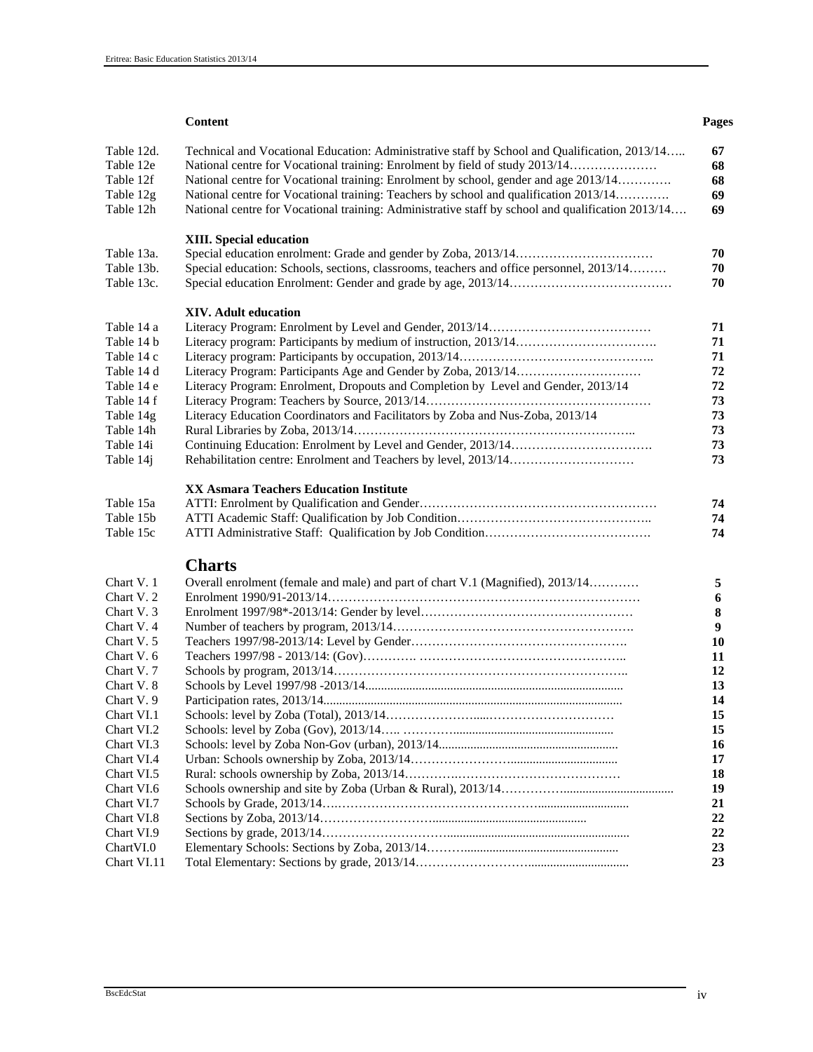| | Content | Pages |
|---|---|---|
| Table 12d. | Technical and Vocational Education: Administrative staff by School and Qualification, 2013/14….. | 67 |
| Table 12e | National centre for Vocational training: Enrolment by field of study 2013/14………………… | 68 |
| Table 12f | National centre for Vocational training: Enrolment by school, gender and age 2013/14…………. | 68 |
| Table 12g | National centre for Vocational training: Teachers by school and qualification 2013/14…………. | 69 |
| Table 12h | National centre for Vocational training: Administrative staff by school and qualification 2013/14…. | 69 |
| | **XIII. Special education** | |
| Table 13a. | Special education enrolment: Grade and gender by Zoba, 2013/14…………………………… | 70 |
| Table 13b. | Special education: Schools, sections, classrooms, teachers and office personnel, 2013/14……… | 70 |
| Table 13c. | Special education Enrolment: Gender and grade by age, 2013/14………………………………… | 70 |
| | **XIV. Adult education** | |
| Table 14 a | Literacy Program: Enrolment by Level and Gender, 2013/14………………………………… | 71 |
| Table 14 b | Literacy program: Participants by medium of instruction, 2013/14……………………………. | 71 |
| Table 14 c | Literacy program: Participants by occupation, 2013/14……………………………………….. | 71 |
| Table 14 d | Literacy Program: Participants Age and Gender by Zoba, 2013/14………………………… | 72 |
| Table 14 e | Literacy Program: Enrolment, Dropouts and Completion by Level and Gender, 2013/14 | 72 |
| Table 14 f | Literacy Program: Teachers by Source, 2013/14……………………………………………… | 73 |
| Table 14g | Literacy Education Coordinators and Facilitators by Zoba and Nus-Zoba, 2013/14 | 73 |
| Table 14h | Rural Libraries by Zoba, 2013/14…………………………………………………………….. | 73 |
| Table 14i | Continuing Education: Enrolment by Level and Gender, 2013/14……………………………. | 73 |
| Table 14j | Rehabilitation centre: Enrolment and Teachers by level, 2013/14………………………… | 73 |
| | **XX Asmara Teachers Education Institute** | |
| Table 15a | ATTI: Enrolment by Qualification and Gender………………………………………………… | 74 |
| Table 15b | ATTI Academic Staff: Qualification by Job Condition……………………………………….. | 74 |
| Table 15c | ATTI Administrative Staff: Qualification by Job Condition…………………………………. | 74 |

## Charts

| | | |
|---|---|---|
| Chart V. 1 | Overall enrolment (female and male) and part of chart V.1 (Magnified), 2013/14………… | 5 |
| Chart V. 2 | Enrolment 1990/91-2013/14………………………………………………………………… | 6 |
| Chart V. 3 | Enrolment 1997/98*-2013/14: Gender by level…………………………………………… | 8 |
| Chart V. 4 | Number of teachers by program, 2013/14…………………………………………………. | 9 |
| Chart V. 5 | Teachers 1997/98-2013/14: Level by Gender……………………………………………. | 10 |
| Chart V. 6 | Teachers 1997/98 - 2013/14: (Gov)…………. ………………………………………….. | 11 |
| Chart V. 7 | Schools by program, 2013/14…………………………………………………………….. | 12 |
| Chart V. 8 | Schools by Level 1997/98 -2013/14................................................................................ | 13 |
| Chart V. 9 | Participation rates, 2013/14............................................................................................ | 14 |
| Chart VI.1 | Schools: level by Zoba (Total), 2013/14…………………....………………………… | 15 |
| Chart VI.2 | Schools: level by Zoba (Gov), 2013/14….. …………..................................................... | 15 |
| Chart VI.3 | Schools: level by Zoba Non-Gov (urban), 2013/14....................................................... | 16 |
| Chart VI.4 | Urban: Schools ownership by Zoba, 2013/14…………………................................ | 17 |
| Chart VI.5 | Rural: schools ownership by Zoba, 2013/14…………….……………………………… | 18 |
| Chart VI.6 | Schools ownership and site by Zoba (Urban & Rural), 2013/14…………….................................. | 19 |
| Chart VI.7 | Schools by Grade, 2013/14….……………………………………….......................... | 21 |
| Chart VI.8 | Sections by Zoba, 2013/14……………………….............................................. | 22 |
| Chart VI.9 | Sections by grade, 2013/14……………………….......................................................... | 22 |
| ChartVI.0 | Elementary Schools: Sections by Zoba, 2013/14………................................................ | 23 |
| Chart VI.11 | Total Elementary: Sections by grade, 2013/14…………………….............................. | 23 |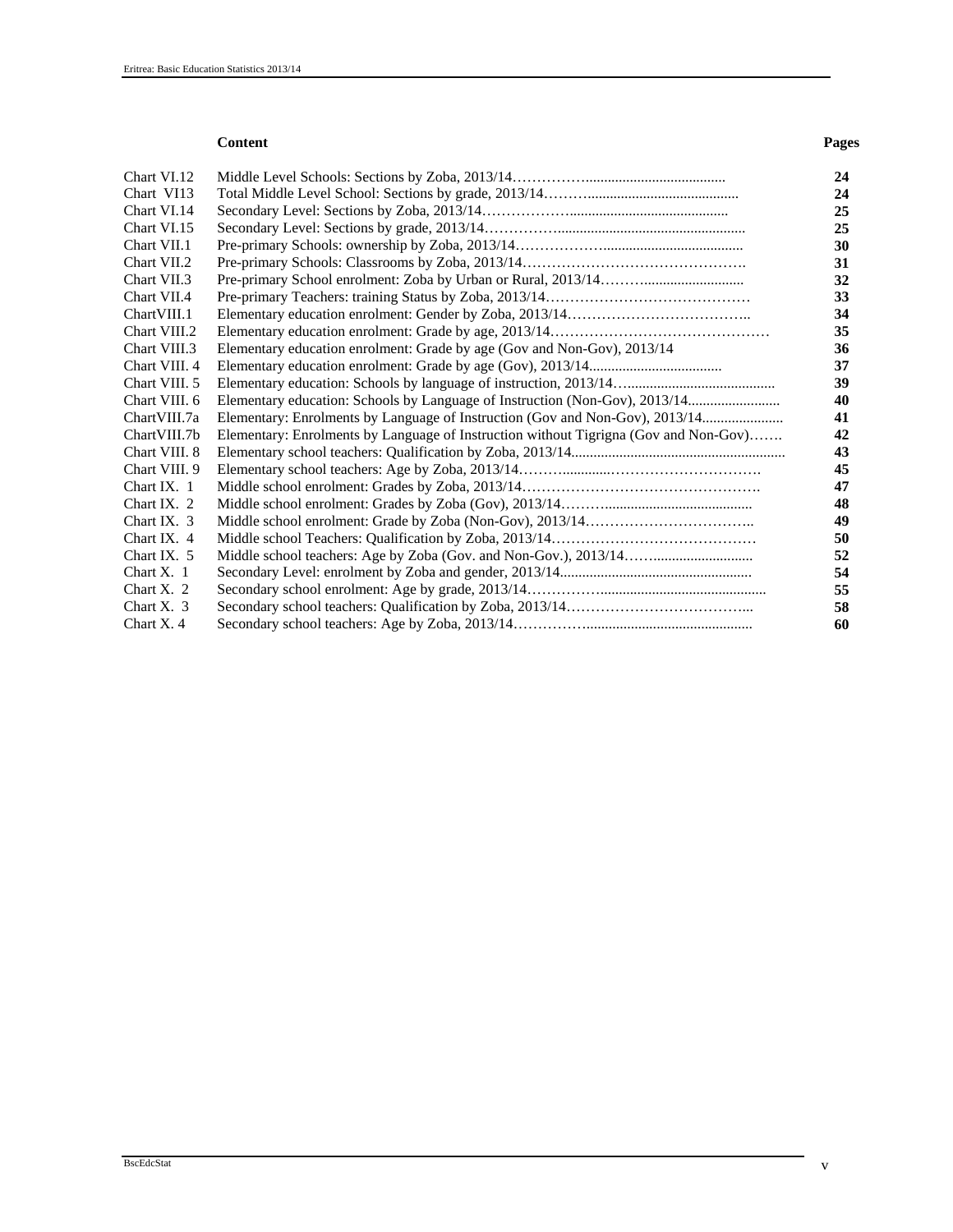| | **Content** | **Pages** |
|---|---|---|
| Chart VI.12 | Middle Level Schools: Sections by Zoba, 2013/14……………...................................... | **24** |
| Chart VI13 | Total Middle Level School: Sections by grade, 2013/14…….......................................... | **24** |
| Chart VI.14 | Secondary Level: Sections by Zoba, 2013/14……………........................................... | **25** |
| Chart VI.15 | Secondary Level: Sections by grade, 2013/14……………................................................ | **25** |
| Chart VII.1 | Pre-primary Schools: ownership by Zoba, 2013/14………………...................................... | **30** |
| Chart VII.2 | Pre-primary Schools: Classrooms by Zoba, 2013/14………………………………………. | **31** |
| Chart VII.3 | Pre-primary School enrolment: Zoba by Urban or Rural, 2013/14……........................... | **32** |
| Chart VII.4 | Pre-primary Teachers: training Status by Zoba, 2013/14…………………………………… | **33** |
| ChartVIII.1 | Elementary education enrolment: Gender by Zoba, 2013/14……………………………….. | **34** |
| Chart VIII.2 | Elementary education enrolment: Grade by age, 2013/14……………………………………… | **35** |
| Chart VIII.3 | Elementary education enrolment: Grade by age (Gov and Non-Gov), 2013/14 | **36** |
| Chart VIII. 4 | Elementary education enrolment: Grade by age (Gov), 2013/14.................................... | **37** |
| Chart VIII. 5 | Elementary education: Schools by language of instruction, 2013/14…....................................... | **39** |
| Chart VIII. 6 | Elementary education: Schools by Language of Instruction (Non-Gov), 2013/14......................... | **40** |
| ChartVIII.7a | Elementary: Enrolments by Language of Instruction (Gov and Non-Gov), 2013/14...................... | **41** |
| ChartVIII.7b | Elementary: Enrolments by Language of Instruction without Tigrigna (Gov and Non-Gov)……. | **42** |
| Chart VIII. 8 | Elementary school teachers: Qualification by Zoba, 2013/14.......................................................... | **43** |
| Chart VIII. 9 | Elementary school teachers: Age by Zoba, 2013/14…….............…………………………. | **45** |
| Chart IX. 1 | Middle school enrolment: Grades by Zoba, 2013/14…………………………………………. | **47** |
| Chart IX. 2 | Middle school enrolment: Grades by Zoba (Gov), 2013/14……........................................ | **48** |
| Chart IX. 3 | Middle school enrolment: Grade by Zoba (Non-Gov), 2013/14…………………………….. | **49** |
| Chart IX. 4 | Middle school Teachers: Qualification by Zoba, 2013/14…………………………………… | **50** |
| Chart IX. 5 | Middle school teachers: Age by Zoba (Gov. and Non-Gov.), 2013/14……......................... | **52** |
| Chart X. 1 | Secondary Level: enrolment by Zoba and gender, 2013/14.................................................... | **54** |
| Chart X. 2 | Secondary school enrolment: Age by grade, 2013/14…………............................................. | **55** |
| Chart X. 3 | Secondary school teachers: Qualification by Zoba, 2013/14………………………………... | **58** |
| Chart X. 4 | Secondary school teachers: Age by Zoba, 2013/14…………….............................................. | **60** |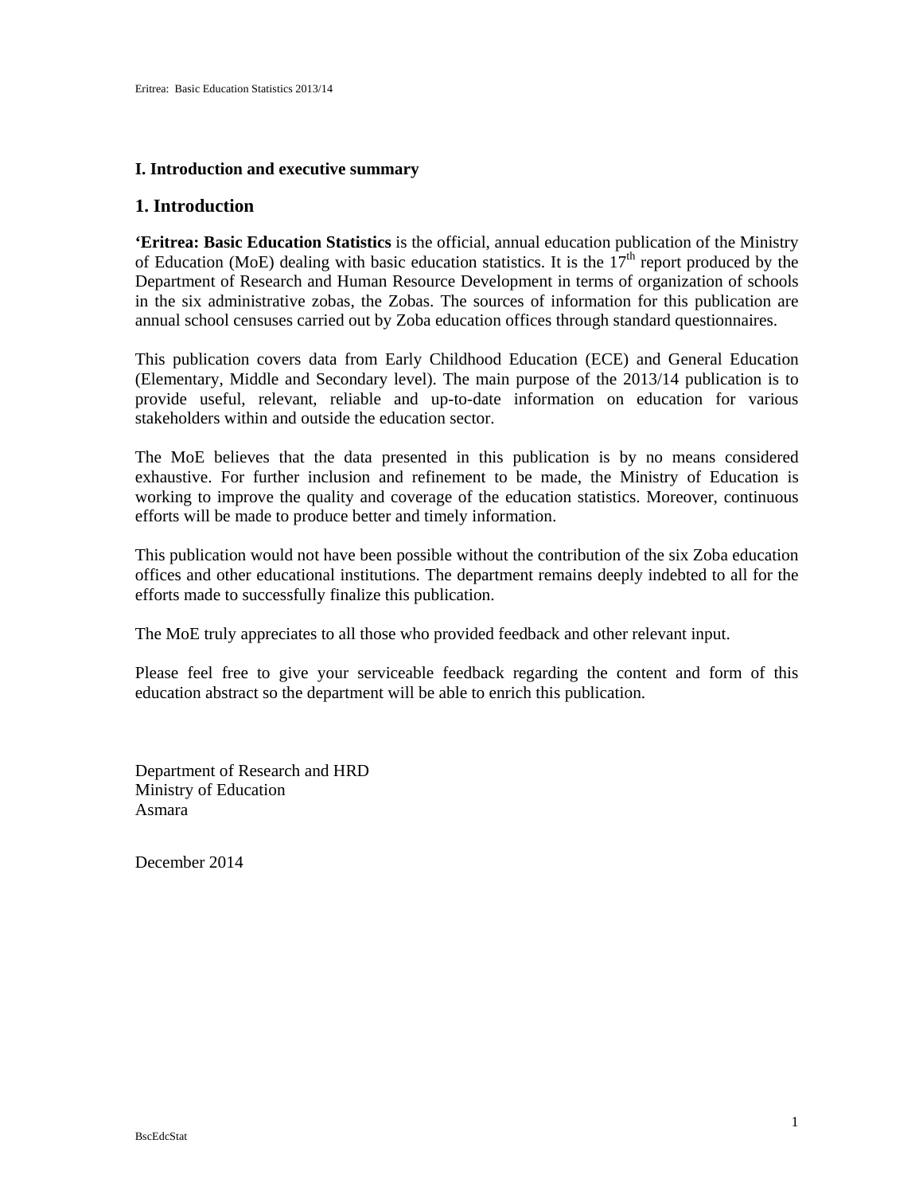**I. Introduction and executive summary**

## 1. Introduction

**‘Eritrea: Basic Education Statistics** is the official, annual education publication of the Ministry of Education (MoE) dealing with basic education statistics. It is the 17th report produced by the Department of Research and Human Resource Development in terms of organization of schools in the six administrative zobas, the Zobas. The sources of information for this publication are annual school censuses carried out by Zoba education offices through standard questionnaires.

This publication covers data from Early Childhood Education (ECE) and General Education (Elementary, Middle and Secondary level). The main purpose of the 2013/14 publication is to provide useful, relevant, reliable and up-to-date information on education for various stakeholders within and outside the education sector.

The MoE believes that the data presented in this publication is by no means considered exhaustive. For further inclusion and refinement to be made, the Ministry of Education is working to improve the quality and coverage of the education statistics. Moreover, continuous efforts will be made to produce better and timely information.

This publication would not have been possible without the contribution of the six Zoba education offices and other educational institutions. The department remains deeply indebted to all for the efforts made to successfully finalize this publication.

The MoE truly appreciates to all those who provided feedback and other relevant input.

Please feel free to give your serviceable feedback regarding the content and form of this education abstract so the department will be able to enrich this publication.

Department of Research and HRD
Ministry of Education
Asmara

December 2014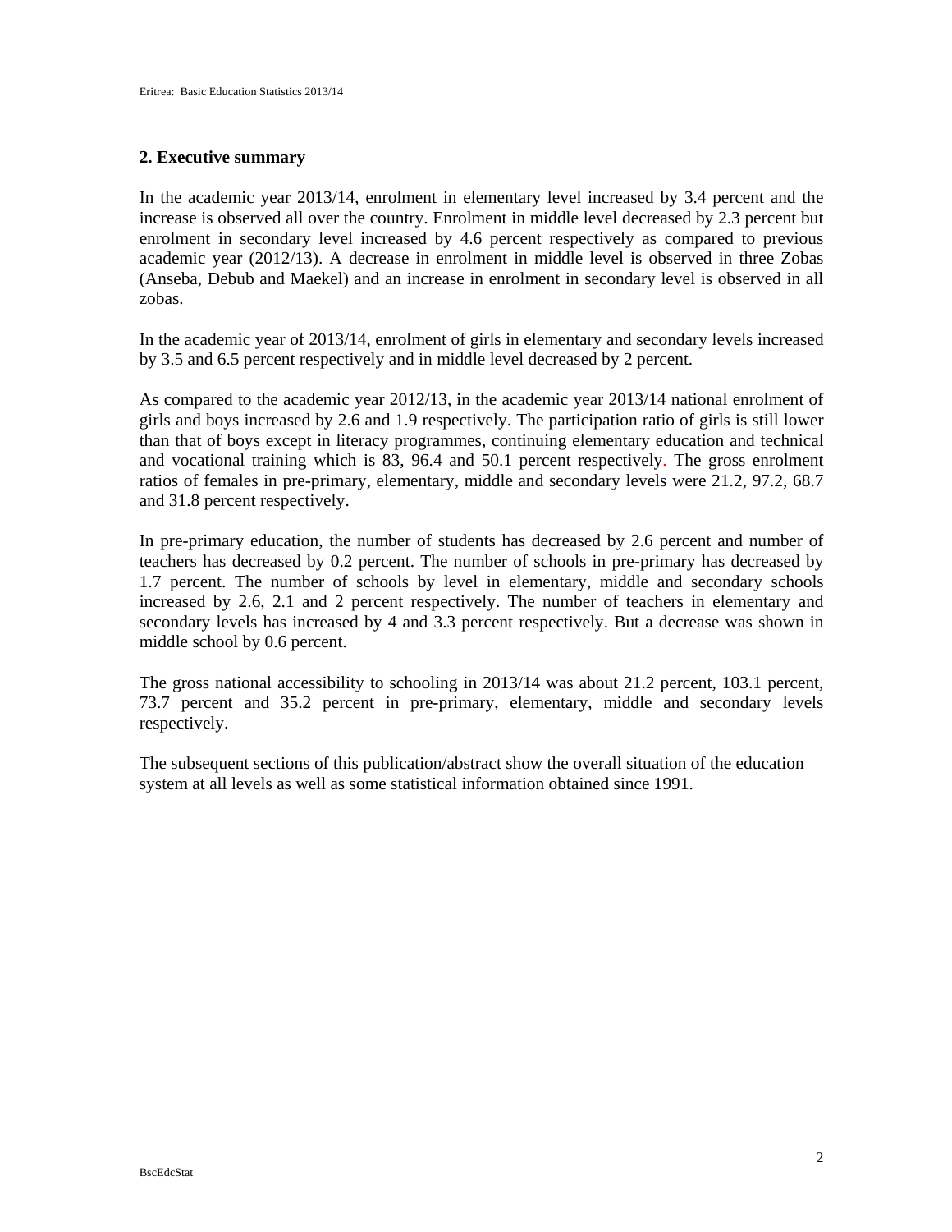## 2. Executive summary

In the academic year 2013/14, enrolment in elementary level increased by 3.4 percent and the increase is observed all over the country. Enrolment in middle level decreased by 2.3 percent but enrolment in secondary level increased by 4.6 percent respectively as compared to previous academic year (2012/13). A decrease in enrolment in middle level is observed in three Zobas (Anseba, Debub and Maekel) and an increase in enrolment in secondary level is observed in all zobas.

In the academic year of 2013/14, enrolment of girls in elementary and secondary levels increased by 3.5 and 6.5 percent respectively and in middle level decreased by 2 percent.

As compared to the academic year 2012/13, in the academic year 2013/14 national enrolment of girls and boys increased by 2.6 and 1.9 respectively. The participation ratio of girls is still lower than that of boys except in literacy programmes, continuing elementary education and technical and vocational training which is 83, 96.4 and 50.1 percent respectively. The gross enrolment ratios of females in pre-primary, elementary, middle and secondary levels were 21.2, 97.2, 68.7 and 31.8 percent respectively.

In pre-primary education, the number of students has decreased by 2.6 percent and number of teachers has decreased by 0.2 percent. The number of schools in pre-primary has decreased by 1.7 percent. The number of schools by level in elementary, middle and secondary schools increased by 2.6, 2.1 and 2 percent respectively. The number of teachers in elementary and secondary levels has increased by 4 and 3.3 percent respectively. But a decrease was shown in middle school by 0.6 percent.

The gross national accessibility to schooling in 2013/14 was about 21.2 percent, 103.1 percent, 73.7 percent and 35.2 percent in pre-primary, elementary, middle and secondary levels respectively.

The subsequent sections of this publication/abstract show the overall situation of the education system at all levels as well as some statistical information obtained since 1991.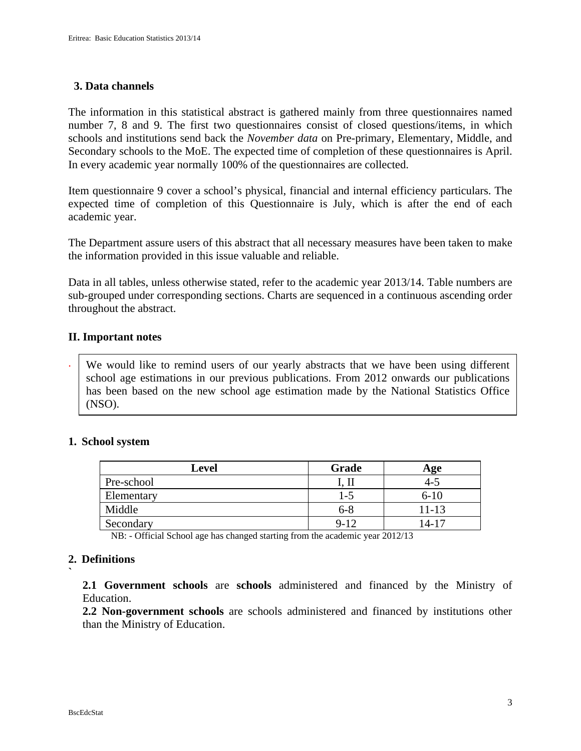## 3. Data channels

The information in this statistical abstract is gathered mainly from three questionnaires named number 7, 8 and 9. The first two questionnaires consist of closed questions/items, in which schools and institutions send back the *November data* on Pre-primary, Elementary, Middle, and Secondary schools to the MoE. The expected time of completion of these questionnaires is April. In every academic year normally 100% of the questionnaires are collected.

Item questionnaire 9 cover a school's physical, financial and internal efficiency particulars. The expected time of completion of this Questionnaire is July, which is after the end of each academic year.

The Department assure users of this abstract that all necessary measures have been taken to make the information provided in this issue valuable and reliable.

Data in all tables, unless otherwise stated, refer to the academic year 2013/14. Table numbers are sub-grouped under corresponding sections. Charts are sequenced in a continuous ascending order throughout the abstract.

## II. Important notes

- We would like to remind users of our yearly abstracts that we have been using different school age estimations in our previous publications. From 2012 onwards our publications has been based on the new school age estimation made by the National Statistics Office (NSO).

### 1. School system

| Level | Grade | Age |
|---|---|---|
| Pre-school | I, II | 4-5 |
| Elementary | 1-5 | 6-10 |
| Middle | 6-8 | 11-13 |
| Secondary | 9-12 | 14-17 |

NB: - Official School age has changed starting from the academic year 2012/13

### 2. Definitions

**2.1 Government schools** are **schools** administered and financed by the Ministry of Education.

**2.2 Non-government schools** are schools administered and financed by institutions other than the Ministry of Education.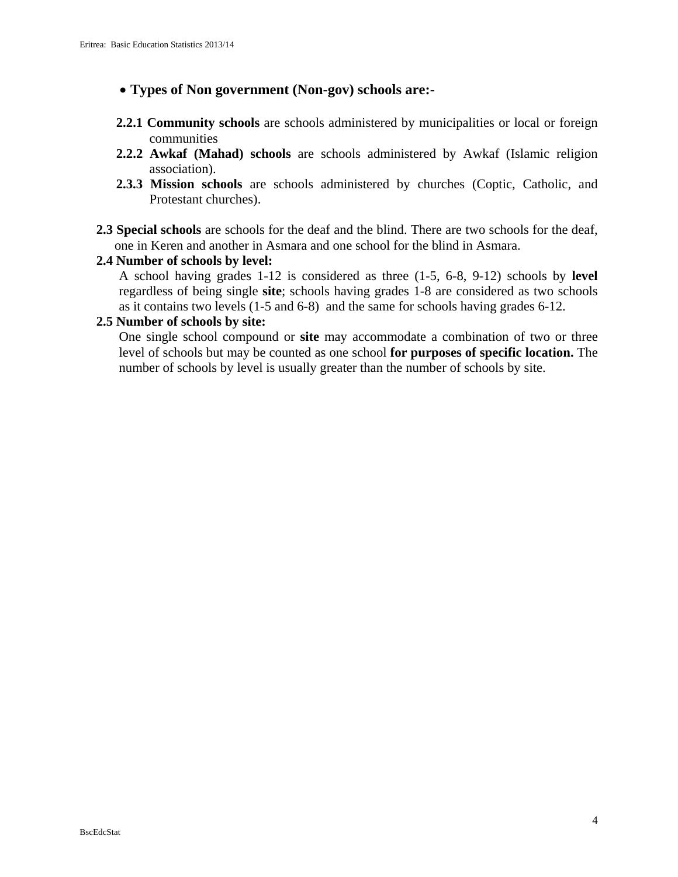- **Types of Non government (Non-gov) schools are:-**

**2.2.1 Community schools** are schools administered by municipalities or local or foreign communities

**2.2.2 Awkaf (Mahad) schools** are schools administered by Awkaf (Islamic religion association).

**2.3.3 Mission schools** are schools administered by churches (Coptic, Catholic, and Protestant churches).

**2.3 Special schools** are schools for the deaf and the blind. There are two schools for the deaf, one in Keren and another in Asmara and one school for the blind in Asmara.

**2.4 Number of schools by level:**

A school having grades 1-12 is considered as three (1-5, 6-8, 9-12) schools by **level** regardless of being single **site**; schools having grades 1-8 are considered as two schools as it contains two levels (1-5 and 6-8) and the same for schools having grades 6-12.

**2.5 Number of schools by site:**

One single school compound or **site** may accommodate a combination of two or three level of schools but may be counted as one school **for purposes of specific location.** The number of schools by level is usually greater than the number of schools by site.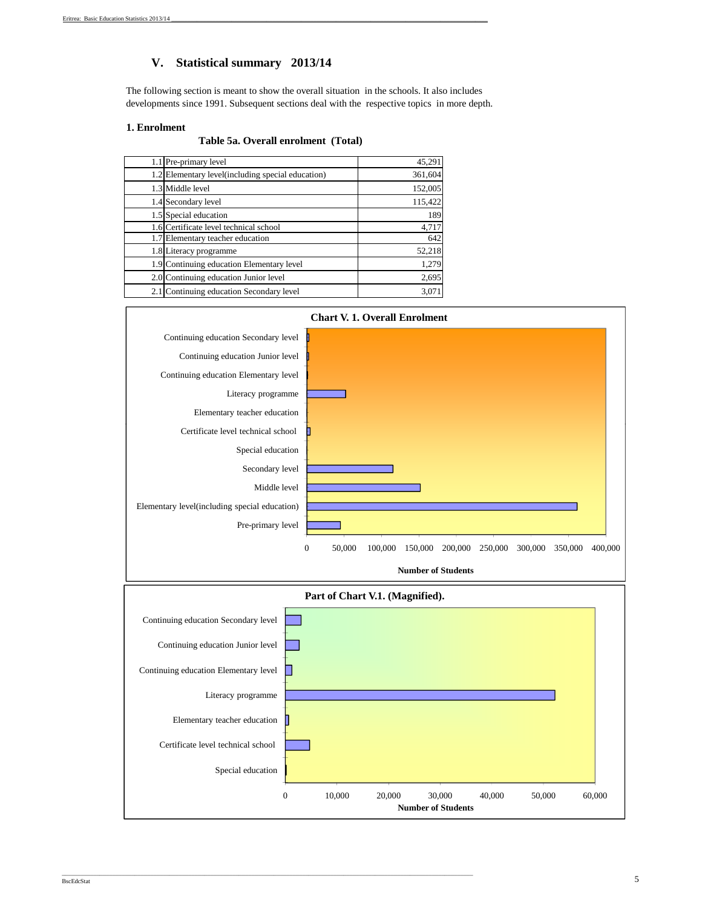## V. Statistical summary 2013/14

The following section is meant to show the overall situation in the schools. It also includes developments since 1991. Subsequent sections deal with the respective topics in more depth.

### 1. Enrolment

**Table 5a. Overall enrolment (Total)**

| | | |
|---|---|---|
| 1.1 | Pre-primary level | 45,291 |
| 1.2 | Elementary level(including special education) | 361,604 |
| 1.3 | Middle level | 152,005 |
| 1.4 | Secondary level | 115,422 |
| 1.5 | Special education | 189 |
| 1.6 | Certificate level technical school | 4,717 |
| 1.7 | Elementary teacher education | 642 |
| 1.8 | Literacy programme | 52,218 |
| 1.9 | Continuing education Elementary level | 1,279 |
| 2.0 | Continuing education Junior level | 2,695 |
| 2.1 | Continuing education Secondary level | 3,071 |

**Chart V. 1. Overall Enrolment**

**Part of Chart V.1. (Magnified).**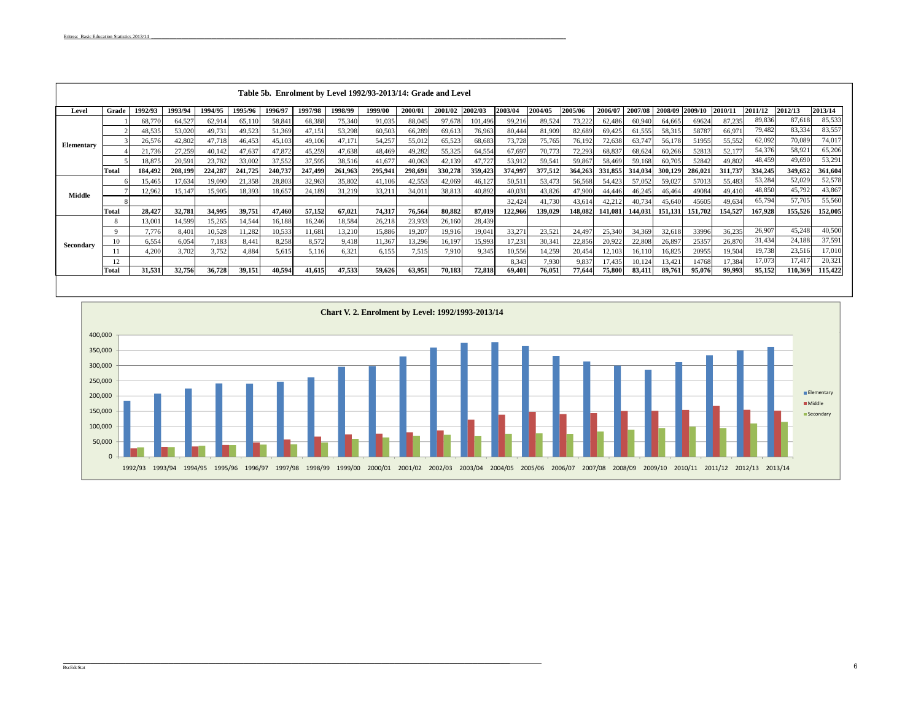**Table 5b. Enrolment by Level 1992/93-2013/14: Grade and Level**

| Level | Grade | 1992/93 | 1993/94 | 1994/95 | 1995/96 | 1996/97 | 1997/98 | 1998/99 | 1999/00 | 2000/01 | 2001/02 | 2002/03 | 2003/04 | 2004/05 | 2005/06 | 2006/07 | 2007/08 | 2008/09 | 2009/10 | 2010/11 | 2011/12 | 2012/13 | 2013/14 |
|---|---|---|---|---|---|---|---|---|---|---|---|---|---|---|---|---|---|---|---|---|---|---|---|
| Elementary | 1 | 68,770 | 64,527 | 62,914 | 65,110 | 58,841 | 68,388 | 75,340 | 91,035 | 88,045 | 97,678 | 101,496 | 99,216 | 89,524 | 73,222 | 62,486 | 60,940 | 64,665 | 69624 | 87,235 | 89,836 | 87,618 | 85,533 |
| | 2 | 48,535 | 53,020 | 49,731 | 49,523 | 51,369 | 47,151 | 53,298 | 60,503 | 66,289 | 69,613 | 76,963 | 80,444 | 81,909 | 82,689 | 69,425 | 61,555 | 58,315 | 58787 | 66,971 | 79,482 | 83,334 | 83,557 |
| | 3 | 26,576 | 42,802 | 47,718 | 46,453 | 45,103 | 49,106 | 47,171 | 54,257 | 55,012 | 65,523 | 68,683 | 73,728 | 75,765 | 76,192 | 72,638 | 63,747 | 56,178 | 51955 | 55,552 | 62,092 | 70,089 | 74,017 |
| | 4 | 21,736 | 27,259 | 40,142 | 47,637 | 47,872 | 45,259 | 47,638 | 48,469 | 49,282 | 55,325 | 64,554 | 67,697 | 70,773 | 72,293 | 68,837 | 68,624 | 60,266 | 52813 | 52,177 | 54,376 | 58,921 | 65,206 |
| | 5 | 18,875 | 20,591 | 23,782 | 33,002 | 37,552 | 37,595 | 38,516 | 41,677 | 40,063 | 42,139 | 47,727 | 53,912 | 59,541 | 59,867 | 58,469 | 59,168 | 60,705 | 52842 | 49,802 | 48,459 | 49,690 | 53,291 |
| | **Total** | **184,492** | **208,199** | **224,287** | **241,725** | **240,737** | **247,499** | **261,963** | **295,941** | **298,691** | **330,278** | **359,423** | **374,997** | **377,512** | **364,263** | **331,855** | **314,034** | **300,129** | **286,021** | **311,737** | **334,245** | **349,652** | **361,604** |
| Middle | 6 | 15,465 | 17,634 | 19,090 | 21,358 | 28,803 | 32,963 | 35,802 | 41,106 | 42,553 | 42,069 | 46,127 | 50,511 | 53,473 | 56,568 | 54,423 | 57,052 | 59,027 | 57013 | 55,483 | 53,284 | 52,029 | 52,578 |
| | 7 | 12,962 | 15,147 | 15,905 | 18,393 | 18,657 | 24,189 | 31,219 | 33,211 | 34,011 | 38,813 | 40,892 | 40,031 | 43,826 | 47,900 | 44,446 | 46,245 | 46,464 | 49084 | 49,410 | 48,850 | 45,792 | 43,867 |
| | 8 | | | | | | | | | | | | 32,424 | 41,730 | 43,614 | 42,212 | 40,734 | 45,640 | 45605 | 49,634 | 65,794 | 57,705 | 55,560 |
| | **Total** | **28,427** | **32,781** | **34,995** | **39,751** | **47,460** | **57,152** | **67,021** | **74,317** | **76,564** | **80,882** | **87,019** | **122,966** | **139,029** | **148,082** | **141,081** | **144,031** | **151,131** | **151,702** | **154,527** | **167,928** | **155,526** | **152,005** |
| Secondary | 8 | 13,001 | 14,599 | 15,265 | 14,544 | 16,188 | 16,246 | 18,584 | 26,218 | 23,933 | 26,160 | 28,439 | | | | | | | | | | | |
| | 9 | 7,776 | 8,401 | 10,528 | 11,282 | 10,533 | 11,681 | 13,210 | 15,886 | 19,207 | 19,916 | 19,041 | 33,271 | 23,521 | 24,497 | 25,340 | 34,369 | 32,618 | 33996 | 36,235 | 26,907 | 45,248 | 40,500 |
| | 10 | 6,554 | 6,054 | 7,183 | 8,441 | 8,258 | 8,572 | 9,418 | 11,367 | 13,296 | 16,197 | 15,993 | 17,231 | 30,341 | 22,856 | 20,922 | 22,808 | 26,897 | 25357 | 26,870 | 31,434 | 24,188 | 37,591 |
| | 11 | 4,200 | 3,702 | 3,752 | 4,884 | 5,615 | 5,116 | 6,321 | 6,155 | 7,515 | 7,910 | 9,345 | 10,556 | 14,259 | 20,454 | 12,103 | 16,110 | 16,825 | 20955 | 19,504 | 19,738 | 23,516 | 17,010 |
| | 12 | | | | | | | | | | | | 8,343 | 7,930 | 9,837 | 17,435 | 10,124 | 13,421 | 14768 | 17,384 | 17,073 | 17,417 | 20,321 |
| | **Total** | **31,531** | **32,756** | **36,728** | **39,151** | **40,594** | **41,615** | **47,533** | **59,626** | **63,951** | **70,183** | **72,818** | **69,401** | **76,051** | **77,644** | **75,800** | **83,411** | **89,761** | **95,076** | **99,993** | **95,152** | **110,369** | **115,422** |

**Chart V. 2. Enrolment by Level: 1992/1993-2013/14**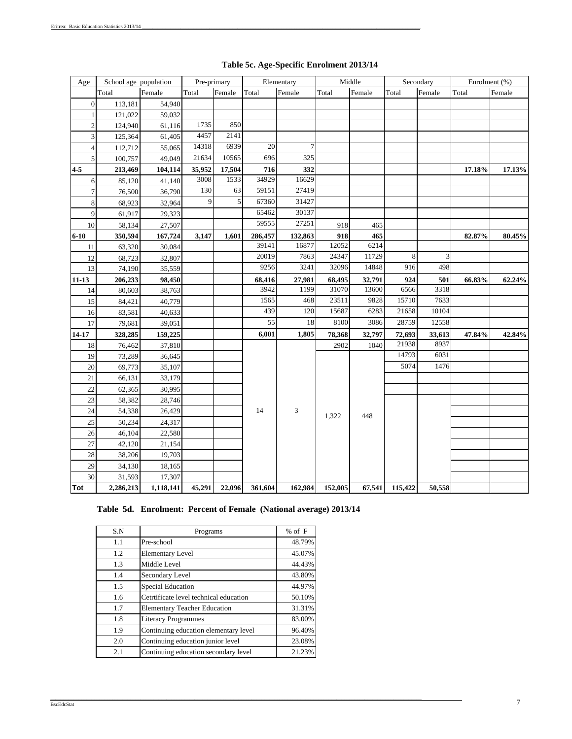## Table 5c. Age-Specific Enrolment 2013/14

| Age | School age population | | Pre-primary | | Elementary | | Middle | | Secondary | | Enrolment (%) | |
|---|---|---|---|---|---|---|---|---|---|---|---|---|
| | Total | Female | Total | Female | Total | Female | Total | Female | Total | Female | Total | Female |
| 0 | 113,181 | 54,940 | | | | | | | | | | |
| 1 | 121,022 | 59,032 | | | | | | | | | | |
| 2 | 124,940 | 61,116 | 1735 | 850 | | | | | | | | |
| 3 | 125,364 | 61,405 | 4457 | 2141 | | | | | | | | |
| 4 | 112,712 | 55,065 | 14318 | 6939 | 20 | 7 | | | | | | |
| 5 | 100,757 | 49,049 | 21634 | 10565 | 696 | 325 | | | | | | |
| **4-5** | **213,469** | **104,114** | **35,952** | **17,504** | **716** | **332** | | | | | **17.18%** | **17.13%** |
| 6 | 85,120 | 41,140 | 3008 | 1533 | 34929 | 16629 | | | | | | |
| 7 | 76,500 | 36,790 | 130 | 63 | 59151 | 27419 | | | | | | |
| 8 | 68,923 | 32,964 | 9 | 5 | 67360 | 31427 | | | | | | |
| 9 | 61,917 | 29,323 | | | 65462 | 30137 | | | | | | |
| 10 | 58,134 | 27,507 | | | 59555 | 27251 | 918 | 465 | | | | |
| **6-10** | **350,594** | **167,724** | **3,147** | **1,601** | **286,457** | **132,863** | **918** | **465** | | | **82.87%** | **80.45%** |
| 11 | 63,320 | 30,084 | | | 39141 | 16877 | 12052 | 6214 | | | | |
| 12 | 68,723 | 32,807 | | | 20019 | 7863 | 24347 | 11729 | 8 | 3 | | |
| 13 | 74,190 | 35,559 | | | 9256 | 3241 | 32096 | 14848 | 916 | 498 | | |
| **11-13** | **206,233** | **98,450** | | | **68,416** | **27,981** | **68,495** | **32,791** | **924** | **501** | **66.83%** | **62.24%** |
| 14 | 80,603 | 38,763 | | | 3942 | 1199 | 31070 | 13600 | 6566 | 3318 | | |
| 15 | 84,421 | 40,779 | | | 1565 | 468 | 23511 | 9828 | 15710 | 7633 | | |
| 16 | 83,581 | 40,633 | | | 439 | 120 | 15687 | 6283 | 21658 | 10104 | | |
| 17 | 79,681 | 39,051 | | | 55 | 18 | 8100 | 3086 | 28759 | 12558 | | |
| **14-17** | **328,285** | **159,225** | | | **6,001** | **1,805** | **78,368** | **32,797** | **72,693** | **33,613** | **47.84%** | **42.84%** |
| 18 | 76,462 | 37,810 | | | | | 2902 | 1040 | 21938 | 8937 | | |
| 19 | 73,289 | 36,645 | | | | | | | 14793 | 6031 | | |
| 20 | 69,773 | 35,107 | | | | | | | 5074 | 1476 | | |
| 21 | 66,131 | 33,179 | | | | | | | | | | |
| 22 | 62,365 | 30,995 | | | | | | | | | | |
| 23 | 58,382 | 28,746 | | | | | | | | | | |
| 24 | 54,338 | 26,429 | | | 14 | 3 | 1,322 | 448 | | | | |
| 25 | 50,234 | 24,317 | | | | | | | | | | |
| 26 | 46,104 | 22,580 | | | | | | | | | | |
| 27 | 42,120 | 21,154 | | | | | | | | | | |
| 28 | 38,206 | 19,703 | | | | | | | | | | |
| 29 | 34,130 | 18,165 | | | | | | | | | | |
| 30 | 31,593 | 17,307 | | | | | | | | | | |
| **Tot** | **2,286,213** | **1,118,141** | **45,291** | **22,096** | **361,604** | **162,984** | **152,005** | **67,541** | **115,422** | **50,558** | | |

## Table 5d. Enrolment: Percent of Female (National average) 2013/14

| S.N | Programs | % of F |
|---|---|---|
| 1.1 | Pre-school | 48.79% |
| 1.2 | Elementary Level | 45.07% |
| 1.3 | Middle Level | 44.43% |
| 1.4 | Secondary Level | 43.80% |
| 1.5 | Special Education | 44.97% |
| 1.6 | Cetrtificate level technical education | 50.10% |
| 1.7 | Elementary Teacher Education | 31.31% |
| 1.8 | Literacy Programmes | 83.00% |
| 1.9 | Continuing education elementary level | 96.40% |
| 2.0 | Continuing education junior level | 23.08% |
| 2.1 | Continuing education secondary level | 21.23% |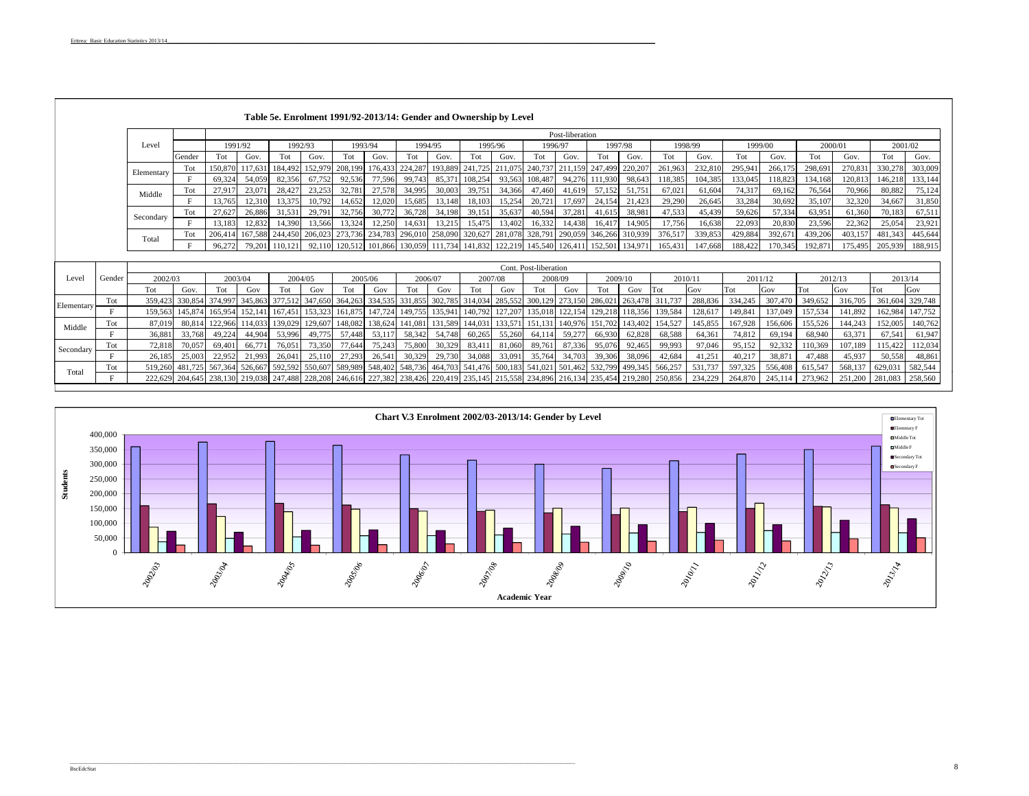## Table 5e. Enrolment 1991/92-2013/14: Gender and Ownership by Level

| Level | Gender | 1991/92 Tot | 1991/92 Gov. | 1992/93 Tot | 1992/93 Gov. | 1993/94 Tot | 1993/94 Gov. | 1994/95 Tot | 1994/95 Gov. | 1995/96 Tot | 1995/96 Gov. | 1996/97 Tot | 1996/97 Gov. | 1997/98 Tot | 1997/98 Gov. | 1998/99 Tot | 1998/99 Gov. | 1999/00 Tot | 1999/00 Gov. | 2000/01 Tot | 2000/01 Gov. | 2001/02 Tot | 2001/02 Gov. |
|---|---|---|---|---|---|---|---|---|---|---|---|---|---|---|---|---|---|---|---|---|---|---|---|
| | | Post-liberation | | | | | | | | | | | | | | | | | | | | | |
| Elementary | Tot | 150,870 | 117,631 | 184,492 | 152,979 | 208,199 | 176,433 | 224,287 | 193,889 | 241,725 | 211,075 | 240,737 | 211,159 | 247,499 | 220,207 | 261,963 | 232,810 | 295,941 | 266,175 | 298,691 | 270,831 | 330,278 | 303,009 |
| | F | 69,324 | 54,059 | 82,356 | 67,752 | 92,536 | 77,596 | 99,743 | 85,371 | 108,254 | 93,563 | 108,487 | 94,276 | 111,930 | 98,643 | 118,385 | 104,385 | 133,045 | 118,823 | 134,168 | 120,813 | 146,218 | 133,144 |
| Middle | Tot | 27,917 | 23,071 | 28,427 | 23,253 | 32,781 | 27,578 | 34,995 | 30,003 | 39,751 | 34,366 | 47,460 | 41,619 | 57,152 | 51,751 | 67,021 | 61,604 | 74,317 | 69,162 | 76,564 | 70,966 | 80,882 | 75,124 |
| | F | 13,765 | 12,310 | 13,375 | 10,792 | 14,652 | 12,020 | 15,685 | 13,148 | 18,103 | 15,254 | 20,721 | 17,697 | 24,154 | 21,423 | 29,290 | 26,645 | 33,284 | 30,692 | 35,107 | 32,320 | 34,667 | 31,850 |
| Secondary | Tot | 27,627 | 26,886 | 31,531 | 29,791 | 32,756 | 30,772 | 36,728 | 34,198 | 39,151 | 35,637 | 40,594 | 37,281 | 41,615 | 38,981 | 47,533 | 45,439 | 59,626 | 57,334 | 63,951 | 61,360 | 70,183 | 67,511 |
| | F | 13,183 | 12,832 | 14,390 | 13,566 | 13,324 | 12,250 | 14,631 | 13,215 | 15,475 | 13,402 | 16,332 | 14,438 | 16,417 | 14,905 | 17,756 | 16,638 | 22,093 | 20,830 | 23,596 | 22,362 | 25,054 | 23,921 |
| Total | Tot | 206,414 | 167,588 | 244,450 | 206,023 | 273,736 | 234,783 | 296,010 | 258,090 | 320,627 | 281,078 | 328,791 | 290,059 | 346,266 | 310,939 | 376,517 | 339,853 | 429,884 | 392,671 | 439,206 | 403,157 | 481,343 | 445,644 |
| | F | 96,272 | 79,201 | 110,121 | 92,110 | 120,512 | 101,866 | 130,059 | 111,734 | 141,832 | 122,219 | 145,540 | 126,411 | 152,501 | 134,971 | 165,431 | 147,668 | 188,422 | 170,345 | 192,871 | 175,495 | 205,939 | 188,915 |

| Level | Gender | 2002/03 Tot | 2002/03 Gov. | 2003/04 Tot | 2003/04 Gov | 2004/05 Tot | 2004/05 Gov | 2005/06 Tot | 2005/06 Gov | 2006/07 Tot | 2006/07 Gov | 2007/08 Tot | 2007/08 Gov | 2008/09 Tot | 2008/09 Gov | 2009/10 Tot | 2009/10 Gov | 2010/11 Tot | 2010/11 Gov | 2011/12 Tot | 2011/12 Gov | 2012/13 Tot | 2012/13 Gov | 2013/14 Tot | 2013/14 Gov |
|---|---|---|---|---|---|---|---|---|---|---|---|---|---|---|---|---|---|---|---|---|---|---|---|---|---|
| | | Cont. Post-liberation | | | | | | | | | | | | | | | | | | | | | | | |
| Elementary | Tot | 359,423 | 330,854 | 374,997 | 345,863 | 377,512 | 347,650 | 364,263 | 334,535 | 331,855 | 302,785 | 314,034 | 285,552 | 300,129 | 273,150 | 286,021 | 263,478 | 311,737 | 288,836 | 334,245 | 307,470 | 349,652 | 316,705 | 361,604 | 329,748 |
| | F | 159,563 | 145,874 | 165,954 | 152,141 | 167,451 | 153,323 | 161,875 | 147,724 | 149,755 | 135,941 | 140,792 | 127,207 | 135,018 | 122,154 | 129,218 | 118,356 | 139,584 | 128,617 | 149,841 | 137,049 | 157,534 | 141,892 | 162,984 | 147,752 |
| Middle | Tot | 87,019 | 80,814 | 122,966 | 114,033 | 139,029 | 129,607 | 148,082 | 138,624 | 141,081 | 131,589 | 144,031 | 133,571 | 151,131 | 140,976 | 151,702 | 143,402 | 154,527 | 145,855 | 167,928 | 156,606 | 155,526 | 144,243 | 152,005 | 140,762 |
| | F | 36,881 | 33,768 | 49,224 | 44,904 | 53,996 | 49,775 | 57,448 | 53,117 | 58,342 | 54,748 | 60,265 | 55,260 | 64,114 | 59,277 | 66,930 | 62,828 | 68,588 | 64,361 | 74,812 | 69,194 | 68,940 | 63,371 | 67,541 | 61,947 |
| Secondary | Tot | 72,818 | 70,057 | 69,401 | 66,771 | 76,051 | 73,350 | 77,644 | 75,243 | 75,800 | 30,329 | 83,411 | 81,060 | 89,761 | 87,336 | 95,076 | 92,465 | 99,993 | 97,046 | 95,152 | 92,332 | 110,369 | 107,189 | 115,422 | 112,034 |
| | F | 26,185 | 25,003 | 22,952 | 21,993 | 26,041 | 25,110 | 27,293 | 26,541 | 30,329 | 29,730 | 34,088 | 33,091 | 35,764 | 34,703 | 39,306 | 38,096 | 42,684 | 41,251 | 40,217 | 38,871 | 47,488 | 45,937 | 50,558 | 48,861 |
| Total | Tot | 519,260 | 481,725 | 567,364 | 526,667 | 592,592 | 550,607 | 589,989 | 548,402 | 548,736 | 464,703 | 541,476 | 500,183 | 541,021 | 501,462 | 532,799 | 499,345 | 566,257 | 531,737 | 597,325 | 556,408 | 615,547 | 568,137 | 629,031 | 582,544 |
| | F | 222,629 | 204,645 | 238,130 | 219,038 | 247,488 | 228,208 | 246,616 | 227,382 | 238,426 | 220,419 | 235,145 | 215,558 | 234,896 | 216,134 | 235,454 | 219,280 | 250,856 | 234,229 | 264,870 | 245,114 | 273,962 | 251,200 | 281,083 | 258,560 |

**Chart V.3 Enrolment 2002/03-2013/14: Gender by Level**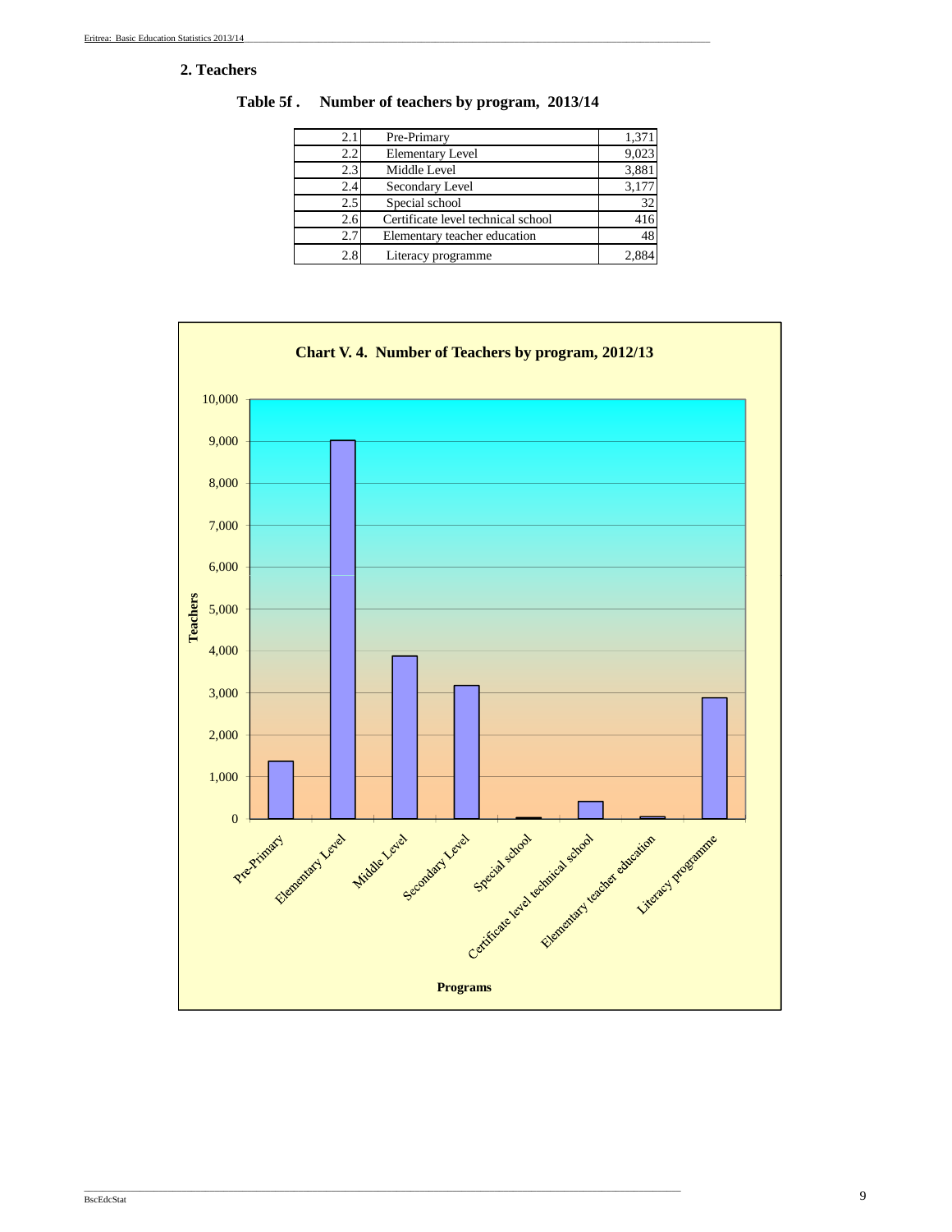## 2. Teachers

**Table 5f . Number of teachers by program, 2013/14**

| | | |
|---|---|---|
| 2.1 | Pre-Primary | 1,371 |
| 2.2 | Elementary Level | 9,023 |
| 2.3 | Middle Level | 3,881 |
| 2.4 | Secondary Level | 3,177 |
| 2.5 | Special school | 32 |
| 2.6 | Certificate level technical school | 416 |
| 2.7 | Elementary teacher education | 48 |
| 2.8 | Literacy programme | 2,884 |

**Chart V. 4. Number of Teachers by program, 2012/13**

| Programs | Teachers |
|---|---|
| Pre-Primary | 1,371 |
| Elementary Level | 9,023 |
| Middle Level | 3,881 |
| Secondary Level | 3,177 |
| Special school | 32 |
| Certificate level technical school | 416 |
| Elementary teacher education | 48 |
| Literacy programme | 2,884 |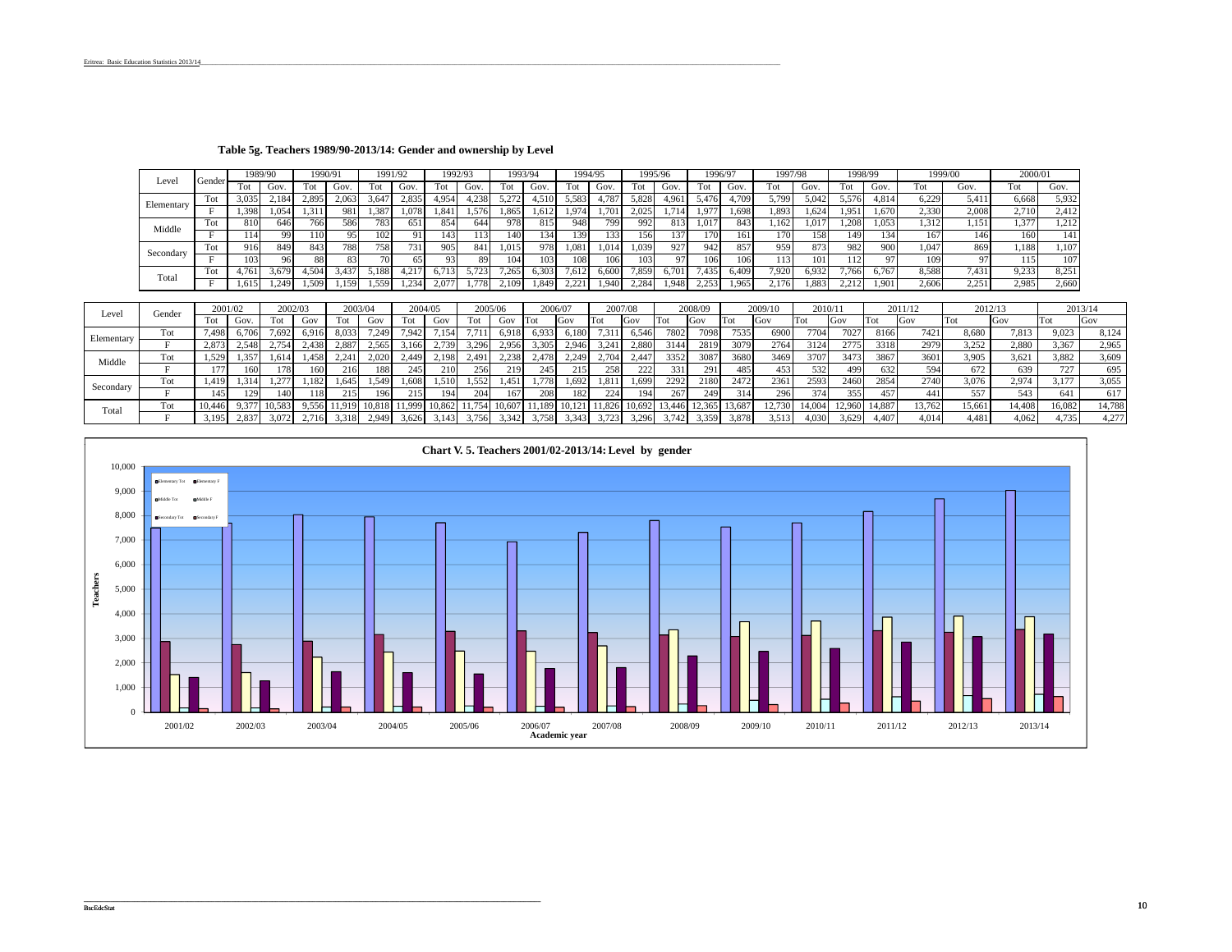**Table 5g. Teachers 1989/90-2013/14: Gender and ownership by Level**

| Level | Gender | 1989/90 | | 1990/91 | | 1991/92 | | 1992/93 | | 1993/94 | | 1994/95 | | 1995/96 | | 1996/97 | | 1997/98 | | 1998/99 | | 1999/00 | | 2000/01 | |
|---|---|---|---|---|---|---|---|---|---|---|---|---|---|---|---|---|---|---|---|---|---|---|---|---|---|
| | | Tot | Gov. | Tot | Gov. | Tot | Gov. | Tot | Gov. | Tot | Gov. | Tot | Gov. | Tot | Gov. | Tot | Gov. | Tot | Gov. | Tot | Gov. | Tot | Gov. | Tot | Gov. |
| Elementary | Tot | 3,035 | 2,184 | 2,895 | 2,063 | 3,647 | 2,835 | 4,954 | 4,238 | 5,272 | 4,510 | 5,583 | 4,787 | 5,828 | 4,961 | 5,476 | 4,709 | 5,799 | 5,042 | 5,576 | 4,814 | 6,229 | 5,411 | 6,668 | 5,932 |
| | F | 1,398 | 1,054 | 1,311 | 981 | 1,387 | 1,078 | 1,841 | 1,576 | 1,865 | 1,612 | 1,974 | 1,701 | 2,025 | 1,714 | 1,977 | 1,698 | 1,893 | 1,624 | 1,951 | 1,670 | 2,330 | 2,008 | 2,710 | 2,412 |
| Middle | Tot | 810 | 646 | 766 | 586 | 783 | 651 | 854 | 644 | 978 | 815 | 948 | 799 | 992 | 813 | 1,017 | 843 | 1,162 | 1,017 | 1,208 | 1,053 | 1,312 | 1,151 | 1,377 | 1,212 |
| | F | 114 | 99 | 110 | 95 | 102 | 91 | 143 | 113 | 140 | 134 | 139 | 133 | 156 | 137 | 170 | 161 | 170 | 158 | 149 | 134 | 167 | 146 | 160 | 141 |
| Secondary | Tot | 916 | 849 | 843 | 788 | 758 | 731 | 905 | 841 | 1,015 | 978 | 1,081 | 1,014 | 1,039 | 927 | 942 | 857 | 959 | 873 | 982 | 900 | 1,047 | 869 | 1,188 | 1,107 |
| | F | 103 | 96 | 88 | 83 | 70 | 65 | 93 | 89 | 104 | 103 | 108 | 106 | 103 | 97 | 106 | 106 | 113 | 101 | 112 | 97 | 109 | 97 | 115 | 107 |
| Total | Tot | 4,761 | 3,679 | 4,504 | 3,437 | 5,188 | 4,217 | 6,713 | 5,723 | 7,265 | 6,303 | 7,612 | 6,600 | 7,859 | 6,701 | 7,435 | 6,409 | 7,920 | 6,932 | 7,766 | 6,767 | 8,588 | 7,431 | 9,233 | 8,251 |
| | F | 1,615 | 1,249 | 1,509 | 1,159 | 1,559 | 1,234 | 2,077 | 1,778 | 2,109 | 1,849 | 2,221 | 1,940 | 2,284 | 1,948 | 2,253 | 1,965 | 2,176 | 1,883 | 2,212 | 1,901 | 2,606 | 2,251 | 2,985 | 2,660 |

| Level | Gender | 2001/02 | | 2002/03 | | 2003/04 | | 2004/05 | | 2005/06 | | 2006/07 | | 2007/08 | | 2008/09 | | 2009/10 | | 2010/11 | | 2011/12 | | 2012/13 | | 2013/14 | |
|---|---|---|---|---|---|---|---|---|---|---|---|---|---|---|---|---|---|---|---|---|---|---|---|---|---|---|---|
| | | Tot | Gov. | Tot | Gov | Tot | Gov | Tot | Gov | Tot | Gov | Tot | Gov | Tot | Gov | Tot | Gov | Tot | Gov | Tot | Gov | Tot | Gov | Tot | Gov | Tot | Gov |
| Elementary | Tot | 7,498 | 6,706 | 7,692 | 6,916 | 8,033 | 7,249 | 7,942 | 7,154 | 7,711 | 6,918 | 6,933 | 6,180 | 7,311 | 6,546 | 7802 | 7098 | 7535 | 6900 | 7704 | 7027 | 8166 | 7421 | 8,680 | 7,813 | 9,023 | 8,124 |
| | F | 2,873 | 2,548 | 2,754 | 2,438 | 2,887 | 2,565 | 3,166 | 2,739 | 3,296 | 2,956 | 3,305 | 2,946 | 3,241 | 2,880 | 3144 | 2819 | 3079 | 2764 | 3124 | 2775 | 3318 | 2979 | 3,252 | 2,880 | 3,367 | 2,965 |
| Middle | Tot | 1,529 | 1,357 | 1,614 | 1,458 | 2,241 | 2,020 | 2,449 | 2,198 | 2,491 | 2,238 | 2,478 | 2,249 | 2,704 | 2,447 | 3352 | 3087 | 3680 | 3469 | 3707 | 3473 | 3867 | 3601 | 3,905 | 3,621 | 3,882 | 3,609 |
| | F | 177 | 160 | 178 | 160 | 216 | 188 | 245 | 210 | 256 | 219 | 245 | 215 | 258 | 222 | 331 | 291 | 485 | 453 | 532 | 499 | 632 | 594 | 672 | 639 | 727 | 695 |
| Secondary | Tot | 1,419 | 1,314 | 1,277 | 1,182 | 1,645 | 1,549 | 1,608 | 1,510 | 1,552 | 1,451 | 1,778 | 1,692 | 1,811 | 1,699 | 2292 | 2180 | 2472 | 2361 | 2593 | 2460 | 2854 | 2740 | 3,076 | 2,974 | 3,177 | 3,055 |
| | F | 145 | 129 | 140 | 118 | 215 | 196 | 215 | 194 | 204 | 167 | 208 | 182 | 224 | 194 | 267 | 249 | 314 | 296 | 374 | 355 | 457 | 441 | 557 | 543 | 641 | 617 |
| Total | Tot | 10,446 | 9,377 | 10,583 | 9,556 | 11,919 | 10,818 | 11,999 | 10,862 | 11,754 | 10,607 | 11,189 | 10,121 | 11,826 | 10,692 | 13,446 | 12,365 | 13,687 | 12,730 | 14,004 | 12,960 | 14,887 | 13,762 | 15,661 | 14,408 | 16,082 | 14,788 |
| | F | 3,195 | 2,837 | 3,072 | 2,716 | 3,318 | 2,949 | 3,626 | 3,143 | 3,756 | 3,342 | 3,758 | 3,343 | 3,723 | 3,296 | 3,742 | 3,359 | 3,878 | 3,513 | 4,030 | 3,629 | 4,407 | 4,014 | 4,481 | 4,062 | 4,735 | 4,277 |

**Chart V. 5. Teachers 2001/02-2013/14: Level by gender**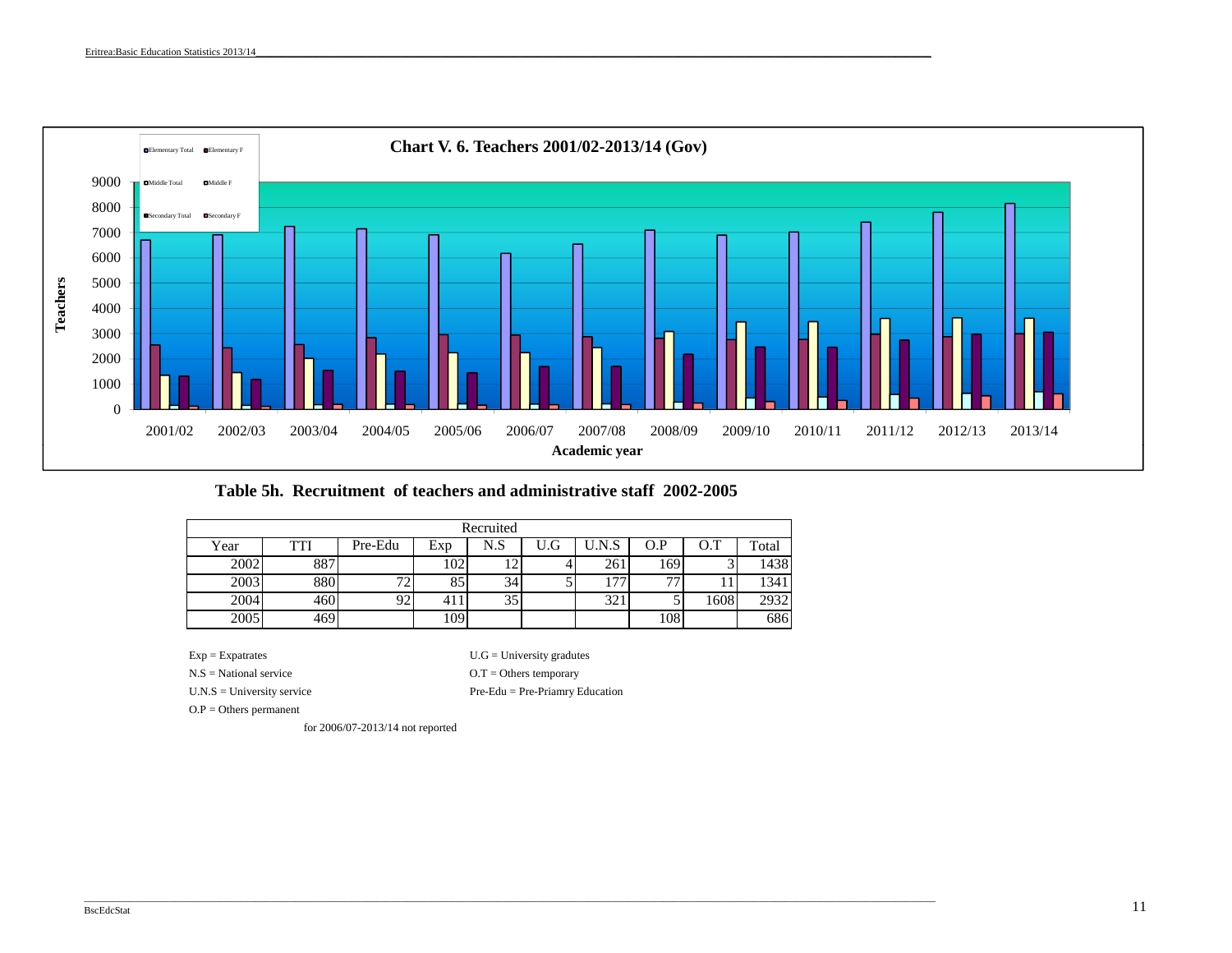**Chart V. 6. Teachers 2001/02-2013/14 (Gov)**

## Table 5h. Recruitment of teachers and administrative staff 2002-2005

| | Recruited | | | | | | | | |
|---|---|---|---|---|---|---|---|---|---|
| Year | TTI | Pre-Edu | Exp | N.S | U.G | U.N.S | O.P | O.T | Total |
| 2002 | 887 | | 102 | 12 | 4 | 261 | 169 | 3 | 1438 |
| 2003 | 880 | 72 | 85 | 34 | 5 | 177 | 77 | 11 | 1341 |
| 2004 | 460 | 92 | 411 | 35 | | 321 | 5 | 1608 | 2932 |
| 2005 | 469 | | 109 | | | | 108 | | 686 |

Exp = Expatrates

N.S = National service

U.N.S = University service

O.P = Others permanent

U.G = University gradutes

O.T = Others temporary

Pre-Edu = Pre-Priamry Education

for 2006/07-2013/14 not reported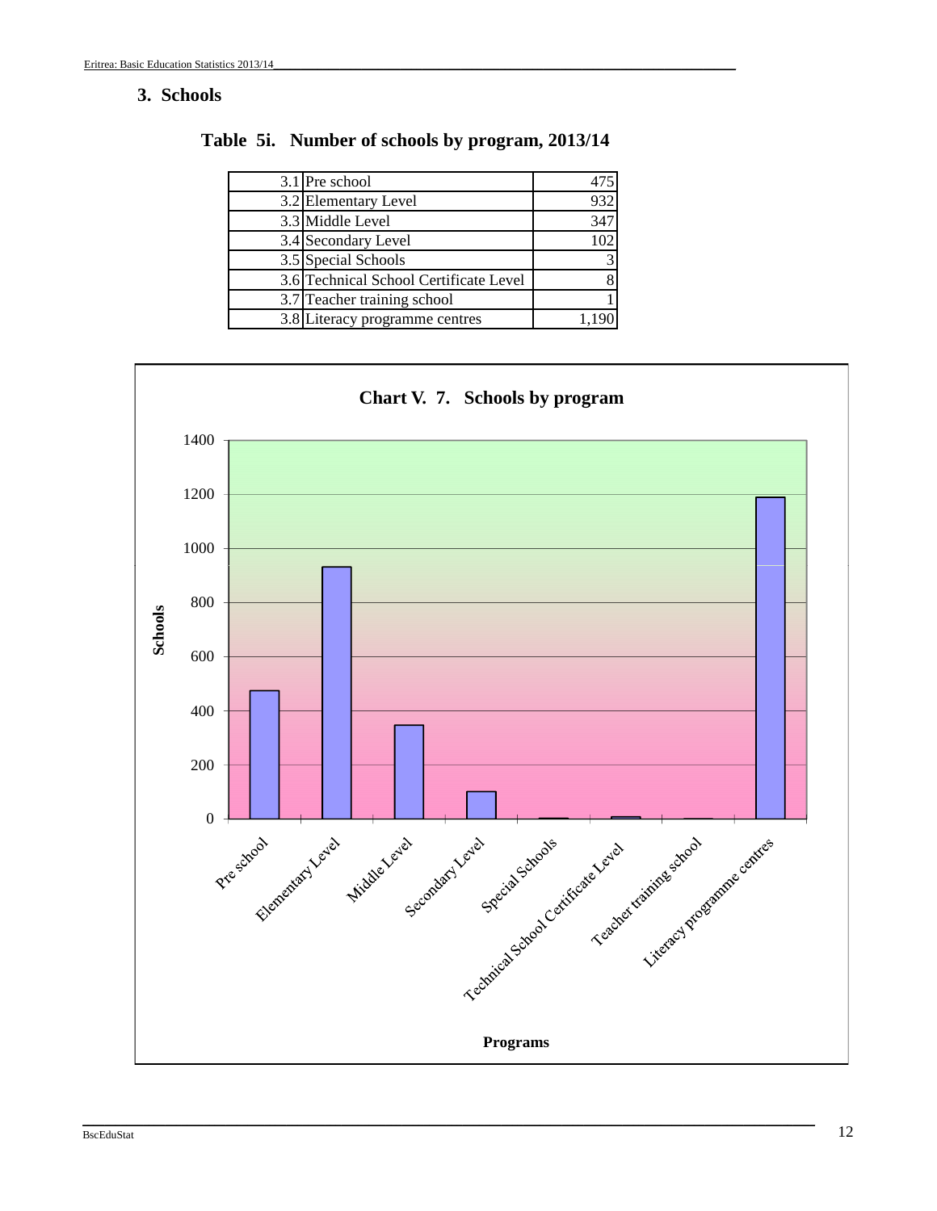## 3. Schools

**Table 5i. Number of schools by program, 2013/14**

| | | |
|---|---|---|
| 3.1 | Pre school | 475 |
| 3.2 | Elementary Level | 932 |
| 3.3 | Middle Level | 347 |
| 3.4 | Secondary Level | 102 |
| 3.5 | Special Schools | 3 |
| 3.6 | Technical School Certificate Level | 8 |
| 3.7 | Teacher training school | 1 |
| 3.8 | Literacy programme centres | 1,190 |

**Chart V. 7. Schools by program**

Schools

1400
1200
1000
800
600
400
200
0

Pre school, Elementary Level, Middle Level, Secondary Level, Special Schools, Technical School Certificate Level, Teacher training school, Literacy programme centres

Programs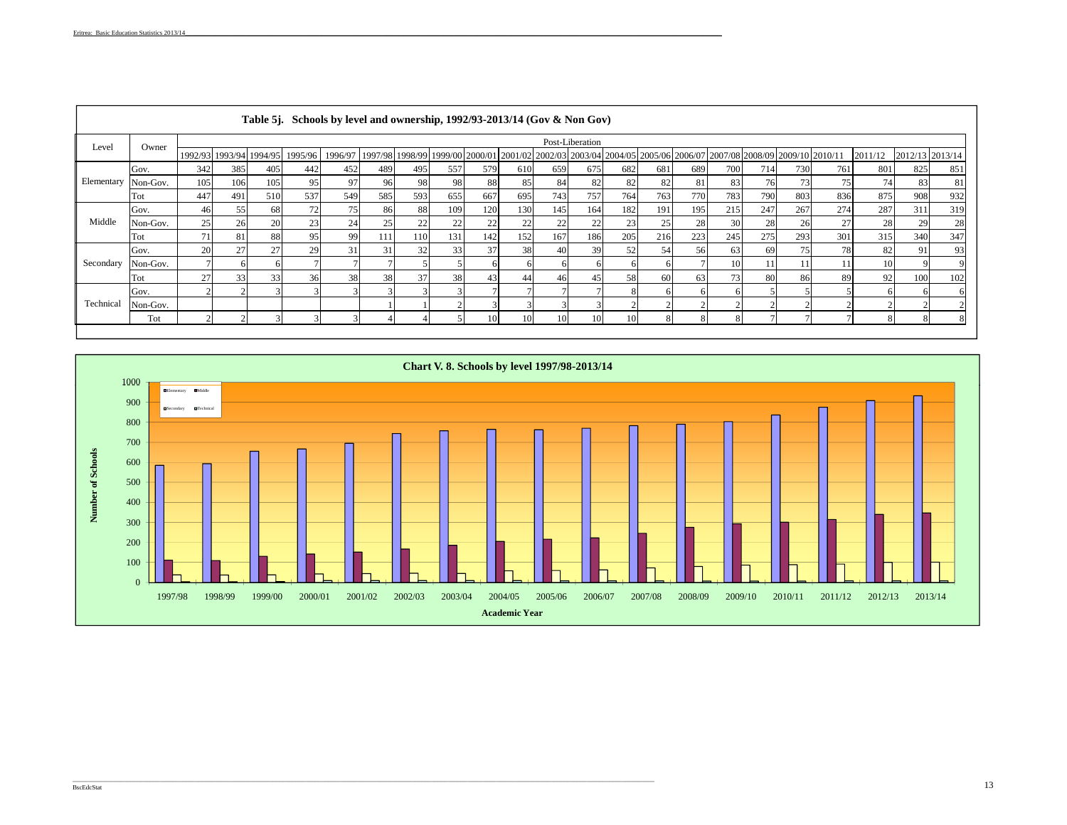**Table 5j. Schools by level and ownership, 1992/93-2013/14 (Gov & Non Gov)**

| Level | Owner | Post-Liberation | | | | | | | | | | | | | | | | | | | | | |
|---|---|---|---|---|---|---|---|---|---|---|---|---|---|---|---|---|---|---|---|---|---|---|---|
| | | 1992/93 | 1993/94 | 1994/95 | 1995/96 | 1996/97 | 1997/98 | 1998/99 | 1999/00 | 2000/01 | 2001/02 | 2002/03 | 2003/04 | 2004/05 | 2005/06 | 2006/07 | 2007/08 | 2008/09 | 2009/10 | 2010/11 | 2011/12 | 2012/13 | 2013/14 |
| Elementary | Gov. | 342 | 385 | 405 | 442 | 452 | 489 | 495 | 557 | 579 | 610 | 659 | 675 | 682 | 681 | 689 | 700 | 714 | 730 | 761 | 801 | 825 | 851 |
| | Non-Gov. | 105 | 106 | 105 | 95 | 97 | 96 | 98 | 98 | 88 | 85 | 84 | 82 | 82 | 82 | 81 | 83 | 76 | 73 | 75 | 74 | 83 | 81 |
| | Tot | 447 | 491 | 510 | 537 | 549 | 585 | 593 | 655 | 667 | 695 | 743 | 757 | 764 | 763 | 770 | 783 | 790 | 803 | 836 | 875 | 908 | 932 |
| Middle | Gov. | 46 | 55 | 68 | 72 | 75 | 86 | 88 | 109 | 120 | 130 | 145 | 164 | 182 | 191 | 195 | 215 | 247 | 267 | 274 | 287 | 311 | 319 |
| | Non-Gov. | 25 | 26 | 20 | 23 | 24 | 25 | 22 | 22 | 22 | 22 | 22 | 22 | 23 | 25 | 28 | 30 | 28 | 26 | 27 | 28 | 29 | 28 |
| | Tot | 71 | 81 | 88 | 95 | 99 | 111 | 110 | 131 | 142 | 152 | 167 | 186 | 205 | 216 | 223 | 245 | 275 | 293 | 301 | 315 | 340 | 347 |
| Secondary | Gov. | 20 | 27 | 27 | 29 | 31 | 31 | 32 | 33 | 37 | 38 | 40 | 39 | 52 | 54 | 56 | 63 | 69 | 75 | 78 | 82 | 91 | 93 |
| | Non-Gov. | 7 | 6 | 6 | 7 | 7 | 7 | 5 | 5 | 6 | 6 | 6 | 6 | 6 | 6 | 7 | 10 | 11 | 11 | 11 | 10 | 9 | 9 |
| | Tot | 27 | 33 | 33 | 36 | 38 | 38 | 37 | 38 | 43 | 44 | 46 | 45 | 58 | 60 | 63 | 73 | 80 | 86 | 89 | 92 | 100 | 102 |
| Technical | Gov. | 2 | 2 | 3 | 3 | 3 | 3 | 3 | 3 | 7 | 7 | 7 | 7 | 8 | 6 | 6 | 6 | 5 | 5 | 5 | 6 | 6 | 6 |
| | Non-Gov. | | | | | | 1 | 1 | 2 | 3 | 3 | 3 | 3 | 2 | 2 | 2 | 2 | 2 | 2 | 2 | 2 | 2 | 2 |
| | Tot | 2 | 2 | 3 | 3 | 3 | 4 | 4 | 5 | 10 | 10 | 10 | 10 | 10 | 8 | 8 | 8 | 7 | 7 | 7 | 8 | 8 | 8 |

**Chart V. 8. Schools by level 1997/98-2013/14**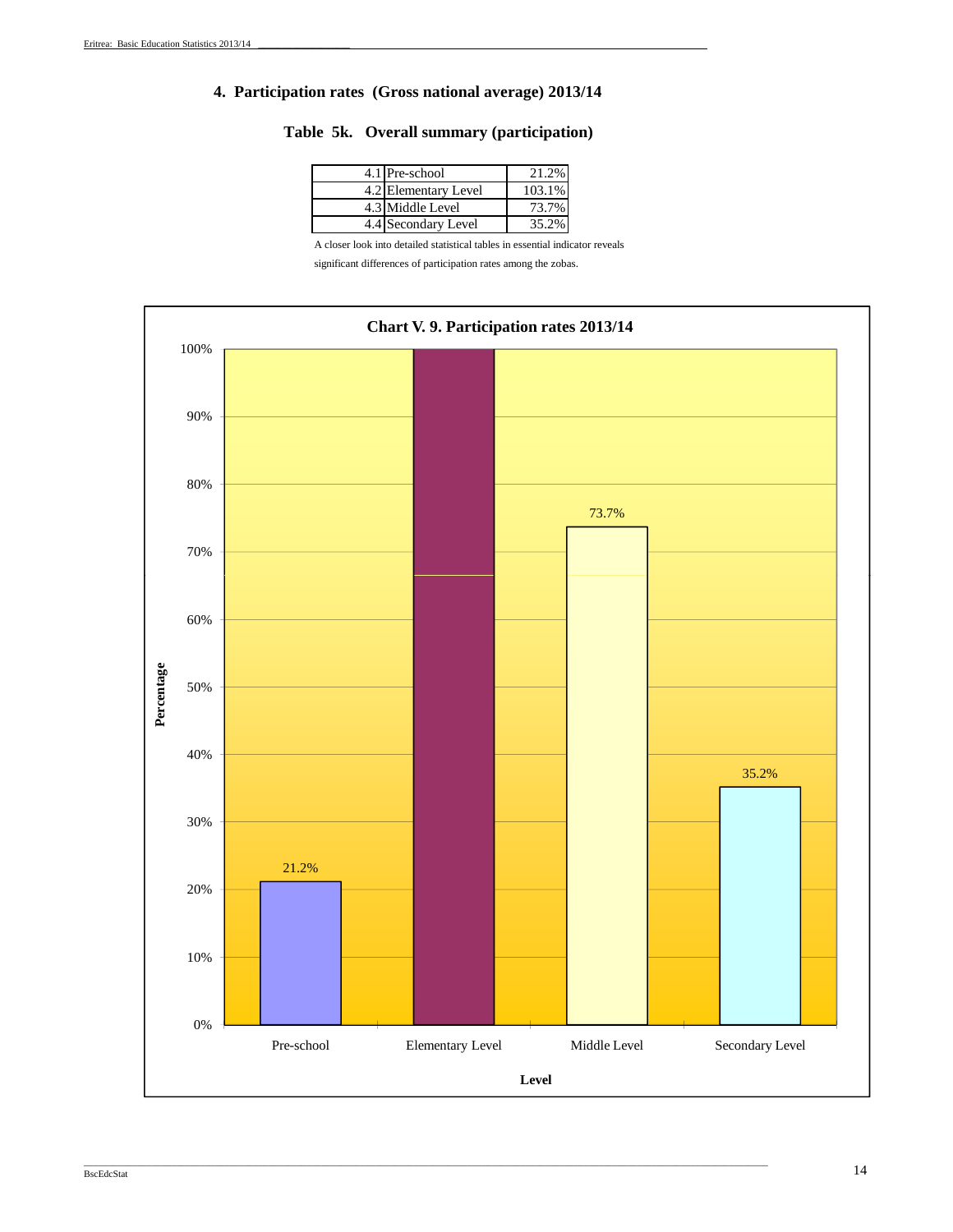## 4. Participation rates (Gross national average) 2013/14

### Table 5k. Overall summary (participation)

| | | |
|---|---|---|
| 4.1 | Pre-school | 21.2% |
| 4.2 | Elementary Level | 103.1% |
| 4.3 | Middle Level | 73.7% |
| 4.4 | Secondary Level | 35.2% |

A closer look into detailed statistical tables in essential indicator reveals significant differences of participation rates among the zobas.

**Chart V. 9. Participation rates 2013/14**

| Level | Percentage |
|---|---|
| Pre-school | 21.2% |
| Elementary Level | 103.1% |
| Middle Level | 73.7% |
| Secondary Level | 35.2% |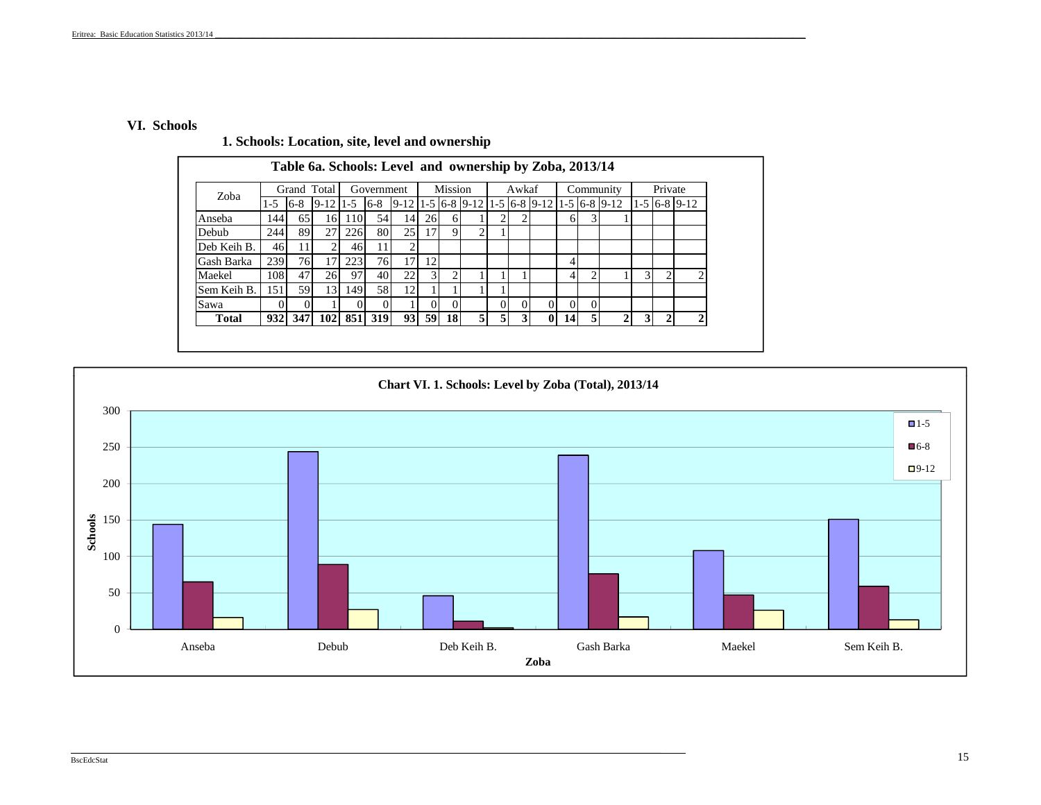# VI. Schools

## 1. Schools: Location, site, level and ownership

**Table 6a. Schools: Level and ownership by Zoba, 2013/14**

| Zoba | Grand Total | | | Government | | | Mission | | | Awkaf | | | Community | | | Private | | |
|---|---|---|---|---|---|---|---|---|---|---|---|---|---|---|---|---|---|---|
| | 1-5 | 6-8 | 9-12 | 1-5 | 6-8 | 9-12 | 1-5 | 6-8 | 9-12 | 1-5 | 6-8 | 9-12 | 1-5 | 6-8 | 9-12 | 1-5 | 6-8 | 9-12 |
| Anseba | 144 | 65 | 16 | 110 | 54 | 14 | 26 | 6 | 1 | 2 | 2 | | 6 | 3 | 1 | | | |
| Debub | 244 | 89 | 27 | 226 | 80 | 25 | 17 | 9 | 2 | 1 | | | | | | | | |
| Deb Keih B. | 46 | 11 | 2 | 46 | 11 | 2 | | | | | | | | | | | | |
| Gash Barka | 239 | 76 | 17 | 223 | 76 | 17 | 12 | | | | | | 4 | | | | | |
| Maekel | 108 | 47 | 26 | 97 | 40 | 22 | 3 | 2 | 1 | 1 | 1 | | 4 | 2 | 1 | 3 | 2 | 2 |
| Sem Keih B. | 151 | 59 | 13 | 149 | 58 | 12 | 1 | 1 | 1 | 1 | | | | | | | | |
| Sawa | 0 | 0 | 1 | 0 | 0 | 1 | 0 | 0 | | 0 | 0 | 0 | 0 | 0 | | | | |
| **Total** | **932** | **347** | **102** | **851** | **319** | **93** | **59** | **18** | **5** | **5** | **3** | **0** | **14** | **5** | **2** | **3** | **2** | **2** |

**Chart VI. 1. Schools: Level by Zoba (Total), 2013/14**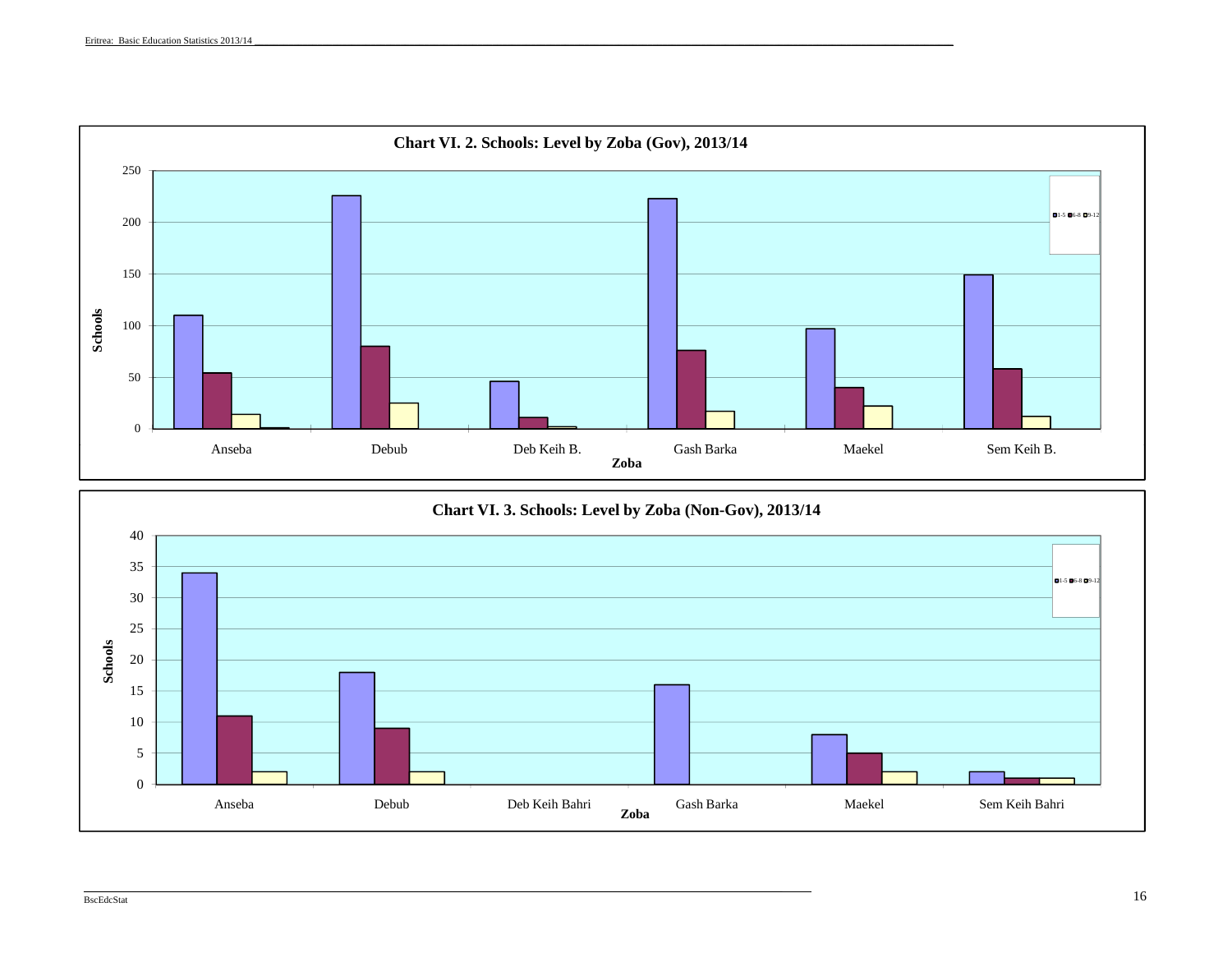**Chart VI. 2. Schools: Level by Zoba (Gov), 2013/14**

Schools

250
200
150
100
50
0

1-5 6-8 9-12

Anseba Debub Deb Keih B. Gash Barka Maekel Sem Keih B.

**Zoba**

**Chart VI. 3. Schools: Level by Zoba (Non-Gov), 2013/14**

Schools

40
35
30
25
20
15
10
5
0

1-5 6-8 9-12

Anseba Debub Deb Keih Bahri Gash Barka Maekel Sem Keih Bahri

**Zoba**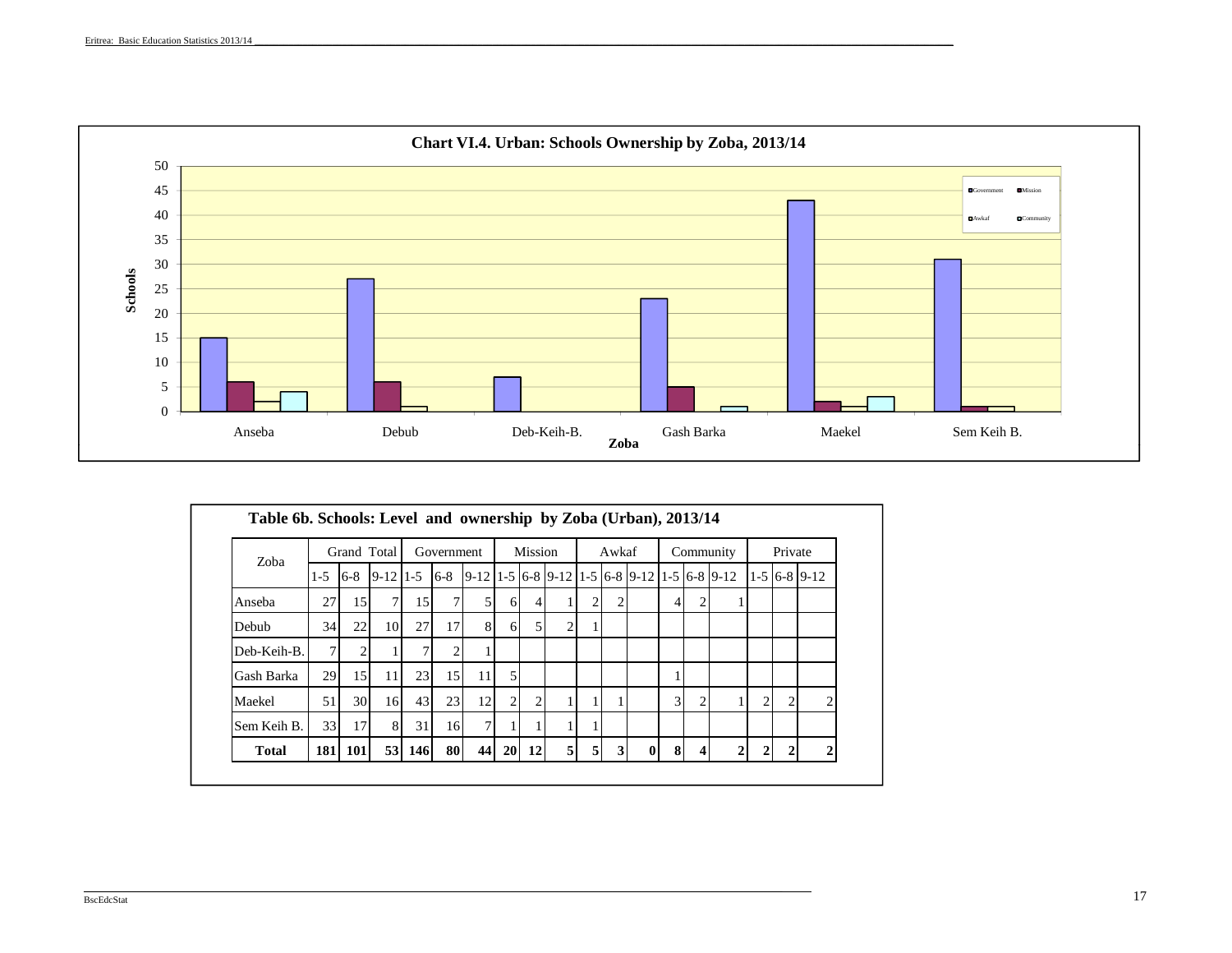## Chart VI.4. Urban: Schools Ownership by Zoba, 2013/14

## Table 6b. Schools: Level and ownership by Zoba (Urban), 2013/14

| Zoba | Grand Total | | | Government | | | Mission | | | Awkaf | | | Community | | | Private | | |
|---|---|---|---|---|---|---|---|---|---|---|---|---|---|---|---|---|---|---|
| | 1-5 | 6-8 | 9-12 | 1-5 | 6-8 | 9-12 | 1-5 | 6-8 | 9-12 | 1-5 | 6-8 | 9-12 | 1-5 | 6-8 | 9-12 | 1-5 | 6-8 | 9-12 |
| Anseba | 27 | 15 | 7 | 15 | 7 | 5 | 6 | 4 | 1 | 2 | 2 | | 4 | 2 | 1 | | | |
| Debub | 34 | 22 | 10 | 27 | 17 | 8 | 6 | 5 | 2 | 1 | | | | | | | | |
| Deb-Keih-B. | 7 | 2 | 1 | 7 | 2 | 1 | | | | | | | | | | | | |
| Gash Barka | 29 | 15 | 11 | 23 | 15 | 11 | 5 | | | | | | 1 | | | | | |
| Maekel | 51 | 30 | 16 | 43 | 23 | 12 | 2 | 2 | 1 | 1 | 1 | | 3 | 2 | 1 | 2 | 2 | 2 |
| Sem Keih B. | 33 | 17 | 8 | 31 | 16 | 7 | 1 | 1 | 1 | 1 | | | | | | | | |
| **Total** | **181** | **101** | **53** | **146** | **80** | **44** | **20** | **12** | **5** | **5** | **3** | **0** | **8** | **4** | **2** | **2** | **2** | **2** |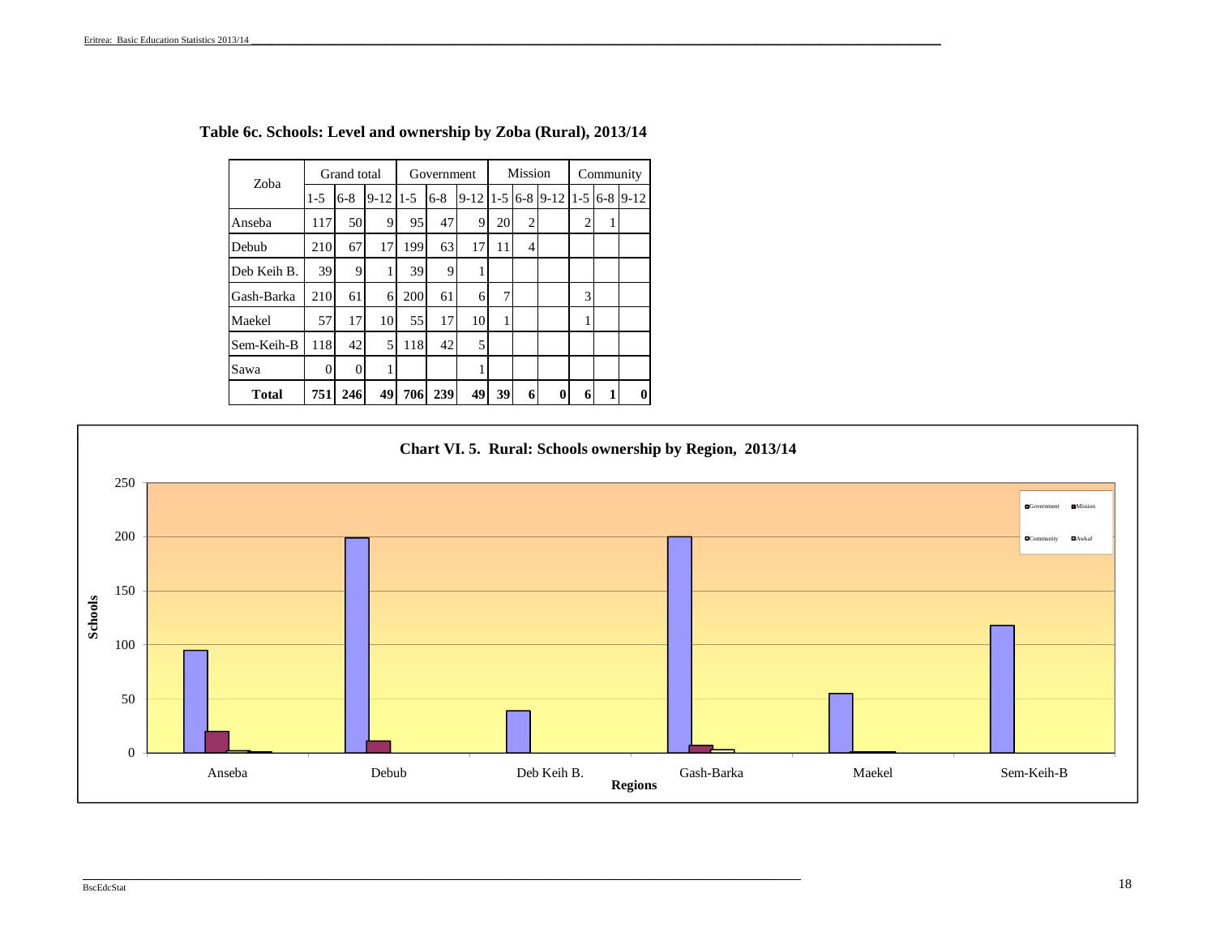### Table 6c. Schools: Level and ownership by Zoba (Rural), 2013/14

| Zoba | Grand total | | | Government | | | Mission | | | Community | | |
|---|---|---|---|---|---|---|---|---|---|---|---|---|
| | 1-5 | 6-8 | 9-12 | 1-5 | 6-8 | 9-12 | 1-5 | 6-8 | 9-12 | 1-5 | 6-8 | 9-12 |
| Anseba | 117 | 50 | 9 | 95 | 47 | 9 | 20 | 2 | | 2 | 1 | |
| Debub | 210 | 67 | 17 | 199 | 63 | 17 | 11 | 4 | | | | |
| Deb Keih B. | 39 | 9 | 1 | 39 | 9 | 1 | | | | | | |
| Gash-Barka | 210 | 61 | 6 | 200 | 61 | 6 | 7 | | | 3 | | |
| Maekel | 57 | 17 | 10 | 55 | 17 | 10 | 1 | | | 1 | | |
| Sem-Keih-B | 118 | 42 | 5 | 118 | 42 | 5 | | | | | | |
| Sawa | 0 | 0 | 1 | | | 1 | | | | | | |
| **Total** | **751** | **246** | **49** | **706** | **239** | **49** | **39** | **6** | **0** | **6** | **1** | **0** |

**Chart VI. 5. Rural: Schools ownership by Region, 2013/14**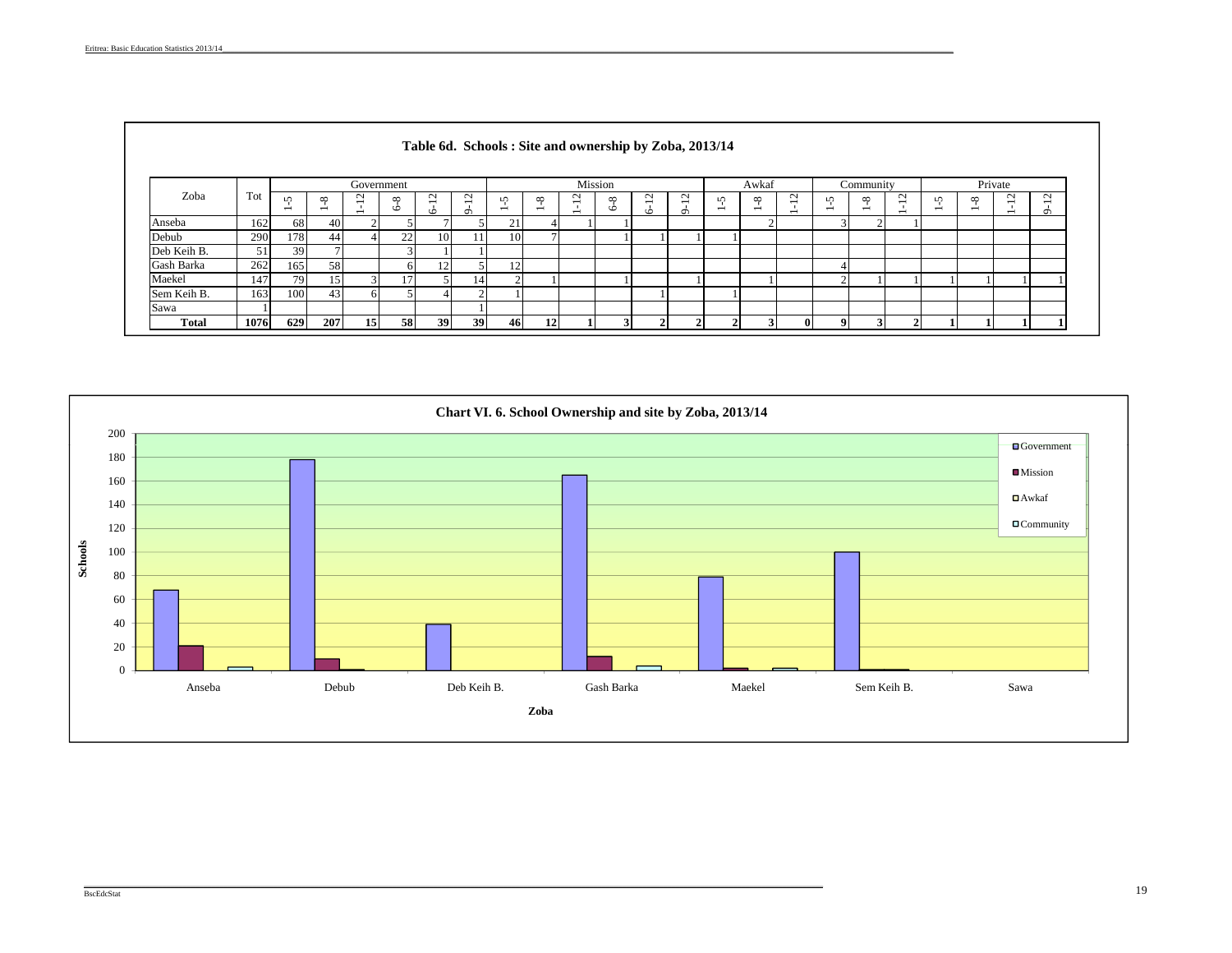**Table 6d. Schools : Site and ownership by Zoba, 2013/14**

| Zoba | Tot | Government | | | | | | Mission | | | | | | Awkaf | | | Community | | | Private | | | |
|---|---|---|---|---|---|---|---|---|---|---|---|---|---|---|---|---|---|---|---|---|---|---|---|
| | | 1-5 | 1-8 | 1-12 | 6-8 | 6-12 | 9-12 | 1-5 | 1-8 | 1-12 | 6-8 | 6-12 | 9-12 | 1-5 | 1-8 | 1-12 | 1-5 | 1-8 | 1-12 | 1-5 | 1-8 | 1-12 | 9-12 |
| Anseba | 162 | 68 | 40 | 2 | 5 | 7 | 5 | 21 | 4 | 1 | 1 | | | | 2 | | 3 | 2 | 1 | | | | |
| Debub | 290 | 178 | 44 | 4 | 22 | 10 | 11 | 10 | 7 | | 1 | 1 | 1 | 1 | | | | | | | | | |
| Deb Keih B. | 51 | 39 | 7 | | 3 | 1 | 1 | | | | | | | | | | | | | | | | |
| Gash Barka | 262 | 165 | 58 | | 6 | 12 | 5 | 12 | | | | | | | | | 4 | | | | | | |
| Maekel | 147 | 79 | 15 | 3 | 17 | 5 | 14 | 2 | 1 | | 1 | | 1 | | 1 | | 2 | 1 | 1 | 1 | 1 | 1 | 1 |
| Sem Keih B. | 163 | 100 | 43 | 6 | 5 | 4 | 2 | 1 | | | | 1 | | 1 | | | | | | | | | |
| Sawa | 1 | | | | | | 1 | | | | | | | | | | | | | | | | |
| **Total** | **1076** | **629** | **207** | **15** | **58** | **39** | **39** | **46** | **12** | **1** | **3** | **2** | **2** | **2** | **3** | **0** | **9** | **3** | **2** | **1** | **1** | **1** | **1** |

**Chart VI. 6. School Ownership and site by Zoba, 2013/14**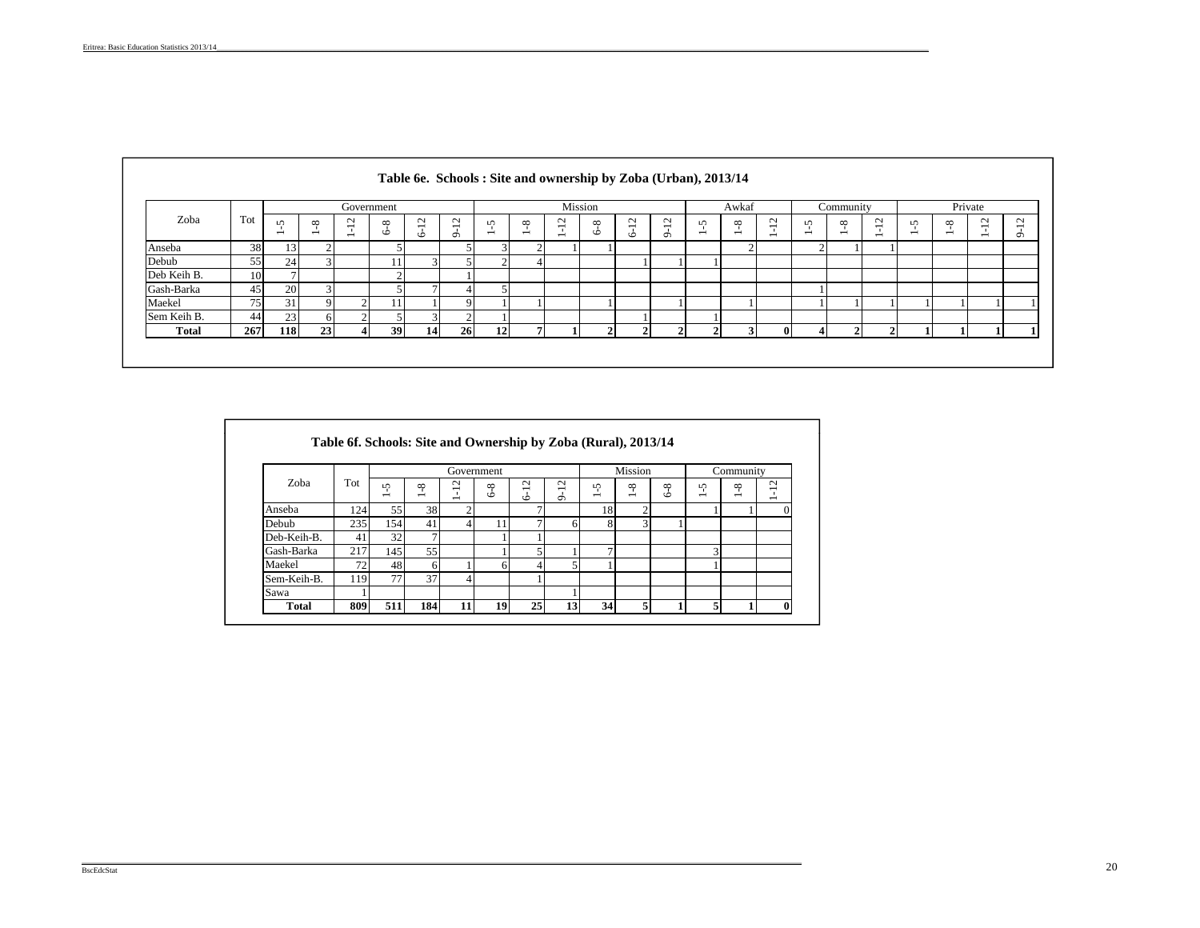### Table 6e. Schools : Site and ownership by Zoba (Urban), 2013/14

| Zoba | Tot | Government | | | | | | Mission | | | | | | Awkaf | | | Community | | | Private | | | |
|---|---|---|---|---|---|---|---|---|---|---|---|---|---|---|---|---|---|---|---|---|---|---|---|
| | | 1-5 | 1-8 | 1-12 | 6-8 | 6-12 | 9-12 | 1-5 | 1-8 | 1-12 | 6-8 | 6-12 | 9-12 | 1-5 | 1-8 | 1-12 | 1-5 | 1-8 | 1-12 | 1-5 | 1-8 | 1-12 | 9-12 |
| Anseba | 38 | 13 | 2 | | 5 | | 5 | 3 | 2 | 1 | 1 | | | | 2 | | 2 | 1 | 1 | | | | |
| Debub | 55 | 24 | 3 | | 11 | 3 | 5 | 2 | 4 | | | 1 | 1 | 1 | | | | | | | | | |
| Deb Keih B. | 10 | 7 | | | 2 | | 1 | | | | | | | | | | | | | | | | |
| Gash-Barka | 45 | 20 | 3 | | 5 | 7 | 4 | 5 | | | | | | | | | 1 | | | | | | |
| Maekel | 75 | 31 | 9 | 2 | 11 | 1 | 9 | 1 | 1 | | 1 | | 1 | | 1 | | 1 | 1 | 1 | 1 | 1 | 1 | 1 |
| Sem Keih B. | 44 | 23 | 6 | 2 | 5 | 3 | 2 | 1 | | | | 1 | | 1 | | | | | | | | | |
| **Total** | **267** | **118** | **23** | **4** | **39** | **14** | **26** | **12** | **7** | **1** | **2** | **2** | **2** | **2** | **3** | **0** | **4** | **2** | **2** | **1** | **1** | **1** | **1** |

### Table 6f. Schools: Site and Ownership by Zoba (Rural), 2013/14

| Zoba | Tot | Government | | | | | | Mission | | | Community | | |
|---|---|---|---|---|---|---|---|---|---|---|---|---|---|
| | | 1-5 | 1-8 | 1-12 | 6-8 | 6-12 | 9-12 | 1-5 | 1-8 | 6-8 | 1-5 | 1-8 | 1-12 |
| Anseba | 124 | 55 | 38 | 2 | | 7 | | 18 | 2 | | 1 | 1 | 0 |
| Debub | 235 | 154 | 41 | 4 | 11 | 7 | 6 | 8 | 3 | 1 | | | |
| Deb-Keih-B. | 41 | 32 | 7 | | 1 | 1 | | | | | | | |
| Gash-Barka | 217 | 145 | 55 | | 1 | 5 | 1 | 7 | | | 3 | | |
| Maekel | 72 | 48 | 6 | 1 | 6 | 4 | 5 | 1 | | | 1 | | |
| Sem-Keih-B. | 119 | 77 | 37 | 4 | | 1 | | | | | | | |
| Sawa | 1 | | | | | | 1 | | | | | | |
| **Total** | **809** | **511** | **184** | **11** | **19** | **25** | **13** | **34** | **5** | **1** | **5** | **1** | **0** |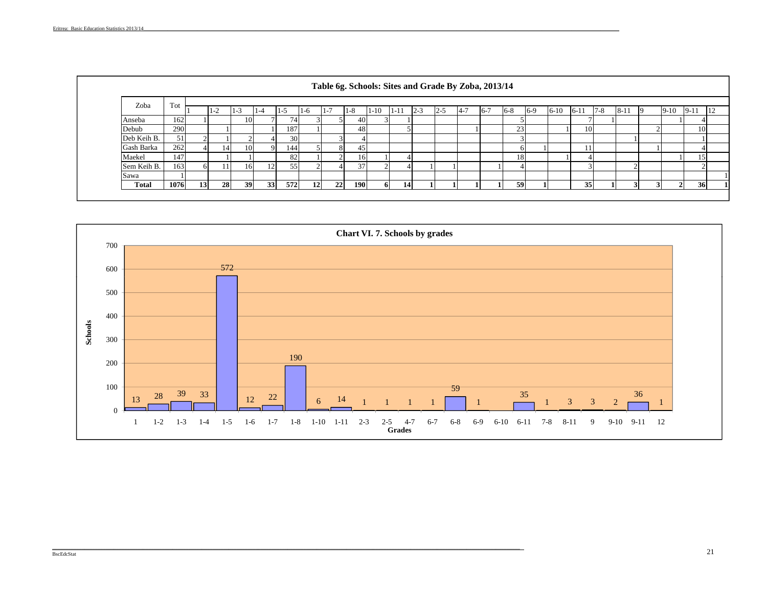## Table 6g. Schools: Sites and Grade By Zoba, 2013/14

| Zoba | Tot | 1 | 1-2 | 1-3 | 1-4 | 1-5 | 1-6 | 1-7 | 1-8 | 1-10 | 1-11 | 2-3 | 2-5 | 4-7 | 6-7 | 6-8 | 6-9 | 6-10 | 6-11 | 7-8 | 8-11 | 9 | 9-10 | 9-11 | 12 |
|---|---|---|---|---|---|---|---|---|---|---|---|---|---|---|---|---|---|---|---|---|---|---|---|---|---|
| Anseba | 162 | 1 | | 10 | 7 | 74 | 3 | 5 | 40 | 3 | 1 | | | | | 5 | | | 7 | 1 | | | 1 | 4 | |
| Debub | 290 | | 1 | | 1 | 187 | 1 | | 48 | | 5 | | | 1 | | 23 | | 1 | 10 | | | 2 | | 10 | |
| Deb Keih B. | 51 | 2 | 1 | 2 | 4 | 30 | | 3 | 4 | | | | | | | 3 | | | | | 1 | | | 1 | |
| Gash Barka | 262 | 4 | 14 | 10 | 9 | 144 | 5 | 8 | 45 | | | | | | | 6 | 1 | | 11 | | | 1 | | 4 | |
| Maekel | 147 | | 1 | 1 | | 82 | 1 | 2 | 16 | 1 | 4 | | | | | 18 | | 1 | 4 | | | | 1 | 15 | |
| Sem Keih B. | 163 | 6 | 11 | 16 | 12 | 55 | 2 | 4 | 37 | 2 | 4 | 1 | 1 | | 1 | 4 | | | 3 | | 2 | | | 2 | |
| Sawa | 1 | | | | | | | | | | | | | | | | | | | | | | | | 1 |
| **Total** | **1076** | **13** | **28** | **39** | **33** | **572** | **12** | **22** | **190** | **6** | **14** | **1** | **1** | **1** | **1** | **59** | **1** | | **35** | **1** | **3** | **3** | **2** | **36** | **1** |

## Chart VI. 7. Schools by grades

| Grades | 1 | 1-2 | 1-3 | 1-4 | 1-5 | 1-6 | 1-7 | 1-8 | 1-10 | 1-11 | 2-3 | 2-5 | 4-7 | 6-7 | 6-8 | 6-9 | 6-10 | 6-11 | 7-8 | 8-11 | 9 | 9-10 | 9-11 | 12 |
|---|---|---|---|---|---|---|---|---|---|---|---|---|---|---|---|---|---|---|---|---|---|---|---|---|
| Schools | 13 | 28 | 39 | 33 | 572 | 12 | 22 | 190 | 6 | 14 | 1 | 1 | 1 | 1 | 59 | 1 | | 35 | 1 | 3 | 3 | 2 | 36 | 1 |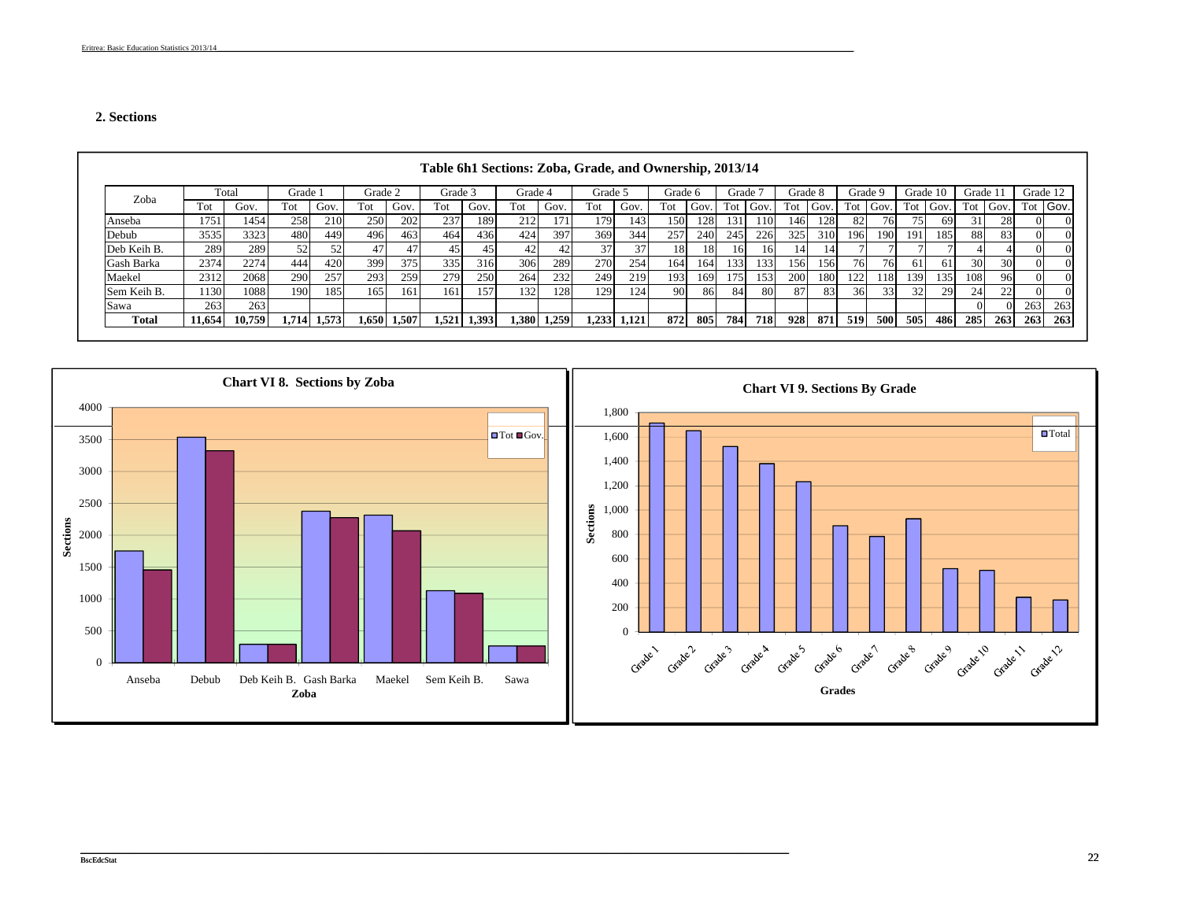## 2. Sections

**Table 6h1 Sections: Zoba, Grade, and Ownership, 2013/14**

| Zoba | Total | | Grade 1 | | Grade 2 | | Grade 3 | | Grade 4 | | Grade 5 | | Grade 6 | | Grade 7 | | Grade 8 | | Grade 9 | | Grade 10 | | Grade 11 | | Grade 12 | |
|---|---|---|---|---|---|---|---|---|---|---|---|---|---|---|---|---|---|---|---|---|---|---|---|---|---|---|
| | Tot | Gov. | Tot | Gov. | Tot | Gov. | Tot | Gov. | Tot | Gov. | Tot | Gov. | Tot | Gov. | Tot | Gov. | Tot | Gov. | Tot | Gov. | Tot | Gov. | Tot | Gov. | Tot | Gov. |
| Anseba | 1751 | 1454 | 258 | 210 | 250 | 202 | 237 | 189 | 212 | 171 | 179 | 143 | 150 | 128 | 131 | 110 | 146 | 128 | 82 | 76 | 75 | 69 | 31 | 28 | 0 | 0 |
| Debub | 3535 | 3323 | 480 | 449 | 496 | 463 | 464 | 436 | 424 | 397 | 369 | 344 | 257 | 240 | 245 | 226 | 325 | 310 | 196 | 190 | 191 | 185 | 88 | 83 | 0 | 0 |
| Deb Keih B. | 289 | 289 | 52 | 52 | 47 | 47 | 45 | 45 | 42 | 42 | 37 | 37 | 18 | 18 | 16 | 16 | 14 | 14 | 7 | 7 | 7 | 7 | 4 | 4 | 0 | 0 |
| Gash Barka | 2374 | 2274 | 444 | 420 | 399 | 375 | 335 | 316 | 306 | 289 | 270 | 254 | 164 | 164 | 133 | 133 | 156 | 156 | 76 | 76 | 61 | 61 | 30 | 30 | 0 | 0 |
| Maekel | 2312 | 2068 | 290 | 257 | 293 | 259 | 279 | 250 | 264 | 232 | 249 | 219 | 193 | 169 | 175 | 153 | 200 | 180 | 122 | 118 | 139 | 135 | 108 | 96 | 0 | 0 |
| Sem Keih B. | 1130 | 1088 | 190 | 185 | 165 | 161 | 161 | 157 | 132 | 128 | 129 | 124 | 90 | 86 | 84 | 80 | 87 | 83 | 36 | 33 | 32 | 29 | 24 | 22 | 0 | 0 |
| Sawa | 263 | 263 | | | | | | | | | | | | | | | | | | | | | 0 | 0 | 263 | 263 |
| **Total** | **11,654** | **10,759** | **1,714** | **1,573** | **1,650** | **1,507** | **1,521** | **1,393** | **1,380** | **1,259** | **1,233** | **1,121** | **872** | **805** | **784** | **718** | **928** | **871** | **519** | **500** | **505** | **486** | **285** | **263** | **263** | **263** |

**Chart VI 8. Sections by Zoba**

**Chart VI 9. Sections By Grade**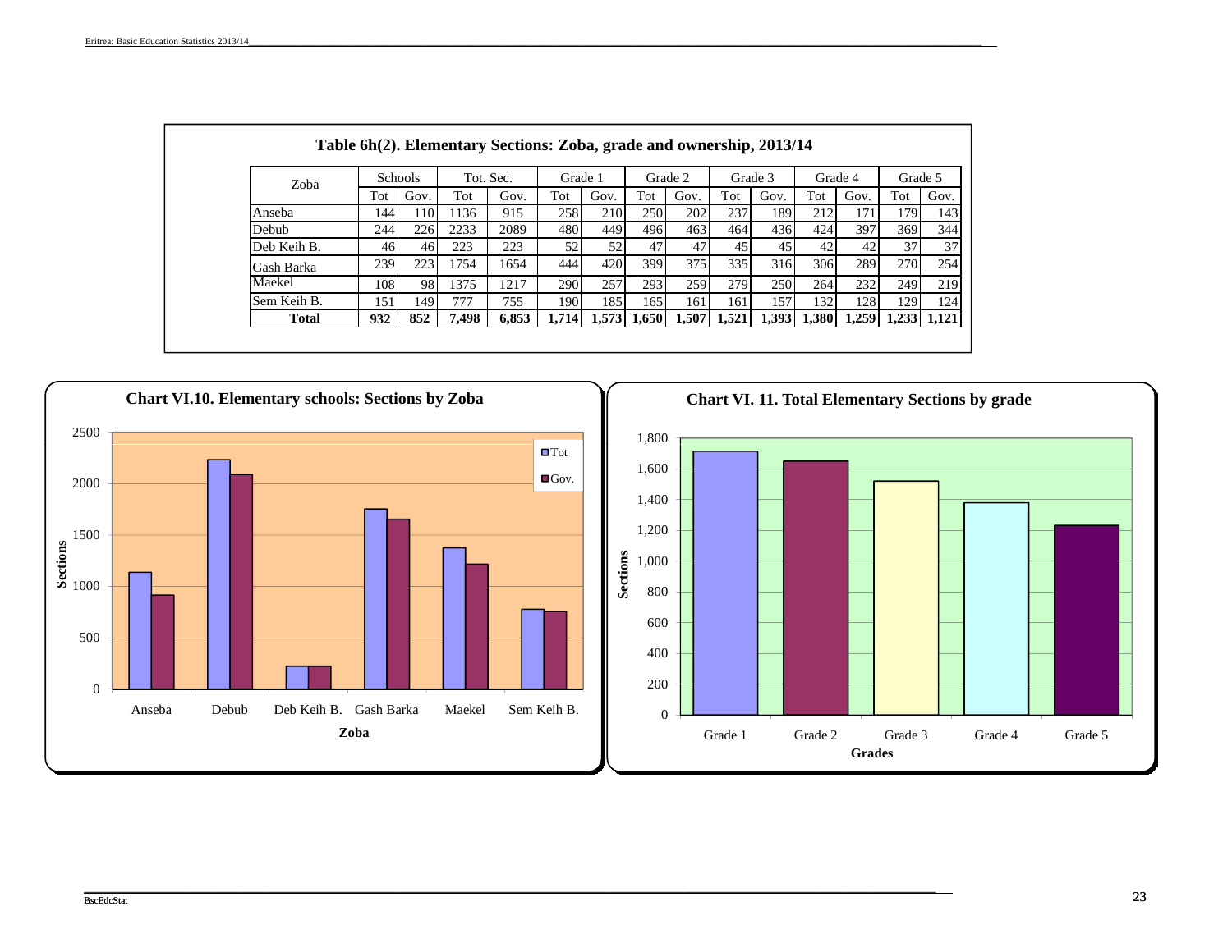## Table 6h(2). Elementary Sections: Zoba, grade and ownership, 2013/14

| Zoba | Schools | | Tot. Sec. | | Grade 1 | | Grade 2 | | Grade 3 | | Grade 4 | | Grade 5 | |
|---|---|---|---|---|---|---|---|---|---|---|---|---|---|---|
| | Tot | Gov. | Tot | Gov. | Tot | Gov. | Tot | Gov. | Tot | Gov. | Tot | Gov. | Tot | Gov. |
| Anseba | 144 | 110 | 1136 | 915 | 258 | 210 | 250 | 202 | 237 | 189 | 212 | 171 | 179 | 143 |
| Debub | 244 | 226 | 2233 | 2089 | 480 | 449 | 496 | 463 | 464 | 436 | 424 | 397 | 369 | 344 |
| Deb Keih B. | 46 | 46 | 223 | 223 | 52 | 52 | 47 | 47 | 45 | 45 | 42 | 42 | 37 | 37 |
| Gash Barka | 239 | 223 | 1754 | 1654 | 444 | 420 | 399 | 375 | 335 | 316 | 306 | 289 | 270 | 254 |
| Maekel | 108 | 98 | 1375 | 1217 | 290 | 257 | 293 | 259 | 279 | 250 | 264 | 232 | 249 | 219 |
| Sem Keih B. | 151 | 149 | 777 | 755 | 190 | 185 | 165 | 161 | 161 | 157 | 132 | 128 | 129 | 124 |
| **Total** | **932** | **852** | **7,498** | **6,853** | **1,714** | **1,573** | **1,650** | **1,507** | **1,521** | **1,393** | **1,380** | **1,259** | **1,233** | **1,121** |

**Chart VI.10. Elementary schools: Sections by Zoba**

**Chart VI. 11. Total Elementary Sections by grade**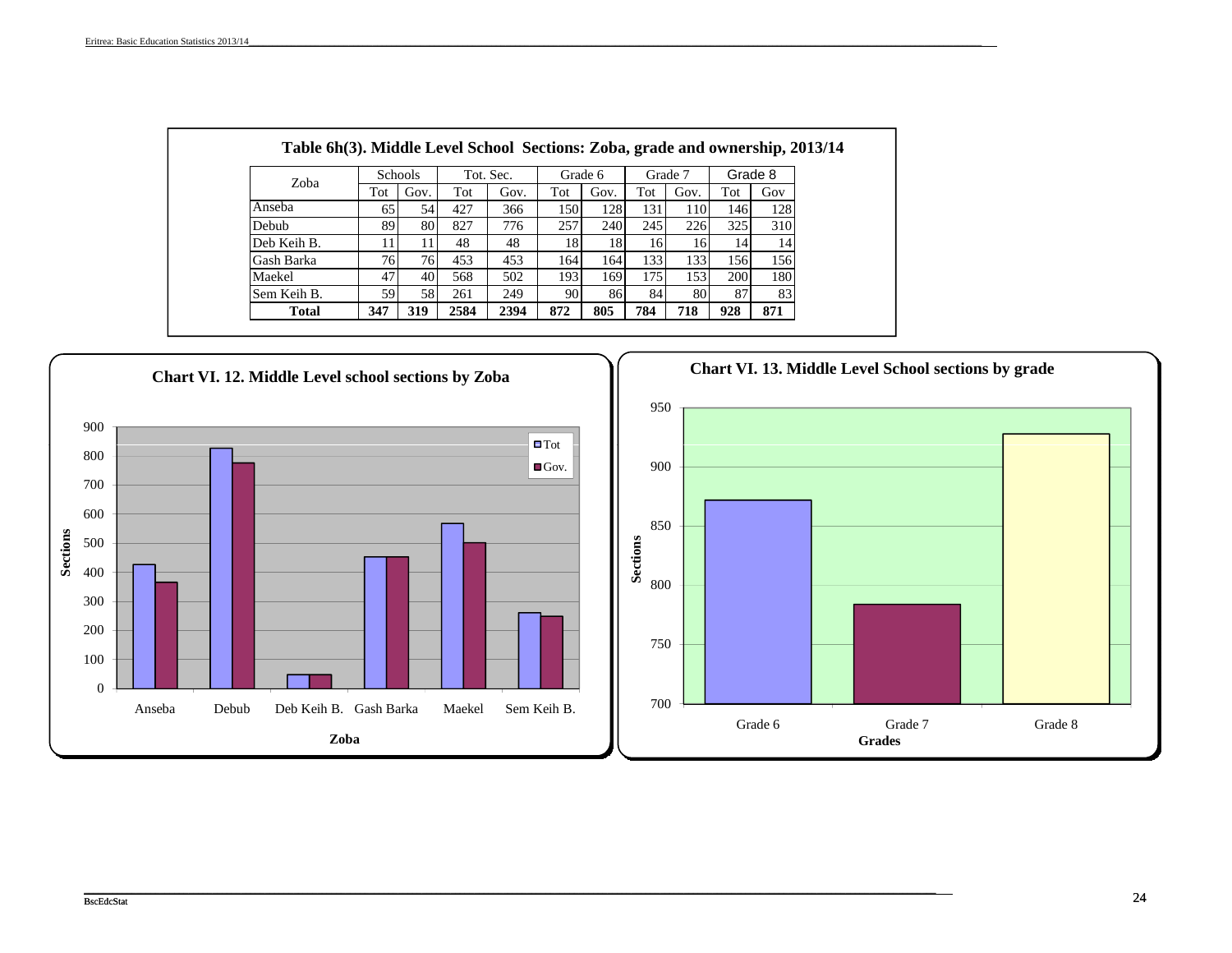## Table 6h(3). Middle Level School Sections: Zoba, grade and ownership, 2013/14

| Zoba | Schools | | Tot. Sec. | | Grade 6 | | Grade 7 | | Grade 8 | |
|---|---|---|---|---|---|---|---|---|---|---|
| | Tot | Gov. | Tot | Gov. | Tot | Gov. | Tot | Gov. | Tot | Gov |
| Anseba | 65 | 54 | 427 | 366 | 150 | 128 | 131 | 110 | 146 | 128 |
| Debub | 89 | 80 | 827 | 776 | 257 | 240 | 245 | 226 | 325 | 310 |
| Deb Keih B. | 11 | 11 | 48 | 48 | 18 | 18 | 16 | 16 | 14 | 14 |
| Gash Barka | 76 | 76 | 453 | 453 | 164 | 164 | 133 | 133 | 156 | 156 |
| Maekel | 47 | 40 | 568 | 502 | 193 | 169 | 175 | 153 | 200 | 180 |
| Sem Keih B. | 59 | 58 | 261 | 249 | 90 | 86 | 84 | 80 | 87 | 83 |
| **Total** | **347** | **319** | **2584** | **2394** | **872** | **805** | **784** | **718** | **928** | **871** |

**Chart VI. 12. Middle Level school sections by Zoba**

**Chart VI. 13. Middle Level School sections by grade**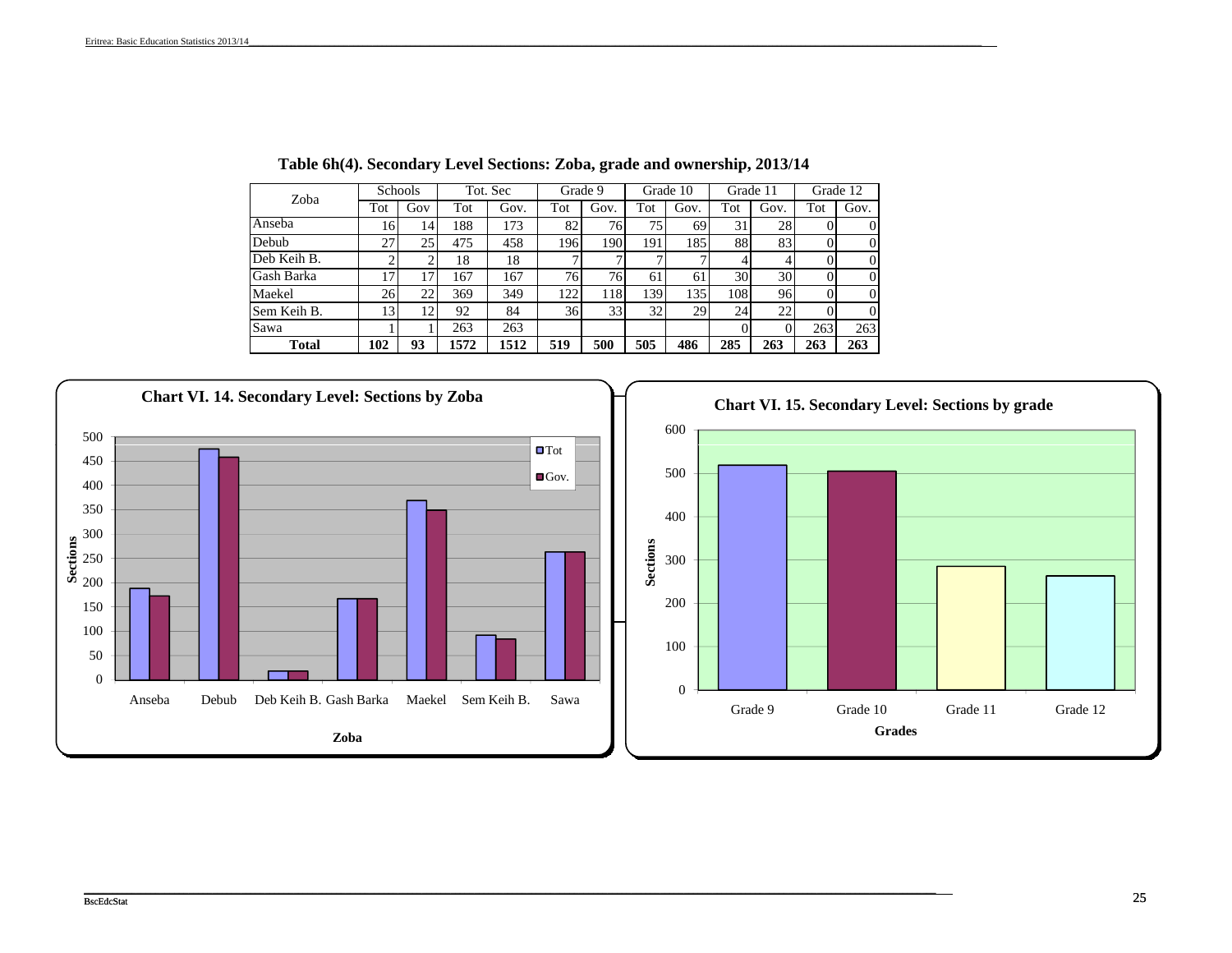**Table 6h(4). Secondary Level Sections: Zoba, grade and ownership, 2013/14**

| Zoba | Schools | | Tot. Sec | | Grade 9 | | Grade 10 | | Grade 11 | | Grade 12 | |
|---|---|---|---|---|---|---|---|---|---|---|---|---|
| | Tot | Gov | Tot | Gov. | Tot | Gov. | Tot | Gov. | Tot | Gov. | Tot | Gov. |
| Anseba | 16 | 14 | 188 | 173 | 82 | 76 | 75 | 69 | 31 | 28 | 0 | 0 |
| Debub | 27 | 25 | 475 | 458 | 196 | 190 | 191 | 185 | 88 | 83 | 0 | 0 |
| Deb Keih B. | 2 | 2 | 18 | 18 | 7 | 7 | 7 | 7 | 4 | 4 | 0 | 0 |
| Gash Barka | 17 | 17 | 167 | 167 | 76 | 76 | 61 | 61 | 30 | 30 | 0 | 0 |
| Maekel | 26 | 22 | 369 | 349 | 122 | 118 | 139 | 135 | 108 | 96 | 0 | 0 |
| Sem Keih B. | 13 | 12 | 92 | 84 | 36 | 33 | 32 | 29 | 24 | 22 | 0 | 0 |
| Sawa | 1 | 1 | 263 | 263 | | | | | 0 | 0 | 263 | 263 |
| **Total** | **102** | **93** | **1572** | **1512** | **519** | **500** | **505** | **486** | **285** | **263** | **263** | **263** |

**Chart VI. 14. Secondary Level: Sections by Zoba**

**Chart VI. 15. Secondary Level: Sections by grade**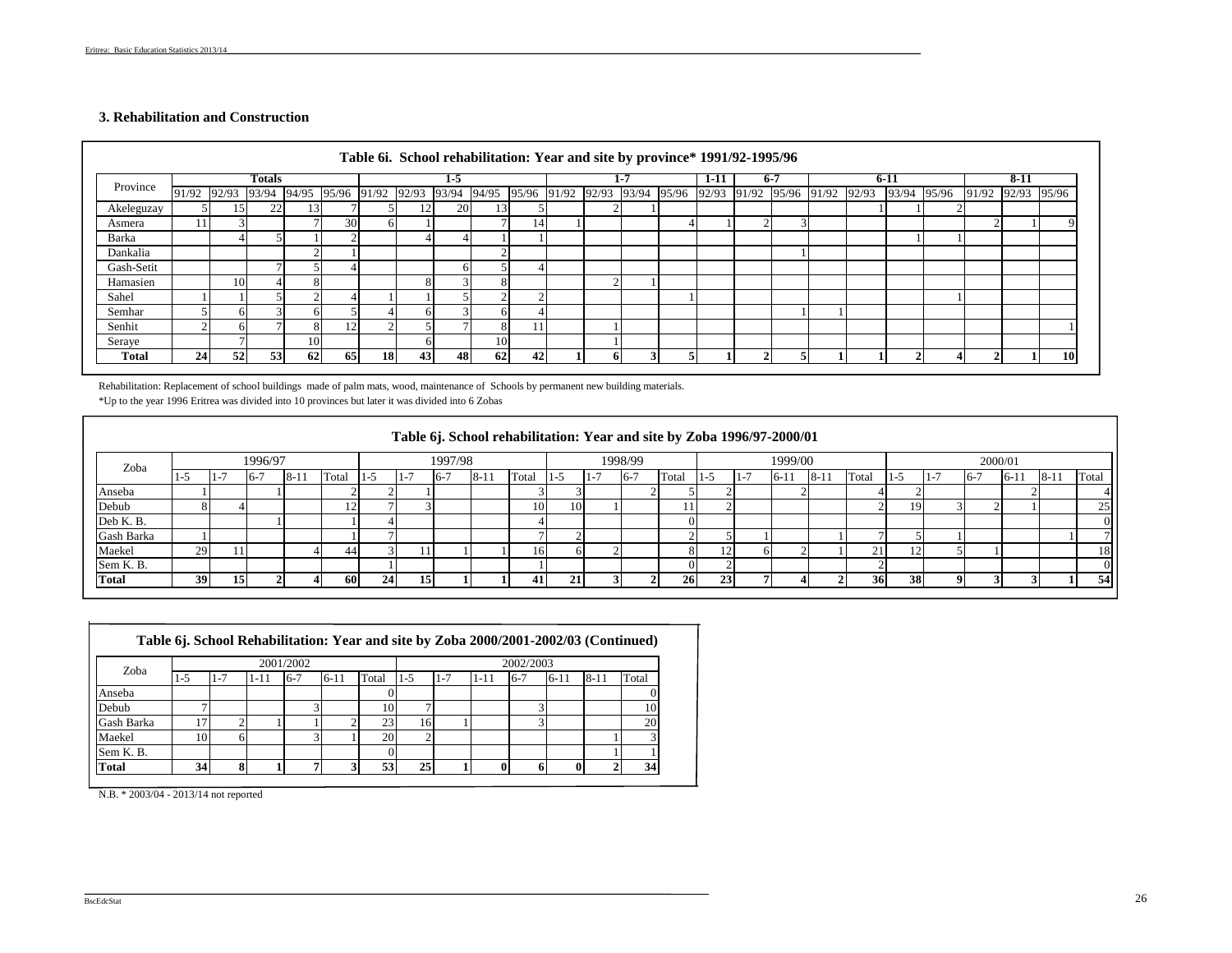### 3. Rehabilitation and Construction

**Table 6i. School rehabilitation: Year and site by province* 1991/92-1995/96**

| Province | Totals | | | | | 1-5 | | | | | 1-7 | | | | 1-11 | 6-7 | | 6-11 | | | | 8-11 | | |
|---|---|---|---|---|---|---|---|---|---|---|---|---|---|---|---|---|---|---|---|---|---|---|---|---|
| | 91/92 | 92/93 | 93/94 | 94/95 | 95/96 | 91/92 | 92/93 | 93/94 | 94/95 | 95/96 | 91/92 | 92/93 | 93/94 | 95/96 | 92/93 | 91/92 | 95/96 | 91/92 | 92/93 | 93/94 | 95/96 | 91/92 | 92/93 | 95/96 |
| Akeleguzay | 5 | 15 | 22 | 13 | 7 | 5 | 12 | 20 | 13 | 5 | | 2 | 1 | | | | | | 1 | 1 | 2 | | | |
| Asmera | 11 | 3 | | 7 | 30 | 6 | 1 | | 7 | 14 | 1 | | | 4 | 1 | 2 | 3 | | | | | 2 | 1 | 9 |
| Barka | | 4 | 5 | 1 | 2 | | 4 | 4 | 1 | 1 | | | | | | | | | | 1 | 1 | | | |
| Dankalia | | | | 2 | 1 | | | | 2 | | | | | | | | 1 | | | | | | | |
| Gash-Setit | | | 7 | 5 | 4 | | | 6 | 5 | 4 | | | | | | | | | | | | | | |
| Hamasien | | 10 | 4 | 8 | | | 8 | 3 | 8 | | | 2 | 1 | | | | | | | | | | | |
| Sahel | 1 | 1 | 5 | 2 | 4 | 1 | 1 | 5 | 2 | 2 | | | | 1 | | | | | | | 1 | | | |
| Semhar | 5 | 6 | 3 | 6 | 5 | 4 | 6 | 3 | 6 | 4 | | | | | | | 1 | 1 | | | | | | |
| Senhit | 2 | 6 | 7 | 8 | 12 | 2 | 5 | 7 | 8 | 11 | | 1 | | | | | | | | | | | | 1 |
| Seraye | | 7 | | 10 | | | 6 | | 10 | | | 1 | | | | | | | | | | | | |
| **Total** | **24** | **52** | **53** | **62** | **65** | **18** | **43** | **48** | **62** | **42** | **1** | **6** | **3** | **5** | **1** | **2** | **5** | **1** | **1** | **2** | **4** | **2** | **1** | **10** |

Rehabilitation: Replacement of school buildings made of palm mats, wood, maintenance of Schools by permanent new building materials.

*Up to the year 1996 Eritrea was divided into 10 provinces but later it was divided into 6 Zobas

**Table 6j. School rehabilitation: Year and site by Zoba 1996/97-2000/01**

| Zoba | 1996/97 | | | | | 1997/98 | | | | | 1998/99 | | | | 1999/00 | | | | | 2000/01 | | | | | |
|---|---|---|---|---|---|---|---|---|---|---|---|---|---|---|---|---|---|---|---|---|---|---|---|---|---|
| | 1-5 | 1-7 | 6-7 | 8-11 | Total | 1-5 | 1-7 | 6-7 | 8-11 | Total | 1-5 | 1-7 | 6-7 | Total | 1-5 | 1-7 | 6-11 | 8-11 | Total | 1-5 | 1-7 | 6-7 | 6-11 | 8-11 | Total |
| Anseba | 1 | | 1 | | 2 | 2 | 1 | | | 3 | 3 | | 2 | 5 | 2 | | 2 | | 4 | 2 | | | 2 | | 4 |
| Debub | 8 | 4 | | | 12 | 7 | 3 | | | 10 | 10 | 1 | | 11 | 2 | | | | 2 | 19 | 3 | 2 | 1 | | 25 |
| Deb K. B. | | | 1 | | 1 | 4 | | | | 4 | | | | 0 | | | | | | | | | | | 0 |
| Gash Barka | 1 | | | | 1 | 7 | | | | 7 | 2 | | | 2 | 5 | 1 | | 1 | 7 | 5 | 1 | | | 1 | 7 |
| Maekel | 29 | 11 | | 4 | 44 | 3 | 11 | 1 | 1 | 16 | 6 | 2 | | 8 | 12 | 6 | 2 | 1 | 21 | 12 | 5 | 1 | | | 18 |
| Sem K. B. | | | | | | 1 | | | | 1 | | | | 0 | 2 | | | | 2 | | | | | | 0 |
| **Total** | **39** | **15** | **2** | **4** | **60** | **24** | **15** | **1** | **1** | **41** | **21** | **3** | **2** | **26** | **23** | **7** | **4** | **2** | **36** | **38** | **9** | **3** | **3** | **1** | **54** |

**Table 6j. School Rehabilitation: Year and site by Zoba 2000/2001-2002/03 (Continued)**

| Zoba | 2001/2002 | | | | | | 2002/2003 | | | | | | |
|---|---|---|---|---|---|---|---|---|---|---|---|---|---|
| | 1-5 | 1-7 | 1-11 | 6-7 | 6-11 | Total | 1-5 | 1-7 | 1-11 | 6-7 | 6-11 | 8-11 | Total |
| Anseba | | | | | | 0 | | | | | | | 0 |
| Debub | 7 | | | 3 | | 10 | 7 | | | 3 | | | 10 |
| Gash Barka | 17 | 2 | 1 | 1 | 2 | 23 | 16 | 1 | | 3 | | | 20 |
| Maekel | 10 | 6 | | 3 | 1 | 20 | 2 | | | | | 1 | 3 |
| Sem K. B. | | | | | | 0 | | | | | | 1 | 1 |
| **Total** | **34** | **8** | **1** | **7** | **3** | **53** | **25** | **1** | **0** | **6** | **0** | **2** | **34** |

N.B. * 2003/04 - 2013/14 not reported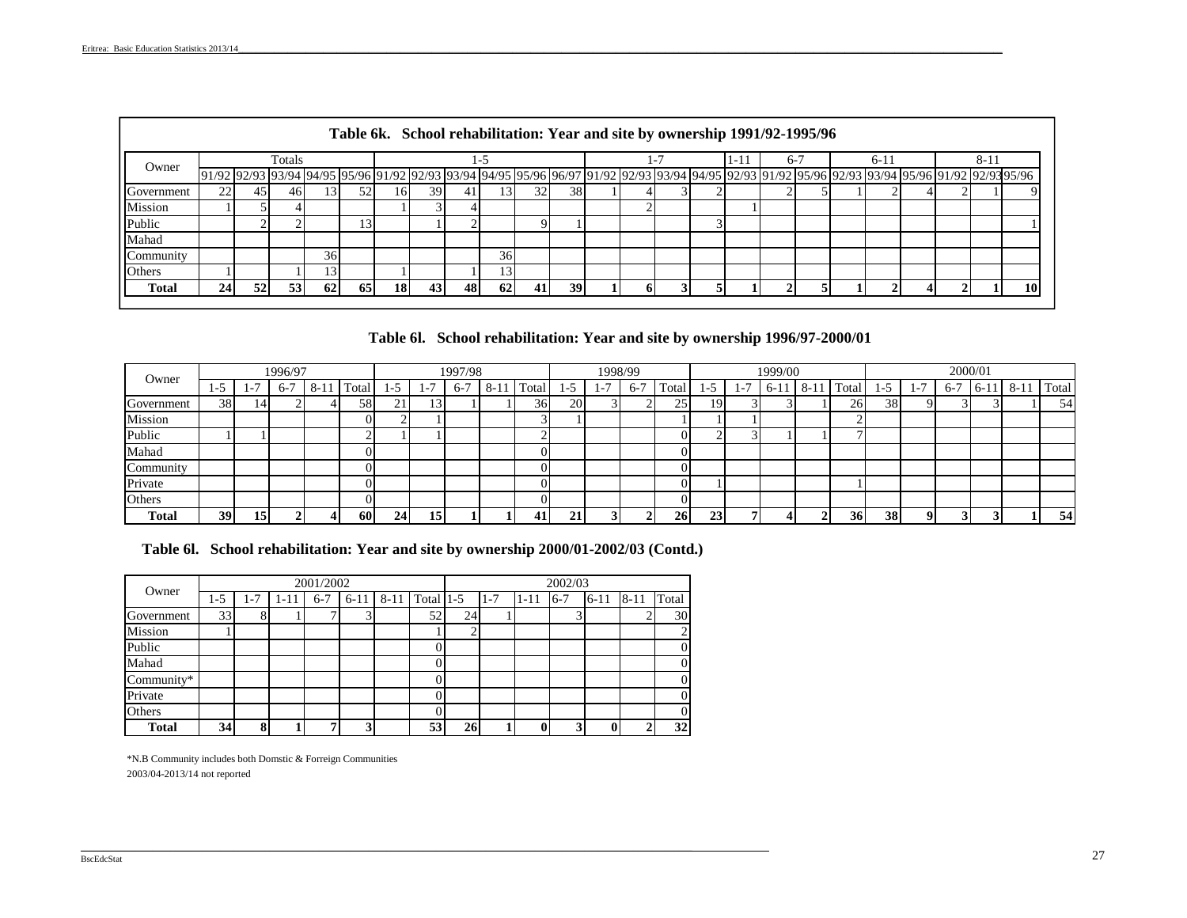## Table 6k. School rehabilitation: Year and site by ownership 1991/92-1995/96

| Owner | Totals | | | | | 1-5 | | | | | | 1-7 | | | | 1-11 | 6-7 | | 6-11 | | | 8-11 | | |
|---|---|---|---|---|---|---|---|---|---|---|---|---|---|---|---|---|---|---|---|---|---|---|---|---|
| | 91/92 | 92/93 | 93/94 | 94/95 | 95/96 | 91/92 | 92/93 | 93/94 | 94/95 | 95/96 | 96/97 | 91/92 | 92/93 | 93/94 | 94/95 | 92/93 | 91/92 | 95/96 | 92/93 | 93/94 | 95/96 | 91/92 | 92/93 | 95/96 |
| Government | 22 | 45 | 46 | 13 | 52 | 16 | 39 | 41 | 13 | 32 | 38 | 1 | 4 | 3 | 2 | | 2 | 5 | 1 | 2 | 4 | 2 | 1 | 9 |
| Mission | 1 | 5 | 4 | | | 1 | 3 | 4 | | | | | 2 | | | 1 | | | | | | | | |
| Public | | 2 | 2 | | 13 | | 1 | 2 | | 9 | 1 | | | | 3 | | | | | | | | | 1 |
| Mahad | | | | | | | | | | | | | | | | | | | | | | | | |
| Community | | | | 36 | | | | | 36 | | | | | | | | | | | | | | | |
| Others | 1 | | 1 | 13 | | 1 | | 1 | 13 | | | | | | | | | | | | | | | |
| **Total** | **24** | **52** | **53** | **62** | **65** | **18** | **43** | **48** | **62** | **41** | **39** | **1** | **6** | **3** | **5** | **1** | **2** | **5** | **1** | **2** | **4** | **2** | **1** | **10** |

## Table 6l. School rehabilitation: Year and site by ownership 1996/97-2000/01

| Owner | 1996/97 | | | | | 1997/98 | | | | | 1998/99 | | | | 1999/00 | | | | | 2000/01 | | | | | |
|---|---|---|---|---|---|---|---|---|---|---|---|---|---|---|---|---|---|---|---|---|---|---|---|---|---|
| | 1-5 | 1-7 | 6-7 | 8-11 | Total | 1-5 | 1-7 | 6-7 | 8-11 | Total | 1-5 | 1-7 | 6-7 | Total | 1-5 | 1-7 | 6-11 | 8-11 | Total | 1-5 | 1-7 | 6-7 | 6-11 | 8-11 | Total |
| Government | 38 | 14 | 2 | 4 | 58 | 21 | 13 | 1 | 1 | 36 | 20 | 3 | 2 | 25 | 19 | 3 | 3 | 1 | 26 | 38 | 9 | 3 | 3 | 1 | 54 |
| Mission | | | | | 0 | 2 | 1 | | | 3 | 1 | | | 1 | 1 | 1 | | | 2 | | | | | | |
| Public | 1 | 1 | | | 2 | 1 | 1 | | | 2 | | | | 0 | 2 | 3 | 1 | 1 | 7 | | | | | | |
| Mahad | | | | | 0 | | | | | 0 | | | | 0 | | | | | | | | | | | |
| Community | | | | | 0 | | | | | 0 | | | | 0 | | | | | | | | | | | |
| Private | | | | | 0 | | | | | 0 | | | | 0 | 1 | | | | 1 | | | | | | |
| Others | | | | | 0 | | | | | 0 | | | | 0 | | | | | | | | | | | |
| **Total** | **39** | **15** | **2** | **4** | **60** | **24** | **15** | **1** | **1** | **41** | **21** | **3** | **2** | **26** | **23** | **7** | **4** | **2** | **36** | **38** | **9** | **3** | **3** | **1** | **54** |

## Table 6l. School rehabilitation: Year and site by ownership 2000/01-2002/03 (Contd.)

| Owner | 2001/2002 | | | | | | | 2002/03 | | | | | | |
|---|---|---|---|---|---|---|---|---|---|---|---|---|---|---|
| | 1-5 | 1-7 | 1-11 | 6-7 | 6-11 | 8-11 | Total | 1-5 | 1-7 | 1-11 | 6-7 | 6-11 | 8-11 | Total |
| Government | 33 | 8 | 1 | 7 | 3 | | 52 | 24 | 1 | | 3 | | 2 | 30 |
| Mission | 1 | | | | | | 1 | 2 | | | | | | 2 |
| Public | | | | | | | 0 | | | | | | | 0 |
| Mahad | | | | | | | 0 | | | | | | | 0 |
| Community* | | | | | | | 0 | | | | | | | 0 |
| Private | | | | | | | 0 | | | | | | | 0 |
| Others | | | | | | | 0 | | | | | | | 0 |
| **Total** | **34** | **8** | **1** | **7** | **3** | | **53** | **26** | **1** | **0** | **3** | **0** | **2** | **32** |

*N.B Community includes both Domstic & Forreign Communities

2003/04-2013/14 not reported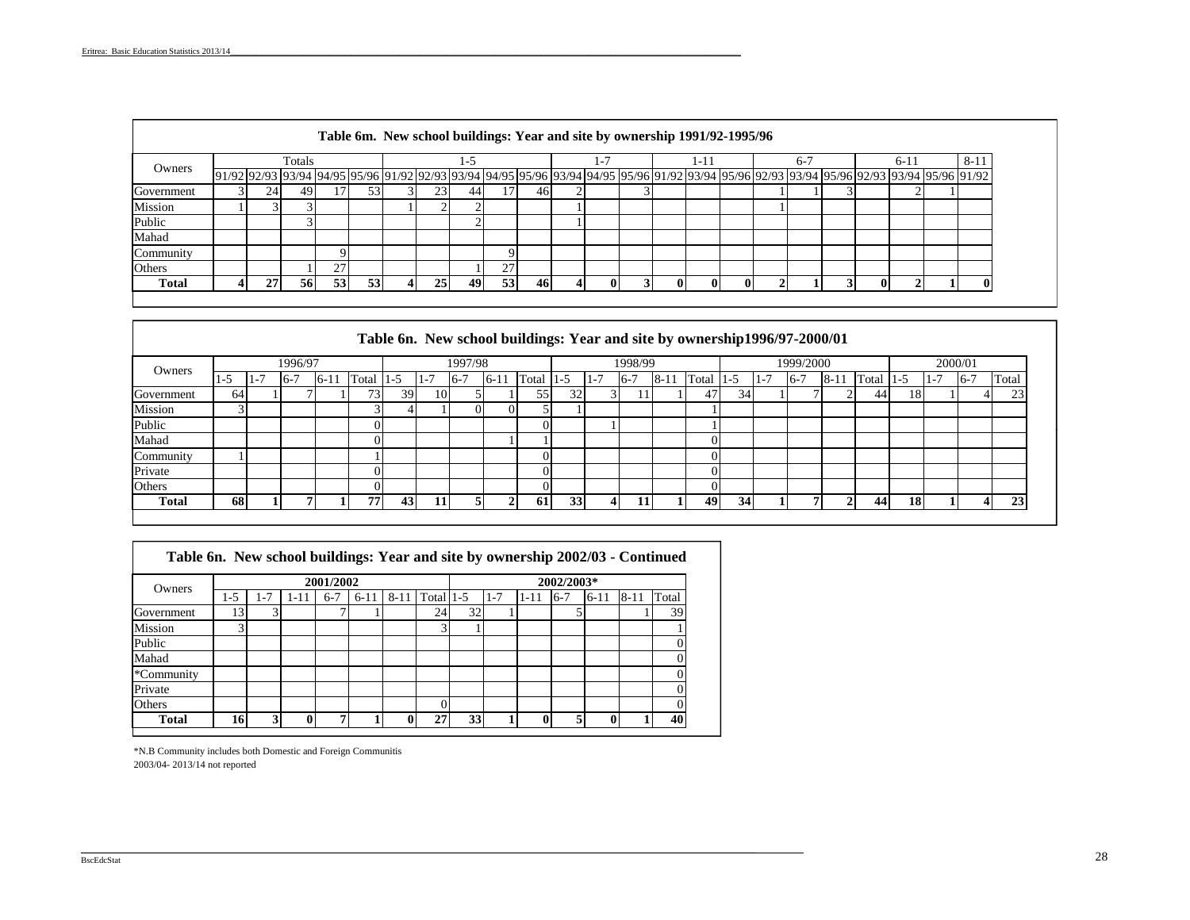**Table 6m. New school buildings: Year and site by ownership 1991/92-1995/96**

| Owners | Totals | | | | | 1-5 | | | | | 1-7 | | | 1-11 | | | 6-7 | | | 6-11 | | | 8-11 |
|---|---|---|---|---|---|---|---|---|---|---|---|---|---|---|---|---|---|---|---|---|---|---|---|
| | 91/92 | 92/93 | 93/94 | 94/95 | 95/96 | 91/92 | 92/93 | 93/94 | 94/95 | 95/96 | 93/94 | 94/95 | 95/96 | 91/92 | 93/94 | 95/96 | 92/93 | 93/94 | 95/96 | 92/93 | 93/94 | 95/96 | 91/92 |
| Government | 3 | 24 | 49 | 17 | 53 | 3 | 23 | 44 | 17 | 46 | 2 | | 3 | | | | 1 | 1 | 3 | | 2 | 1 | |
| Mission | 1 | 3 | 3 | | | 1 | 2 | 2 | | | 1 | | | | | | 1 | | | | | | |
| Public | | | 3 | | | | | 2 | | | 1 | | | | | | | | | | | | |
| Mahad | | | | | | | | | | | | | | | | | | | | | | | |
| Community | | | | 9 | | | | | 9 | | | | | | | | | | | | | | |
| Others | | | 1 | 27 | | | | 1 | 27 | | | | | | | | | | | | | | |
| **Total** | **4** | **27** | **56** | **53** | **53** | **4** | **25** | **49** | **53** | **46** | **4** | **0** | **3** | **0** | **0** | **0** | **2** | **1** | **3** | **0** | **2** | **1** | **0** |

**Table 6n. New school buildings: Year and site by ownership1996/97-2000/01**

| Owners | 1996/97 | | | | | 1997/98 | | | | | 1998/99 | | | | | 1999/2000 | | | | | 2000/01 | | | |
|---|---|---|---|---|---|---|---|---|---|---|---|---|---|---|---|---|---|---|---|---|---|---|---|---|
| | 1-5 | 1-7 | 6-7 | 6-11 | Total | 1-5 | 1-7 | 6-7 | 6-11 | Total | 1-5 | 1-7 | 6-7 | 8-11 | Total | 1-5 | 1-7 | 6-7 | 8-11 | Total | 1-5 | 1-7 | 6-7 | Total |
| Government | 64 | 1 | 7 | 1 | 73 | 39 | 10 | 5 | 1 | 55 | 32 | 3 | 11 | 1 | 47 | 34 | 1 | 7 | 2 | 44 | 18 | 1 | 4 | 23 |
| Mission | 3 | | | | 3 | 4 | 1 | 0 | 0 | 5 | 1 | | | | 1 | | | | | | | | | |
| Public | | | | | 0 | | | | | 0 | | 1 | | | 1 | | | | | | | | | |
| Mahad | | | | | 0 | | | | 1 | 1 | | | | | 0 | | | | | | | | | |
| Community | 1 | | | | 1 | | | | | 0 | | | | | 0 | | | | | | | | | |
| Private | | | | | 0 | | | | | 0 | | | | | 0 | | | | | | | | | |
| Others | | | | | 0 | | | | | 0 | | | | | 0 | | | | | | | | | |
| **Total** | **68** | **1** | **7** | **1** | **77** | **43** | **11** | **5** | **2** | **61** | **33** | **4** | **11** | **1** | **49** | **34** | **1** | **7** | **2** | **44** | **18** | **1** | **4** | **23** |

**Table 6n. New school buildings: Year and site by ownership 2002/03 - Continued**

| Owners | 2001/2002 | | | | | | | 2002/2003* | | | | | | |
|---|---|---|---|---|---|---|---|---|---|---|---|---|---|---|
| | 1-5 | 1-7 | 1-11 | 6-7 | 6-11 | 8-11 | Total | 1-5 | 1-7 | 1-11 | 6-7 | 6-11 | 8-11 | Total |
| Government | 13 | 3 | | 7 | 1 | | 24 | 32 | 1 | | 5 | | 1 | 39 |
| Mission | 3 | | | | | | 3 | 1 | | | | | | 1 |
| Public | | | | | | | | | | | | | | 0 |
| Mahad | | | | | | | | | | | | | | 0 |
| *Community | | | | | | | | | | | | | | 0 |
| Private | | | | | | | | | | | | | | 0 |
| Others | | | | | | | 0 | | | | | | | 0 |
| **Total** | **16** | **3** | **0** | **7** | **1** | **0** | **27** | **33** | **1** | **0** | **5** | **0** | **1** | **40** |

*N.B Community includes both Domestic and Foreign Communitis

2003/04- 2013/14 not reported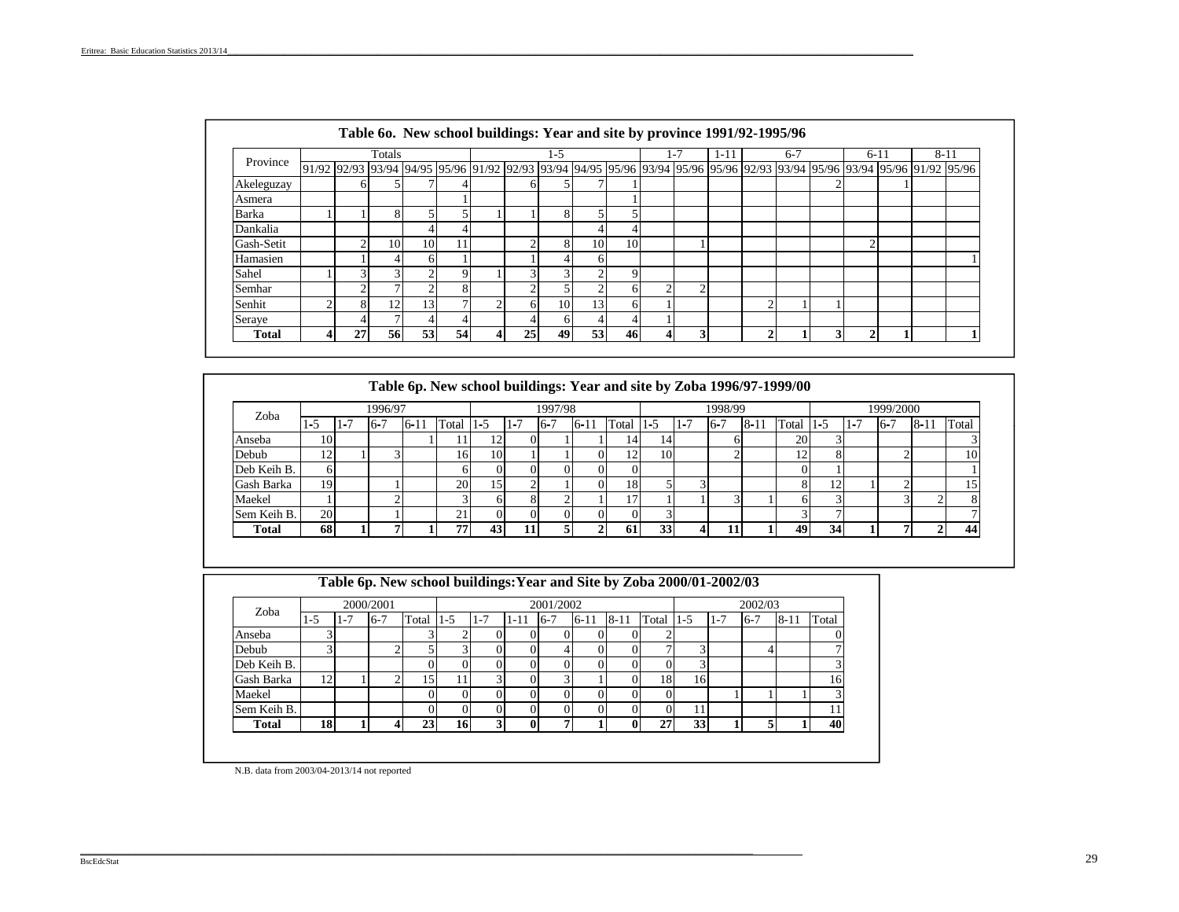### Table 6o. New school buildings: Year and site by province 1991/92-1995/96

| Province | Totals | | | | | 1-5 | | | | | 1-7 | | 1-11 | 6-7 | | | 6-11 | | 8-11 | |
|---|---|---|---|---|---|---|---|---|---|---|---|---|---|---|---|---|---|---|---|---|
| | 91/92 | 92/93 | 93/94 | 94/95 | 95/96 | 91/92 | 92/93 | 93/94 | 94/95 | 95/96 | 93/94 | 95/96 | 95/96 | 92/93 | 93/94 | 95/96 | 93/94 | 95/96 | 91/92 | 95/96 |
| Akeleguzay | | 6 | 5 | 7 | 4 | | 6 | 5 | 7 | 1 | | | | | | 2 | | 1 | | |
| Asmera | | | | | 1 | | | | | 1 | | | | | | | | | | |
| Barka | 1 | 1 | 8 | 5 | 5 | 1 | 1 | 8 | 5 | 5 | | | | | | | | | | |
| Dankalia | | | | 4 | 4 | | | | 4 | 4 | | | | | | | | | | |
| Gash-Setit | | 2 | 10 | 10 | 11 | | 2 | 8 | 10 | 10 | | 1 | | | | | 2 | | | |
| Hamasien | | 1 | 4 | 6 | 1 | | 1 | 4 | 6 | | | | | | | | | | | 1 |
| Sahel | 1 | 3 | 3 | 2 | 9 | 1 | 3 | 3 | 2 | 9 | | | | | | | | | | |
| Semhar | | 2 | 7 | 2 | 8 | | 2 | 5 | 2 | 6 | 2 | 2 | | | | | | | | |
| Senhit | 2 | 8 | 12 | 13 | 7 | 2 | 6 | 10 | 13 | 6 | 1 | | | 2 | 1 | 1 | | | | |
| Seraye | | 4 | 7 | 4 | 4 | | 4 | 6 | 4 | 4 | 1 | | | | | | | | | |
| **Total** | **4** | **27** | **56** | **53** | **54** | **4** | **25** | **49** | **53** | **46** | **4** | **3** | | **2** | **1** | **3** | **2** | **1** | | **1** |

### Table 6p. New school buildings: Year and site by Zoba 1996/97-1999/00

| Zoba | 1996/97 | | | | | 1997/98 | | | | | 1998/99 | | | | | 1999/2000 | | | | |
|---|---|---|---|---|---|---|---|---|---|---|---|---|---|---|---|---|---|---|---|---|
| | 1-5 | 1-7 | 6-7 | 6-11 | Total | 1-5 | 1-7 | 6-7 | 6-11 | Total | 1-5 | 1-7 | 6-7 | 8-11 | Total | 1-5 | 1-7 | 6-7 | 8-11 | Total |
| Anseba | 10 | | | 1 | 11 | 12 | 0 | 1 | 1 | 14 | 14 | | 6 | | 20 | 3 | | | | 3 |
| Debub | 12 | 1 | 3 | | 16 | 10 | 1 | 1 | 0 | 12 | 10 | | 2 | | 12 | 8 | | 2 | | 10 |
| Deb Keih B. | 6 | | | | 6 | 0 | 0 | 0 | 0 | 0 | | | | | 0 | 1 | | | | 1 |
| Gash Barka | 19 | | 1 | | 20 | 15 | 2 | 1 | 0 | 18 | 5 | 3 | | | 8 | 12 | 1 | 2 | | 15 |
| Maekel | 1 | | 2 | | 3 | 6 | 8 | 2 | 1 | 17 | 1 | 1 | 3 | 1 | 6 | 3 | | 3 | 2 | 8 |
| Sem Keih B. | 20 | | 1 | | 21 | 0 | 0 | 0 | 0 | 0 | 3 | | | | 3 | 7 | | | | 7 |
| **Total** | **68** | **1** | **7** | **1** | **77** | **43** | **11** | **5** | **2** | **61** | **33** | **4** | **11** | **1** | **49** | **34** | **1** | **7** | **2** | **44** |

### Table 6p. New school buildings:Year and Site by Zoba 2000/01-2002/03

| Zoba | 2000/2001 | | | | 2001/2002 | | | | | | | 2002/03 | | | | |
|---|---|---|---|---|---|---|---|---|---|---|---|---|---|---|---|---|
| | 1-5 | 1-7 | 6-7 | Total | 1-5 | 1-7 | 1-11 | 6-7 | 6-11 | 8-11 | Total | 1-5 | 1-7 | 6-7 | 8-11 | Total |
| Anseba | 3 | | | 3 | 2 | 0 | 0 | 0 | 0 | 0 | 2 | | | | | 0 |
| Debub | 3 | | 2 | 5 | 3 | 0 | 0 | 4 | 0 | 0 | 7 | 3 | | 4 | | 7 |
| Deb Keih B. | | | | 0 | 0 | 0 | 0 | 0 | 0 | 0 | 0 | 3 | | | | 3 |
| Gash Barka | 12 | 1 | 2 | 15 | 11 | 3 | 0 | 3 | 1 | 0 | 18 | 16 | | | | 16 |
| Maekel | | | | 0 | 0 | 0 | 0 | 0 | 0 | 0 | 0 | | 1 | 1 | 1 | 3 |
| Sem Keih B. | | | | 0 | 0 | 0 | 0 | 0 | 0 | 0 | 0 | 11 | | | | 11 |
| **Total** | **18** | **1** | **4** | **23** | **16** | **3** | **0** | **7** | **1** | **0** | **27** | **33** | **1** | **5** | **1** | **40** |

N.B. data from 2003/04-2013/14 not reported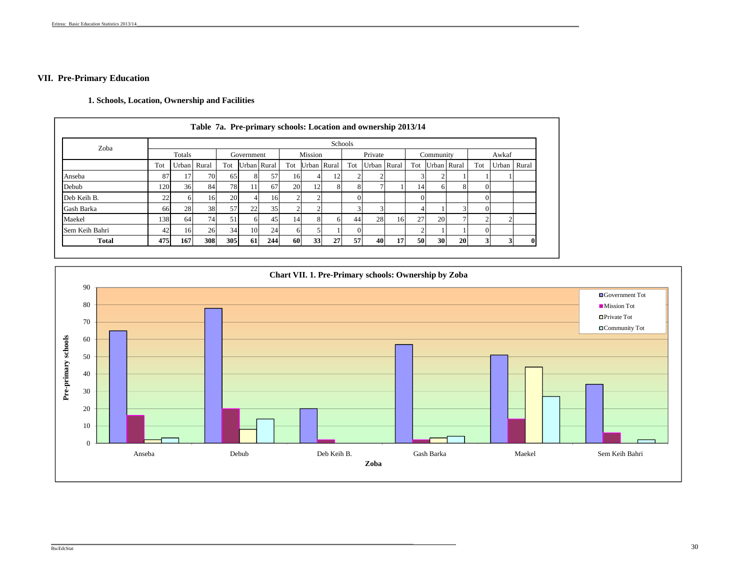# VII. Pre-Primary Education

## 1. Schools, Location, Ownership and Facilities

**Table 7a. Pre-primary schools: Location and ownership 2013/14**

| Zoba | Schools | | | | | | | | | | | | | | | | | |
|---|---|---|---|---|---|---|---|---|---|---|---|---|---|---|---|---|---|---|
| | Totals | | | Government | | | Mission | | | Private | | | Community | | | Awkaf | | |
| | Tot | Urban | Rural | Tot | Urban | Rural | Tot | Urban | Rural | Tot | Urban | Rural | Tot | Urban | Rural | Tot | Urban | Rural |
| Anseba | 87 | 17 | 70 | 65 | 8 | 57 | 16 | 4 | 12 | 2 | 2 | | 3 | 2 | 1 | 1 | 1 | |
| Debub | 120 | 36 | 84 | 78 | 11 | 67 | 20 | 12 | 8 | 8 | 7 | 1 | 14 | 6 | 8 | 0 | | |
| Deb Keih B. | 22 | 6 | 16 | 20 | 4 | 16 | 2 | 2 | | 0 | | | 0 | | | 0 | | |
| Gash Barka | 66 | 28 | 38 | 57 | 22 | 35 | 2 | 2 | | 3 | 3 | | 4 | 1 | 3 | 0 | | |
| Maekel | 138 | 64 | 74 | 51 | 6 | 45 | 14 | 8 | 6 | 44 | 28 | 16 | 27 | 20 | 7 | 2 | 2 | |
| Sem Keih Bahri | 42 | 16 | 26 | 34 | 10 | 24 | 6 | 5 | 1 | 0 | | | 2 | 1 | 1 | 0 | | |
| **Total** | **475** | **167** | **308** | **305** | **61** | **244** | **60** | **33** | **27** | **57** | **40** | **17** | **50** | **30** | **20** | **3** | **3** | **0** |

**Chart VII. 1. Pre-Primary schools: Ownership by Zoba**

| Zoba | Government Tot | Mission Tot | Private Tot | Community Tot |
|---|---|---|---|---|
| Anseba | 65 | 16 | 2 | 3 |
| Debub | 78 | 20 | 8 | 14 |
| Deb Keih B. | 20 | 2 | 0 | 0 |
| Gash Barka | 57 | 2 | 3 | 4 |
| Maekel | 51 | 14 | 44 | 27 |
| Sem Keih Bahri | 34 | 6 | 0 | 2 |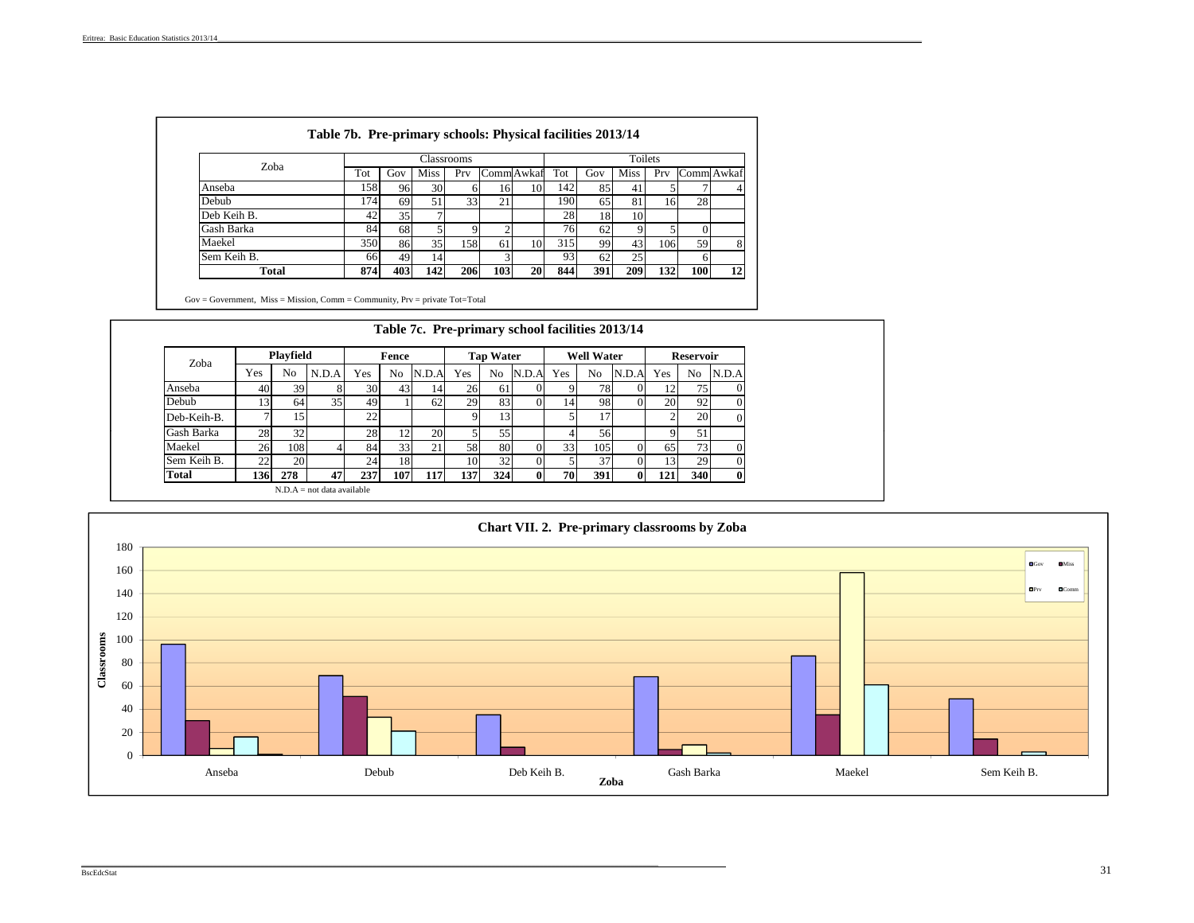## Table 7b. Pre-primary schools: Physical facilities 2013/14

| Zoba | Classrooms | | | | | | Toilets | | | | | |
|---|---|---|---|---|---|---|---|---|---|---|---|---|
| | Tot | Gov | Miss | Prv | Comm | Awkaf | Tot | Gov | Miss | Prv | Comm | Awkaf |
| Anseba | 158 | 96 | 30 | 6 | 16 | 10 | 142 | 85 | 41 | 5 | 7 | 4 |
| Debub | 174 | 69 | 51 | 33 | 21 | | 190 | 65 | 81 | 16 | 28 | |
| Deb Keih B. | 42 | 35 | 7 | | | | 28 | 18 | 10 | | | |
| Gash Barka | 84 | 68 | 5 | 9 | 2 | | 76 | 62 | 9 | 5 | 0 | |
| Maekel | 350 | 86 | 35 | 158 | 61 | 10 | 315 | 99 | 43 | 106 | 59 | 8 |
| Sem Keih B. | 66 | 49 | 14 | | 3 | | 93 | 62 | 25 | | 6 | |
| **Total** | **874** | **403** | **142** | **206** | **103** | **20** | **844** | **391** | **209** | **132** | **100** | **12** |

Gov = Government, Miss = Mission, Comm = Community, Prv = private Tot=Total

## Table 7c. Pre-primary school facilities 2013/14

| Zoba | Playfield | | | Fence | | | Tap Water | | | Well Water | | | Reservoir | | |
|---|---|---|---|---|---|---|---|---|---|---|---|---|---|---|---|
| | Yes | No | N.D.A | Yes | No | N.D.A | Yes | No | N.D.A | Yes | No | N.D.A | Yes | No | N.D.A |
| Anseba | 40 | 39 | 8 | 30 | 43 | 14 | 26 | 61 | 0 | 9 | 78 | 0 | 12 | 75 | 0 |
| Debub | 13 | 64 | 35 | 49 | 1 | 62 | 29 | 83 | 0 | 14 | 98 | 0 | 20 | 92 | 0 |
| Deb-Keih-B. | 7 | 15 | | 22 | | | 9 | 13 | | 5 | 17 | | 2 | 20 | 0 |
| Gash Barka | 28 | 32 | | 28 | 12 | 20 | 5 | 55 | | 4 | 56 | | 9 | 51 | |
| Maekel | 26 | 108 | 4 | 84 | 33 | 21 | 58 | 80 | 0 | 33 | 105 | 0 | 65 | 73 | 0 |
| Sem Keih B. | 22 | 20 | | 24 | 18 | | 10 | 32 | 0 | 5 | 37 | 0 | 13 | 29 | 0 |
| **Total** | **136** | **278** | **47** | **237** | **107** | **117** | **137** | **324** | **0** | **70** | **391** | **0** | **121** | **340** | **0** |

N.D.A = not data available

## Chart VII. 2. Pre-primary classrooms by Zoba

| Zoba | Gov | Miss | Prv | Comm |
|---|---|---|---|---|
| Anseba | 96 | 30 | 6 | 16 |
| Debub | 69 | 51 | 33 | 21 |
| Deb Keih B. | 35 | 7 | | |
| Gash Barka | 68 | 5 | 9 | 2 |
| Maekel | 86 | 35 | 158 | 61 |
| Sem Keih B. | 49 | 14 | | 3 |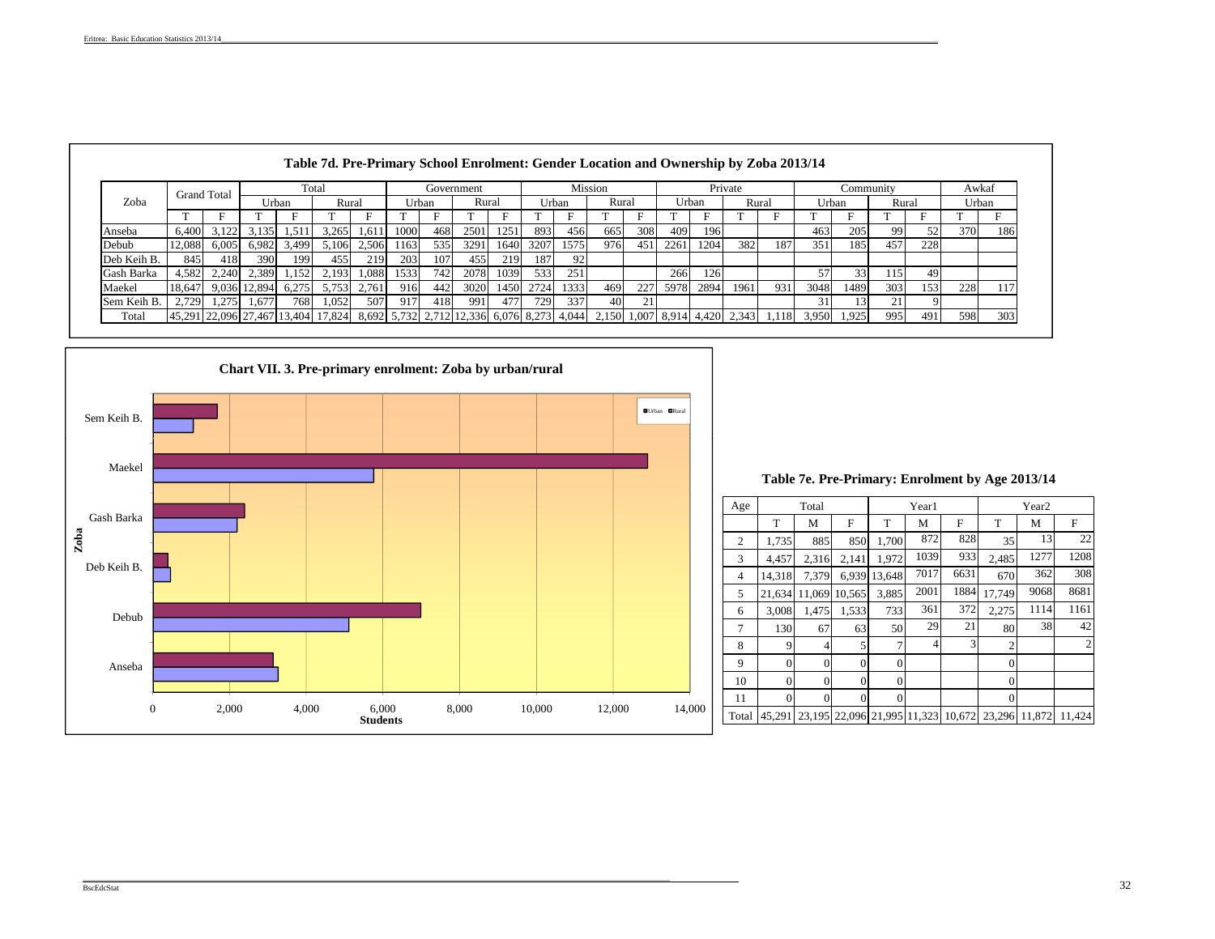**Table 7d. Pre-Primary School Enrolment: Gender Location and Ownership by Zoba 2013/14**

| Zoba | Grand Total | | Total | | | | Government | | | | Mission | | | | Private | | | | Community | | | | Awkaf | |
|---|---|---|---|---|---|---|---|---|---|---|---|---|---|---|---|---|---|---|---|---|---|---|---|---|
| | | | Urban | | Rural | | Urban | | Rural | | Urban | | Rural | | Urban | | Rural | | Urban | | Rural | | Urban | |
| | T | F | T | F | T | F | T | F | T | F | T | F | T | F | T | F | T | F | T | F | T | F | T | F |
| Anseba | 6,400 | 3,122 | 3,135 | 1,511 | 3,265 | 1,611 | 1000 | 468 | 2501 | 1251 | 893 | 456 | 665 | 308 | 409 | 196 | | | 463 | 205 | 99 | 52 | 370 | 186 |
| Debub | 12,088 | 6,005 | 6,982 | 3,499 | 5,106 | 2,506 | 1163 | 535 | 3291 | 1640 | 3207 | 1575 | 976 | 451 | 2261 | 1204 | 382 | 187 | 351 | 185 | 457 | 228 | | |
| Deb Keih B. | 845 | 418 | 390 | 199 | 455 | 219 | 203 | 107 | 455 | 219 | 187 | 92 | | | | | | | | | | | | |
| Gash Barka | 4,582 | 2,240 | 2,389 | 1,152 | 2,193 | 1,088 | 1533 | 742 | 2078 | 1039 | 533 | 251 | | | 266 | 126 | | | 57 | 33 | 115 | 49 | | |
| Maekel | 18,647 | 9,036 | 12,894 | 6,275 | 5,753 | 2,761 | 916 | 442 | 3020 | 1450 | 2724 | 1333 | 469 | 227 | 5978 | 2894 | 1961 | 931 | 3048 | 1489 | 303 | 153 | 228 | 117 |
| Sem Keih B. | 2,729 | 1,275 | 1,677 | 768 | 1,052 | 507 | 917 | 418 | 991 | 477 | 729 | 337 | 40 | 21 | | | | | 31 | 13 | 21 | 9 | | |
| Total | 45,291 | 22,096 | 27,467 | 13,404 | 17,824 | 8,692 | 5,732 | 2,712 | 12,336 | 6,076 | 8,273 | 4,044 | 2,150 | 1,007 | 8,914 | 4,420 | 2,343 | 1,118 | 3,950 | 1,925 | 995 | 491 | 598 | 303 |

**Chart VII. 3. Pre-primary enrolment: Zoba by urban/rural**

**Table 7e. Pre-Primary: Enrolment by Age 2013/14**

| Age | Total | | | Year1 | | | Year2 | | |
|---|---|---|---|---|---|---|---|---|---|
| | T | M | F | T | M | F | T | M | F |
| 2 | 1,735 | 885 | 850 | 1,700 | 872 | 828 | 35 | 13 | 22 |
| 3 | 4,457 | 2,316 | 2,141 | 1,972 | 1039 | 933 | 2,485 | 1277 | 1208 |
| 4 | 14,318 | 7,379 | 6,939 | 13,648 | 7017 | 6631 | 670 | 362 | 308 |
| 5 | 21,634 | 11,069 | 10,565 | 3,885 | 2001 | 1884 | 17,749 | 9068 | 8681 |
| 6 | 3,008 | 1,475 | 1,533 | 733 | 361 | 372 | 2,275 | 1114 | 1161 |
| 7 | 130 | 67 | 63 | 50 | 29 | 21 | 80 | 38 | 42 |
| 8 | 9 | 4 | 5 | 7 | 4 | 3 | 2 | | 2 |
| 9 | 0 | 0 | 0 | 0 | | | 0 | | |
| 10 | 0 | 0 | 0 | 0 | | | 0 | | |
| 11 | 0 | 0 | 0 | 0 | | | 0 | | |
| Total | 45,291 | 23,195 | 22,096 | 21,995 | 11,323 | 10,672 | 23,296 | 11,872 | 11,424 |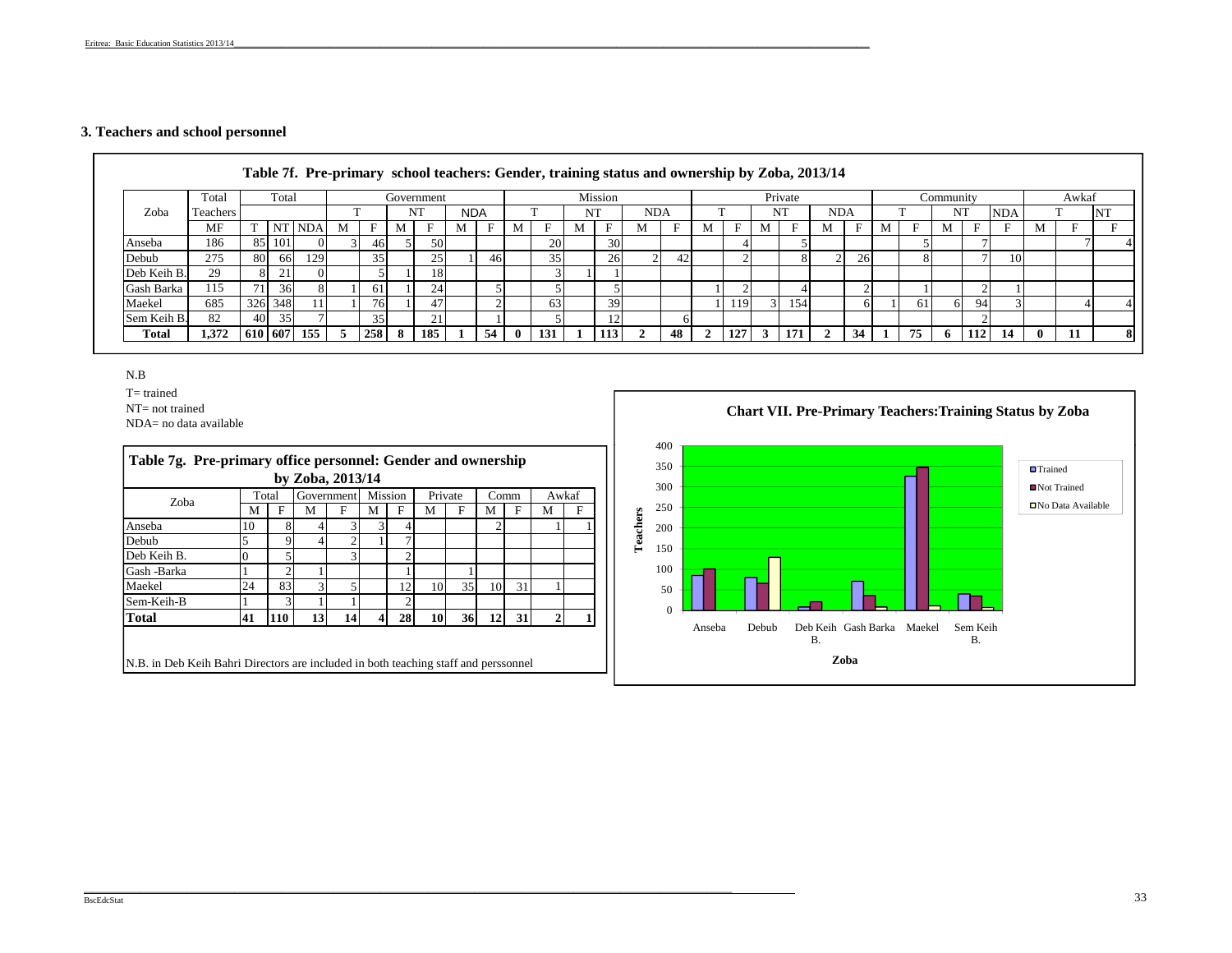## 3. Teachers and school personnel

**Table 7f. Pre-primary school teachers: Gender, training status and ownership by Zoba, 2013/14**

| Zoba | Total Teachers | Total | | | Government | | | | | | Mission | | | | | | Private | | | | | | Community | | | | | Awkaf | | |
|---|---|---|---|---|---|---|---|---|---|---|---|---|---|---|---|---|---|---|---|---|---|---|---|---|---|---|---|---|---|---|
| | | | | | T | | NT | | NDA | | T | | NT | | NDA | | T | | NT | | NDA | | T | | NT | | NDA | T | | NT |
| | MF | T | NT | NDA | M | F | M | F | M | F | M | F | M | F | M | F | M | F | M | F | M | F | M | F | M | F | F | M | F | F |
| Anseba | 186 | 85 | 101 | 0 | 3 | 46 | 5 | 50 | | | | 20 | | 30 | | | | 4 | | 5 | | | | 5 | | 7 | | | 7 | 4 |
| Debub | 275 | 80 | 66 | 129 | | 35 | | 25 | 1 | 46 | | 35 | | 26 | 2 | 42 | | 2 | | 8 | 2 | 26 | | 8 | | 7 | 10 | | | |
| Deb Keih B. | 29 | 8 | 21 | 0 | | 5 | 1 | 18 | | | | 3 | 1 | 1 | | | | | | | | | | | | | | | | |
| Gash Barka | 115 | 71 | 36 | 8 | 1 | 61 | 1 | 24 | | 5 | | 5 | | 5 | | | 1 | 2 | | 4 | | 2 | | 1 | | 2 | 1 | | | |
| Maekel | 685 | 326 | 348 | 11 | 1 | 76 | 1 | 47 | | 2 | | 63 | | 39 | | | 1 | 119 | 3 | 154 | | 6 | 1 | 61 | 6 | 94 | 3 | | 4 | 4 |
| Sem Keih B. | 82 | 40 | 35 | 7 | | 35 | | 21 | | 1 | | 5 | | 12 | | 6 | | | | | | | | | | 2 | | | | |
| **Total** | **1,372** | **610** | **607** | **155** | **5** | **258** | **8** | **185** | **1** | **54** | **0** | **131** | **1** | **113** | **2** | **48** | **2** | **127** | **3** | **171** | **2** | **34** | **1** | **75** | **6** | **112** | **14** | **0** | **11** | **8** |

N.B

T= trained

NT= not trained

NDA= no data available

**Table 7g. Pre-primary office personnel: Gender and ownership by Zoba, 2013/14**

| Zoba | Total | | Government | | Mission | | Private | | Comm | | Awkaf | |
|---|---|---|---|---|---|---|---|---|---|---|---|---|
| | M | F | M | F | M | F | M | F | M | F | M | F |
| Anseba | 10 | 8 | 4 | 3 | 3 | 4 | | | 2 | | 1 | 1 |
| Debub | 5 | 9 | 4 | 2 | 1 | 7 | | | | | | |
| Deb Keih B. | 0 | 5 | | 3 | | 2 | | | | | | |
| Gash -Barka | 1 | 2 | 1 | | | 1 | | 1 | | | | |
| Maekel | 24 | 83 | 3 | 5 | | 12 | 10 | 35 | 10 | 31 | 1 | |
| Sem-Keih-B | 1 | 3 | 1 | 1 | | 2 | | | | | | |
| **Total** | **41** | **110** | **13** | **14** | **4** | **28** | **10** | **36** | **12** | **31** | **2** | **1** |

N.B. in Deb Keih Bahri Directors are included in both teaching staff and perssonnel

**Chart VII. Pre-Primary Teachers:Training Status by Zoba**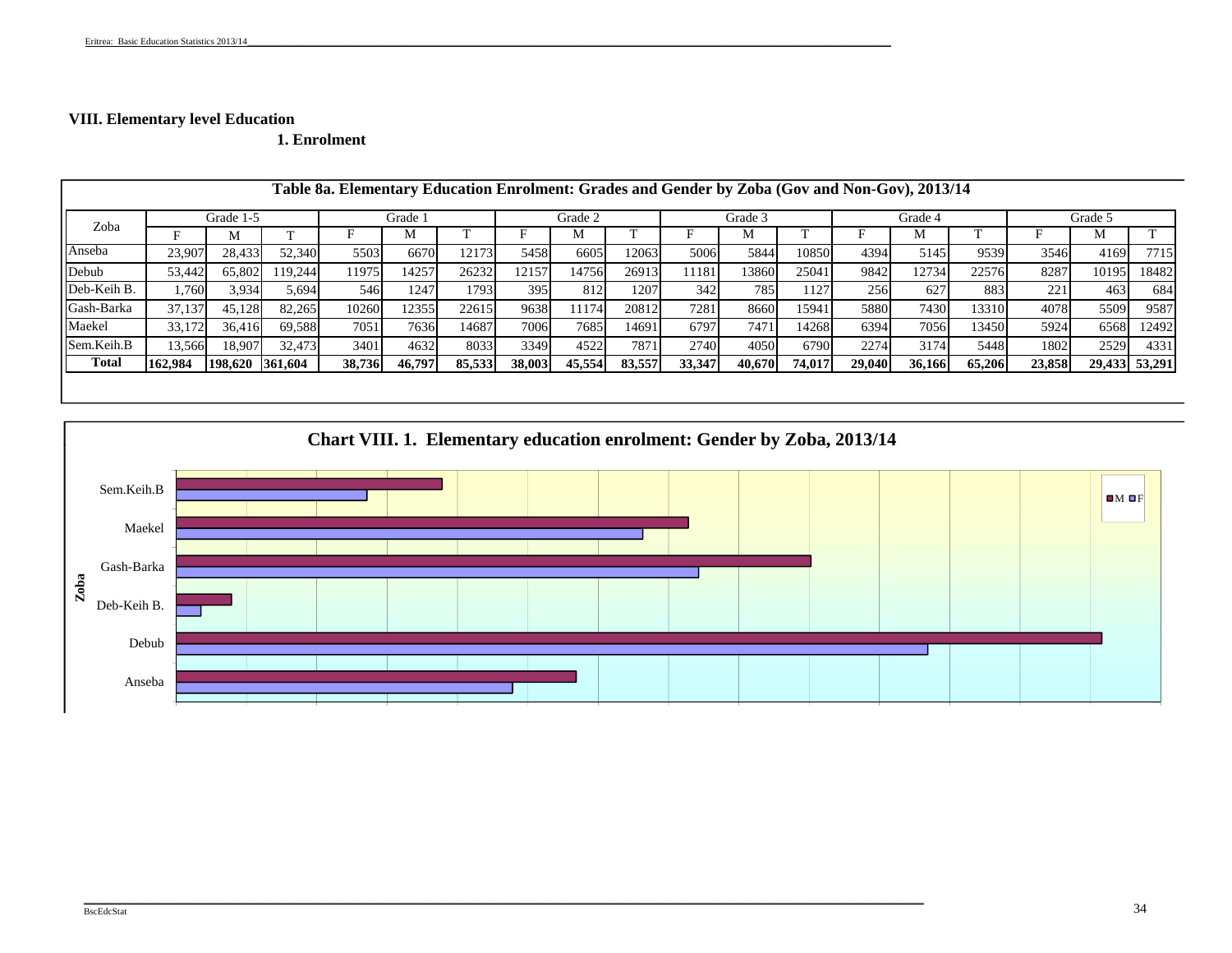## VIII. Elementary level Education

### 1. Enrolment

**Table 8a. Elementary Education Enrolment: Grades and Gender by Zoba (Gov and Non-Gov), 2013/14**

| Zoba | Grade 1-5 | | | Grade 1 | | | Grade 2 | | | Grade 3 | | | Grade 4 | | | Grade 5 | | |
|---|---|---|---|---|---|---|---|---|---|---|---|---|---|---|---|---|---|---|
| | F | M | T | F | M | T | F | M | T | F | M | T | F | M | T | F | M | T |
| Anseba | 23,907 | 28,433 | 52,340 | 5503 | 6670 | 12173 | 5458 | 6605 | 12063 | 5006 | 5844 | 10850 | 4394 | 5145 | 9539 | 3546 | 4169 | 7715 |
| Debub | 53,442 | 65,802 | 119,244 | 11975 | 14257 | 26232 | 12157 | 14756 | 26913 | 11181 | 13860 | 25041 | 9842 | 12734 | 22576 | 8287 | 10195 | 18482 |
| Deb-Keih B. | 1,760 | 3,934 | 5,694 | 546 | 1247 | 1793 | 395 | 812 | 1207 | 342 | 785 | 1127 | 256 | 627 | 883 | 221 | 463 | 684 |
| Gash-Barka | 37,137 | 45,128 | 82,265 | 10260 | 12355 | 22615 | 9638 | 11174 | 20812 | 7281 | 8660 | 15941 | 5880 | 7430 | 13310 | 4078 | 5509 | 9587 |
| Maekel | 33,172 | 36,416 | 69,588 | 7051 | 7636 | 14687 | 7006 | 7685 | 14691 | 6797 | 7471 | 14268 | 6394 | 7056 | 13450 | 5924 | 6568 | 12492 |
| Sem.Keih.B | 13,566 | 18,907 | 32,473 | 3401 | 4632 | 8033 | 3349 | 4522 | 7871 | 2740 | 4050 | 6790 | 2274 | 3174 | 5448 | 1802 | 2529 | 4331 |
| **Total** | **162,984** | **198,620** | **361,604** | **38,736** | **46,797** | **85,533** | **38,003** | **45,554** | **83,557** | **33,347** | **40,670** | **74,017** | **29,040** | **36,166** | **65,206** | **23,858** | **29,433** | **53,291** |

**Chart VIII. 1. Elementary education enrolment: Gender by Zoba, 2013/14**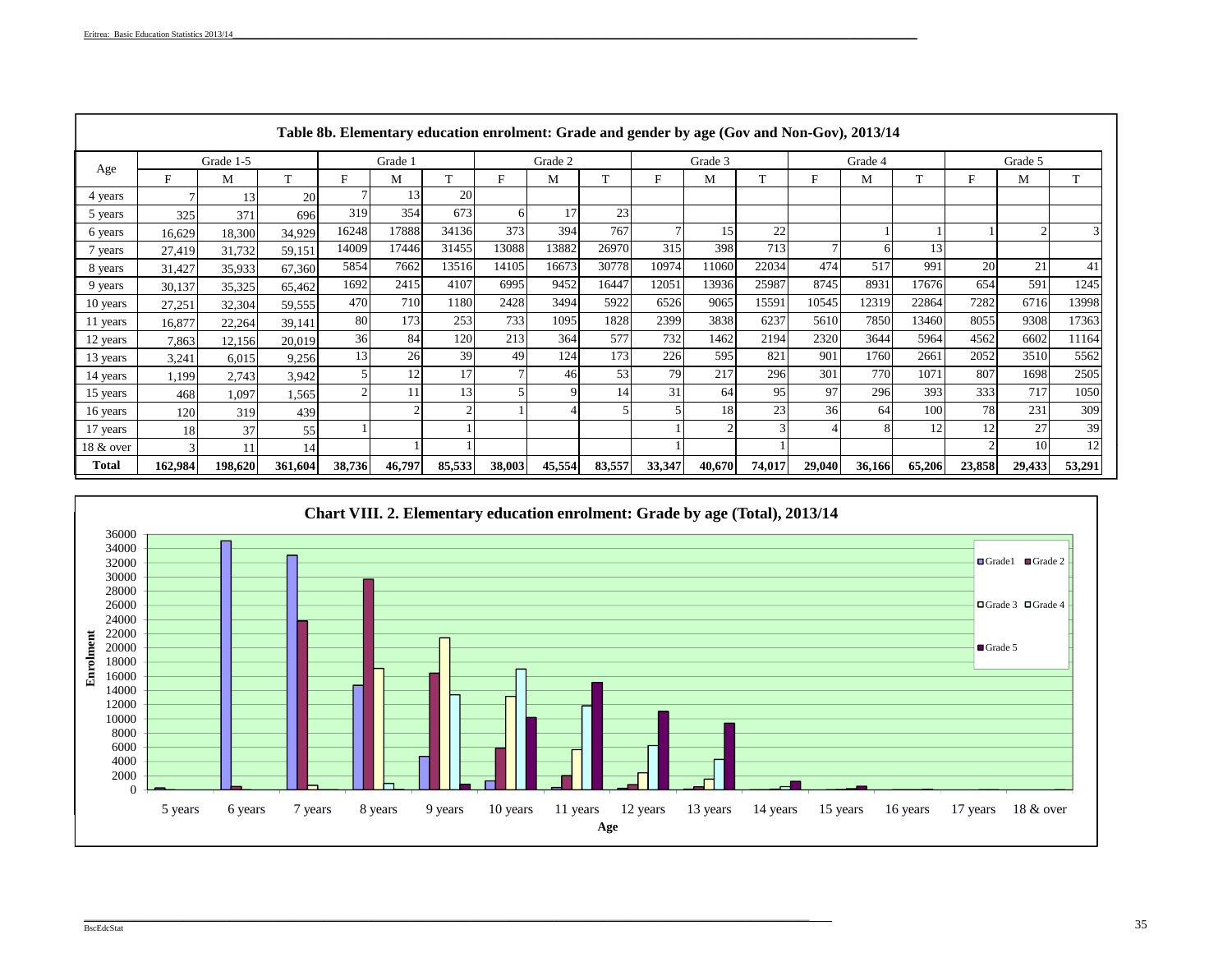## Table 8b. Elementary education enrolment: Grade and gender by age (Gov and Non-Gov), 2013/14

| Age | Grade 1-5 | | | Grade 1 | | | Grade 2 | | | Grade 3 | | | Grade 4 | | | Grade 5 | | |
|---|---|---|---|---|---|---|---|---|---|---|---|---|---|---|---|---|---|---|
| | F | M | T | F | M | T | F | M | T | F | M | T | F | M | T | F | M | T |
| 4 years | 7 | 13 | 20 | 7 | 13 | 20 | | | | | | | | | | | | |
| 5 years | 325 | 371 | 696 | 319 | 354 | 673 | 6 | 17 | 23 | | | | | | | | | |
| 6 years | 16,629 | 18,300 | 34,929 | 16248 | 17888 | 34136 | 373 | 394 | 767 | 7 | 15 | 22 | | 1 | 1 | 1 | 2 | 3 |
| 7 years | 27,419 | 31,732 | 59,151 | 14009 | 17446 | 31455 | 13088 | 13882 | 26970 | 315 | 398 | 713 | 7 | 6 | 13 | | | |
| 8 years | 31,427 | 35,933 | 67,360 | 5854 | 7662 | 13516 | 14105 | 16673 | 30778 | 10974 | 11060 | 22034 | 474 | 517 | 991 | 20 | 21 | 41 |
| 9 years | 30,137 | 35,325 | 65,462 | 1692 | 2415 | 4107 | 6995 | 9452 | 16447 | 12051 | 13936 | 25987 | 8745 | 8931 | 17676 | 654 | 591 | 1245 |
| 10 years | 27,251 | 32,304 | 59,555 | 470 | 710 | 1180 | 2428 | 3494 | 5922 | 6526 | 9065 | 15591 | 10545 | 12319 | 22864 | 7282 | 6716 | 13998 |
| 11 years | 16,877 | 22,264 | 39,141 | 80 | 173 | 253 | 733 | 1095 | 1828 | 2399 | 3838 | 6237 | 5610 | 7850 | 13460 | 8055 | 9308 | 17363 |
| 12 years | 7,863 | 12,156 | 20,019 | 36 | 84 | 120 | 213 | 364 | 577 | 732 | 1462 | 2194 | 2320 | 3644 | 5964 | 4562 | 6602 | 11164 |
| 13 years | 3,241 | 6,015 | 9,256 | 13 | 26 | 39 | 49 | 124 | 173 | 226 | 595 | 821 | 901 | 1760 | 2661 | 2052 | 3510 | 5562 |
| 14 years | 1,199 | 2,743 | 3,942 | 5 | 12 | 17 | 7 | 46 | 53 | 79 | 217 | 296 | 301 | 770 | 1071 | 807 | 1698 | 2505 |
| 15 years | 468 | 1,097 | 1,565 | 2 | 11 | 13 | 5 | 9 | 14 | 31 | 64 | 95 | 97 | 296 | 393 | 333 | 717 | 1050 |
| 16 years | 120 | 319 | 439 | | 2 | 2 | 1 | 4 | 5 | 5 | 18 | 23 | 36 | 64 | 100 | 78 | 231 | 309 |
| 17 years | 18 | 37 | 55 | 1 | | 1 | | | | 1 | 2 | 3 | 4 | 8 | 12 | 12 | 27 | 39 |
| 18 & over | 3 | 11 | 14 | | 1 | 1 | | | | 1 | | 1 | | | | 2 | 10 | 12 |
| **Total** | **162,984** | **198,620** | **361,604** | **38,736** | **46,797** | **85,533** | **38,003** | **45,554** | **83,557** | **33,347** | **40,670** | **74,017** | **29,040** | **36,166** | **65,206** | **23,858** | **29,433** | **53,291** |

## Chart VIII. 2. Elementary education enrolment: Grade by age (Total), 2013/14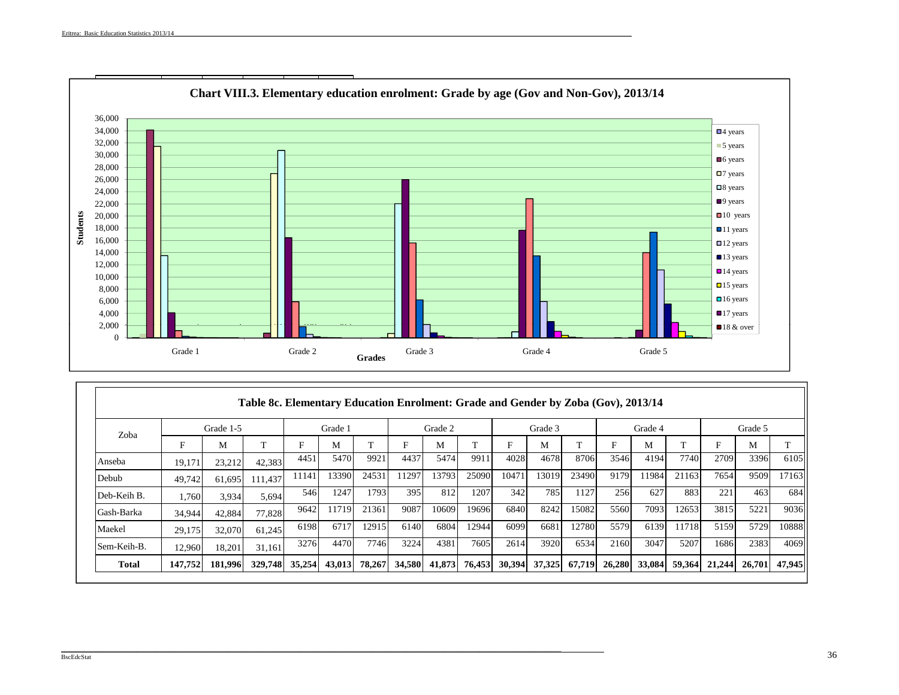**Chart VIII.3. Elementary education enrolment: Grade by age (Gov and Non-Gov), 2013/14**

**Table 8c. Elementary Education Enrolment: Grade and Gender by Zoba (Gov), 2013/14**

| Zoba | Grade 1-5 | | | Grade 1 | | | Grade 2 | | | Grade 3 | | | Grade 4 | | | Grade 5 | | |
|---|---|---|---|---|---|---|---|---|---|---|---|---|---|---|---|---|---|---|
| | F | M | T | F | M | T | F | M | T | F | M | T | F | M | T | F | M | T |
| Anseba | 19,171 | 23,212 | 42,383 | 4451 | 5470 | 9921 | 4437 | 5474 | 9911 | 4028 | 4678 | 8706 | 3546 | 4194 | 7740 | 2709 | 3396 | 6105 |
| Debub | 49,742 | 61,695 | 111,437 | 11141 | 13390 | 24531 | 11297 | 13793 | 25090 | 10471 | 13019 | 23490 | 9179 | 11984 | 21163 | 7654 | 9509 | 17163 |
| Deb-Keih B. | 1,760 | 3,934 | 5,694 | 546 | 1247 | 1793 | 395 | 812 | 1207 | 342 | 785 | 1127 | 256 | 627 | 883 | 221 | 463 | 684 |
| Gash-Barka | 34,944 | 42,884 | 77,828 | 9642 | 11719 | 21361 | 9087 | 10609 | 19696 | 6840 | 8242 | 15082 | 5560 | 7093 | 12653 | 3815 | 5221 | 9036 |
| Maekel | 29,175 | 32,070 | 61,245 | 6198 | 6717 | 12915 | 6140 | 6804 | 12944 | 6099 | 6681 | 12780 | 5579 | 6139 | 11718 | 5159 | 5729 | 10888 |
| Sem-Keih-B. | 12,960 | 18,201 | 31,161 | 3276 | 4470 | 7746 | 3224 | 4381 | 7605 | 2614 | 3920 | 6534 | 2160 | 3047 | 5207 | 1686 | 2383 | 4069 |
| **Total** | **147,752** | **181,996** | **329,748** | **35,254** | **43,013** | **78,267** | **34,580** | **41,873** | **76,453** | **30,394** | **37,325** | **67,719** | **26,280** | **33,084** | **59,364** | **21,244** | **26,701** | **47,945** |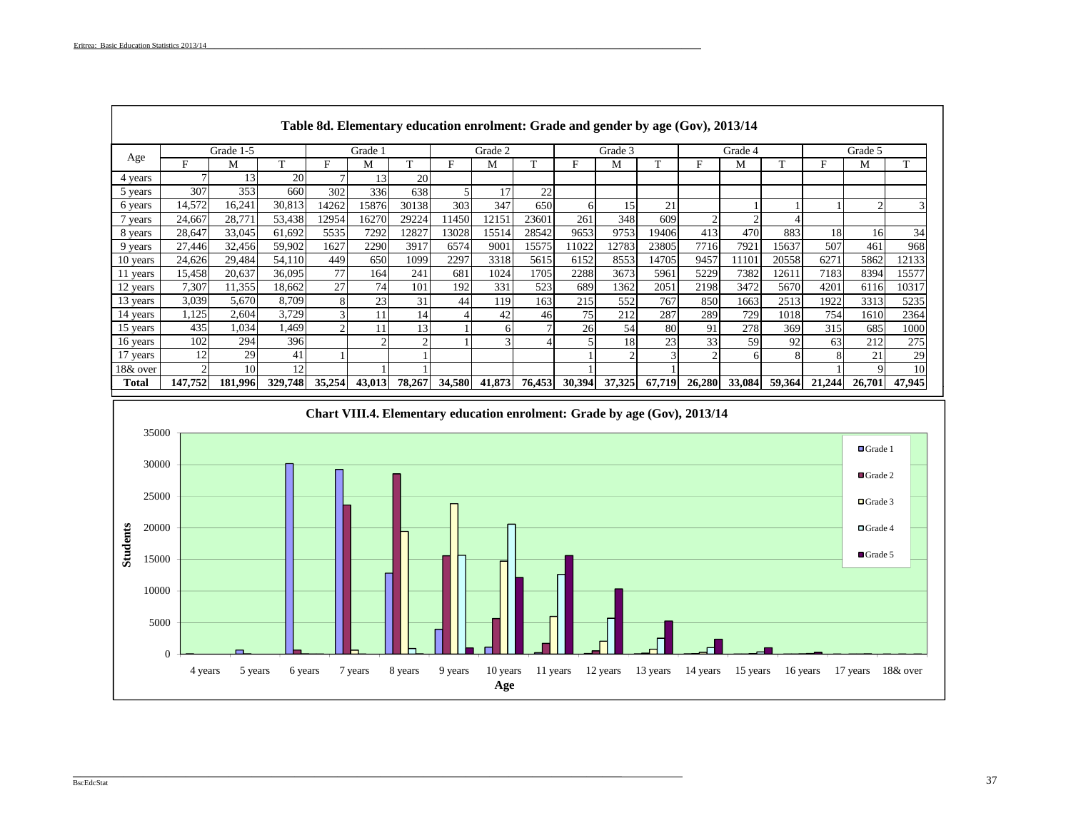### Table 8d. Elementary education enrolment: Grade and gender by age (Gov), 2013/14

| Age | Grade 1-5 | | | Grade 1 | | | Grade 2 | | | Grade 3 | | | Grade 4 | | | Grade 5 | | |
|---|---|---|---|---|---|---|---|---|---|---|---|---|---|---|---|---|---|---|
| | F | M | T | F | M | T | F | M | T | F | M | T | F | M | T | F | M | T |
| 4 years | 7 | 13 | 20 | 7 | 13 | 20 | | | | | | | | | | | | |
| 5 years | 307 | 353 | 660 | 302 | 336 | 638 | 5 | 17 | 22 | | | | | | | | | |
| 6 years | 14,572 | 16,241 | 30,813 | 14262 | 15876 | 30138 | 303 | 347 | 650 | 6 | 15 | 21 | | 1 | 1 | 1 | 2 | 3 |
| 7 years | 24,667 | 28,771 | 53,438 | 12954 | 16270 | 29224 | 11450 | 12151 | 23601 | 261 | 348 | 609 | 2 | 2 | 4 | | | |
| 8 years | 28,647 | 33,045 | 61,692 | 5535 | 7292 | 12827 | 13028 | 15514 | 28542 | 9653 | 9753 | 19406 | 413 | 470 | 883 | 18 | 16 | 34 |
| 9 years | 27,446 | 32,456 | 59,902 | 1627 | 2290 | 3917 | 6574 | 9001 | 15575 | 11022 | 12783 | 23805 | 7716 | 7921 | 15637 | 507 | 461 | 968 |
| 10 years | 24,626 | 29,484 | 54,110 | 449 | 650 | 1099 | 2297 | 3318 | 5615 | 6152 | 8553 | 14705 | 9457 | 11101 | 20558 | 6271 | 5862 | 12133 |
| 11 years | 15,458 | 20,637 | 36,095 | 77 | 164 | 241 | 681 | 1024 | 1705 | 2288 | 3673 | 5961 | 5229 | 7382 | 12611 | 7183 | 8394 | 15577 |
| 12 years | 7,307 | 11,355 | 18,662 | 27 | 74 | 101 | 192 | 331 | 523 | 689 | 1362 | 2051 | 2198 | 3472 | 5670 | 4201 | 6116 | 10317 |
| 13 years | 3,039 | 5,670 | 8,709 | 8 | 23 | 31 | 44 | 119 | 163 | 215 | 552 | 767 | 850 | 1663 | 2513 | 1922 | 3313 | 5235 |
| 14 years | 1,125 | 2,604 | 3,729 | 3 | 11 | 14 | 4 | 42 | 46 | 75 | 212 | 287 | 289 | 729 | 1018 | 754 | 1610 | 2364 |
| 15 years | 435 | 1,034 | 1,469 | 2 | 11 | 13 | 1 | 6 | 7 | 26 | 54 | 80 | 91 | 278 | 369 | 315 | 685 | 1000 |
| 16 years | 102 | 294 | 396 | | 2 | 2 | 1 | 3 | 4 | 5 | 18 | 23 | 33 | 59 | 92 | 63 | 212 | 275 |
| 17 years | 12 | 29 | 41 | 1 | | 1 | | | | 1 | 2 | 3 | 2 | 6 | 8 | 8 | 21 | 29 |
| 18& over | 2 | 10 | 12 | | 1 | 1 | | | | 1 | | 1 | | | | 1 | 9 | 10 |
| **Total** | **147,752** | **181,996** | **329,748** | **35,254** | **43,013** | **78,267** | **34,580** | **41,873** | **76,453** | **30,394** | **37,325** | **67,719** | **26,280** | **33,084** | **59,364** | **21,244** | **26,701** | **47,945** |

**Chart VIII.4. Elementary education enrolment: Grade by age (Gov), 2013/14**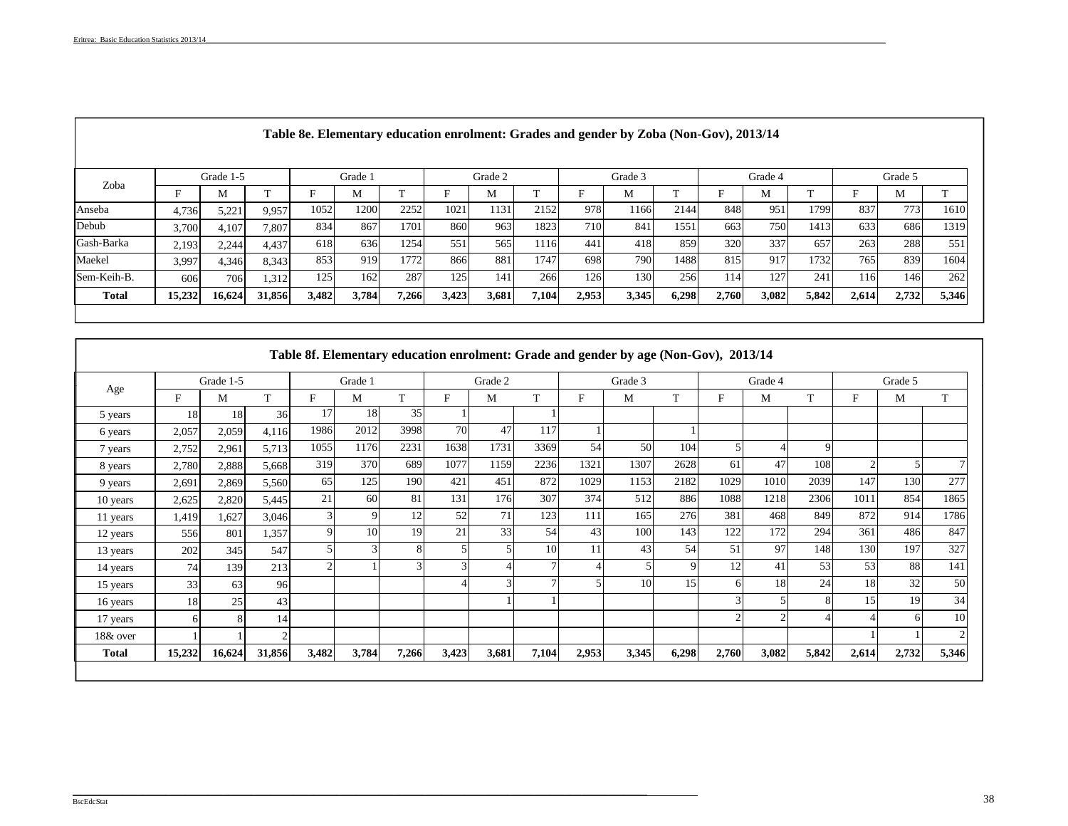**Table 8e. Elementary education enrolment: Grades and gender by Zoba (Non-Gov), 2013/14**

| Zoba | Grade 1-5 | | | Grade 1 | | | Grade 2 | | | Grade 3 | | | Grade 4 | | | Grade 5 | | |
|---|---|---|---|---|---|---|---|---|---|---|---|---|---|---|---|---|---|---|
| | F | M | T | F | M | T | F | M | T | F | M | T | F | M | T | F | M | T |
| Anseba | 4,736 | 5,221 | 9,957 | 1052 | 1200 | 2252 | 1021 | 1131 | 2152 | 978 | 1166 | 2144 | 848 | 951 | 1799 | 837 | 773 | 1610 |
| Debub | 3,700 | 4,107 | 7,807 | 834 | 867 | 1701 | 860 | 963 | 1823 | 710 | 841 | 1551 | 663 | 750 | 1413 | 633 | 686 | 1319 |
| Gash-Barka | 2,193 | 2,244 | 4,437 | 618 | 636 | 1254 | 551 | 565 | 1116 | 441 | 418 | 859 | 320 | 337 | 657 | 263 | 288 | 551 |
| Maekel | 3,997 | 4,346 | 8,343 | 853 | 919 | 1772 | 866 | 881 | 1747 | 698 | 790 | 1488 | 815 | 917 | 1732 | 765 | 839 | 1604 |
| Sem-Keih-B. | 606 | 706 | 1,312 | 125 | 162 | 287 | 125 | 141 | 266 | 126 | 130 | 256 | 114 | 127 | 241 | 116 | 146 | 262 |
| **Total** | **15,232** | **16,624** | **31,856** | **3,482** | **3,784** | **7,266** | **3,423** | **3,681** | **7,104** | **2,953** | **3,345** | **6,298** | **2,760** | **3,082** | **5,842** | **2,614** | **2,732** | **5,346** |

**Table 8f. Elementary education enrolment: Grade and gender by age (Non-Gov), 2013/14**

| Age | Grade 1-5 | | | Grade 1 | | | Grade 2 | | | Grade 3 | | | Grade 4 | | | Grade 5 | | |
|---|---|---|---|---|---|---|---|---|---|---|---|---|---|---|---|---|---|---|
| | F | M | T | F | M | T | F | M | T | F | M | T | F | M | T | F | M | T |
| 5 years | 18 | 18 | 36 | 17 | 18 | 35 | 1 | | 1 | | | | | | | | | |
| 6 years | 2,057 | 2,059 | 4,116 | 1986 | 2012 | 3998 | 70 | 47 | 117 | 1 | | 1 | | | | | | |
| 7 years | 2,752 | 2,961 | 5,713 | 1055 | 1176 | 2231 | 1638 | 1731 | 3369 | 54 | 50 | 104 | 5 | 4 | 9 | | | |
| 8 years | 2,780 | 2,888 | 5,668 | 319 | 370 | 689 | 1077 | 1159 | 2236 | 1321 | 1307 | 2628 | 61 | 47 | 108 | 2 | 5 | 7 |
| 9 years | 2,691 | 2,869 | 5,560 | 65 | 125 | 190 | 421 | 451 | 872 | 1029 | 1153 | 2182 | 1029 | 1010 | 2039 | 147 | 130 | 277 |
| 10 years | 2,625 | 2,820 | 5,445 | 21 | 60 | 81 | 131 | 176 | 307 | 374 | 512 | 886 | 1088 | 1218 | 2306 | 1011 | 854 | 1865 |
| 11 years | 1,419 | 1,627 | 3,046 | 3 | 9 | 12 | 52 | 71 | 123 | 111 | 165 | 276 | 381 | 468 | 849 | 872 | 914 | 1786 |
| 12 years | 556 | 801 | 1,357 | 9 | 10 | 19 | 21 | 33 | 54 | 43 | 100 | 143 | 122 | 172 | 294 | 361 | 486 | 847 |
| 13 years | 202 | 345 | 547 | 5 | 3 | 8 | 5 | 5 | 10 | 11 | 43 | 54 | 51 | 97 | 148 | 130 | 197 | 327 |
| 14 years | 74 | 139 | 213 | 2 | 1 | 3 | 3 | 4 | 7 | 4 | 5 | 9 | 12 | 41 | 53 | 53 | 88 | 141 |
| 15 years | 33 | 63 | 96 | | | | 4 | 3 | 7 | 5 | 10 | 15 | 6 | 18 | 24 | 18 | 32 | 50 |
| 16 years | 18 | 25 | 43 | | | | | 1 | 1 | | | | 3 | 5 | 8 | 15 | 19 | 34 |
| 17 years | 6 | 8 | 14 | | | | | | | | | | 2 | 2 | 4 | 4 | 6 | 10 |
| 18& over | 1 | 1 | 2 | | | | | | | | | | | | | 1 | 1 | 2 |
| **Total** | **15,232** | **16,624** | **31,856** | **3,482** | **3,784** | **7,266** | **3,423** | **3,681** | **7,104** | **2,953** | **3,345** | **6,298** | **2,760** | **3,082** | **5,842** | **2,614** | **2,732** | **5,346** |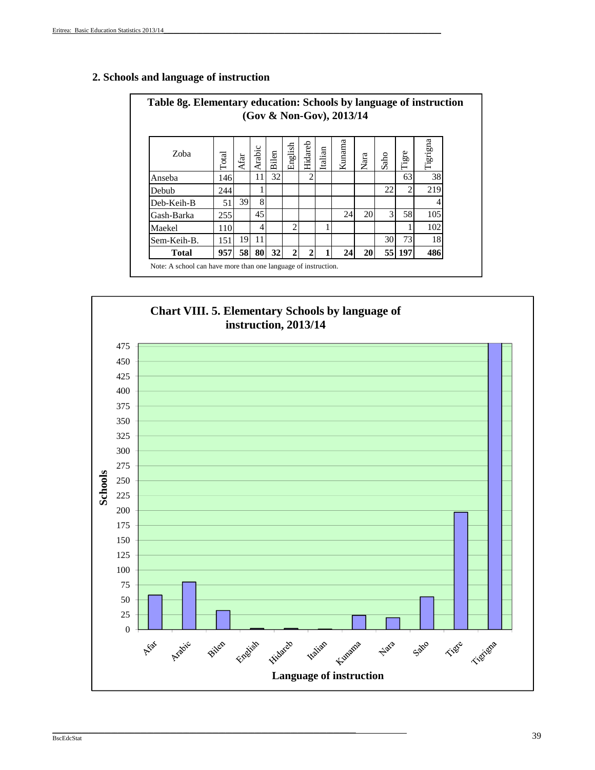## 2. Schools and language of instruction

**Table 8g. Elementary education: Schools by language of instruction (Gov & Non-Gov), 2013/14**

| Zoba | Total | Afar | Arabic | Bilen | English | Hidareb | Italian | Kunama | Nara | Saho | Tigre | Tigrigna |
|---|---|---|---|---|---|---|---|---|---|---|---|---|
| Anseba | 146 | | 11 | 32 | | 2 | | | | | 63 | 38 |
| Debub | 244 | | 1 | | | | | | | 22 | 2 | 219 |
| Deb-Keih-B | 51 | 39 | 8 | | | | | | | | | 4 |
| Gash-Barka | 255 | | 45 | | | | | 24 | 20 | 3 | 58 | 105 |
| Maekel | 110 | | 4 | | 2 | | 1 | | | | 1 | 102 |
| Sem-Keih-B. | 151 | 19 | 11 | | | | | | | 30 | 73 | 18 |
| **Total** | **957** | **58** | **80** | **32** | **2** | **2** | **1** | **24** | **20** | **55** | **197** | **486** |

Note: A school can have more than one language of instruction.

**Chart VIII. 5. Elementary Schools by language of instruction, 2013/14**

| Language of instruction | Schools |
|---|---|
| Afar | 58 |
| Arabic | 80 |
| Bilen | 32 |
| English | 2 |
| Hidareb | 2 |
| Italian | 1 |
| Kunama | 24 |
| Nara | 20 |
| Saho | 55 |
| Tigre | 197 |
| Tigrigna | 486 |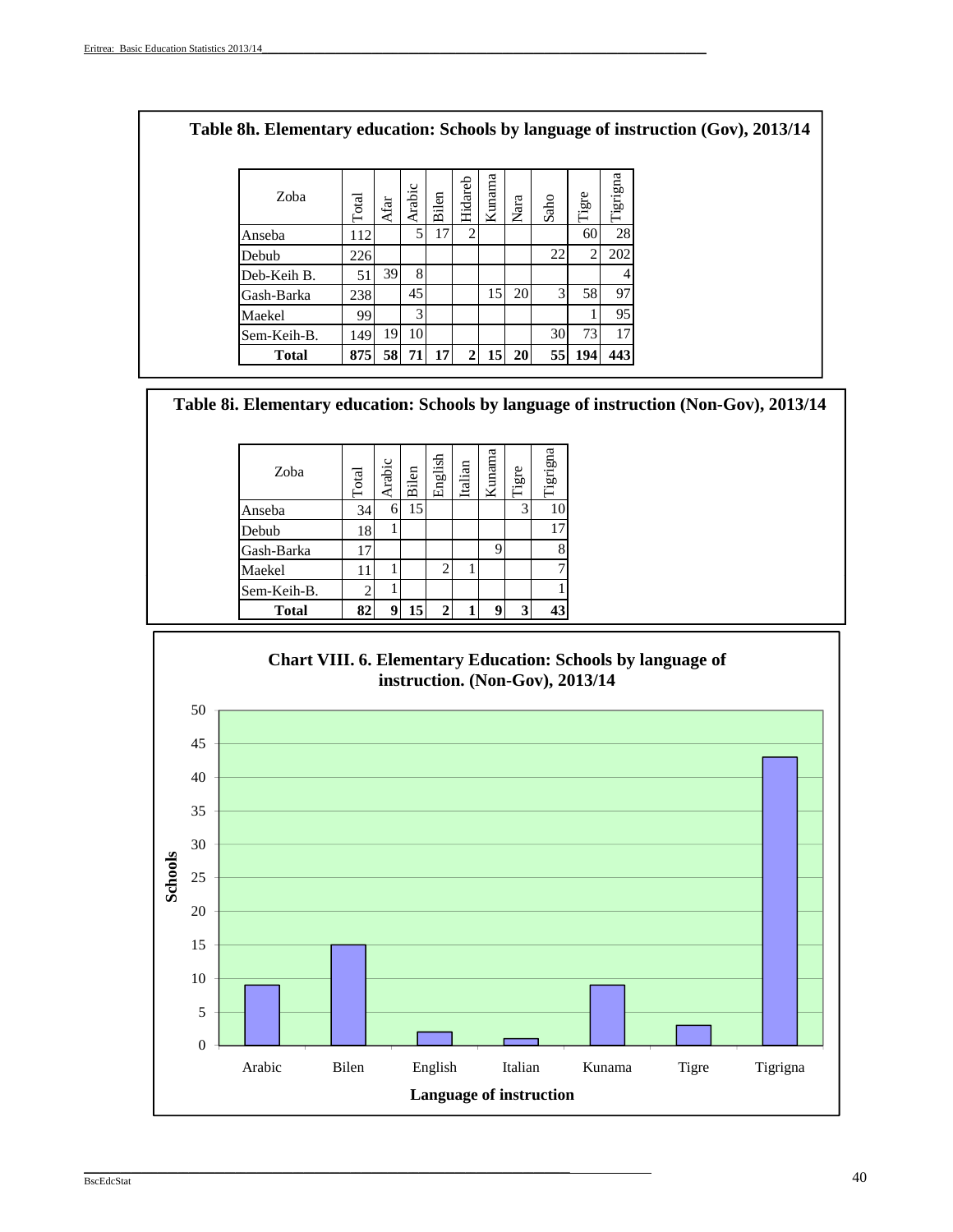## Table 8h. Elementary education: Schools by language of instruction (Gov), 2013/14

| Zoba | Total | Afar | Arabic | Bilen | Hidareb | Kunama | Nara | Saho | Tigre | Tigrigna |
|---|---|---|---|---|---|---|---|---|---|---|
| Anseba | 112 | | 5 | 17 | 2 | | | | 60 | 28 |
| Debub | 226 | | | | | | | 22 | 2 | 202 |
| Deb-Keih B. | 51 | 39 | 8 | | | | | | | 4 |
| Gash-Barka | 238 | | 45 | | | 15 | 20 | 3 | 58 | 97 |
| Maekel | 99 | | 3 | | | | | | 1 | 95 |
| Sem-Keih-B. | 149 | 19 | 10 | | | | | 30 | 73 | 17 |
| **Total** | **875** | **58** | **71** | **17** | **2** | **15** | **20** | **55** | **194** | **443** |

## Table 8i. Elementary education: Schools by language of instruction (Non-Gov), 2013/14

| Zoba | Total | Arabic | Bilen | English | Italian | Kunama | Tigre | Tigrigna |
|---|---|---|---|---|---|---|---|---|
| Anseba | 34 | 6 | 15 | | | | 3 | 10 |
| Debub | 18 | 1 | | | | | | 17 |
| Gash-Barka | 17 | | | | | 9 | | 8 |
| Maekel | 11 | 1 | | 2 | 1 | | | 7 |
| Sem-Keih-B. | 2 | 1 | | | | | | 1 |
| **Total** | **82** | **9** | **15** | **2** | **1** | **9** | **3** | **43** |

### Chart VIII. 6. Elementary Education: Schools by language of instruction. (Non-Gov), 2013/14

| Language of instruction | Schools |
|---|---|
| Arabic | 9 |
| Bilen | 15 |
| English | 2 |
| Italian | 1 |
| Kunama | 9 |
| Tigre | 3 |
| Tigrigna | 43 |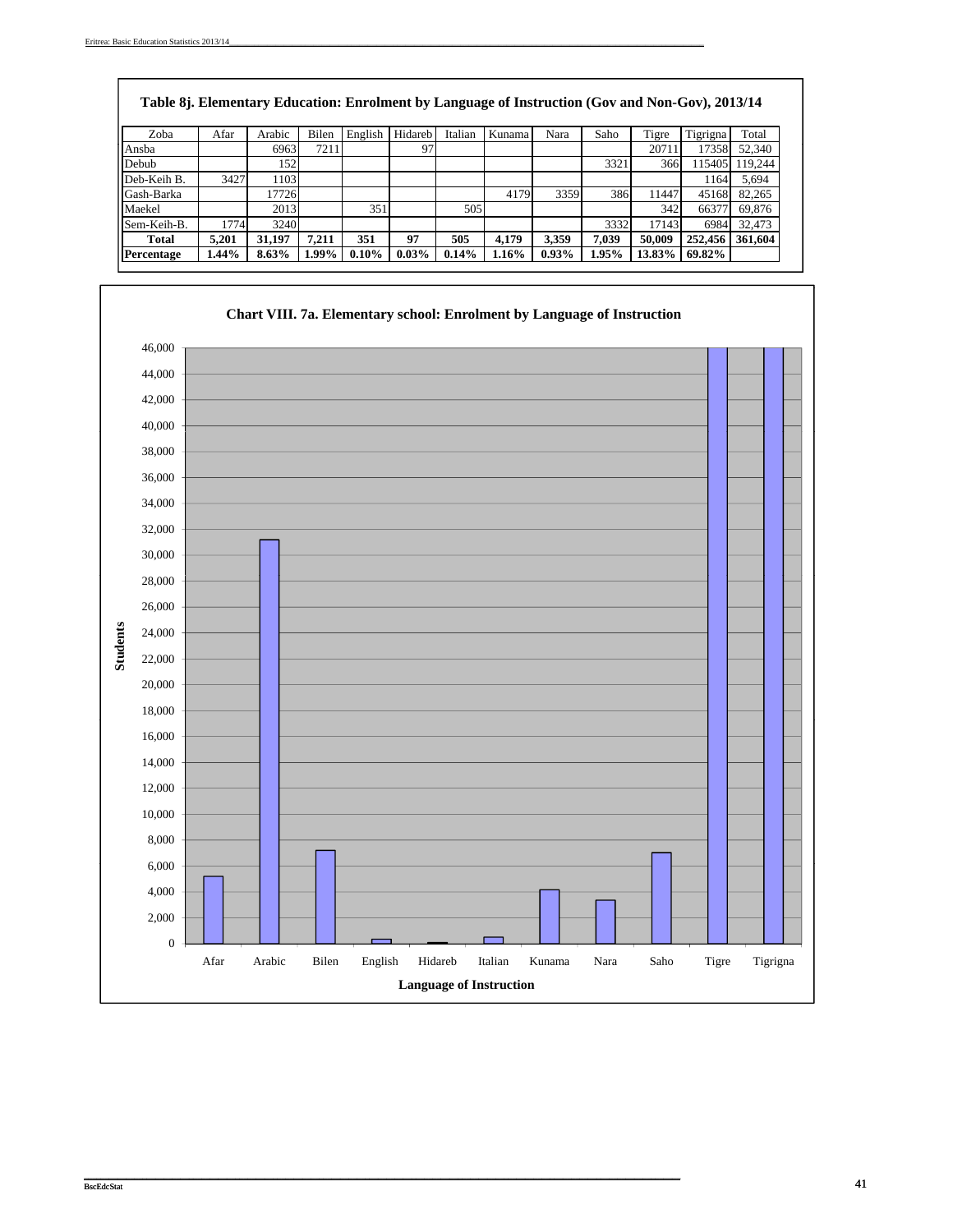**Table 8j. Elementary Education: Enrolment by Language of Instruction (Gov and Non-Gov), 2013/14**

| Zoba | Afar | Arabic | Bilen | English | Hidareb | Italian | Kunama | Nara | Saho | Tigre | Tigrigna | Total |
|---|---|---|---|---|---|---|---|---|---|---|---|---|
| Ansba | | 6963 | 7211 | | 97 | | | | | 20711 | 17358 | 52,340 |
| Debub | | 152 | | | | | | | 3321 | 366 | 115405 | 119,244 |
| Deb-Keih B. | 3427 | 1103 | | | | | | | | | 1164 | 5,694 |
| Gash-Barka | | 17726 | | | | | 4179 | 3359 | 386 | 11447 | 45168 | 82,265 |
| Maekel | | 2013 | | 351 | | 505 | | | | 342 | 66377 | 69,876 |
| Sem-Keih-B. | 1774 | 3240 | | | | | | | 3332 | 17143 | 6984 | 32,473 |
| **Total** | **5,201** | **31,197** | **7,211** | **351** | **97** | **505** | **4,179** | **3,359** | **7,039** | **50,009** | **252,456** | **361,604** |
| **Percentage** | **1.44%** | **8.63%** | **1.99%** | **0.10%** | **0.03%** | **0.14%** | **1.16%** | **0.93%** | **1.95%** | **13.83%** | **69.82%** | |

**Chart VIII. 7a. Elementary school: Enrolment by Language of Instruction**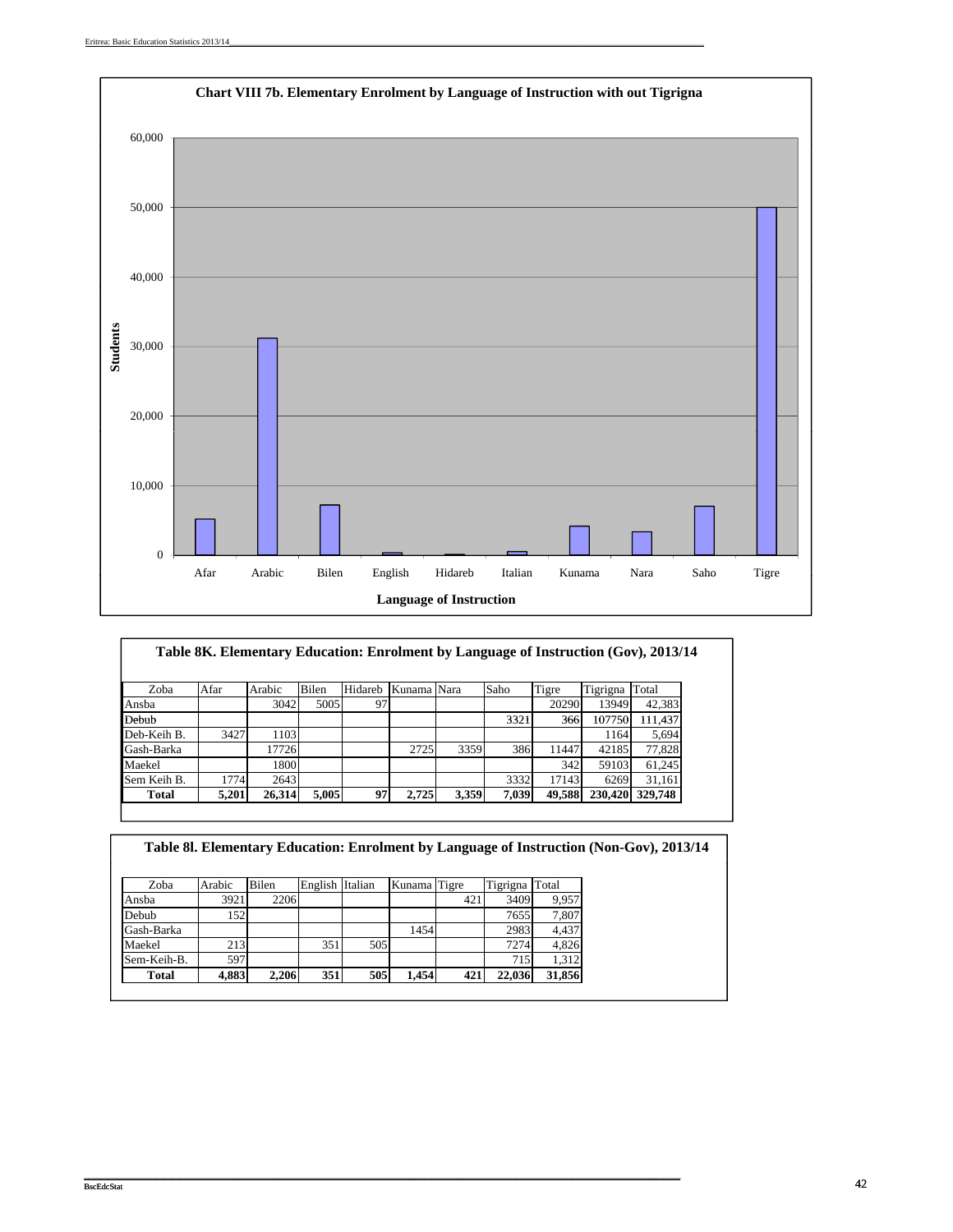## Chart VIII 7b. Elementary Enrolment by Language of Instruction with out Tigrigna

Students (0 – 60,000) by Language of Instruction: Afar, Arabic, Bilen, English, Hidareb, Italian, Kunama, Nara, Saho, Tigre

### Table 8K. Elementary Education: Enrolment by Language of Instruction (Gov), 2013/14

| Zoba | Afar | Arabic | Bilen | Hidareb | Kunama | Nara | Saho | Tigre | Tigrigna | Total |
|---|---|---|---|---|---|---|---|---|---|---|
| Ansba | | 3042 | 5005 | 97 | | | | 20290 | 13949 | 42,383 |
| Debub | | | | | | | 3321 | 366 | 107750 | 111,437 |
| Deb-Keih B. | 3427 | 1103 | | | | | | | 1164 | 5,694 |
| Gash-Barka | | 17726 | | | 2725 | 3359 | 386 | 11447 | 42185 | 77,828 |
| Maekel | | 1800 | | | | | | 342 | 59103 | 61,245 |
| Sem Keih B. | 1774 | 2643 | | | | | 3332 | 17143 | 6269 | 31,161 |
| **Total** | **5,201** | **26,314** | **5,005** | **97** | **2,725** | **3,359** | **7,039** | **49,588** | **230,420** | **329,748** |

### Table 8l. Elementary Education: Enrolment by Language of Instruction (Non-Gov), 2013/14

| Zoba | Arabic | Bilen | English | Italian | Kunama | Tigre | Tigrigna | Total |
|---|---|---|---|---|---|---|---|---|
| Ansba | 3921 | 2206 | | | | 421 | 3409 | 9,957 |
| Debub | 152 | | | | | | 7655 | 7,807 |
| Gash-Barka | | | | | 1454 | | 2983 | 4,437 |
| Maekel | 213 | | 351 | 505 | | | 7274 | 4,826 |
| Sem-Keih-B. | 597 | | | | | | 715 | 1,312 |
| **Total** | **4,883** | **2,206** | **351** | **505** | **1,454** | **421** | **22,036** | **31,856** |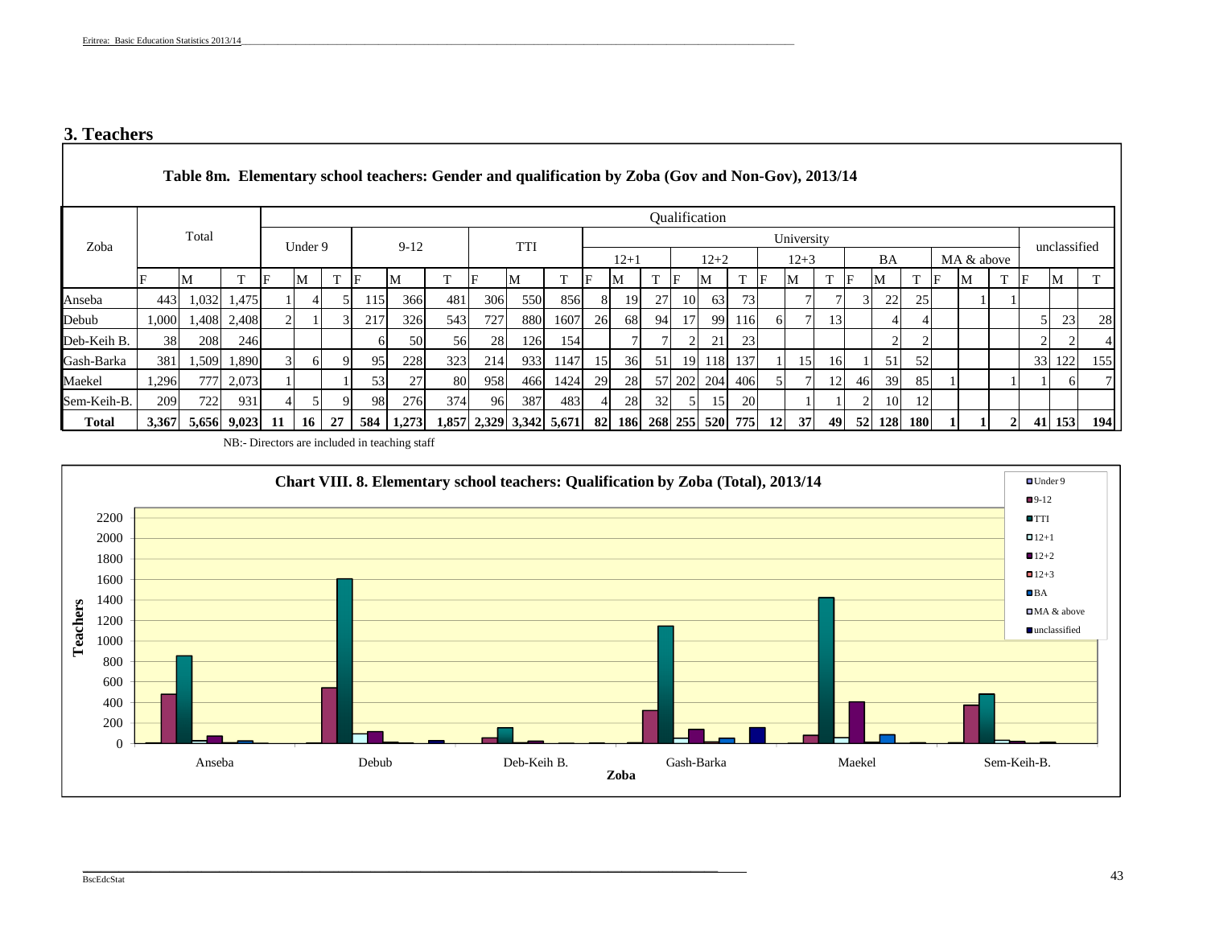## 3. Teachers

**Table 8m. Elementary school teachers: Gender and qualification by Zoba (Gov and Non-Gov), 2013/14**

| Zoba | Total | | | Qualification | | | | | | | | | | | | | | | | | | | | | | | | | | |
|---|---|---|---|---|---|---|---|---|---|---|---|---|---|---|---|---|---|---|---|---|---|---|---|---|---|---|---|---|---|---|
| | | | | Under 9 | | | 9-12 | | | TTI | | | University | | | | | | | | | | | | | | | unclassified | | |
| | | | | | | | | | | | | | 12+1 | | | 12+2 | | | 12+3 | | | BA | | | MA & above | | | | | |
| | F | M | T | F | M | T | F | M | T | F | M | T | F | M | T | F | M | T | F | M | T | F | M | T | F | M | T | F | M | T |
| Anseba | 443 | 1,032 | 1,475 | 1 | 4 | 5 | 115 | 366 | 481 | 306 | 550 | 856 | 8 | 19 | 27 | 10 | 63 | 73 | | 7 | 7 | 3 | 22 | 25 | | 1 | 1 | | | |
| Debub | 1,000 | 1,408 | 2,408 | 2 | 1 | 3 | 217 | 326 | 543 | 727 | 880 | 1607 | 26 | 68 | 94 | 17 | 99 | 116 | 6 | 7 | 13 | | 4 | 4 | | | | 5 | 23 | 28 |
| Deb-Keih B. | 38 | 208 | 246 | | | | 6 | 50 | 56 | 28 | 126 | 154 | | 7 | 7 | 2 | 21 | 23 | | | | | 2 | 2 | | | | 2 | 2 | 4 |
| Gash-Barka | 381 | 1,509 | 1,890 | 3 | 6 | 9 | 95 | 228 | 323 | 214 | 933 | 1147 | 15 | 36 | 51 | 19 | 118 | 137 | 1 | 15 | 16 | 1 | 51 | 52 | | | | 33 | 122 | 155 |
| Maekel | 1,296 | 777 | 2,073 | 1 | | 1 | 53 | 27 | 80 | 958 | 466 | 1424 | 29 | 28 | 57 | 202 | 204 | 406 | 5 | 7 | 12 | 46 | 39 | 85 | 1 | | 1 | 1 | 6 | 7 |
| Sem-Keih-B. | 209 | 722 | 931 | 4 | 5 | 9 | 98 | 276 | 374 | 96 | 387 | 483 | 4 | 28 | 32 | 5 | 15 | 20 | | 1 | 1 | 2 | 10 | 12 | | | | | | |
| **Total** | **3,367** | **5,656** | **9,023** | **11** | **16** | **27** | **584** | **1,273** | **1,857** | **2,329** | **3,342** | **5,671** | **82** | **186** | **268** | **255** | **520** | **775** | **12** | **37** | **49** | **52** | **128** | **180** | **1** | **1** | **2** | **41** | **153** | **194** |

NB:- Directors are included in teaching staff

**Chart VIII. 8. Elementary school teachers: Qualification by Zoba (Total), 2013/14**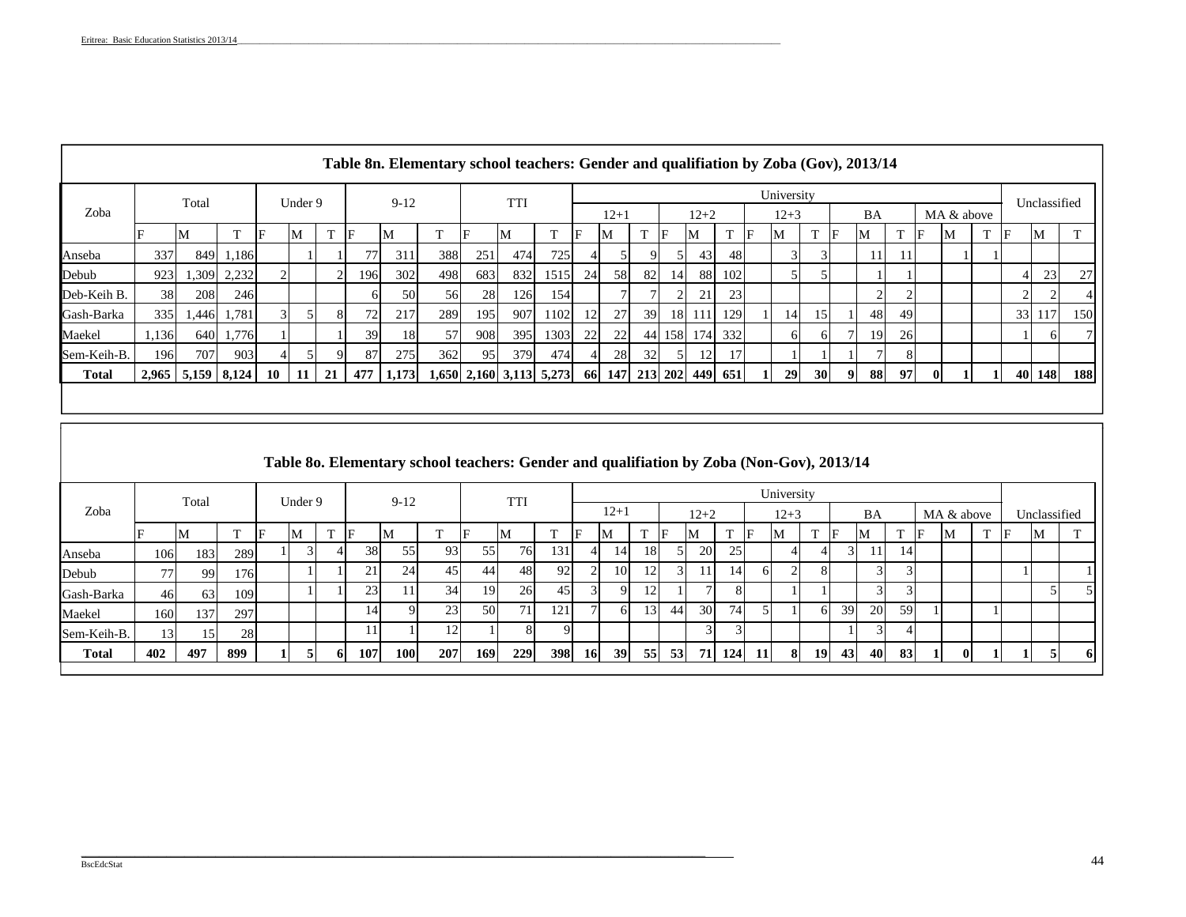**Table 8n. Elementary school teachers: Gender and qualifiation by Zoba (Gov), 2013/14**

| Zoba | Total | | | Under 9 | | | 9-12 | | | TTI | | | University | | | | | | | | | | | | | | | Unclassified | | |
|---|---|---|---|---|---|---|---|---|---|---|---|---|---|---|---|---|---|---|---|---|---|---|---|---|---|---|---|---|---|---|
| | | | | | | | | | | | | | 12+1 | | | 12+2 | | | 12+3 | | | BA | | | MA & above | | | | | |
| | F | M | T | F | M | T | F | M | T | F | M | T | F | M | T | F | M | T | F | M | T | F | M | T | F | M | T | F | M | T |
| Anseba | 337 | 849 | 1,186 | | 1 | 1 | 77 | 311 | 388 | 251 | 474 | 725 | 4 | 5 | 9 | 5 | 43 | 48 | | 3 | 3 | | 11 | 11 | | 1 | 1 | | | |
| Debub | 923 | 1,309 | 2,232 | 2 | | 2 | 196 | 302 | 498 | 683 | 832 | 1515 | 24 | 58 | 82 | 14 | 88 | 102 | | 5 | 5 | | 1 | 1 | | | | 4 | 23 | 27 |
| Deb-Keih B. | 38 | 208 | 246 | | | | 6 | 50 | 56 | 28 | 126 | 154 | | 7 | 7 | 2 | 21 | 23 | | | | | 2 | 2 | | | | 2 | 2 | 4 |
| Gash-Barka | 335 | 1,446 | 1,781 | 3 | 5 | 8 | 72 | 217 | 289 | 195 | 907 | 1102 | 12 | 27 | 39 | 18 | 111 | 129 | 1 | 14 | 15 | 1 | 48 | 49 | | | | 33 | 117 | 150 |
| Maekel | 1,136 | 640 | 1,776 | 1 | | 1 | 39 | 18 | 57 | 908 | 395 | 1303 | 22 | 22 | 44 | 158 | 174 | 332 | | 6 | 6 | 7 | 19 | 26 | | | | 1 | 6 | 7 |
| Sem-Keih-B. | 196 | 707 | 903 | 4 | 5 | 9 | 87 | 275 | 362 | 95 | 379 | 474 | 4 | 28 | 32 | 5 | 12 | 17 | | 1 | 1 | 1 | 7 | 8 | | | | | | |
| **Total** | **2,965** | **5,159** | **8,124** | **10** | **11** | **21** | **477** | **1,173** | **1,650** | **2,160** | **3,113** | **5,273** | **66** | **147** | **213** | **202** | **449** | **651** | **1** | **29** | **30** | **9** | **88** | **97** | **0** | **1** | **1** | **40** | **148** | **188** |

**Table 8o. Elementary school teachers: Gender and qualifiation by Zoba (Non-Gov), 2013/14**

| Zoba | Total | | | Under 9 | | | 9-12 | | | TTI | | | University | | | | | | | | | | | | | | | Unclassified | | |
|---|---|---|---|---|---|---|---|---|---|---|---|---|---|---|---|---|---|---|---|---|---|---|---|---|---|---|---|---|---|---|
| | | | | | | | | | | | | | 12+1 | | | 12+2 | | | 12+3 | | | BA | | | MA & above | | | | | |
| | F | M | T | F | M | T | F | M | T | F | M | T | F | M | T | F | M | T | F | M | T | F | M | T | F | M | T | F | M | T |
| Anseba | 106 | 183 | 289 | 1 | 3 | 4 | 38 | 55 | 93 | 55 | 76 | 131 | 4 | 14 | 18 | 5 | 20 | 25 | | 4 | 4 | 3 | 11 | 14 | | | | | | |
| Debub | 77 | 99 | 176 | | 1 | 1 | 21 | 24 | 45 | 44 | 48 | 92 | 2 | 10 | 12 | 3 | 11 | 14 | 6 | 2 | 8 | | 3 | 3 | | | | 1 | | 1 |
| Gash-Barka | 46 | 63 | 109 | | 1 | 1 | 23 | 11 | 34 | 19 | 26 | 45 | 3 | 9 | 12 | 1 | 7 | 8 | | 1 | 1 | | 3 | 3 | | | | | 5 | 5 |
| Maekel | 160 | 137 | 297 | | | | 14 | 9 | 23 | 50 | 71 | 121 | 7 | 6 | 13 | 44 | 30 | 74 | 5 | 1 | 6 | 39 | 20 | 59 | 1 | | 1 | | | |
| Sem-Keih-B. | 13 | 15 | 28 | | | | 11 | 1 | 12 | 1 | 8 | 9 | | | | | 3 | 3 | | | | 1 | 3 | 4 | | | | | | |
| **Total** | **402** | **497** | **899** | **1** | **5** | **6** | **107** | **100** | **207** | **169** | **229** | **398** | **16** | **39** | **55** | **53** | **71** | **124** | **11** | **8** | **19** | **43** | **40** | **83** | **1** | **0** | **1** | **1** | **5** | **6** |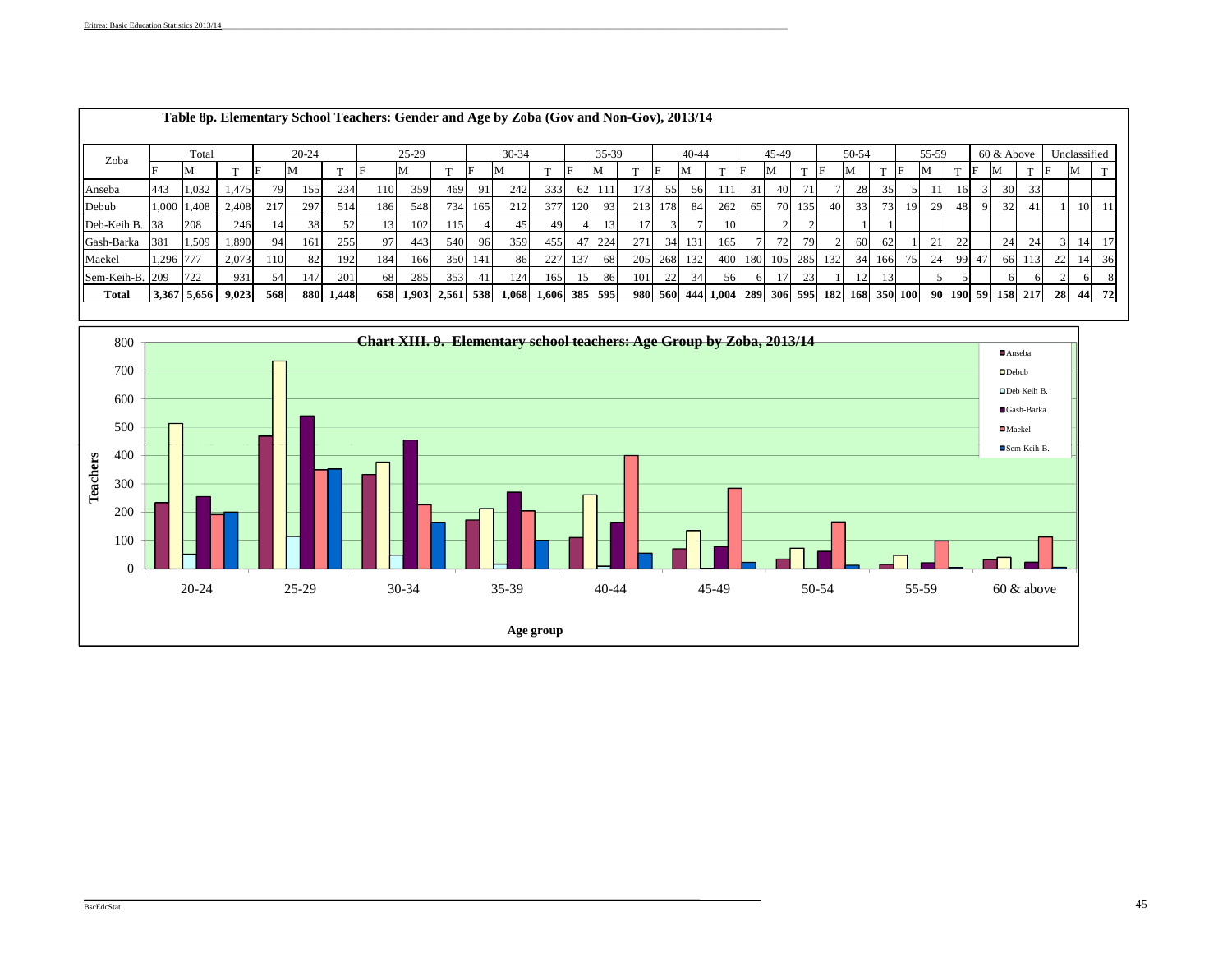**Table 8p. Elementary School Teachers: Gender and Age by Zoba (Gov and Non-Gov), 2013/14**

| Zoba | Total | | | 20-24 | | | 25-29 | | | 30-34 | | | 35-39 | | | 40-44 | | | 45-49 | | | 50-54 | | | 55-59 | | | 60 & Above | | | Unclassified | | |
|---|---|---|---|---|---|---|---|---|---|---|---|---|---|---|---|---|---|---|---|---|---|---|---|---|---|---|---|---|---|---|---|---|---|
| | F | M | T | F | M | T | F | M | T | F | M | T | F | M | T | F | M | T | F | M | T | F | M | T | F | M | T | F | M | T | F | M | T |
| Anseba | 443 | 1,032 | 1,475 | 79 | 155 | 234 | 110 | 359 | 469 | 91 | 242 | 333 | 62 | 111 | 173 | 55 | 56 | 111 | 31 | 40 | 71 | 7 | 28 | 35 | 5 | 11 | 16 | 3 | 30 | 33 | | | |
| Debub | 1,000 | 1,408 | 2,408 | 217 | 297 | 514 | 186 | 548 | 734 | 165 | 212 | 377 | 120 | 93 | 213 | 178 | 84 | 262 | 65 | 70 | 135 | 40 | 33 | 73 | 19 | 29 | 48 | 9 | 32 | 41 | 1 | 10 | 11 |
| Deb-Keih B. | 38 | 208 | 246 | 14 | 38 | 52 | 13 | 102 | 115 | 4 | 45 | 49 | 4 | 13 | 17 | 3 | 7 | 10 | | 2 | 2 | | 1 | 1 | | | | | | | | | |
| Gash-Barka | 381 | 1,509 | 1,890 | 94 | 161 | 255 | 97 | 443 | 540 | 96 | 359 | 455 | 47 | 224 | 271 | 34 | 131 | 165 | 7 | 72 | 79 | 2 | 60 | 62 | 1 | 21 | 22 | | 24 | 24 | 3 | 14 | 17 |
| Maekel | 1,296 | 777 | 2,073 | 110 | 82 | 192 | 184 | 166 | 350 | 141 | 86 | 227 | 137 | 68 | 205 | 268 | 132 | 400 | 180 | 105 | 285 | 132 | 34 | 166 | 75 | 24 | 99 | 47 | 66 | 113 | 22 | 14 | 36 |
| Sem-Keih-B. | 209 | 722 | 931 | 54 | 147 | 201 | 68 | 285 | 353 | 41 | 124 | 165 | 15 | 86 | 101 | 22 | 34 | 56 | 6 | 17 | 23 | 1 | 12 | 13 | | 5 | 5 | | 6 | 6 | 2 | 6 | 8 |
| **Total** | **3,367** | **5,656** | **9,023** | **568** | **880** | **1,448** | **658** | **1,903** | **2,561** | **538** | **1,068** | **1,606** | **385** | **595** | **980** | **560** | **444** | **1,004** | **289** | **306** | **595** | **182** | **168** | **350** | **100** | **90** | **190** | **59** | **158** | **217** | **28** | **44** | **72** |

**Chart XIII. 9. Elementary school teachers: Age Group by Zoba, 2013/14**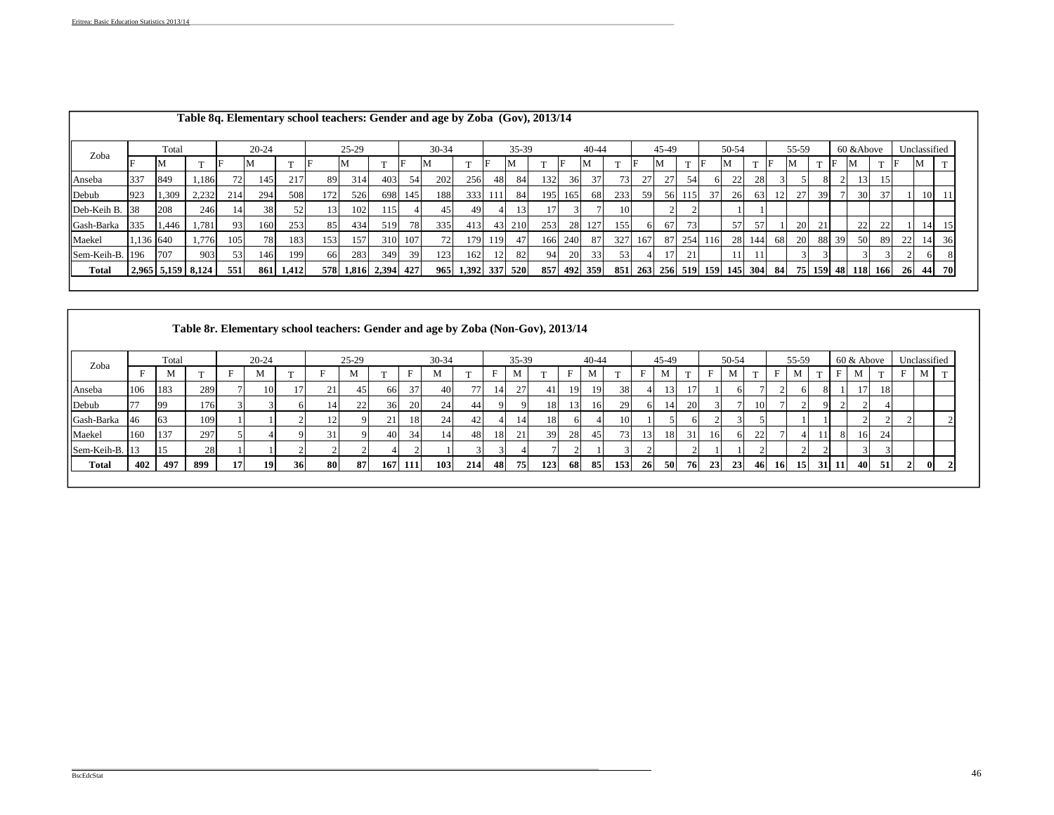**Table 8q. Elementary school teachers: Gender and age by Zoba (Gov), 2013/14**

| Zoba | Total | | | 20-24 | | | 25-29 | | | 30-34 | | | 35-39 | | | 40-44 | | | 45-49 | | | 50-54 | | | 55-59 | | | 60 &Above | | | Unclassified | | |
|---|---|---|---|---|---|---|---|---|---|---|---|---|---|---|---|---|---|---|---|---|---|---|---|---|---|---|---|---|---|---|---|---|---|
| | F | M | T | F | M | T | F | M | T | F | M | T | F | M | T | F | M | T | F | M | T | F | M | T | F | M | T | F | M | T | F | M | T |
| Anseba | 337 | 849 | 1,186 | 72 | 145 | 217 | 89 | 314 | 403 | 54 | 202 | 256 | 48 | 84 | 132 | 36 | 37 | 73 | 27 | 27 | 54 | 6 | 22 | 28 | 3 | 5 | 8 | 2 | 13 | 15 | | | |
| Debub | 923 | 1,309 | 2,232 | 214 | 294 | 508 | 172 | 526 | 698 | 145 | 188 | 333 | 111 | 84 | 195 | 165 | 68 | 233 | 59 | 56 | 115 | 37 | 26 | 63 | 12 | 27 | 39 | 7 | 30 | 37 | 1 | 10 | 11 |
| Deb-Keih B. | 38 | 208 | 246 | 14 | 38 | 52 | 13 | 102 | 115 | 4 | 45 | 49 | 4 | 13 | 17 | 3 | 7 | 10 | | 2 | 2 | | 1 | 1 | | | | | | | | | |
| Gash-Barka | 335 | 1,446 | 1,781 | 93 | 160 | 253 | 85 | 434 | 519 | 78 | 335 | 413 | 43 | 210 | 253 | 28 | 127 | 155 | 6 | 67 | 73 | | 57 | 57 | 1 | 20 | 21 | | 22 | 22 | 1 | 14 | 15 |
| Maekel | 1,136 | 640 | 1,776 | 105 | 78 | 183 | 153 | 157 | 310 | 107 | 72 | 179 | 119 | 47 | 166 | 240 | 87 | 327 | 167 | 87 | 254 | 116 | 28 | 144 | 68 | 20 | 88 | 39 | 50 | 89 | 22 | 14 | 36 |
| Sem-Keih-B. | 196 | 707 | 903 | 53 | 146 | 199 | 66 | 283 | 349 | 39 | 123 | 162 | 12 | 82 | 94 | 20 | 33 | 53 | 4 | 17 | 21 | | 11 | 11 | | 3 | 3 | | 3 | 3 | 2 | 6 | 8 |
| **Total** | **2,965** | **5,159** | **8,124** | **551** | **861** | **1,412** | **578** | **1,816** | **2,394** | **427** | **965** | **1,392** | **337** | **520** | **857** | **492** | **359** | **851** | **263** | **256** | **519** | **159** | **145** | **304** | **84** | **75** | **159** | **48** | **118** | **166** | **26** | **44** | **70** |

**Table 8r. Elementary school teachers: Gender and age by Zoba (Non-Gov), 2013/14**

| Zoba | Total | | | 20-24 | | | 25-29 | | | 30-34 | | | 35-39 | | | 40-44 | | | 45-49 | | | 50-54 | | | 55-59 | | | 60 & Above | | | Unclassified | | |
|---|---|---|---|---|---|---|---|---|---|---|---|---|---|---|---|---|---|---|---|---|---|---|---|---|---|---|---|---|---|---|---|---|---|
| | F | M | T | F | M | T | F | M | T | F | M | T | F | M | T | F | M | T | F | M | T | F | M | T | F | M | T | F | M | T | F | M | T |
| Anseba | 106 | 183 | 289 | 7 | 10 | 17 | 21 | 45 | 66 | 37 | 40 | 77 | 14 | 27 | 41 | 19 | 19 | 38 | 4 | 13 | 17 | 1 | 6 | 7 | 2 | 6 | 8 | 1 | 17 | 18 | | | |
| Debub | 77 | 99 | 176 | 3 | 3 | 6 | 14 | 22 | 36 | 20 | 24 | 44 | 9 | 9 | 18 | 13 | 16 | 29 | 6 | 14 | 20 | 3 | 7 | 10 | 7 | 2 | 9 | 2 | 2 | 4 | | | |
| Gash-Barka | 46 | 63 | 109 | 1 | 1 | 2 | 12 | 9 | 21 | 18 | 24 | 42 | 4 | 14 | 18 | 6 | 4 | 10 | 1 | 5 | 6 | 2 | 3 | 5 | | 1 | 1 | | 2 | 2 | 2 | | 2 |
| Maekel | 160 | 137 | 297 | 5 | 4 | 9 | 31 | 9 | 40 | 34 | 14 | 48 | 18 | 21 | 39 | 28 | 45 | 73 | 13 | 18 | 31 | 16 | 6 | 22 | 7 | 4 | 11 | 8 | 16 | 24 | | | |
| Sem-Keih-B. | 13 | 15 | 28 | 1 | 1 | 2 | 2 | 2 | 4 | 2 | 1 | 3 | 3 | 4 | 7 | 2 | 1 | 3 | 2 | | 2 | 1 | 1 | 2 | | 2 | 2 | | 3 | 3 | | | |
| **Total** | **402** | **497** | **899** | **17** | **19** | **36** | **80** | **87** | **167** | **111** | **103** | **214** | **48** | **75** | **123** | **68** | **85** | **153** | **26** | **50** | **76** | **23** | **23** | **46** | **16** | **15** | **31** | **11** | **40** | **51** | **2** | **0** | **2** |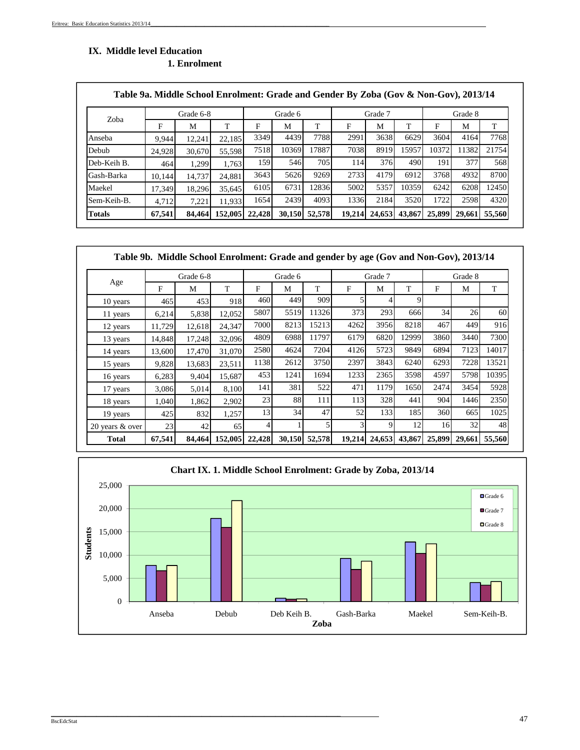# IX. Middle level Education

## 1. Enrolment

**Table 9a. Middle School Enrolment: Grade and Gender By Zoba (Gov & Non-Gov), 2013/14**

| Zoba | Grade 6-8 | | | Grade 6 | | | Grade 7 | | | Grade 8 | | |
|---|---|---|---|---|---|---|---|---|---|---|---|---|
| | F | M | T | F | M | T | F | M | T | F | M | T |
| Anseba | 9,944 | 12,241 | 22,185 | 3349 | 4439 | 7788 | 2991 | 3638 | 6629 | 3604 | 4164 | 7768 |
| Debub | 24,928 | 30,670 | 55,598 | 7518 | 10369 | 17887 | 7038 | 8919 | 15957 | 10372 | 11382 | 21754 |
| Deb-Keih B. | 464 | 1,299 | 1,763 | 159 | 546 | 705 | 114 | 376 | 490 | 191 | 377 | 568 |
| Gash-Barka | 10,144 | 14,737 | 24,881 | 3643 | 5626 | 9269 | 2733 | 4179 | 6912 | 3768 | 4932 | 8700 |
| Maekel | 17,349 | 18,296 | 35,645 | 6105 | 6731 | 12836 | 5002 | 5357 | 10359 | 6242 | 6208 | 12450 |
| Sem-Keih-B. | 4,712 | 7,221 | 11,933 | 1654 | 2439 | 4093 | 1336 | 2184 | 3520 | 1722 | 2598 | 4320 |
| **Totals** | **67,541** | **84,464** | **152,005** | **22,428** | **30,150** | **52,578** | **19,214** | **24,653** | **43,867** | **25,899** | **29,661** | **55,560** |

**Table 9b. Middle School Enrolment: Grade and gender by age (Gov and Non-Gov), 2013/14**

| Age | Grade 6-8 | | | Grade 6 | | | Grade 7 | | | Grade 8 | | |
|---|---|---|---|---|---|---|---|---|---|---|---|---|
| | F | M | T | F | M | T | F | M | T | F | M | T |
| 10 years | 465 | 453 | 918 | 460 | 449 | 909 | 5 | 4 | 9 | | | |
| 11 years | 6,214 | 5,838 | 12,052 | 5807 | 5519 | 11326 | 373 | 293 | 666 | 34 | 26 | 60 |
| 12 years | 11,729 | 12,618 | 24,347 | 7000 | 8213 | 15213 | 4262 | 3956 | 8218 | 467 | 449 | 916 |
| 13 years | 14,848 | 17,248 | 32,096 | 4809 | 6988 | 11797 | 6179 | 6820 | 12999 | 3860 | 3440 | 7300 |
| 14 years | 13,600 | 17,470 | 31,070 | 2580 | 4624 | 7204 | 4126 | 5723 | 9849 | 6894 | 7123 | 14017 |
| 15 years | 9,828 | 13,683 | 23,511 | 1138 | 2612 | 3750 | 2397 | 3843 | 6240 | 6293 | 7228 | 13521 |
| 16 years | 6,283 | 9,404 | 15,687 | 453 | 1241 | 1694 | 1233 | 2365 | 3598 | 4597 | 5798 | 10395 |
| 17 years | 3,086 | 5,014 | 8,100 | 141 | 381 | 522 | 471 | 1179 | 1650 | 2474 | 3454 | 5928 |
| 18 years | 1,040 | 1,862 | 2,902 | 23 | 88 | 111 | 113 | 328 | 441 | 904 | 1446 | 2350 |
| 19 years | 425 | 832 | 1,257 | 13 | 34 | 47 | 52 | 133 | 185 | 360 | 665 | 1025 |
| 20 years & over | 23 | 42 | 65 | 4 | 1 | 5 | 3 | 9 | 12 | 16 | 32 | 48 |
| **Total** | **67,541** | **84,464** | **152,005** | **22,428** | **30,150** | **52,578** | **19,214** | **24,653** | **43,867** | **25,899** | **29,661** | **55,560** |

**Chart IX. 1. Middle School Enrolment: Grade by Zoba, 2013/14**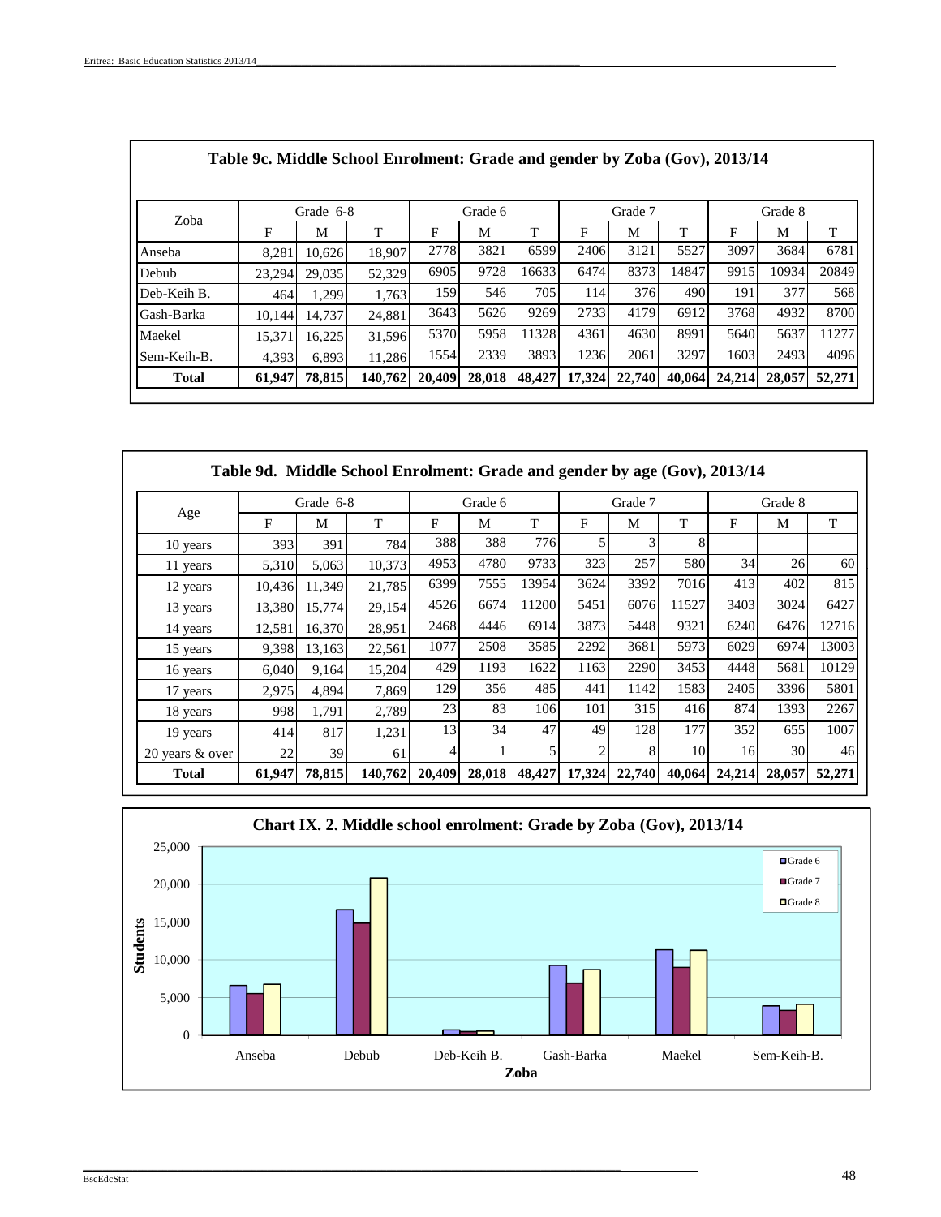**Table 9c. Middle School Enrolment: Grade and gender by Zoba (Gov), 2013/14**

| Zoba | Grade 6-8 | | | Grade 6 | | | Grade 7 | | | Grade 8 | | |
|---|---|---|---|---|---|---|---|---|---|---|---|---|
| | F | M | T | F | M | T | F | M | T | F | M | T |
| Anseba | 8,281 | 10,626 | 18,907 | 2778 | 3821 | 6599 | 2406 | 3121 | 5527 | 3097 | 3684 | 6781 |
| Debub | 23,294 | 29,035 | 52,329 | 6905 | 9728 | 16633 | 6474 | 8373 | 14847 | 9915 | 10934 | 20849 |
| Deb-Keih B. | 464 | 1,299 | 1,763 | 159 | 546 | 705 | 114 | 376 | 490 | 191 | 377 | 568 |
| Gash-Barka | 10,144 | 14,737 | 24,881 | 3643 | 5626 | 9269 | 2733 | 4179 | 6912 | 3768 | 4932 | 8700 |
| Maekel | 15,371 | 16,225 | 31,596 | 5370 | 5958 | 11328 | 4361 | 4630 | 8991 | 5640 | 5637 | 11277 |
| Sem-Keih-B. | 4,393 | 6,893 | 11,286 | 1554 | 2339 | 3893 | 1236 | 2061 | 3297 | 1603 | 2493 | 4096 |
| **Total** | **61,947** | **78,815** | **140,762** | **20,409** | **28,018** | **48,427** | **17,324** | **22,740** | **40,064** | **24,214** | **28,057** | **52,271** |

**Table 9d. Middle School Enrolment: Grade and gender by age (Gov), 2013/14**

| Age | Grade 6-8 | | | Grade 6 | | | Grade 7 | | | Grade 8 | | |
|---|---|---|---|---|---|---|---|---|---|---|---|---|
| | F | M | T | F | M | T | F | M | T | F | M | T |
| 10 years | 393 | 391 | 784 | 388 | 388 | 776 | 5 | 3 | 8 | | | |
| 11 years | 5,310 | 5,063 | 10,373 | 4953 | 4780 | 9733 | 323 | 257 | 580 | 34 | 26 | 60 |
| 12 years | 10,436 | 11,349 | 21,785 | 6399 | 7555 | 13954 | 3624 | 3392 | 7016 | 413 | 402 | 815 |
| 13 years | 13,380 | 15,774 | 29,154 | 4526 | 6674 | 11200 | 5451 | 6076 | 11527 | 3403 | 3024 | 6427 |
| 14 years | 12,581 | 16,370 | 28,951 | 2468 | 4446 | 6914 | 3873 | 5448 | 9321 | 6240 | 6476 | 12716 |
| 15 years | 9,398 | 13,163 | 22,561 | 1077 | 2508 | 3585 | 2292 | 3681 | 5973 | 6029 | 6974 | 13003 |
| 16 years | 6,040 | 9,164 | 15,204 | 429 | 1193 | 1622 | 1163 | 2290 | 3453 | 4448 | 5681 | 10129 |
| 17 years | 2,975 | 4,894 | 7,869 | 129 | 356 | 485 | 441 | 1142 | 1583 | 2405 | 3396 | 5801 |
| 18 years | 998 | 1,791 | 2,789 | 23 | 83 | 106 | 101 | 315 | 416 | 874 | 1393 | 2267 |
| 19 years | 414 | 817 | 1,231 | 13 | 34 | 47 | 49 | 128 | 177 | 352 | 655 | 1007 |
| 20 years & over | 22 | 39 | 61 | 4 | 1 | 5 | 2 | 8 | 10 | 16 | 30 | 46 |
| **Total** | **61,947** | **78,815** | **140,762** | **20,409** | **28,018** | **48,427** | **17,324** | **22,740** | **40,064** | **24,214** | **28,057** | **52,271** |

**Chart IX. 2. Middle school enrolment: Grade by Zoba (Gov), 2013/14**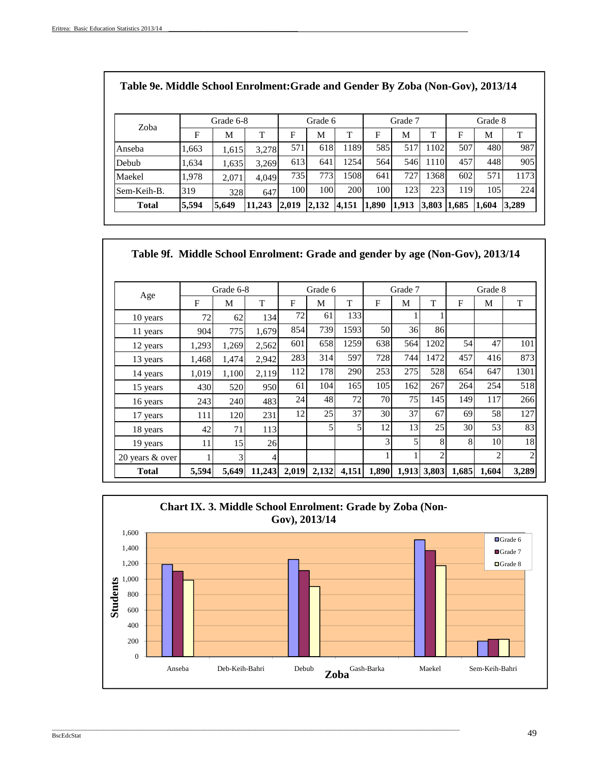## Table 9e. Middle School Enrolment:Grade and Gender By Zoba (Non-Gov), 2013/14

| Zoba | Grade 6-8 | | | Grade 6 | | | Grade 7 | | | Grade 8 | | |
|---|---|---|---|---|---|---|---|---|---|---|---|---|
| | F | M | T | F | M | T | F | M | T | F | M | T |
| Anseba | 1,663 | 1,615 | 3,278 | 571 | 618 | 1189 | 585 | 517 | 1102 | 507 | 480 | 987 |
| Debub | 1,634 | 1,635 | 3,269 | 613 | 641 | 1254 | 564 | 546 | 1110 | 457 | 448 | 905 |
| Maekel | 1,978 | 2,071 | 4,049 | 735 | 773 | 1508 | 641 | 727 | 1368 | 602 | 571 | 1173 |
| Sem-Keih-B. | 319 | 328 | 647 | 100 | 100 | 200 | 100 | 123 | 223 | 119 | 105 | 224 |
| **Total** | **5,594** | **5,649** | **11,243** | **2,019** | **2,132** | **4,151** | **1,890** | **1,913** | **3,803** | **1,685** | **1,604** | **3,289** |

## Table 9f. Middle School Enrolment: Grade and gender by age (Non-Gov), 2013/14

| Age | Grade 6-8 | | | Grade 6 | | | Grade 7 | | | Grade 8 | | |
|---|---|---|---|---|---|---|---|---|---|---|---|---|
| | F | M | T | F | M | T | F | M | T | F | M | T |
| 10 years | 72 | 62 | 134 | 72 | 61 | 133 | | 1 | 1 | | | |
| 11 years | 904 | 775 | 1,679 | 854 | 739 | 1593 | 50 | 36 | 86 | | | |
| 12 years | 1,293 | 1,269 | 2,562 | 601 | 658 | 1259 | 638 | 564 | 1202 | 54 | 47 | 101 |
| 13 years | 1,468 | 1,474 | 2,942 | 283 | 314 | 597 | 728 | 744 | 1472 | 457 | 416 | 873 |
| 14 years | 1,019 | 1,100 | 2,119 | 112 | 178 | 290 | 253 | 275 | 528 | 654 | 647 | 1301 |
| 15 years | 430 | 520 | 950 | 61 | 104 | 165 | 105 | 162 | 267 | 264 | 254 | 518 |
| 16 years | 243 | 240 | 483 | 24 | 48 | 72 | 70 | 75 | 145 | 149 | 117 | 266 |
| 17 years | 111 | 120 | 231 | 12 | 25 | 37 | 30 | 37 | 67 | 69 | 58 | 127 |
| 18 years | 42 | 71 | 113 | | 5 | 5 | 12 | 13 | 25 | 30 | 53 | 83 |
| 19 years | 11 | 15 | 26 | | | | 3 | 5 | 8 | 8 | 10 | 18 |
| 20 years & over | 1 | 3 | 4 | | | | 1 | 1 | 2 | | 2 | 2 |
| **Total** | **5,594** | **5,649** | **11,243** | **2,019** | **2,132** | **4,151** | **1,890** | **1,913** | **3,803** | **1,685** | **1,604** | **3,289** |

## Chart IX. 3. Middle School Enrolment: Grade by Zoba (Non-Gov), 2013/14

| Zoba | Grade 6 | Grade 7 | Grade 8 |
|---|---|---|---|
| Anseba | 1189 | 1102 | 987 |
| Deb-Keih-Bahri | | | |
| Debub | 1254 | 1110 | 905 |
| Gash-Barka | | | |
| Maekel | 1508 | 1368 | 1173 |
| Sem-Keih-Bahri | 200 | 223 | 224 |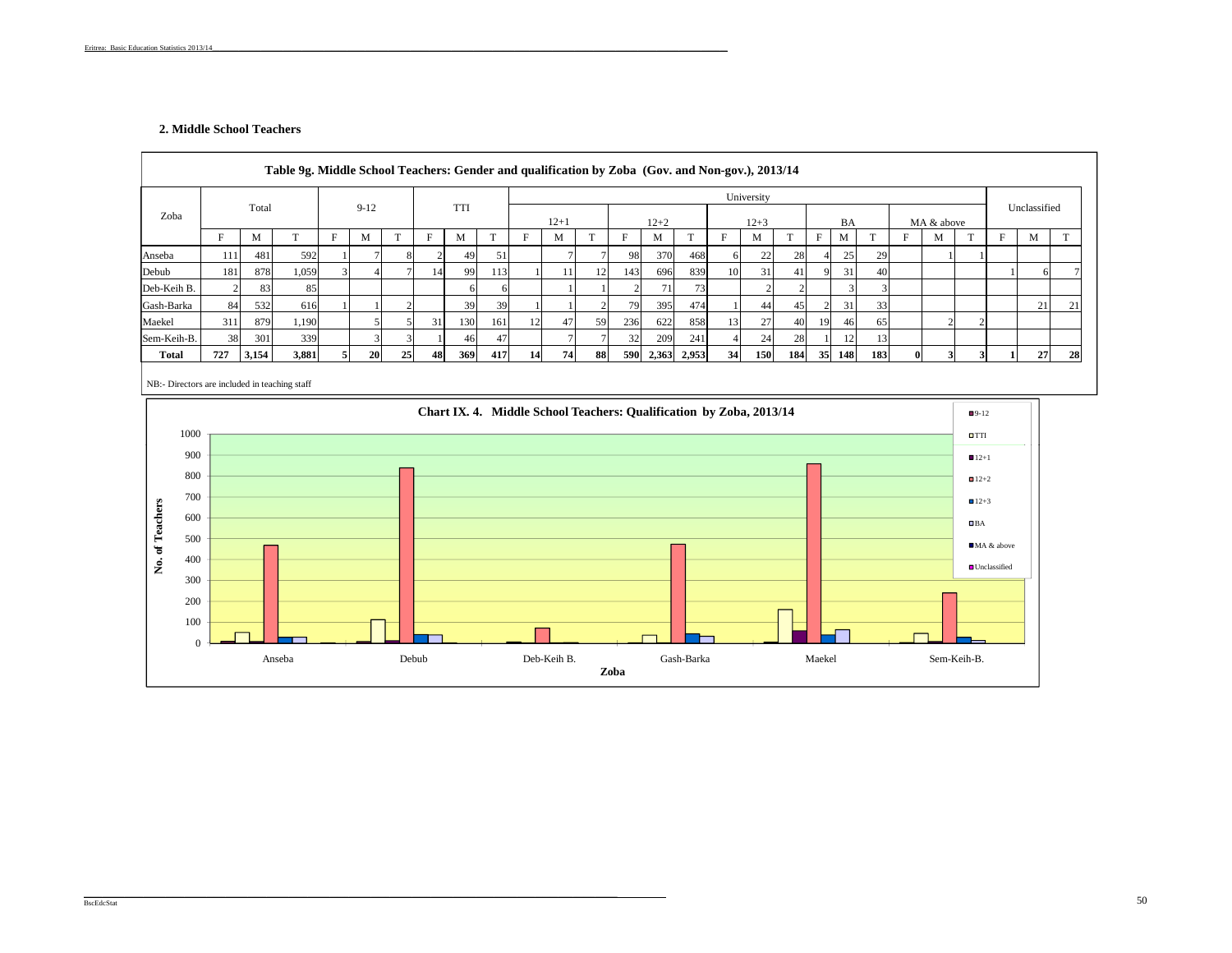## 2. Middle School Teachers

**Table 9g. Middle School Teachers: Gender and qualification by Zoba (Gov. and Non-gov.), 2013/14**

| Zoba | Total | | | 9-12 | | | TTI | | | University | | | | | | | | | | | | | | | Unclassified | | |
|---|---|---|---|---|---|---|---|---|---|---|---|---|---|---|---|---|---|---|---|---|---|---|---|---|---|---|---|
| | | | | | | | | | | 12+1 | | | 12+2 | | | 12+3 | | | BA | | | MA & above | | | | | |
| | F | M | T | F | M | T | F | M | T | F | M | T | F | M | T | F | M | T | F | M | T | F | M | T | F | M | T |
| Anseba | 111 | 481 | 592 | 1 | 7 | 8 | 2 | 49 | 51 | | 7 | 7 | 98 | 370 | 468 | 6 | 22 | 28 | 4 | 25 | 29 | | 1 | 1 | | | |
| Debub | 181 | 878 | 1,059 | 3 | 4 | 7 | 14 | 99 | 113 | 1 | 11 | 12 | 143 | 696 | 839 | 10 | 31 | 41 | 9 | 31 | 40 | | | | 1 | 6 | 7 |
| Deb-Keih B. | 2 | 83 | 85 | | | | | 6 | 6 | | 1 | 1 | 2 | 71 | 73 | | 2 | 2 | | 3 | 3 | | | | | | |
| Gash-Barka | 84 | 532 | 616 | 1 | 1 | 2 | | 39 | 39 | 1 | 1 | 2 | 79 | 395 | 474 | 1 | 44 | 45 | 2 | 31 | 33 | | | | | 21 | 21 |
| Maekel | 311 | 879 | 1,190 | | 5 | 5 | 31 | 130 | 161 | 12 | 47 | 59 | 236 | 622 | 858 | 13 | 27 | 40 | 19 | 46 | 65 | | 2 | 2 | | | |
| Sem-Keih-B. | 38 | 301 | 339 | | 3 | 3 | 1 | 46 | 47 | | 7 | 7 | 32 | 209 | 241 | 4 | 24 | 28 | 1 | 12 | 13 | | | | | | |
| **Total** | **727** | **3,154** | **3,881** | **5** | **20** | **25** | **48** | **369** | **417** | **14** | **74** | **88** | **590** | **2,363** | **2,953** | **34** | **150** | **184** | **35** | **148** | **183** | **0** | **3** | **3** | **1** | **27** | **28** |

NB:- Directors are included in teaching staff

**Chart IX. 4. Middle School Teachers: Qualification by Zoba, 2013/14**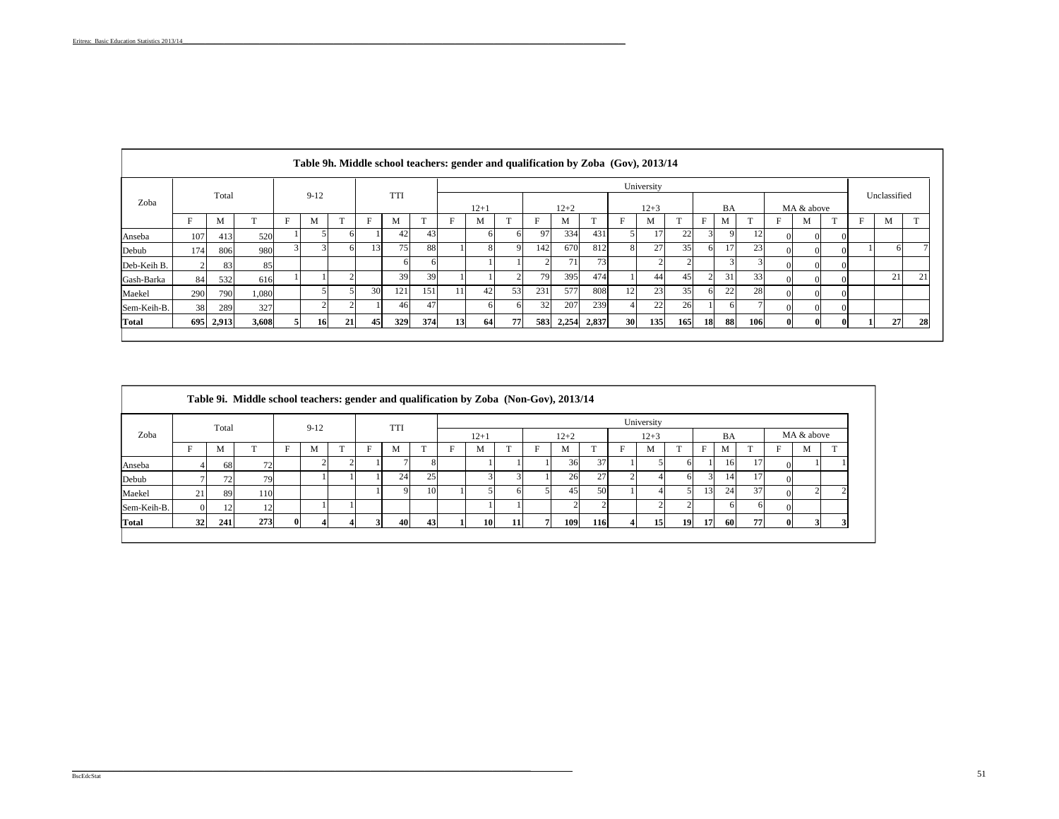**Table 9h. Middle school teachers: gender and qualification by Zoba (Gov), 2013/14**

| Zoba | Total | | | 9-12 | | | TTI | | | University | | | | | | | | | | | | | | | Unclassified | | |
|---|---|---|---|---|---|---|---|---|---|---|---|---|---|---|---|---|---|---|---|---|---|---|---|---|---|---|---|
| | | | | | | | | | | 12+1 | | | 12+2 | | | 12+3 | | | BA | | | MA & above | | | | | |
| | F | M | T | F | M | T | F | M | T | F | M | T | F | M | T | F | M | T | F | M | T | F | M | T | F | M | T |
| Anseba | 107 | 413 | 520 | 1 | 5 | 6 | 1 | 42 | 43 | | 6 | 6 | 97 | 334 | 431 | 5 | 17 | 22 | 3 | 9 | 12 | 0 | 0 | 0 | | | |
| Debub | 174 | 806 | 980 | 3 | 3 | 6 | 13 | 75 | 88 | 1 | 8 | 9 | 142 | 670 | 812 | 8 | 27 | 35 | 6 | 17 | 23 | 0 | 0 | 0 | 1 | 6 | 7 |
| Deb-Keih B. | 2 | 83 | 85 | | | | | 6 | 6 | | 1 | 1 | 2 | 71 | 73 | | 2 | 2 | | 3 | 3 | 0 | 0 | 0 | | | |
| Gash-Barka | 84 | 532 | 616 | 1 | 1 | 2 | | 39 | 39 | 1 | 1 | 2 | 79 | 395 | 474 | 1 | 44 | 45 | 2 | 31 | 33 | 0 | 0 | 0 | | 21 | 21 |
| Maekel | 290 | 790 | 1,080 | | 5 | 5 | 30 | 121 | 151 | 11 | 42 | 53 | 231 | 577 | 808 | 12 | 23 | 35 | 6 | 22 | 28 | 0 | 0 | 0 | | | |
| Sem-Keih-B. | 38 | 289 | 327 | | 2 | 2 | 1 | 46 | 47 | | 6 | 6 | 32 | 207 | 239 | 4 | 22 | 26 | 1 | 6 | 7 | 0 | 0 | 0 | | | |
| **Total** | **695** | **2,913** | **3,608** | **5** | **16** | **21** | **45** | **329** | **374** | **13** | **64** | **77** | **583** | **2,254** | **2,837** | **30** | **135** | **165** | **18** | **88** | **106** | **0** | **0** | **0** | **1** | **27** | **28** |

**Table 9i. Middle school teachers: gender and qualification by Zoba (Non-Gov), 2013/14**

| Zoba | Total | | | 9-12 | | | TTI | | | University | | | | | | | | | | | | | | |
|---|---|---|---|---|---|---|---|---|---|---|---|---|---|---|---|---|---|---|---|---|---|---|---|---|
| | | | | | | | | | | 12+1 | | | 12+2 | | | 12+3 | | | BA | | | MA & above | | |
| | F | M | T | F | M | T | F | M | T | F | M | T | F | M | T | F | M | T | F | M | T | F | M | T |
| Anseba | 4 | 68 | 72 | | 2 | 2 | 1 | 7 | 8 | | 1 | 1 | 1 | 36 | 37 | 1 | 5 | 6 | 1 | 16 | 17 | 0 | 1 | 1 |
| Debub | 7 | 72 | 79 | | 1 | 1 | 1 | 24 | 25 | | 3 | 3 | 1 | 26 | 27 | 2 | 4 | 6 | 3 | 14 | 17 | 0 | | |
| Maekel | 21 | 89 | 110 | | | | 1 | 9 | 10 | 1 | 5 | 6 | 5 | 45 | 50 | 1 | 4 | 5 | 13 | 24 | 37 | 0 | 2 | 2 |
| Sem-Keih-B. | 0 | 12 | 12 | | 1 | 1 | | | | | 1 | 1 | | 2 | 2 | | 2 | 2 | | 6 | 6 | 0 | | |
| **Total** | **32** | **241** | **273** | **0** | **4** | **4** | **3** | **40** | **43** | **1** | **10** | **11** | **7** | **109** | **116** | **4** | **15** | **19** | **17** | **60** | **77** | **0** | **3** | **3** |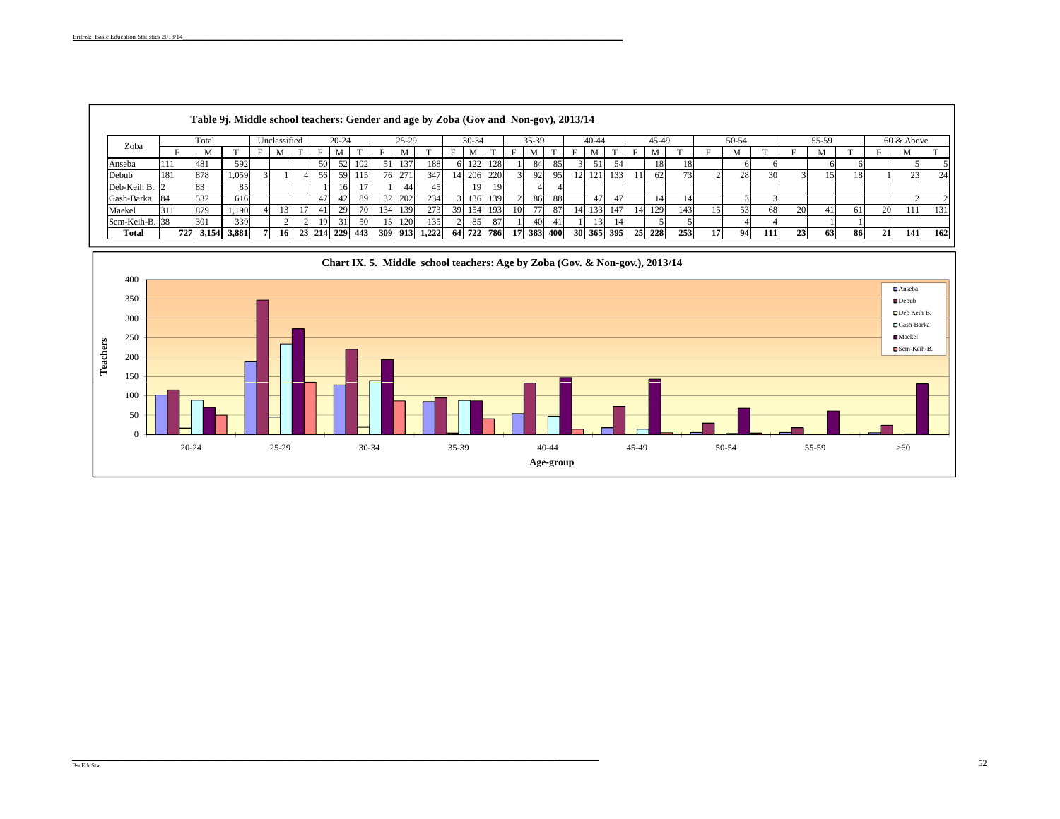**Table 9j. Middle school teachers: Gender and age by Zoba (Gov and Non-gov), 2013/14**

| Zoba | Total | | | Unclassified | | | 20-24 | | | 25-29 | | | 30-34 | | | 35-39 | | | 40-44 | | | 45-49 | | | 50-54 | | | 55-59 | | | 60 & Above | | |
|---|---|---|---|---|---|---|---|---|---|---|---|---|---|---|---|---|---|---|---|---|---|---|---|---|---|---|---|---|---|---|---|---|---|
| | F | M | T | F | M | T | F | M | T | F | M | T | F | M | T | F | M | T | F | M | T | F | M | T | F | M | T | F | M | T | F | M | T |
| Anseba | 111 | 481 | 592 | | | | 50 | 52 | 102 | 51 | 137 | 188 | 6 | 122 | 128 | 1 | 84 | 85 | 3 | 51 | 54 | | 18 | 18 | | 6 | 6 | | 6 | 6 | | 5 | 5 |
| Debub | 181 | 878 | 1,059 | 3 | 1 | 4 | 56 | 59 | 115 | 76 | 271 | 347 | 14 | 206 | 220 | 3 | 92 | 95 | 12 | 121 | 133 | 11 | 62 | 73 | 2 | 28 | 30 | 3 | 15 | 18 | 1 | 23 | 24 |
| Deb-Keih B. | 2 | 83 | 85 | | | | 1 | 16 | 17 | 1 | 44 | 45 | | 19 | 19 | | 4 | 4 | | | | | | | | | | | | | | | |
| Gash-Barka | 84 | 532 | 616 | | | | 47 | 42 | 89 | 32 | 202 | 234 | 3 | 136 | 139 | 2 | 86 | 88 | | 47 | 47 | | 14 | 14 | | 3 | 3 | | | | | 2 | 2 |
| Maekel | 311 | 879 | 1,190 | 4 | 13 | 17 | 41 | 29 | 70 | 134 | 139 | 273 | 39 | 154 | 193 | 10 | 77 | 87 | 14 | 133 | 147 | 14 | 129 | 143 | 15 | 53 | 68 | 20 | 41 | 61 | 20 | 111 | 131 |
| Sem-Keih-B. | 38 | 301 | 339 | | 2 | 2 | 19 | 31 | 50 | 15 | 120 | 135 | 2 | 85 | 87 | 1 | 40 | 41 | 1 | 13 | 14 | | 5 | 5 | | 4 | 4 | | 1 | 1 | | | |
| **Total** | **727** | **3,154** | **3,881** | **7** | **16** | **23** | **214** | **229** | **443** | **309** | **913** | **1,222** | **64** | **722** | **786** | **17** | **383** | **400** | **30** | **365** | **395** | **25** | **228** | **253** | **17** | **94** | **111** | **23** | **63** | **86** | **21** | **141** | **162** |

**Chart IX. 5. Middle school teachers: Age by Zoba (Gov. & Non-gov.), 2013/14**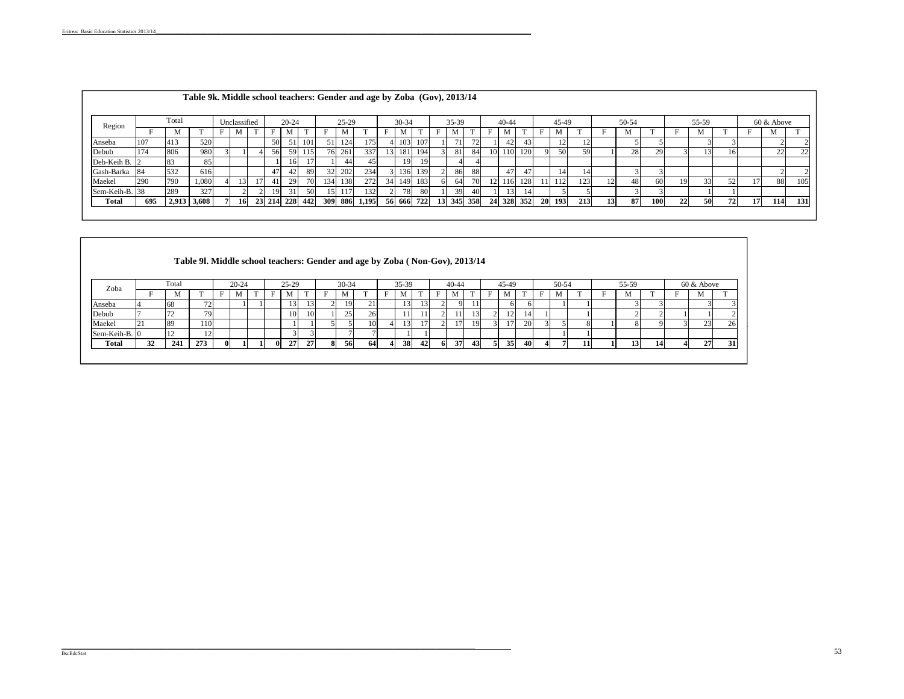**Table 9k. Middle school teachers: Gender and age by Zoba (Gov), 2013/14**

| Region | Total | | | Unclassified | | | 20-24 | | | 25-29 | | | 30-34 | | | 35-39 | | | 40-44 | | | 45-49 | | | 50-54 | | | 55-59 | | | 60 & Above | | |
|---|---|---|---|---|---|---|---|---|---|---|---|---|---|---|---|---|---|---|---|---|---|---|---|---|---|---|---|---|---|---|---|---|---|
| | F | M | T | F | M | T | F | M | T | F | M | T | F | M | T | F | M | T | F | M | T | F | M | T | F | M | T | F | M | T | F | M | T |
| Anseba | 107 | 413 | 520 | | | | 50 | 51 | 101 | 51 | 124 | 175 | 4 | 103 | 107 | 1 | 71 | 72 | 1 | 42 | 43 | | 12 | 12 | | 5 | 5 | | 3 | 3 | | 2 | 2 |
| Debub | 174 | 806 | 980 | 3 | 1 | 4 | 56 | 59 | 115 | 76 | 261 | 337 | 13 | 181 | 194 | 3 | 81 | 84 | 10 | 110 | 120 | 9 | 50 | 59 | 1 | 28 | 29 | 3 | 13 | 16 | | 22 | 22 |
| Deb-Keih B. | 2 | 83 | 85 | | | | 1 | 16 | 17 | 1 | 44 | 45 | | 19 | 19 | | 4 | 4 | | | | | | | | | | | | | | | |
| Gash-Barka | 84 | 532 | 616 | | | | 47 | 42 | 89 | 32 | 202 | 234 | 3 | 136 | 139 | 2 | 86 | 88 | | 47 | 47 | | 14 | 14 | | 3 | 3 | | | | | 2 | 2 |
| Maekel | 290 | 790 | 1,080 | 4 | 13 | 17 | 41 | 29 | 70 | 134 | 138 | 272 | 34 | 149 | 183 | 6 | 64 | 70 | 12 | 116 | 128 | 11 | 112 | 123 | 12 | 48 | 60 | 19 | 33 | 52 | 17 | 88 | 105 |
| Sem-Keih-B. | 38 | 289 | 327 | | 2 | 2 | 19 | 31 | 50 | 15 | 117 | 132 | 2 | 78 | 80 | 1 | 39 | 40 | 1 | 13 | 14 | | 5 | 5 | | 3 | 3 | | 1 | 1 | | | |
| **Total** | **695** | **2,913** | **3,608** | **7** | **16** | **23** | **214** | **228** | **442** | **309** | **886** | **1,195** | **56** | **666** | **722** | **13** | **345** | **358** | **24** | **328** | **352** | **20** | **193** | **213** | **13** | **87** | **100** | **22** | **50** | **72** | **17** | **114** | **131** |

**Table 9l. Middle school teachers: Gender and age by Zoba ( Non-Gov), 2013/14**

| Zoba | Total | | | 20-24 | | | 25-29 | | | 30-34 | | | 35-39 | | | 40-44 | | | 45-49 | | | 50-54 | | | 55-59 | | | 60 & Above | | |
|---|---|---|---|---|---|---|---|---|---|---|---|---|---|---|---|---|---|---|---|---|---|---|---|---|---|---|---|---|---|---|
| | F | M | T | F | M | T | F | M | T | F | M | T | F | M | T | F | M | T | F | M | T | F | M | T | F | M | T | F | M | T |
| Anseba | 4 | 68 | 72 | | 1 | 1 | | 13 | 13 | 2 | 19 | 21 | | 13 | 13 | 2 | 9 | 11 | | 6 | 6 | | 1 | 1 | | 3 | 3 | | 3 | 3 |
| Debub | 7 | 72 | 79 | | | | | 10 | 10 | 1 | 25 | 26 | | 11 | 11 | 2 | 11 | 13 | 2 | 12 | 14 | 1 | | 1 | | 2 | 2 | 1 | 1 | 2 |
| Maekel | 21 | 89 | 110 | | | | | 1 | 1 | 5 | 5 | 10 | 4 | 13 | 17 | 2 | 17 | 19 | 3 | 17 | 20 | 3 | 5 | 8 | 1 | 8 | 9 | 3 | 23 | 26 |
| Sem-Keih-B. | 0 | 12 | 12 | | | | | 3 | 3 | | 7 | 7 | | 1 | 1 | | | | | | | | 1 | 1 | | | | | | |
| **Total** | **32** | **241** | **273** | **0** | **1** | **1** | **0** | **27** | **27** | **8** | **56** | **64** | **4** | **38** | **42** | **6** | **37** | **43** | **5** | **35** | **40** | **4** | **7** | **11** | **1** | **13** | **14** | **4** | **27** | **31** |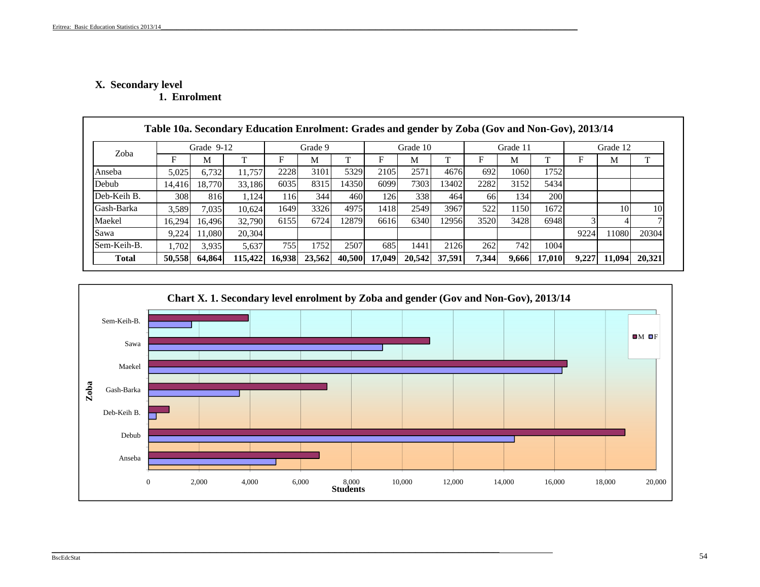# X. Secondary level

## 1. Enrolment

**Table 10a. Secondary Education Enrolment: Grades and gender by Zoba (Gov and Non-Gov), 2013/14**

| Zoba | Grade 9-12 | | | Grade 9 | | | Grade 10 | | | Grade 11 | | | Grade 12 | | |
|---|---|---|---|---|---|---|---|---|---|---|---|---|---|---|---|
| | F | M | T | F | M | T | F | M | T | F | M | T | F | M | T |
| Anseba | 5,025 | 6,732 | 11,757 | 2228 | 3101 | 5329 | 2105 | 2571 | 4676 | 692 | 1060 | 1752 | | | |
| Debub | 14,416 | 18,770 | 33,186 | 6035 | 8315 | 14350 | 6099 | 7303 | 13402 | 2282 | 3152 | 5434 | | | |
| Deb-Keih B. | 308 | 816 | 1,124 | 116 | 344 | 460 | 126 | 338 | 464 | 66 | 134 | 200 | | | |
| Gash-Barka | 3,589 | 7,035 | 10,624 | 1649 | 3326 | 4975 | 1418 | 2549 | 3967 | 522 | 1150 | 1672 | | 10 | 10 |
| Maekel | 16,294 | 16,496 | 32,790 | 6155 | 6724 | 12879 | 6616 | 6340 | 12956 | 3520 | 3428 | 6948 | 3 | 4 | 7 |
| Sawa | 9,224 | 11,080 | 20,304 | | | | | | | | | | 9224 | 11080 | 20304 |
| Sem-Keih-B. | 1,702 | 3,935 | 5,637 | 755 | 1752 | 2507 | 685 | 1441 | 2126 | 262 | 742 | 1004 | | | |
| **Total** | **50,558** | **64,864** | **115,422** | **16,938** | **23,562** | **40,500** | **17,049** | **20,542** | **37,591** | **7,344** | **9,666** | **17,010** | **9,227** | **11,094** | **20,321** |

**Chart X. 1. Secondary level enrolment by Zoba and gender (Gov and Non-Gov), 2013/14**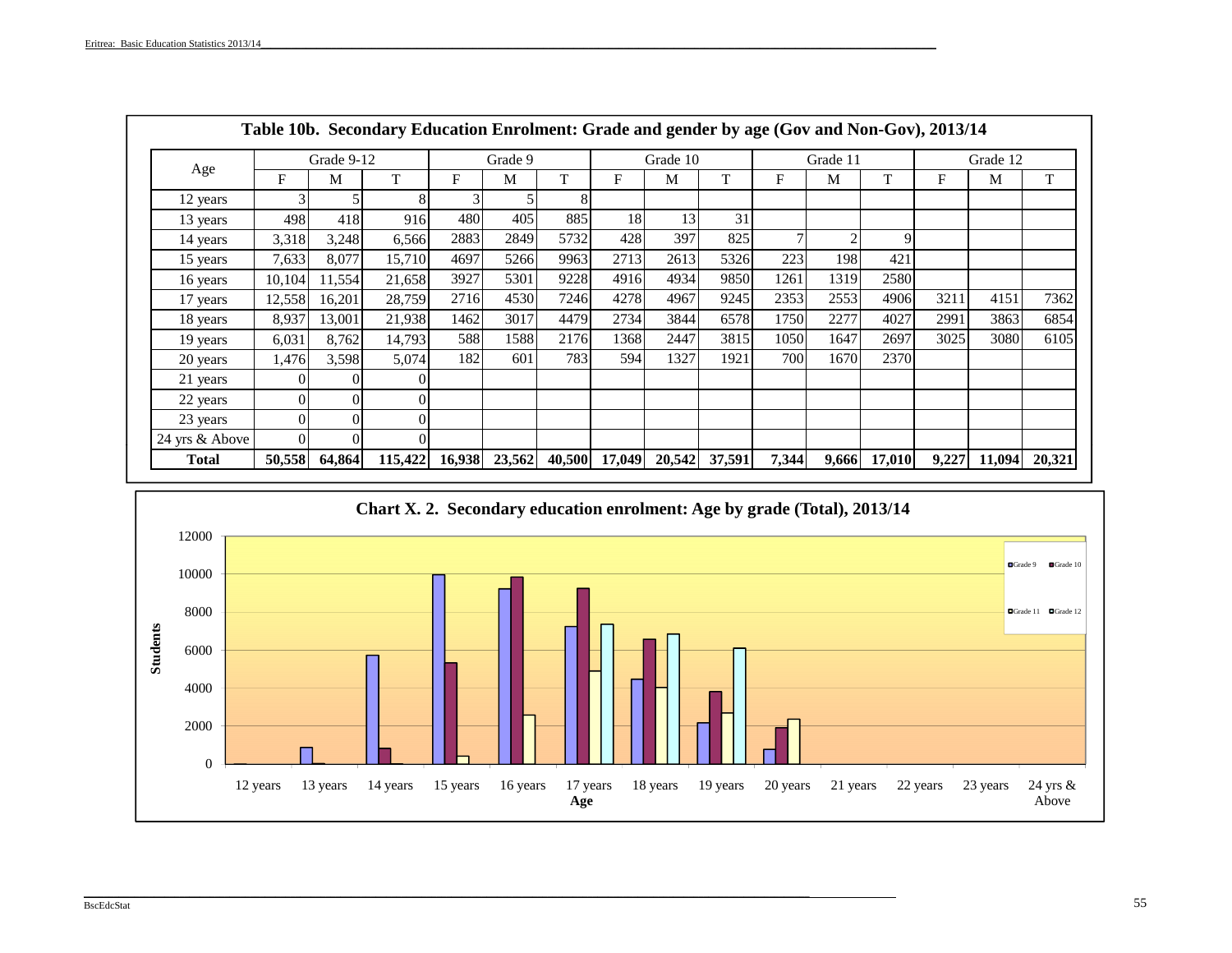## Table 10b. Secondary Education Enrolment: Grade and gender by age (Gov and Non-Gov), 2013/14

| Age | Grade 9-12 | | | Grade 9 | | | Grade 10 | | | Grade 11 | | | Grade 12 | | |
|---|---|---|---|---|---|---|---|---|---|---|---|---|---|---|---|
| | F | M | T | F | M | T | F | M | T | F | M | T | F | M | T |
| 12 years | 3 | 5 | 8 | 3 | 5 | 8 | | | | | | | | | |
| 13 years | 498 | 418 | 916 | 480 | 405 | 885 | 18 | 13 | 31 | | | | | | |
| 14 years | 3,318 | 3,248 | 6,566 | 2883 | 2849 | 5732 | 428 | 397 | 825 | 7 | 2 | 9 | | | |
| 15 years | 7,633 | 8,077 | 15,710 | 4697 | 5266 | 9963 | 2713 | 2613 | 5326 | 223 | 198 | 421 | | | |
| 16 years | 10,104 | 11,554 | 21,658 | 3927 | 5301 | 9228 | 4916 | 4934 | 9850 | 1261 | 1319 | 2580 | | | |
| 17 years | 12,558 | 16,201 | 28,759 | 2716 | 4530 | 7246 | 4278 | 4967 | 9245 | 2353 | 2553 | 4906 | 3211 | 4151 | 7362 |
| 18 years | 8,937 | 13,001 | 21,938 | 1462 | 3017 | 4479 | 2734 | 3844 | 6578 | 1750 | 2277 | 4027 | 2991 | 3863 | 6854 |
| 19 years | 6,031 | 8,762 | 14,793 | 588 | 1588 | 2176 | 1368 | 2447 | 3815 | 1050 | 1647 | 2697 | 3025 | 3080 | 6105 |
| 20 years | 1,476 | 3,598 | 5,074 | 182 | 601 | 783 | 594 | 1327 | 1921 | 700 | 1670 | 2370 | | | |
| 21 years | 0 | 0 | 0 | | | | | | | | | | | | |
| 22 years | 0 | 0 | 0 | | | | | | | | | | | | |
| 23 years | 0 | 0 | 0 | | | | | | | | | | | | |
| 24 yrs & Above | 0 | 0 | 0 | | | | | | | | | | | | |
| **Total** | **50,558** | **64,864** | **115,422** | **16,938** | **23,562** | **40,500** | **17,049** | **20,542** | **37,591** | **7,344** | **9,666** | **17,010** | **9,227** | **11,094** | **20,321** |

## Chart X. 2. Secondary education enrolment: Age by grade (Total), 2013/14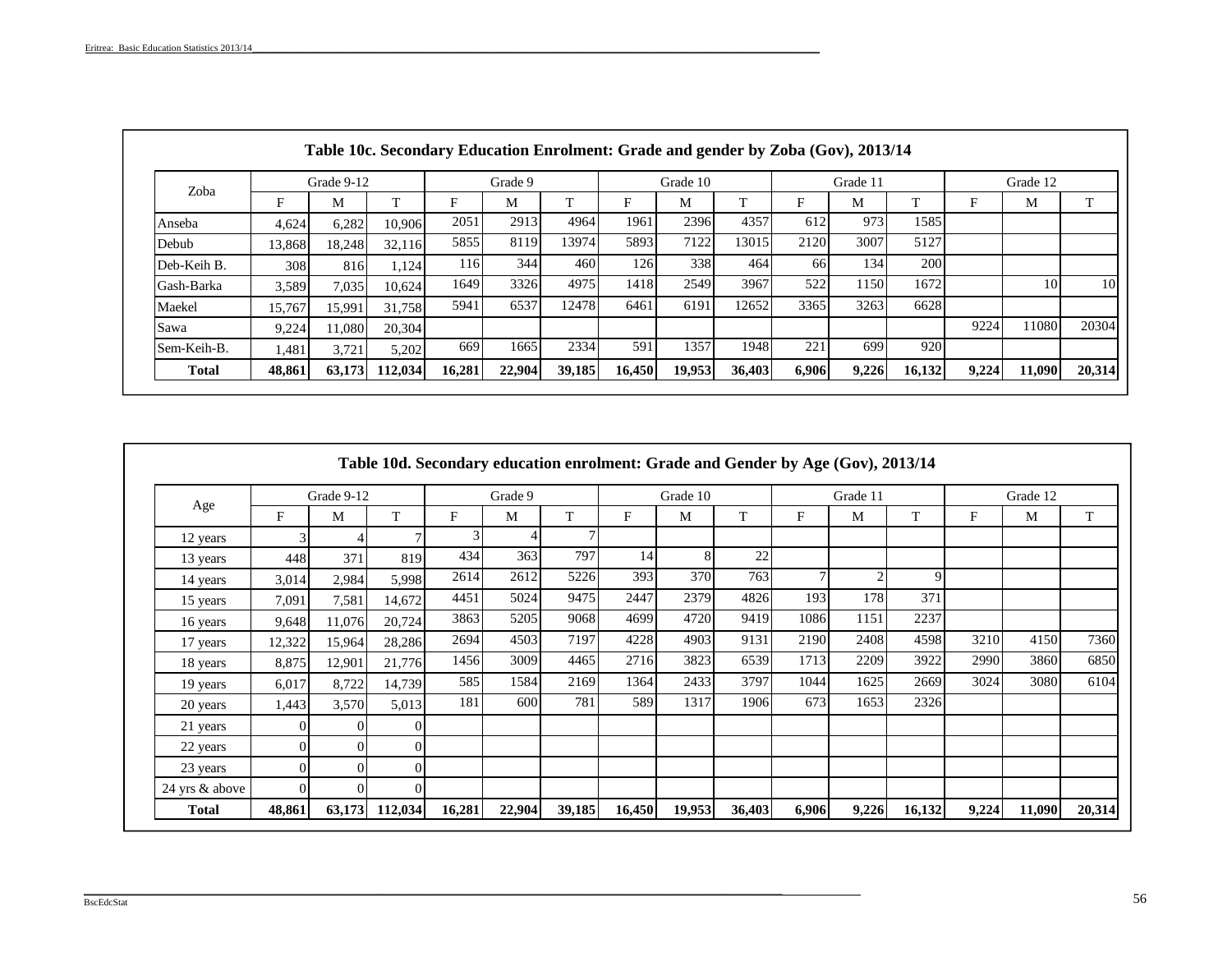### Table 10c. Secondary Education Enrolment: Grade and gender by Zoba (Gov), 2013/14

| Zoba | Grade 9-12 | | | Grade 9 | | | Grade 10 | | | Grade 11 | | | Grade 12 | | |
|---|---|---|---|---|---|---|---|---|---|---|---|---|---|---|---|
| | F | M | T | F | M | T | F | M | T | F | M | T | F | M | T |
| Anseba | 4,624 | 6,282 | 10,906 | 2051 | 2913 | 4964 | 1961 | 2396 | 4357 | 612 | 973 | 1585 | | | |
| Debub | 13,868 | 18,248 | 32,116 | 5855 | 8119 | 13974 | 5893 | 7122 | 13015 | 2120 | 3007 | 5127 | | | |
| Deb-Keih B. | 308 | 816 | 1,124 | 116 | 344 | 460 | 126 | 338 | 464 | 66 | 134 | 200 | | | |
| Gash-Barka | 3,589 | 7,035 | 10,624 | 1649 | 3326 | 4975 | 1418 | 2549 | 3967 | 522 | 1150 | 1672 | | 10 | 10 |
| Maekel | 15,767 | 15,991 | 31,758 | 5941 | 6537 | 12478 | 6461 | 6191 | 12652 | 3365 | 3263 | 6628 | | | |
| Sawa | 9,224 | 11,080 | 20,304 | | | | | | | | | | 9224 | 11080 | 20304 |
| Sem-Keih-B. | 1,481 | 3,721 | 5,202 | 669 | 1665 | 2334 | 591 | 1357 | 1948 | 221 | 699 | 920 | | | |
| **Total** | **48,861** | **63,173** | **112,034** | **16,281** | **22,904** | **39,185** | **16,450** | **19,953** | **36,403** | **6,906** | **9,226** | **16,132** | **9,224** | **11,090** | **20,314** |

### Table 10d. Secondary education enrolment: Grade and Gender by Age (Gov), 2013/14

| Age | Grade 9-12 | | | Grade 9 | | | Grade 10 | | | Grade 11 | | | Grade 12 | | |
|---|---|---|---|---|---|---|---|---|---|---|---|---|---|---|---|
| | F | M | T | F | M | T | F | M | T | F | M | T | F | M | T |
| 12 years | 3 | 4 | 7 | 3 | 4 | 7 | | | | | | | | | |
| 13 years | 448 | 371 | 819 | 434 | 363 | 797 | 14 | 8 | 22 | | | | | | |
| 14 years | 3,014 | 2,984 | 5,998 | 2614 | 2612 | 5226 | 393 | 370 | 763 | 7 | 2 | 9 | | | |
| 15 years | 7,091 | 7,581 | 14,672 | 4451 | 5024 | 9475 | 2447 | 2379 | 4826 | 193 | 178 | 371 | | | |
| 16 years | 9,648 | 11,076 | 20,724 | 3863 | 5205 | 9068 | 4699 | 4720 | 9419 | 1086 | 1151 | 2237 | | | |
| 17 years | 12,322 | 15,964 | 28,286 | 2694 | 4503 | 7197 | 4228 | 4903 | 9131 | 2190 | 2408 | 4598 | 3210 | 4150 | 7360 |
| 18 years | 8,875 | 12,901 | 21,776 | 1456 | 3009 | 4465 | 2716 | 3823 | 6539 | 1713 | 2209 | 3922 | 2990 | 3860 | 6850 |
| 19 years | 6,017 | 8,722 | 14,739 | 585 | 1584 | 2169 | 1364 | 2433 | 3797 | 1044 | 1625 | 2669 | 3024 | 3080 | 6104 |
| 20 years | 1,443 | 3,570 | 5,013 | 181 | 600 | 781 | 589 | 1317 | 1906 | 673 | 1653 | 2326 | | | |
| 21 years | 0 | 0 | 0 | | | | | | | | | | | | |
| 22 years | 0 | 0 | 0 | | | | | | | | | | | | |
| 23 years | 0 | 0 | 0 | | | | | | | | | | | | |
| 24 yrs & above | 0 | 0 | 0 | | | | | | | | | | | | |
| **Total** | **48,861** | **63,173** | **112,034** | **16,281** | **22,904** | **39,185** | **16,450** | **19,953** | **36,403** | **6,906** | **9,226** | **16,132** | **9,224** | **11,090** | **20,314** |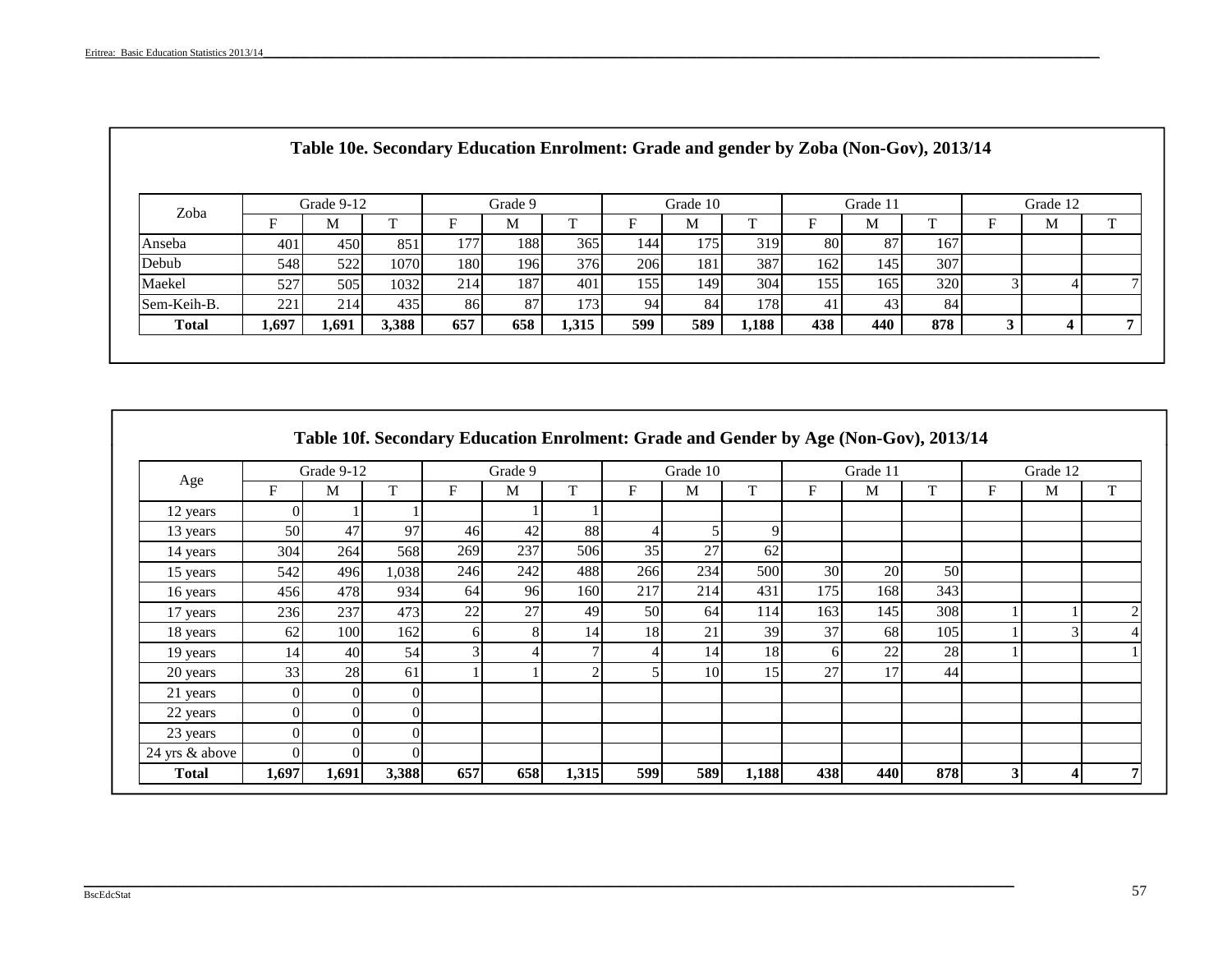## Table 10e. Secondary Education Enrolment: Grade and gender by Zoba (Non-Gov), 2013/14

| Zoba | Grade 9-12 | | | Grade 9 | | | Grade 10 | | | Grade 11 | | | Grade 12 | | |
|---|---|---|---|---|---|---|---|---|---|---|---|---|---|---|---|
| | F | M | T | F | M | T | F | M | T | F | M | T | F | M | T |
| Anseba | 401 | 450 | 851 | 177 | 188 | 365 | 144 | 175 | 319 | 80 | 87 | 167 | | | |
| Debub | 548 | 522 | 1070 | 180 | 196 | 376 | 206 | 181 | 387 | 162 | 145 | 307 | | | |
| Maekel | 527 | 505 | 1032 | 214 | 187 | 401 | 155 | 149 | 304 | 155 | 165 | 320 | 3 | 4 | 7 |
| Sem-Keih-B. | 221 | 214 | 435 | 86 | 87 | 173 | 94 | 84 | 178 | 41 | 43 | 84 | | | |
| **Total** | **1,697** | **1,691** | **3,388** | **657** | **658** | **1,315** | **599** | **589** | **1,188** | **438** | **440** | **878** | **3** | **4** | **7** |

## Table 10f. Secondary Education Enrolment: Grade and Gender by Age (Non-Gov), 2013/14

| Age | Grade 9-12 | | | Grade 9 | | | Grade 10 | | | Grade 11 | | | Grade 12 | | |
|---|---|---|---|---|---|---|---|---|---|---|---|---|---|---|---|
| | F | M | T | F | M | T | F | M | T | F | M | T | F | M | T |
| 12 years | 0 | 1 | 1 | | 1 | 1 | | | | | | | | | |
| 13 years | 50 | 47 | 97 | 46 | 42 | 88 | 4 | 5 | 9 | | | | | | |
| 14 years | 304 | 264 | 568 | 269 | 237 | 506 | 35 | 27 | 62 | | | | | | |
| 15 years | 542 | 496 | 1,038 | 246 | 242 | 488 | 266 | 234 | 500 | 30 | 20 | 50 | | | |
| 16 years | 456 | 478 | 934 | 64 | 96 | 160 | 217 | 214 | 431 | 175 | 168 | 343 | | | |
| 17 years | 236 | 237 | 473 | 22 | 27 | 49 | 50 | 64 | 114 | 163 | 145 | 308 | 1 | 1 | 2 |
| 18 years | 62 | 100 | 162 | 6 | 8 | 14 | 18 | 21 | 39 | 37 | 68 | 105 | 1 | 3 | 4 |
| 19 years | 14 | 40 | 54 | 3 | 4 | 7 | 4 | 14 | 18 | 6 | 22 | 28 | 1 | | 1 |
| 20 years | 33 | 28 | 61 | 1 | 1 | 2 | 5 | 10 | 15 | 27 | 17 | 44 | | | |
| 21 years | 0 | 0 | 0 | | | | | | | | | | | | |
| 22 years | 0 | 0 | 0 | | | | | | | | | | | | |
| 23 years | 0 | 0 | 0 | | | | | | | | | | | | |
| 24 yrs & above | 0 | 0 | 0 | | | | | | | | | | | | |
| **Total** | **1,697** | **1,691** | **3,388** | **657** | **658** | **1,315** | **599** | **589** | **1,188** | **438** | **440** | **878** | **3** | **4** | **7** |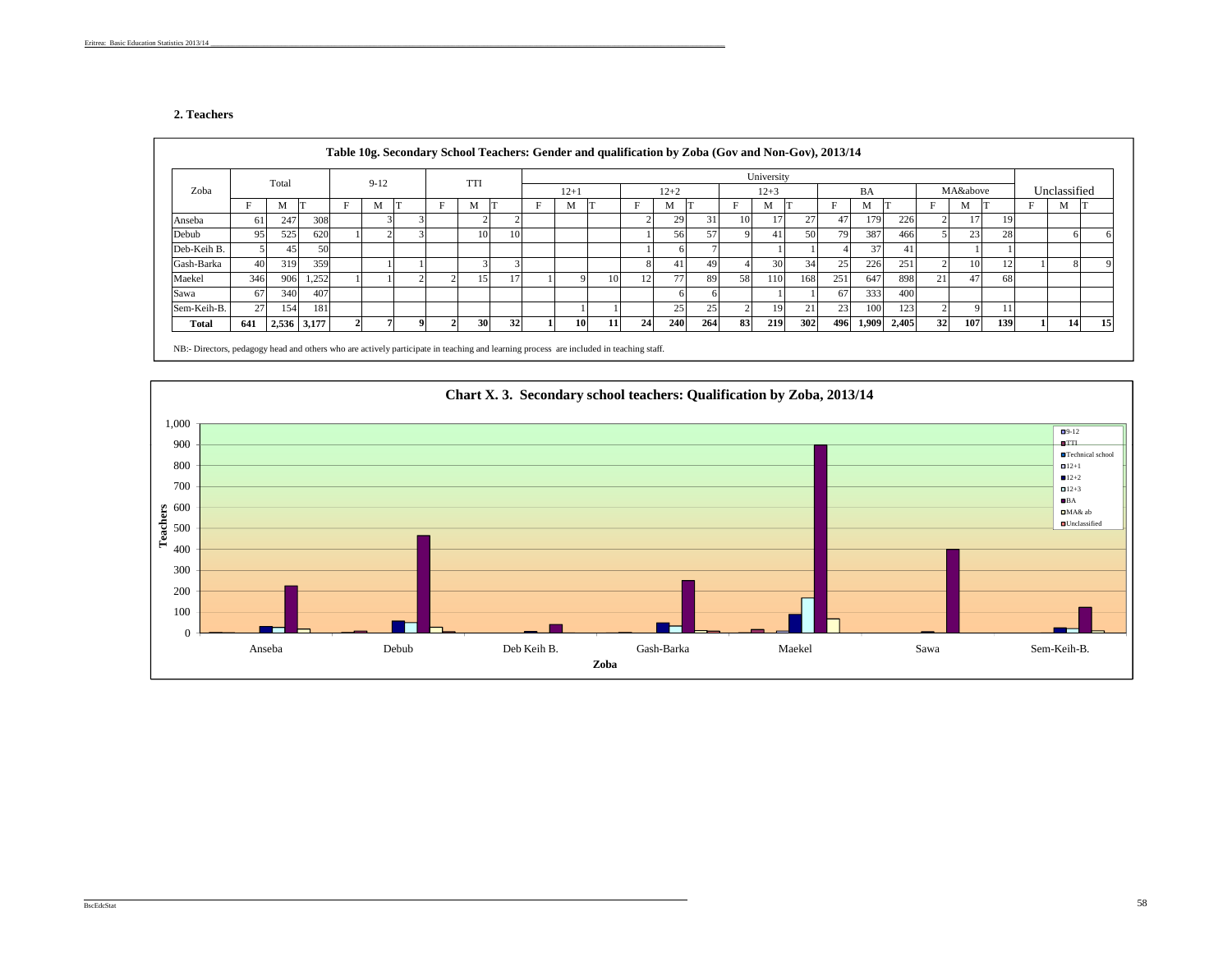## 2. Teachers

**Table 10g. Secondary School Teachers: Gender and qualification by Zoba (Gov and Non-Gov), 2013/14**

| Zoba | Total | | | 9-12 | | | TTI | | | University | | | | | | | | | | | | | | | Unclassified | | |
|---|---|---|---|---|---|---|---|---|---|---|---|---|---|---|---|---|---|---|---|---|---|---|---|---|---|---|---|
| | | | | | | | | | | 12+1 | | | 12+2 | | | 12+3 | | | BA | | | MA&above | | | | | |
| | F | M | T | F | M | T | F | M | T | F | M | T | F | M | T | F | M | T | F | M | T | F | M | T | F | M | T |
| Anseba | 61 | 247 | 308 | | 3 | 3 | | 2 | 2 | | | | 2 | 29 | 31 | 10 | 17 | 27 | 47 | 179 | 226 | 2 | 17 | 19 | | | |
| Debub | 95 | 525 | 620 | 1 | 2 | 3 | | 10 | 10 | | | | 1 | 56 | 57 | 9 | 41 | 50 | 79 | 387 | 466 | 5 | 23 | 28 | | 6 | 6 |
| Deb-Keih B. | 5 | 45 | 50 | | | | | | | | | | 1 | 6 | 7 | | 1 | 1 | 4 | 37 | 41 | | 1 | 1 | | | |
| Gash-Barka | 40 | 319 | 359 | | 1 | 1 | | 3 | 3 | | | | 8 | 41 | 49 | 4 | 30 | 34 | 25 | 226 | 251 | 2 | 10 | 12 | 1 | 8 | 9 |
| Maekel | 346 | 906 | 1,252 | 1 | 1 | 2 | 2 | 15 | 17 | 1 | 9 | 10 | 12 | 77 | 89 | 58 | 110 | 168 | 251 | 647 | 898 | 21 | 47 | 68 | | | |
| Sawa | 67 | 340 | 407 | | | | | | | | | | | 6 | 6 | | 1 | 1 | 67 | 333 | 400 | | | | | | |
| Sem-Keih-B. | 27 | 154 | 181 | | | | | | | | 1 | 1 | | 25 | 25 | 2 | 19 | 21 | 23 | 100 | 123 | 2 | 9 | 11 | | | |
| **Total** | **641** | **2,536** | **3,177** | **2** | **7** | **9** | **2** | **30** | **32** | **1** | **10** | **11** | **24** | **240** | **264** | **83** | **219** | **302** | **496** | **1,909** | **2,405** | **32** | **107** | **139** | **1** | **14** | **15** |

NB:- Directors, pedagogy head and others who are actively participate in teaching and learning process are included in teaching staff.

**Chart X. 3. Secondary school teachers: Qualification by Zoba, 2013/14**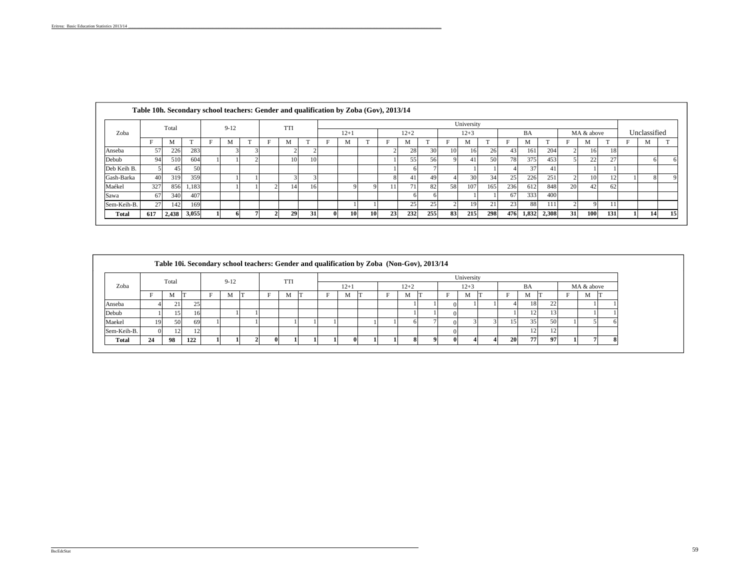### Table 10h. Secondary school teachers: Gender and qualification by Zoba (Gov), 2013/14

| Zoba | Total | | | 9-12 | | | TTI | | | University | | | | | | | | | | | | | | | Unclassified | | |
|---|---|---|---|---|---|---|---|---|---|---|---|---|---|---|---|---|---|---|---|---|---|---|---|---|---|---|---|
| | | | | | | | | | | 12+1 | | | 12+2 | | | 12+3 | | | BA | | | MA & above | | | | | |
| | F | M | T | F | M | T | F | M | T | F | M | T | F | M | T | F | M | T | F | M | T | F | M | T | F | M | T |
| Anseba | 57 | 226 | 283 | | 3 | 3 | | 2 | 2 | | | | 2 | 28 | 30 | 10 | 16 | 26 | 43 | 161 | 204 | 2 | 16 | 18 | | | |
| Debub | 94 | 510 | 604 | 1 | 1 | 2 | | 10 | 10 | | | | 1 | 55 | 56 | 9 | 41 | 50 | 78 | 375 | 453 | 5 | 22 | 27 | | 6 | 6 |
| Deb Keih B. | 5 | 45 | 50 | | | | | | | | | | 1 | 6 | 7 | | 1 | 1 | 4 | 37 | 41 | | 1 | 1 | | | |
| Gash-Barka | 40 | 319 | 359 | | 1 | 1 | | 3 | 3 | | | | 8 | 41 | 49 | 4 | 30 | 34 | 25 | 226 | 251 | 2 | 10 | 12 | 1 | 8 | 9 |
| Maékel | 327 | 856 | 1,183 | | 1 | 1 | 2 | 14 | 16 | | 9 | 9 | 11 | 71 | 82 | 58 | 107 | 165 | 236 | 612 | 848 | 20 | 42 | 62 | | | |
| Sawa | 67 | 340 | 407 | | | | | | | | | | | 6 | 6 | | 1 | 1 | 67 | 333 | 400 | | | | | | |
| Sem-Keih-B. | 27 | 142 | 169 | | | | | | | | 1 | 1 | | 25 | 25 | 2 | 19 | 21 | 23 | 88 | 111 | 2 | 9 | 11 | | | |
| **Total** | **617** | **2,438** | **3,055** | **1** | **6** | **7** | **2** | **29** | **31** | **0** | **10** | **10** | **23** | **232** | **255** | **83** | **215** | **298** | **476** | **1,832** | **2,308** | **31** | **100** | **131** | **1** | **14** | **15** |

### Table 10i. Secondary school teachers: Gender and qualification by Zoba (Non-Gov), 2013/14

| Zoba | Total | | | 9-12 | | | TTI | | | University | | | | | | | | | | | | | | |
|---|---|---|---|---|---|---|---|---|---|---|---|---|---|---|---|---|---|---|---|---|---|---|---|---|
| | | | | | | | | | | 12+1 | | | 12+2 | | | 12+3 | | | BA | | | MA & above | | |
| | F | M | T | F | M | T | F | M | T | F | M | T | F | M | T | F | M | T | F | M | T | F | M | T |
| Anseba | 4 | 21 | 25 | | | | | | | | | | | 1 | 1 | 0 | 1 | 1 | 4 | 18 | 22 | | 1 | 1 |
| Debub | 1 | 15 | 16 | | 1 | 1 | | | | | | | | 1 | 1 | 0 | | | 1 | 12 | 13 | | 1 | 1 |
| Maekel | 19 | 50 | 69 | 1 | | 1 | | 1 | 1 | 1 | | 1 | 1 | 6 | 7 | 0 | 3 | 3 | 15 | 35 | 50 | 1 | 5 | 6 |
| Sem-Keih-B. | 0 | 12 | 12 | | | | | | | | | | | | | 0 | | | | 12 | 12 | | | |
| **Total** | **24** | **98** | **122** | **1** | **1** | **2** | **0** | **1** | **1** | **1** | **0** | **1** | **1** | **8** | **9** | **0** | **4** | **4** | **20** | **77** | **97** | **1** | **7** | **8** |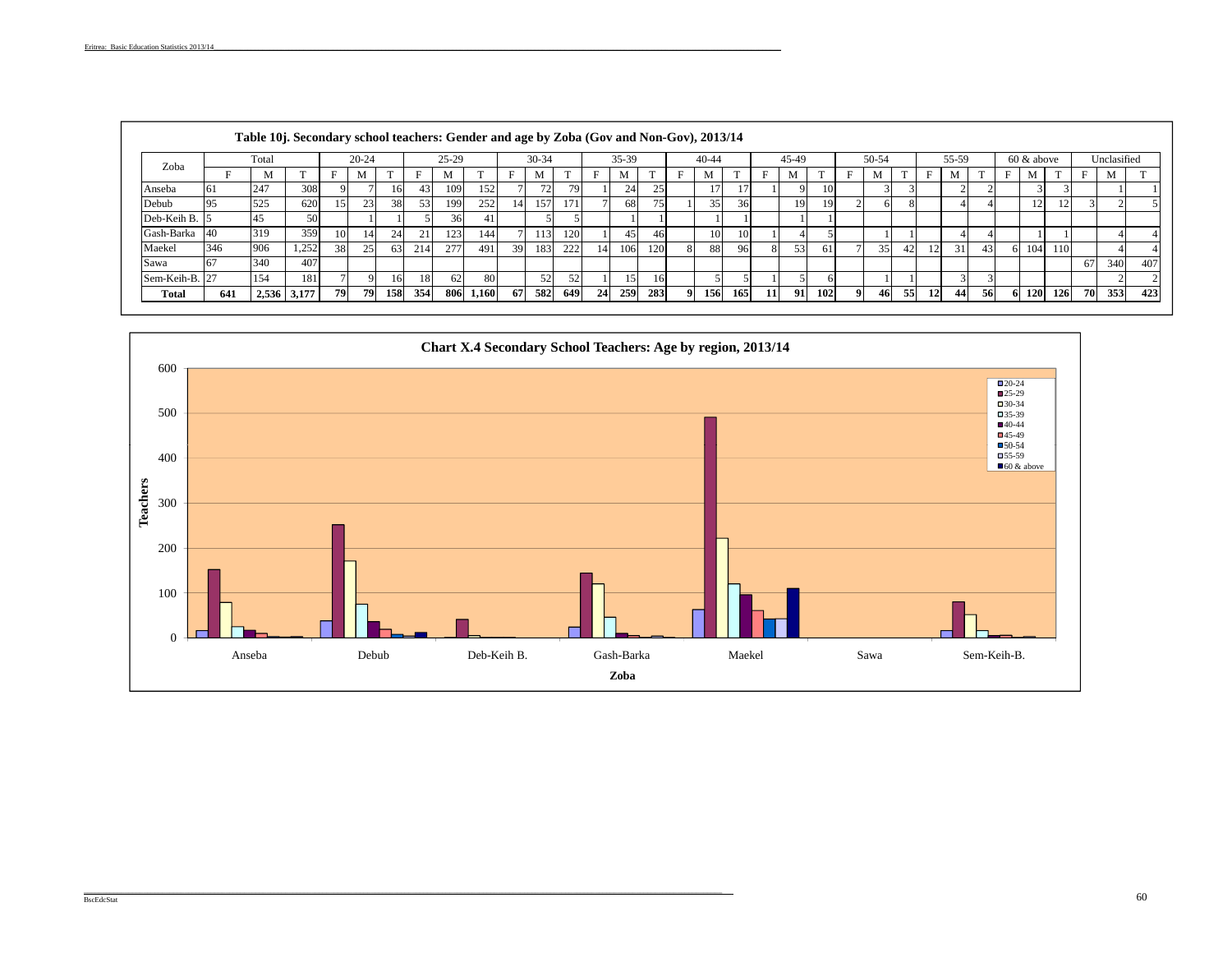**Table 10j. Secondary school teachers: Gender and age by Zoba (Gov and Non-Gov), 2013/14**

| Zoba | Total | | | 20-24 | | | 25-29 | | | 30-34 | | | 35-39 | | | 40-44 | | | 45-49 | | | 50-54 | | | 55-59 | | | 60 & above | | | Unclasified | | |
|---|---|---|---|---|---|---|---|---|---|---|---|---|---|---|---|---|---|---|---|---|---|---|---|---|---|---|---|---|---|---|---|---|---|
| | F | M | T | F | M | T | F | M | T | F | M | T | F | M | T | F | M | T | F | M | T | F | M | T | F | M | T | F | M | T | F | M | T |
| Anseba | 61 | 247 | 308 | 9 | 7 | 16 | 43 | 109 | 152 | 7 | 72 | 79 | 1 | 24 | 25 | | 17 | 17 | 1 | 9 | 10 | | 3 | 3 | | 2 | 2 | | 3 | 3 | | 1 | 1 |
| Debub | 95 | 525 | 620 | 15 | 23 | 38 | 53 | 199 | 252 | 14 | 157 | 171 | 7 | 68 | 75 | 1 | 35 | 36 | | 19 | 19 | 2 | 6 | 8 | | 4 | 4 | | 12 | 12 | 3 | 2 | 5 |
| Deb-Keih B. | 5 | 45 | 50 | | 1 | 1 | 5 | 36 | 41 | | 5 | 5 | | 1 | 1 | | 1 | 1 | | 1 | 1 | | | | | | | | | | | | |
| Gash-Barka | 40 | 319 | 359 | 10 | 14 | 24 | 21 | 123 | 144 | 7 | 113 | 120 | 1 | 45 | 46 | | 10 | 10 | 1 | 4 | 5 | | 1 | 1 | | 4 | 4 | | 1 | 1 | | 4 | 4 |
| Maekel | 346 | 906 | 1,252 | 38 | 25 | 63 | 214 | 277 | 491 | 39 | 183 | 222 | 14 | 106 | 120 | 8 | 88 | 96 | 8 | 53 | 61 | 7 | 35 | 42 | 12 | 31 | 43 | 6 | 104 | 110 | | 4 | 4 |
| Sawa | 67 | 340 | 407 | | | | | | | | | | | | | | | | | | | | | | | | | | | | 67 | 340 | 407 |
| Sem-Keih-B. | 27 | 154 | 181 | 7 | 9 | 16 | 18 | 62 | 80 | | 52 | 52 | 1 | 15 | 16 | | 5 | 5 | 1 | 5 | 6 | | 1 | 1 | | 3 | 3 | | | | | 2 | 2 |
| **Total** | **641** | **2,536** | **3,177** | **79** | **79** | **158** | **354** | **806** | **1,160** | **67** | **582** | **649** | **24** | **259** | **283** | **9** | **156** | **165** | **11** | **91** | **102** | **9** | **46** | **55** | **12** | **44** | **56** | **6** | **120** | **126** | **70** | **353** | **423** |

**Chart X.4 Secondary School Teachers: Age by region, 2013/14**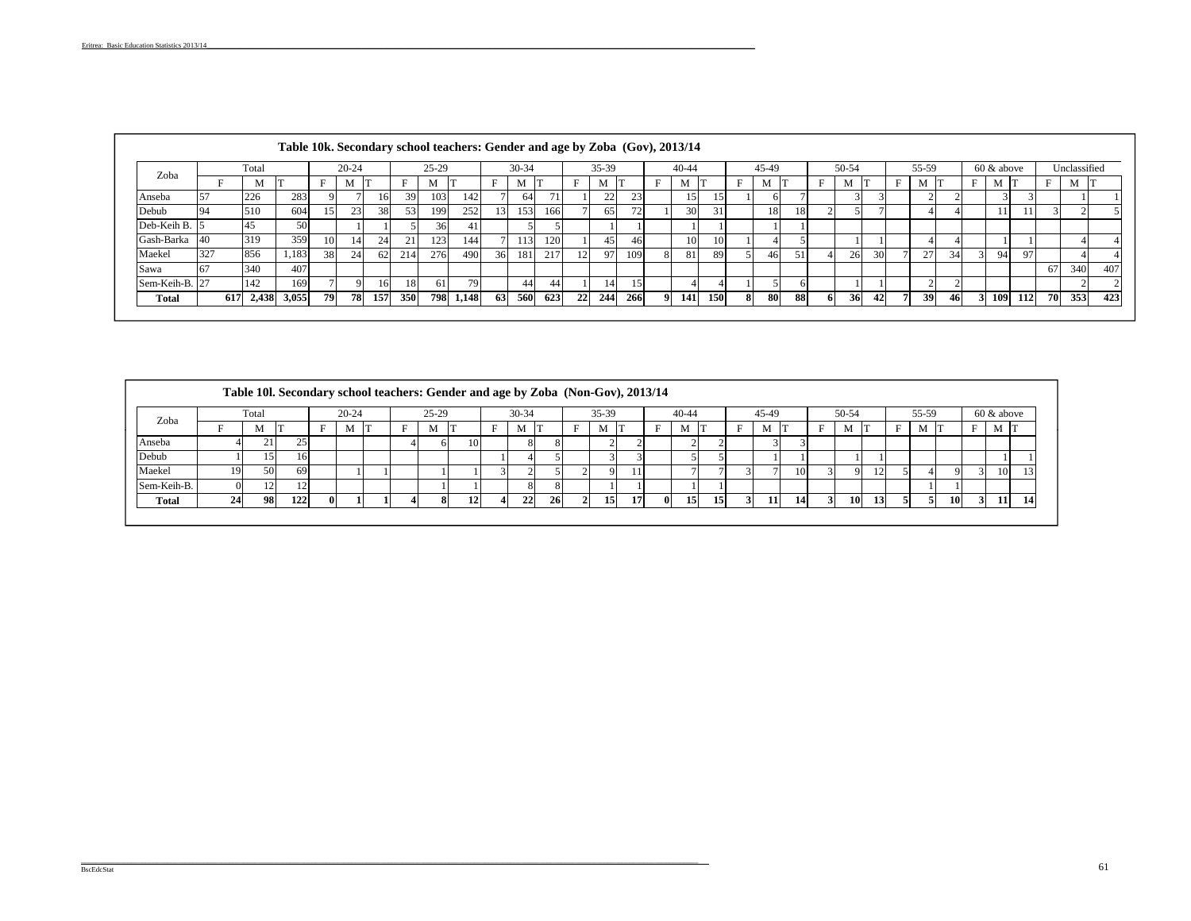**Table 10k. Secondary school teachers: Gender and age by Zoba (Gov), 2013/14**

| Zoba | Total | | | 20-24 | | | 25-29 | | | 30-34 | | | 35-39 | | | 40-44 | | | 45-49 | | | 50-54 | | | 55-59 | | | 60 & above | | | Unclassified | | |
|---|---|---|---|---|---|---|---|---|---|---|---|---|---|---|---|---|---|---|---|---|---|---|---|---|---|---|---|---|---|---|---|---|---|
| | F | M | T | F | M | T | F | M | T | F | M | T | F | M | T | F | M | T | F | M | T | F | M | T | F | M | T | F | M | T | F | M | T |
| Anseba | 57 | 226 | 283 | 9 | 7 | 16 | 39 | 103 | 142 | 7 | 64 | 71 | 1 | 22 | 23 | | 15 | 15 | 1 | 6 | 7 | | 3 | 3 | | 2 | 2 | | 3 | 3 | | 1 | 1 |
| Debub | 94 | 510 | 604 | 15 | 23 | 38 | 53 | 199 | 252 | 13 | 153 | 166 | 7 | 65 | 72 | 1 | 30 | 31 | | 18 | 18 | 2 | 5 | 7 | | 4 | 4 | | 11 | 11 | 3 | 2 | 5 |
| Deb-Keih B. | 5 | 45 | 50 | | 1 | 1 | 5 | 36 | 41 | | 5 | 5 | | 1 | 1 | | 1 | 1 | | 1 | 1 | | | | | | | | | | | | |
| Gash-Barka | 40 | 319 | 359 | 10 | 14 | 24 | 21 | 123 | 144 | 7 | 113 | 120 | 1 | 45 | 46 | | 10 | 10 | 1 | 4 | 5 | | 1 | 1 | | 4 | 4 | | 1 | 1 | | 4 | 4 |
| Maekel | 327 | 856 | 1,183 | 38 | 24 | 62 | 214 | 276 | 490 | 36 | 181 | 217 | 12 | 97 | 109 | 8 | 81 | 89 | 5 | 46 | 51 | 4 | 26 | 30 | 7 | 27 | 34 | 3 | 94 | 97 | | 4 | 4 |
| Sawa | 67 | 340 | 407 | | | | | | | | | | | | | | | | | | | | | | | | | | | | 67 | 340 | 407 |
| Sem-Keih-B. | 27 | 142 | 169 | 7 | 9 | 16 | 18 | 61 | 79 | | 44 | 44 | 1 | 14 | 15 | | 4 | 4 | 1 | 5 | 6 | | 1 | 1 | | 2 | 2 | | | | | 2 | 2 |
| **Total** | **617** | **2,438** | **3,055** | **79** | **78** | **157** | **350** | **798** | **1,148** | **63** | **560** | **623** | **22** | **244** | **266** | **9** | **141** | **150** | **8** | **80** | **88** | **6** | **36** | **42** | **7** | **39** | **46** | **3** | **109** | **112** | **70** | **353** | **423** |

**Table 10l. Secondary school teachers: Gender and age by Zoba (Non-Gov), 2013/14**

| Zoba | Total | | | 20-24 | | | 25-29 | | | 30-34 | | | 35-39 | | | 40-44 | | | 45-49 | | | 50-54 | | | 55-59 | | | 60 & above | | |
|---|---|---|---|---|---|---|---|---|---|---|---|---|---|---|---|---|---|---|---|---|---|---|---|---|---|---|---|---|---|---|
| | F | M | T | F | M | T | F | M | T | F | M | T | F | M | T | F | M | T | F | M | T | F | M | T | F | M | T | F | M | T |
| Anseba | 4 | 21 | 25 | | | | 4 | 6 | 10 | | 8 | 8 | | 2 | 2 | | 2 | 2 | | 3 | 3 | | | | | | | | | |
| Debub | 1 | 15 | 16 | | | | | | | 1 | 4 | 5 | | 3 | 3 | | 5 | 5 | | 1 | 1 | | 1 | 1 | | | | | 1 | 1 |
| Maekel | 19 | 50 | 69 | | 1 | 1 | | 1 | 1 | 3 | 2 | 5 | 2 | 9 | 11 | | 7 | 7 | 3 | 7 | 10 | 3 | 9 | 12 | 5 | 4 | 9 | 3 | 10 | 13 |
| Sem-Keih-B. | 0 | 12 | 12 | | | | | 1 | 1 | | 8 | 8 | | 1 | 1 | | 1 | 1 | | | | | | | | 1 | 1 | | | |
| **Total** | **24** | **98** | **122** | **0** | **1** | **1** | **4** | **8** | **12** | **4** | **22** | **26** | **2** | **15** | **17** | **0** | **15** | **15** | **3** | **11** | **14** | **3** | **10** | **13** | **5** | **5** | **10** | **3** | **11** | **14** |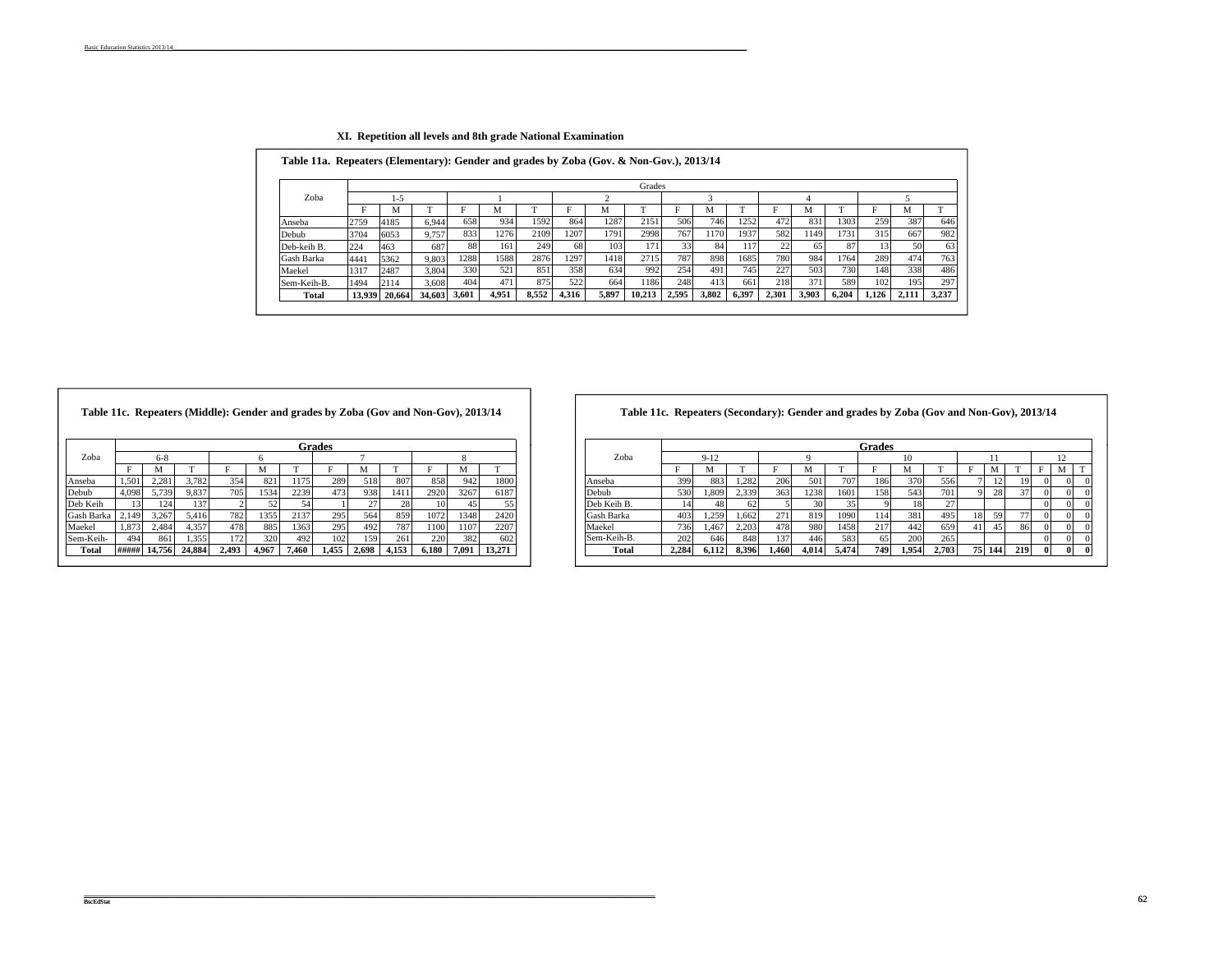## XI. Repetition all levels and 8th grade National Examination

**Table 11a. Repeaters (Elementary): Gender and grades by Zoba (Gov. & Non-Gov.), 2013/14**

| Zoba | Grades | | | | | | | | | | | | | | | | | |
|---|---|---|---|---|---|---|---|---|---|---|---|---|---|---|---|---|---|---|
| | 1-5 | | | 1 | | | 2 | | | 3 | | | 4 | | | 5 | | |
| | F | M | T | F | M | T | F | M | T | F | M | T | F | M | T | F | M | T |
| Anseba | 2759 | 4185 | 6,944 | 658 | 934 | 1592 | 864 | 1287 | 2151 | 506 | 746 | 1252 | 472 | 831 | 1303 | 259 | 387 | 646 |
| Debub | 3704 | 6053 | 9,757 | 833 | 1276 | 2109 | 1207 | 1791 | 2998 | 767 | 1170 | 1937 | 582 | 1149 | 1731 | 315 | 667 | 982 |
| Deb-keih B. | 224 | 463 | 687 | 88 | 161 | 249 | 68 | 103 | 171 | 33 | 84 | 117 | 22 | 65 | 87 | 13 | 50 | 63 |
| Gash Barka | 4441 | 5362 | 9,803 | 1288 | 1588 | 2876 | 1297 | 1418 | 2715 | 787 | 898 | 1685 | 780 | 984 | 1764 | 289 | 474 | 763 |
| Maekel | 1317 | 2487 | 3,804 | 330 | 521 | 851 | 358 | 634 | 992 | 254 | 491 | 745 | 227 | 503 | 730 | 148 | 338 | 486 |
| Sem-Keih-B. | 1494 | 2114 | 3,608 | 404 | 471 | 875 | 522 | 664 | 1186 | 248 | 413 | 661 | 218 | 371 | 589 | 102 | 195 | 297 |
| **Total** | **13,939** | **20,664** | **34,603** | **3,601** | **4,951** | **8,552** | **4,316** | **5,897** | **10,213** | **2,595** | **3,802** | **6,397** | **2,301** | **3,903** | **6,204** | **1,126** | **2,111** | **3,237** |

**Table 11c. Repeaters (Middle): Gender and grades by Zoba (Gov and Non-Gov), 2013/14**

| Zoba | **Grades** | | | | | | | | | | | |
|---|---|---|---|---|---|---|---|---|---|---|---|---|
| | 6-8 | | | 6 | | | 7 | | | 8 | | |
| | F | M | T | F | M | T | F | M | T | F | M | T |
| Anseba | 1,501 | 2,281 | 3,782 | 354 | 821 | 1175 | 289 | 518 | 807 | 858 | 942 | 1800 |
| Debub | 4,098 | 5,739 | 9,837 | 705 | 1534 | 2239 | 473 | 938 | 1411 | 2920 | 3267 | 6187 |
| Deb Keih | 13 | 124 | 137 | 2 | 52 | 54 | 1 | 27 | 28 | 10 | 45 | 55 |
| Gash Barka | 2,149 | 3,267 | 5,416 | 782 | 1355 | 2137 | 295 | 564 | 859 | 1072 | 1348 | 2420 |
| Maekel | 1,873 | 2,484 | 4,357 | 478 | 885 | 1363 | 295 | 492 | 787 | 1100 | 1107 | 2207 |
| Sem-Keih- | 494 | 861 | 1,355 | 172 | 320 | 492 | 102 | 159 | 261 | 220 | 382 | 602 |
| **Total** | **#####** | **14,756** | **24,884** | **2,493** | **4,967** | **7,460** | **1,455** | **2,698** | **4,153** | **6,180** | **7,091** | **13,271** |

**Table 11c. Repeaters (Secondary): Gender and grades by Zoba (Gov and Non-Gov), 2013/14**

| Zoba | **Grades** | | | | | | | | | | | | | | |
|---|---|---|---|---|---|---|---|---|---|---|---|---|---|---|---|
| | 9-12 | | | 9 | | | 10 | | | 11 | | | 12 | | |
| | F | M | T | F | M | T | F | M | T | F | M | T | F | M | T |
| Anseba | 399 | 883 | 1,282 | 206 | 501 | 707 | 186 | 370 | 556 | 7 | 12 | 19 | 0 | 0 | 0 |
| Debub | 530 | 1,809 | 2,339 | 363 | 1238 | 1601 | 158 | 543 | 701 | 9 | 28 | 37 | 0 | 0 | 0 |
| Deb Keih B. | 14 | 48 | 62 | 5 | 30 | 35 | 9 | 18 | 27 | | | | 0 | 0 | 0 |
| Gash Barka | 403 | 1,259 | 1,662 | 271 | 819 | 1090 | 114 | 381 | 495 | 18 | 59 | 77 | 0 | 0 | 0 |
| Maekel | 736 | 1,467 | 2,203 | 478 | 980 | 1458 | 217 | 442 | 659 | 41 | 45 | 86 | 0 | 0 | 0 |
| Sem-Keih-B. | 202 | 646 | 848 | 137 | 446 | 583 | 65 | 200 | 265 | | | | 0 | 0 | 0 |
| **Total** | **2,284** | **6,112** | **8,396** | **1,460** | **4,014** | **5,474** | **749** | **1,954** | **2,703** | **75** | **144** | **219** | **0** | **0** | **0** |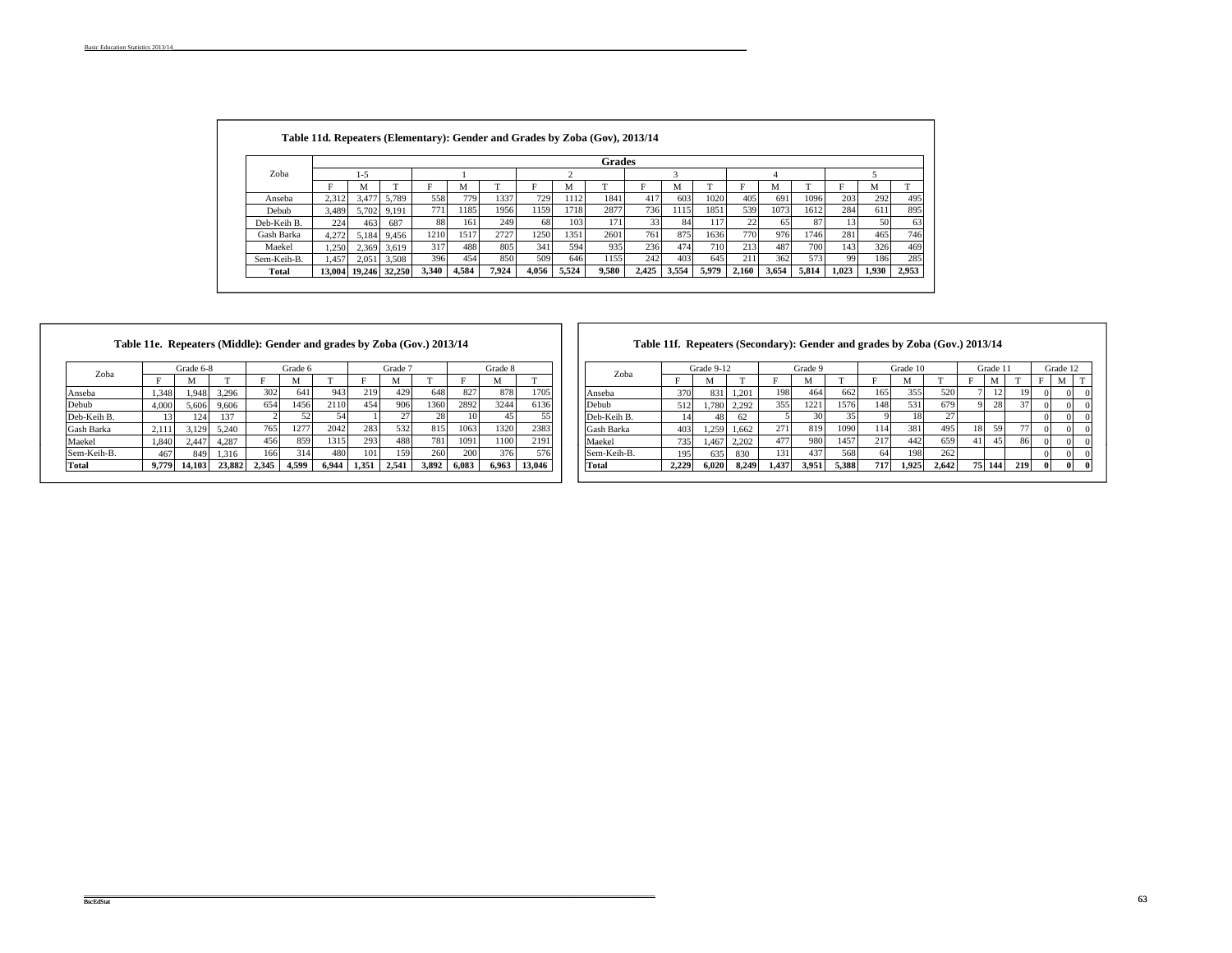### Table 11d. Repeaters (Elementary): Gender and Grades by Zoba (Gov), 2013/14

| Zoba | Grades | | | | | | | | | | | | | | | | | |
|---|---|---|---|---|---|---|---|---|---|---|---|---|---|---|---|---|---|---|
| | 1-5 | | | 1 | | | 2 | | | 3 | | | 4 | | | 5 | | |
| | F | M | T | F | M | T | F | M | T | F | M | T | F | M | T | F | M | T |
| Anseba | 2,312 | 3,477 | 5,789 | 558 | 779 | 1337 | 729 | 1112 | 1841 | 417 | 603 | 1020 | 405 | 691 | 1096 | 203 | 292 | 495 |
| Debub | 3,489 | 5,702 | 9,191 | 771 | 1185 | 1956 | 1159 | 1718 | 2877 | 736 | 1115 | 1851 | 539 | 1073 | 1612 | 284 | 611 | 895 |
| Deb-Keih B. | 224 | 463 | 687 | 88 | 161 | 249 | 68 | 103 | 171 | 33 | 84 | 117 | 22 | 65 | 87 | 13 | 50 | 63 |
| Gash Barka | 4,272 | 5,184 | 9,456 | 1210 | 1517 | 2727 | 1250 | 1351 | 2601 | 761 | 875 | 1636 | 770 | 976 | 1746 | 281 | 465 | 746 |
| Maekel | 1,250 | 2,369 | 3,619 | 317 | 488 | 805 | 341 | 594 | 935 | 236 | 474 | 710 | 213 | 487 | 700 | 143 | 326 | 469 |
| Sem-Keih-B. | 1,457 | 2,051 | 3,508 | 396 | 454 | 850 | 509 | 646 | 1155 | 242 | 403 | 645 | 211 | 362 | 573 | 99 | 186 | 285 |
| **Total** | **13,004** | **19,246** | **32,250** | **3,340** | **4,584** | **7,924** | **4,056** | **5,524** | **9,580** | **2,425** | **3,554** | **5,979** | **2,160** | **3,654** | **5,814** | **1,023** | **1,930** | **2,953** |

### Table 11e. Repeaters (Middle): Gender and grades by Zoba (Gov.) 2013/14

| Zoba | Grade 6-8 | | | Grade 6 | | | Grade 7 | | | Grade 8 | | |
|---|---|---|---|---|---|---|---|---|---|---|---|---|
| | F | M | T | F | M | T | F | M | T | F | M | T |
| Anseba | 1,348 | 1,948 | 3,296 | 302 | 641 | 943 | 219 | 429 | 648 | 827 | 878 | 1705 |
| Debub | 4,000 | 5,606 | 9,606 | 654 | 1456 | 2110 | 454 | 906 | 1360 | 2892 | 3244 | 6136 |
| Deb-Keih B. | 13 | 124 | 137 | 2 | 52 | 54 | 1 | 27 | 28 | 10 | 45 | 55 |
| Gash Barka | 2,111 | 3,129 | 5,240 | 765 | 1277 | 2042 | 283 | 532 | 815 | 1063 | 1320 | 2383 |
| Maekel | 1,840 | 2,447 | 4,287 | 456 | 859 | 1315 | 293 | 488 | 781 | 1091 | 1100 | 2191 |
| Sem-Keih-B. | 467 | 849 | 1,316 | 166 | 314 | 480 | 101 | 159 | 260 | 200 | 376 | 576 |
| **Total** | **9,779** | **14,103** | **23,882** | **2,345** | **4,599** | **6,944** | **1,351** | **2,541** | **3,892** | **6,083** | **6,963** | **13,046** |

### Table 11f. Repeaters (Secondary): Gender and grades by Zoba (Gov.) 2013/14

| Zoba | Grade 9-12 | | | Grade 9 | | | Grade 10 | | | Grade 11 | | | Grade 12 | | |
|---|---|---|---|---|---|---|---|---|---|---|---|---|---|---|---|
| | F | M | T | F | M | T | F | M | T | F | M | T | F | M | T |
| Anseba | 370 | 831 | 1,201 | 198 | 464 | 662 | 165 | 355 | 520 | 7 | 12 | 19 | 0 | 0 | 0 |
| Debub | 512 | 1,780 | 2,292 | 355 | 1221 | 1576 | 148 | 531 | 679 | 9 | 28 | 37 | 0 | 0 | 0 |
| Deb-Keih B. | 14 | 48 | 62 | 5 | 30 | 35 | 9 | 18 | 27 | | | | 0 | 0 | 0 |
| Gash Barka | 403 | 1,259 | 1,662 | 271 | 819 | 1090 | 114 | 381 | 495 | 18 | 59 | 77 | 0 | 0 | 0 |
| Maekel | 735 | 1,467 | 2,202 | 477 | 980 | 1457 | 217 | 442 | 659 | 41 | 45 | 86 | 0 | 0 | 0 |
| Sem-Keih-B. | 195 | 635 | 830 | 131 | 437 | 568 | 64 | 198 | 262 | | | | 0 | 0 | 0 |
| **Total** | **2,229** | **6,020** | **8,249** | **1,437** | **3,951** | **5,388** | **717** | **1,925** | **2,642** | **75** | **144** | **219** | **0** | **0** | **0** |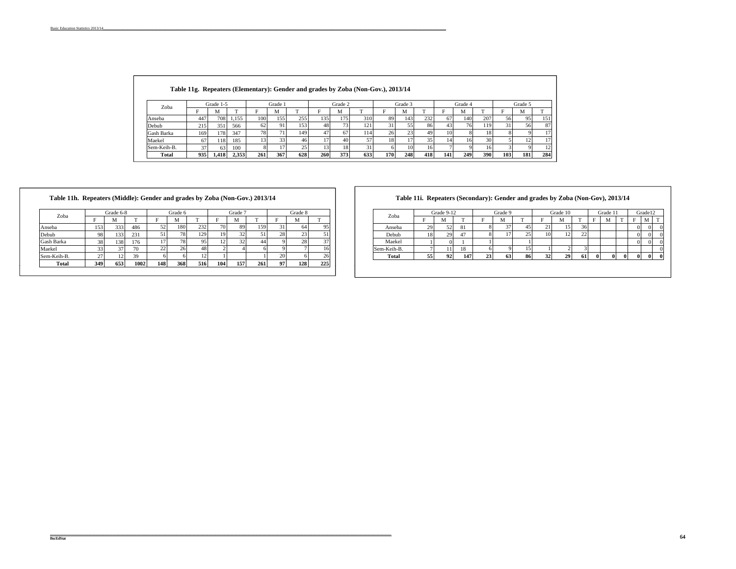### Table 11g. Repeaters (Elementary): Gender and grades by Zoba (Non-Gov.), 2013/14

| Zoba | Grade 1-5 | | | Grade 1 | | | Grade 2 | | | Grade 3 | | | Grade 4 | | | Grade 5 | | |
|---|---|---|---|---|---|---|---|---|---|---|---|---|---|---|---|---|---|---|
| | F | M | T | F | M | T | F | M | T | F | M | T | F | M | T | F | M | T |
| Anseba | 447 | 708 | 1,155 | 100 | 155 | 255 | 135 | 175 | 310 | 89 | 143 | 232 | 67 | 140 | 207 | 56 | 95 | 151 |
| Debub | 215 | 351 | 566 | 62 | 91 | 153 | 48 | 73 | 121 | 31 | 55 | 86 | 43 | 76 | 119 | 31 | 56 | 87 |
| Gash Barka | 169 | 178 | 347 | 78 | 71 | 149 | 47 | 67 | 114 | 26 | 23 | 49 | 10 | 8 | 18 | 8 | 9 | 17 |
| Maekel | 67 | 118 | 185 | 13 | 33 | 46 | 17 | 40 | 57 | 18 | 17 | 35 | 14 | 16 | 30 | 5 | 12 | 17 |
| Sem-Keih-B. | 37 | 63 | 100 | 8 | 17 | 25 | 13 | 18 | 31 | 6 | 10 | 16 | 7 | 9 | 16 | 3 | 9 | 12 |
| **Total** | **935** | **1,418** | **2,353** | **261** | **367** | **628** | **260** | **373** | **633** | **170** | **248** | **418** | **141** | **249** | **390** | **103** | **181** | **284** |

### Table 11h. Repeaters (Middle): Gender and grades by Zoba (Non-Gov.) 2013/14

| Zoba | Grade 6-8 | | | Grade 6 | | | Grade 7 | | | Grade 8 | | |
|---|---|---|---|---|---|---|---|---|---|---|---|---|
| | F | M | T | F | M | T | F | M | T | F | M | T |
| Anseba | 153 | 333 | 486 | 52 | 180 | 232 | 70 | 89 | 159 | 31 | 64 | 95 |
| Debub | 98 | 133 | 231 | 51 | 78 | 129 | 19 | 32 | 51 | 28 | 23 | 51 |
| Gash Barka | 38 | 138 | 176 | 17 | 78 | 95 | 12 | 32 | 44 | 9 | 28 | 37 |
| Maekel | 33 | 37 | 70 | 22 | 26 | 48 | 2 | 4 | 6 | 9 | 7 | 16 |
| Sem-Keih-B. | 27 | 12 | 39 | 6 | 6 | 12 | 1 | | 1 | 20 | 6 | 26 |
| **Total** | **349** | **653** | **1002** | **148** | **368** | **516** | **104** | **157** | **261** | **97** | **128** | **225** |

### Table 11i. Repeaters (Secondary): Gender and grades by Zoba (Non-Gov), 2013/14

| Zoba | Grade 9-12 | | | Grade 9 | | | Grade 10 | | | Grade 11 | | | Grade12 | | |
|---|---|---|---|---|---|---|---|---|---|---|---|---|---|---|---|
| | F | M | T | F | M | T | F | M | T | F | M | T | F | M | T |
| Anseba | 29 | 52 | 81 | 8 | 37 | 45 | 21 | 15 | 36 | | | | 0 | 0 | 0 |
| Debub | 18 | 29 | 47 | 8 | 17 | 25 | 10 | 12 | 22 | | | | 0 | 0 | 0 |
| Maekel | 1 | 0 | 1 | 1 | | 1 | | | | | | | 0 | 0 | 0 |
| Sem-Keih-B. | 7 | 11 | 18 | 6 | 9 | 15 | 1 | 2 | 3 | | | | | | 0 |
| **Total** | **55** | **92** | **147** | **23** | **63** | **86** | **32** | **29** | **61** | **0** | **0** | **0** | **0** | **0** | **0** |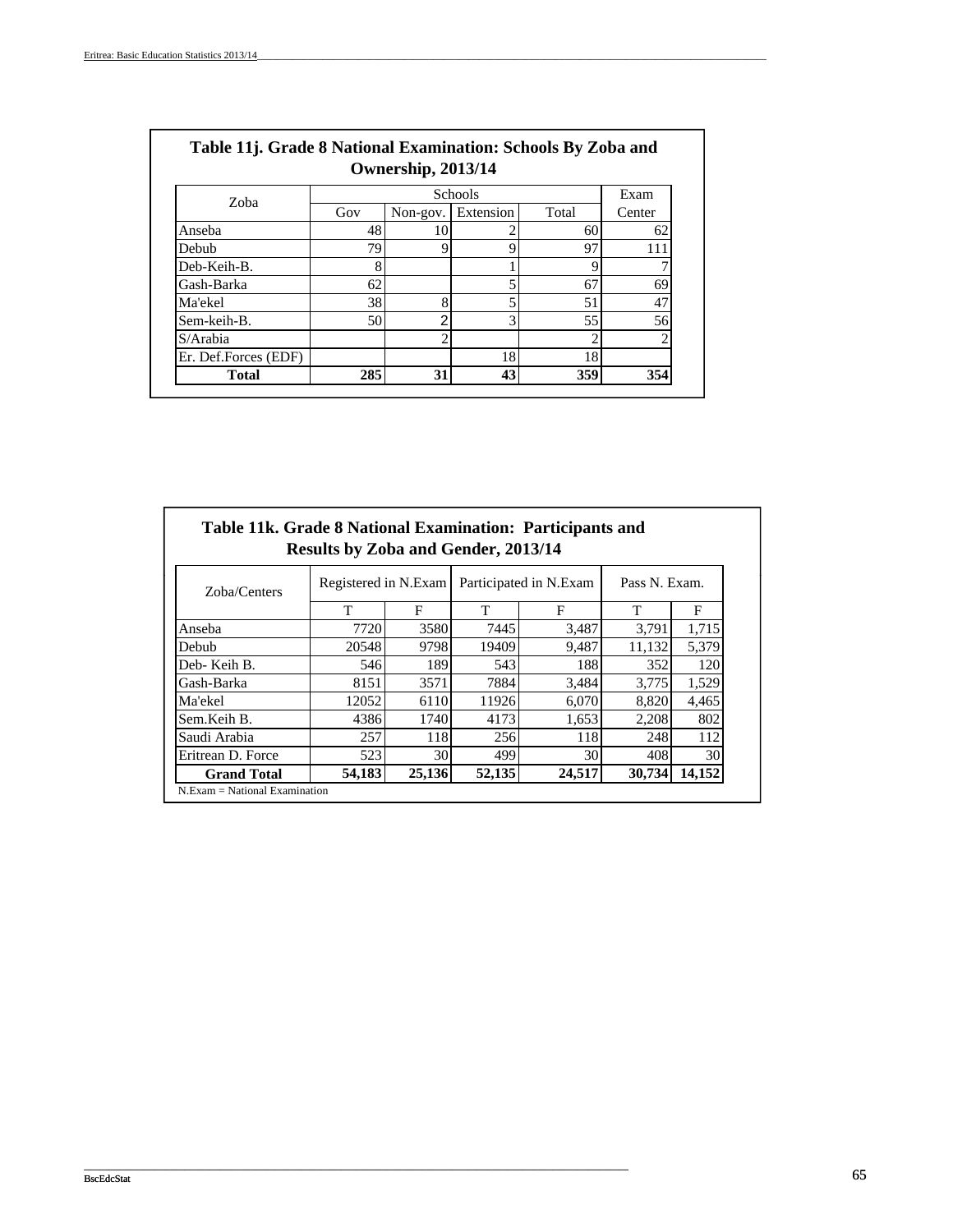## Table 11j. Grade 8 National Examination: Schools By Zoba and Ownership, 2013/14

| Zoba | Schools | | | | Exam |
|---|---|---|---|---|---|
| | Gov | Non-gov. | Extension | Total | Center |
| Anseba | 48 | 10 | 2 | 60 | 62 |
| Debub | 79 | 9 | 9 | 97 | 111 |
| Deb-Keih-B. | 8 | | 1 | 9 | 7 |
| Gash-Barka | 62 | | 5 | 67 | 69 |
| Ma'ekel | 38 | 8 | 5 | 51 | 47 |
| Sem-keih-B. | 50 | 2 | 3 | 55 | 56 |
| S/Arabia | | 2 | | 2 | 2 |
| Er. Def.Forces (EDF) | | | 18 | 18 | |
| **Total** | **285** | **31** | **43** | **359** | **354** |

## Table 11k. Grade 8 National Examination: Participants and Results by Zoba and Gender, 2013/14

| Zoba/Centers | Registered in N.Exam | | Participated in N.Exam | | Pass N. Exam. | |
|---|---|---|---|---|---|---|
| | T | F | T | F | T | F |
| Anseba | 7720 | 3580 | 7445 | 3,487 | 3,791 | 1,715 |
| Debub | 20548 | 9798 | 19409 | 9,487 | 11,132 | 5,379 |
| Deb- Keih B. | 546 | 189 | 543 | 188 | 352 | 120 |
| Gash-Barka | 8151 | 3571 | 7884 | 3,484 | 3,775 | 1,529 |
| Ma'ekel | 12052 | 6110 | 11926 | 6,070 | 8,820 | 4,465 |
| Sem.Keih B. | 4386 | 1740 | 4173 | 1,653 | 2,208 | 802 |
| Saudi Arabia | 257 | 118 | 256 | 118 | 248 | 112 |
| Eritrean D. Force | 523 | 30 | 499 | 30 | 408 | 30 |
| **Grand Total** | **54,183** | **25,136** | **52,135** | **24,517** | **30,734** | **14,152** |

N.Exam = National Examination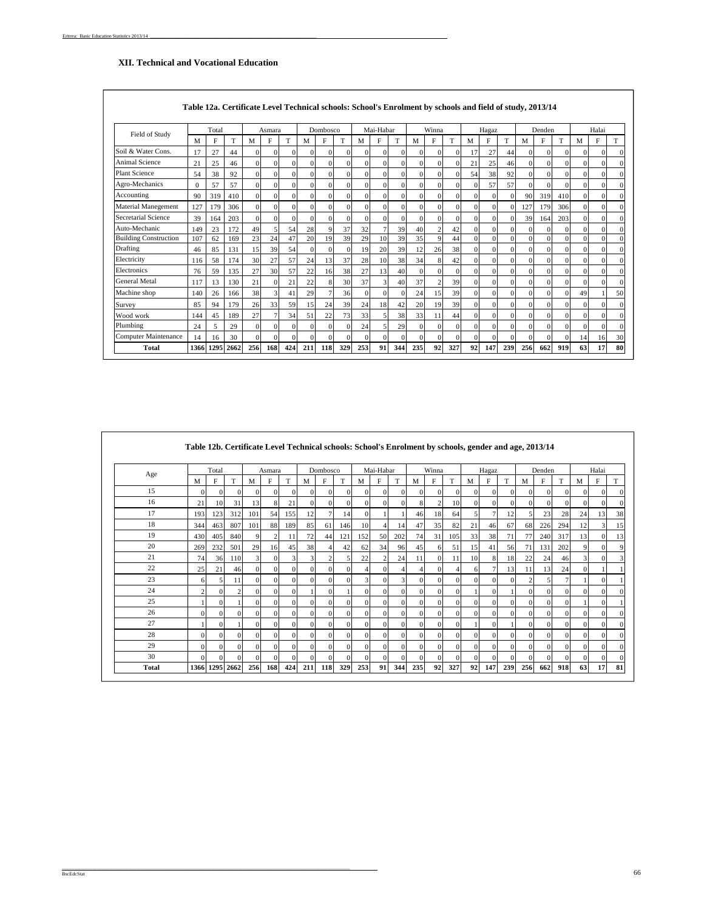## XII. Technical and Vocational Education

**Table 12a. Certificate Level Technical schools: School's Enrolment by schools and field of study, 2013/14**

| Field of Study | Total | | | Asmara | | | Dombosco | | | Mai-Habar | | | Winna | | | Hagaz | | | Denden | | | Halai | | |
|---|---|---|---|---|---|---|---|---|---|---|---|---|---|---|---|---|---|---|---|---|---|---|---|---|
| | M | F | T | M | F | T | M | F | T | M | F | T | M | F | T | M | F | T | M | F | T | M | F | T |
| Soil & Water Cons. | 17 | 27 | 44 | 0 | 0 | 0 | 0 | 0 | 0 | 0 | 0 | 0 | 0 | 0 | 0 | 17 | 27 | 44 | 0 | 0 | 0 | 0 | 0 | 0 |
| Animal Science | 21 | 25 | 46 | 0 | 0 | 0 | 0 | 0 | 0 | 0 | 0 | 0 | 0 | 0 | 0 | 21 | 25 | 46 | 0 | 0 | 0 | 0 | 0 | 0 |
| Plant Science | 54 | 38 | 92 | 0 | 0 | 0 | 0 | 0 | 0 | 0 | 0 | 0 | 0 | 0 | 0 | 54 | 38 | 92 | 0 | 0 | 0 | 0 | 0 | 0 |
| Agro-Mechanics | 0 | 57 | 57 | 0 | 0 | 0 | 0 | 0 | 0 | 0 | 0 | 0 | 0 | 0 | 0 | 0 | 57 | 57 | 0 | 0 | 0 | 0 | 0 | 0 |
| Accounting | 90 | 319 | 410 | 0 | 0 | 0 | 0 | 0 | 0 | 0 | 0 | 0 | 0 | 0 | 0 | 0 | 0 | 0 | 90 | 319 | 410 | 0 | 0 | 0 |
| Material Manegement | 127 | 179 | 306 | 0 | 0 | 0 | 0 | 0 | 0 | 0 | 0 | 0 | 0 | 0 | 0 | 0 | 0 | 0 | 127 | 179 | 306 | 0 | 0 | 0 |
| Secretarial Science | 39 | 164 | 203 | 0 | 0 | 0 | 0 | 0 | 0 | 0 | 0 | 0 | 0 | 0 | 0 | 0 | 0 | 0 | 39 | 164 | 203 | 0 | 0 | 0 |
| Auto-Mechanic | 149 | 23 | 172 | 49 | 5 | 54 | 28 | 9 | 37 | 32 | 7 | 39 | 40 | 2 | 42 | 0 | 0 | 0 | 0 | 0 | 0 | 0 | 0 | 0 |
| Building Construction | 107 | 62 | 169 | 23 | 24 | 47 | 20 | 19 | 39 | 29 | 10 | 39 | 35 | 9 | 44 | 0 | 0 | 0 | 0 | 0 | 0 | 0 | 0 | 0 |
| Drafting | 46 | 85 | 131 | 15 | 39 | 54 | 0 | 0 | 0 | 19 | 20 | 39 | 12 | 26 | 38 | 0 | 0 | 0 | 0 | 0 | 0 | 0 | 0 | 0 |
| Electricity | 116 | 58 | 174 | 30 | 27 | 57 | 24 | 13 | 37 | 28 | 10 | 38 | 34 | 8 | 42 | 0 | 0 | 0 | 0 | 0 | 0 | 0 | 0 | 0 |
| Electronics | 76 | 59 | 135 | 27 | 30 | 57 | 22 | 16 | 38 | 27 | 13 | 40 | 0 | 0 | 0 | 0 | 0 | 0 | 0 | 0 | 0 | 0 | 0 | 0 |
| General Metal | 117 | 13 | 130 | 21 | 0 | 21 | 22 | 8 | 30 | 37 | 3 | 40 | 37 | 2 | 39 | 0 | 0 | 0 | 0 | 0 | 0 | 0 | 0 | 0 |
| Machine shop | 140 | 26 | 166 | 38 | 3 | 41 | 29 | 7 | 36 | 0 | 0 | 0 | 24 | 15 | 39 | 0 | 0 | 0 | 0 | 0 | 0 | 49 | 1 | 50 |
| Survey | 85 | 94 | 179 | 26 | 33 | 59 | 15 | 24 | 39 | 24 | 18 | 42 | 20 | 19 | 39 | 0 | 0 | 0 | 0 | 0 | 0 | 0 | 0 | 0 |
| Wood work | 144 | 45 | 189 | 27 | 7 | 34 | 51 | 22 | 73 | 33 | 5 | 38 | 33 | 11 | 44 | 0 | 0 | 0 | 0 | 0 | 0 | 0 | 0 | 0 |
| Plumbing | 24 | 5 | 29 | 0 | 0 | 0 | 0 | 0 | 0 | 24 | 5 | 29 | 0 | 0 | 0 | 0 | 0 | 0 | 0 | 0 | 0 | 0 | 0 | 0 |
| Computer Maintenance | 14 | 16 | 30 | 0 | 0 | 0 | 0 | 0 | 0 | 0 | 0 | 0 | 0 | 0 | 0 | 0 | 0 | 0 | 0 | 0 | 0 | 14 | 16 | 30 |
| **Total** | **1366** | **1295** | **2662** | **256** | **168** | **424** | **211** | **118** | **329** | **253** | **91** | **344** | **235** | **92** | **327** | **92** | **147** | **239** | **256** | **662** | **919** | **63** | **17** | **80** |

**Table 12b. Certificate Level Technical schools: School's Enrolment by schools, gender and age, 2013/14**

| Age | Total | | | Asmara | | | Dombosco | | | Mai-Habar | | | Winna | | | Hagaz | | | Denden | | | Halai | | |
|---|---|---|---|---|---|---|---|---|---|---|---|---|---|---|---|---|---|---|---|---|---|---|---|---|
| | M | F | T | M | F | T | M | F | T | M | F | T | M | F | T | M | F | T | M | F | T | M | F | T |
| 15 | 0 | 0 | 0 | 0 | 0 | 0 | 0 | 0 | 0 | 0 | 0 | 0 | 0 | 0 | 0 | 0 | 0 | 0 | 0 | 0 | 0 | 0 | 0 | 0 |
| 16 | 21 | 10 | 31 | 13 | 8 | 21 | 0 | 0 | 0 | 0 | 0 | 0 | 8 | 2 | 10 | 0 | 0 | 0 | 0 | 0 | 0 | 0 | 0 | 0 |
| 17 | 193 | 123 | 312 | 101 | 54 | 155 | 12 | 7 | 14 | 0 | 1 | 1 | 46 | 18 | 64 | 5 | 7 | 12 | 5 | 23 | 28 | 24 | 13 | 38 |
| 18 | 344 | 463 | 807 | 101 | 88 | 189 | 85 | 61 | 146 | 10 | 4 | 14 | 47 | 35 | 82 | 21 | 46 | 67 | 68 | 226 | 294 | 12 | 3 | 15 |
| 19 | 430 | 405 | 840 | 9 | 2 | 11 | 72 | 44 | 121 | 152 | 50 | 202 | 74 | 31 | 105 | 33 | 38 | 71 | 77 | 240 | 317 | 13 | 0 | 13 |
| 20 | 269 | 232 | 501 | 29 | 16 | 45 | 38 | 4 | 42 | 62 | 34 | 96 | 45 | 6 | 51 | 15 | 41 | 56 | 71 | 131 | 202 | 9 | 0 | 9 |
| 21 | 74 | 36 | 110 | 3 | 0 | 3 | 3 | 2 | 5 | 22 | 2 | 24 | 11 | 0 | 11 | 10 | 8 | 18 | 22 | 24 | 46 | 3 | 0 | 3 |
| 22 | 25 | 21 | 46 | 0 | 0 | 0 | 0 | 0 | 0 | 4 | 0 | 4 | 4 | 0 | 4 | 6 | 7 | 13 | 11 | 13 | 24 | 0 | 1 | 1 |
| 23 | 6 | 5 | 11 | 0 | 0 | 0 | 0 | 0 | 0 | 3 | 0 | 3 | 0 | 0 | 0 | 0 | 0 | 0 | 2 | 5 | 7 | 1 | 0 | 1 |
| 24 | 2 | 0 | 2 | 0 | 0 | 0 | 1 | 0 | 1 | 0 | 0 | 0 | 0 | 0 | 0 | 1 | 0 | 1 | 0 | 0 | 0 | 0 | 0 | 0 |
| 25 | 1 | 0 | 1 | 0 | 0 | 0 | 0 | 0 | 0 | 0 | 0 | 0 | 0 | 0 | 0 | 0 | 0 | 0 | 0 | 0 | 0 | 1 | 0 | 1 |
| 26 | 0 | 0 | 0 | 0 | 0 | 0 | 0 | 0 | 0 | 0 | 0 | 0 | 0 | 0 | 0 | 0 | 0 | 0 | 0 | 0 | 0 | 0 | 0 | 0 |
| 27 | 1 | 0 | 1 | 0 | 0 | 0 | 0 | 0 | 0 | 0 | 0 | 0 | 0 | 0 | 0 | 1 | 0 | 1 | 0 | 0 | 0 | 0 | 0 | 0 |
| 28 | 0 | 0 | 0 | 0 | 0 | 0 | 0 | 0 | 0 | 0 | 0 | 0 | 0 | 0 | 0 | 0 | 0 | 0 | 0 | 0 | 0 | 0 | 0 | 0 |
| 29 | 0 | 0 | 0 | 0 | 0 | 0 | 0 | 0 | 0 | 0 | 0 | 0 | 0 | 0 | 0 | 0 | 0 | 0 | 0 | 0 | 0 | 0 | 0 | 0 |
| 30 | 0 | 0 | 0 | 0 | 0 | 0 | 0 | 0 | 0 | 0 | 0 | 0 | 0 | 0 | 0 | 0 | 0 | 0 | 0 | 0 | 0 | 0 | 0 | 0 |
| **Total** | **1366** | **1295** | **2662** | **256** | **168** | **424** | **211** | **118** | **329** | **253** | **91** | **344** | **235** | **92** | **327** | **92** | **147** | **239** | **256** | **662** | **918** | **63** | **17** | **81** |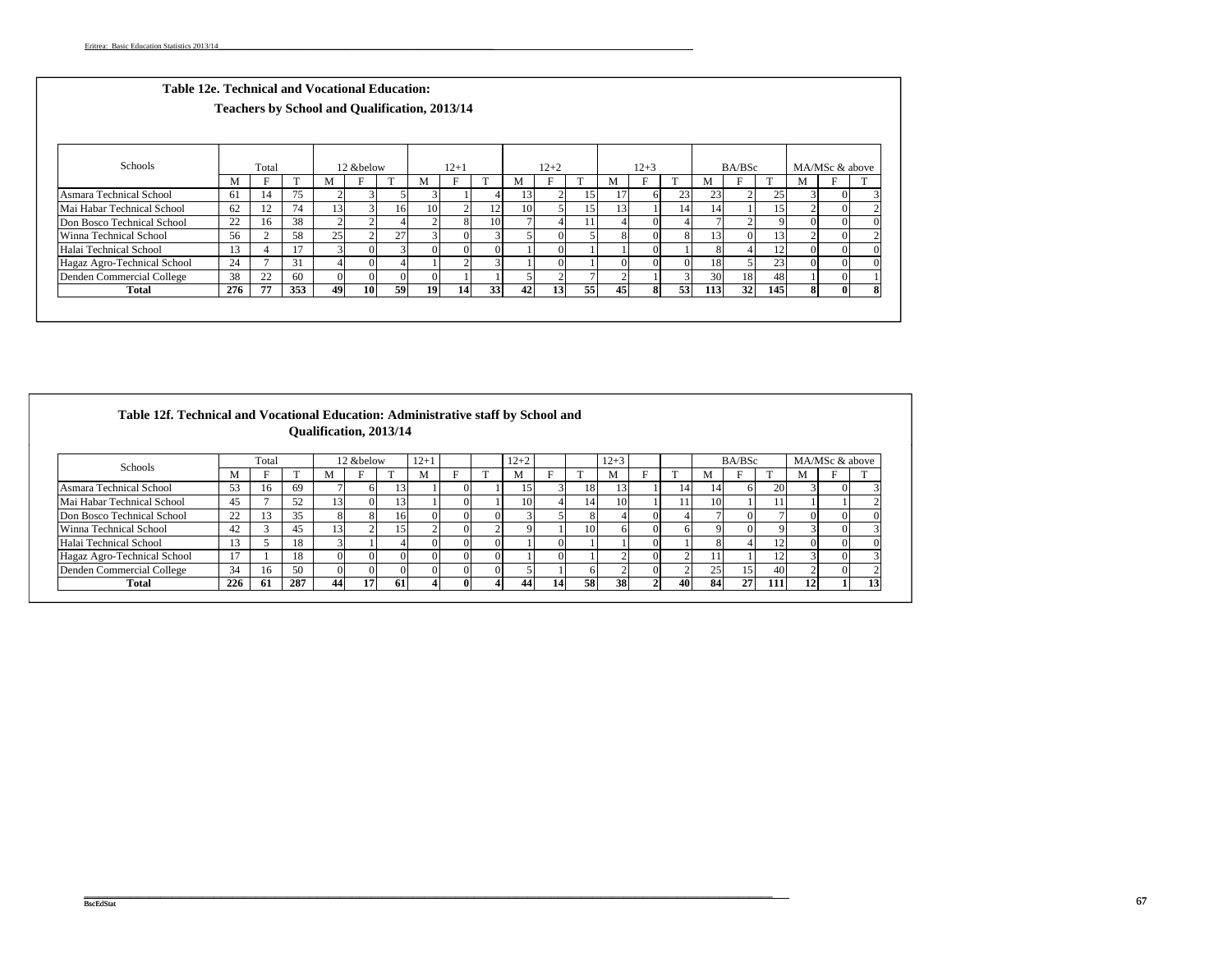## Table 12e. Technical and Vocational Education: Teachers by School and Qualification, 2013/14

| Schools | Total | | | 12 &below | | | 12+1 | | | 12+2 | | | 12+3 | | | BA/BSc | | | MA/MSc & above | | |
|---|---|---|---|---|---|---|---|---|---|---|---|---|---|---|---|---|---|---|---|---|---|
| | M | F | T | M | F | T | M | F | T | M | F | T | M | F | T | M | F | T | M | F | T |
| Asmara Technical School | 61 | 14 | 75 | 2 | 3 | 5 | 3 | 1 | 4 | 13 | 2 | 15 | 17 | 6 | 23 | 23 | 2 | 25 | 3 | 0 | 3 |
| Mai Habar Technical School | 62 | 12 | 74 | 13 | 3 | 16 | 10 | 2 | 12 | 10 | 5 | 15 | 13 | 1 | 14 | 14 | 1 | 15 | 2 | 0 | 2 |
| Don Bosco Technical School | 22 | 16 | 38 | 2 | 2 | 4 | 2 | 8 | 10 | 7 | 4 | 11 | 4 | 0 | 4 | 7 | 2 | 9 | 0 | 0 | 0 |
| Winna Technical School | 56 | 2 | 58 | 25 | 2 | 27 | 3 | 0 | 3 | 5 | 0 | 5 | 8 | 0 | 8 | 13 | 0 | 13 | 2 | 0 | 2 |
| Halai Technical School | 13 | 4 | 17 | 3 | 0 | 3 | 0 | 0 | 0 | 1 | 0 | 1 | 1 | 0 | 1 | 8 | 4 | 12 | 0 | 0 | 0 |
| Hagaz Agro-Technical School | 24 | 7 | 31 | 4 | 0 | 4 | 1 | 2 | 3 | 1 | 0 | 1 | 0 | 0 | 0 | 18 | 5 | 23 | 0 | 0 | 0 |
| Denden Commercial College | 38 | 22 | 60 | 0 | 0 | 0 | 0 | 1 | 1 | 5 | 2 | 7 | 2 | 1 | 3 | 30 | 18 | 48 | 1 | 0 | 1 |
| **Total** | **276** | **77** | **353** | **49** | **10** | **59** | **19** | **14** | **33** | **42** | **13** | **55** | **45** | **8** | **53** | **113** | **32** | **145** | **8** | **0** | **8** |

## Table 12f. Technical and Vocational Education: Administrative staff by School and Qualification, 2013/14

| Schools | Total | | | 12 &below | | | 12+1 | | | 12+2 | | | 12+3 | | | BA/BSc | | | MA/MSc & above | | |
|---|---|---|---|---|---|---|---|---|---|---|---|---|---|---|---|---|---|---|---|---|---|
| | M | F | T | M | F | T | M | F | T | M | F | T | M | F | T | M | F | T | M | F | T |
| Asmara Technical School | 53 | 16 | 69 | 7 | 6 | 13 | 1 | 0 | 1 | 15 | 3 | 18 | 13 | 1 | 14 | 14 | 6 | 20 | 3 | 0 | 3 |
| Mai Habar Technical School | 45 | 7 | 52 | 13 | 0 | 13 | 1 | 0 | 1 | 10 | 4 | 14 | 10 | 1 | 11 | 10 | 1 | 11 | 1 | 1 | 2 |
| Don Bosco Technical School | 22 | 13 | 35 | 8 | 8 | 16 | 0 | 0 | 0 | 3 | 5 | 8 | 4 | 0 | 4 | 7 | 0 | 7 | 0 | 0 | 0 |
| Winna Technical School | 42 | 3 | 45 | 13 | 2 | 15 | 2 | 0 | 2 | 9 | 1 | 10 | 6 | 0 | 6 | 9 | 0 | 9 | 3 | 0 | 3 |
| Halai Technical School | 13 | 5 | 18 | 3 | 1 | 4 | 0 | 0 | 0 | 1 | 0 | 1 | 1 | 0 | 1 | 8 | 4 | 12 | 0 | 0 | 0 |
| Hagaz Agro-Technical School | 17 | 1 | 18 | 0 | 0 | 0 | 0 | 0 | 0 | 1 | 0 | 1 | 2 | 0 | 2 | 11 | 1 | 12 | 3 | 0 | 3 |
| Denden Commercial College | 34 | 16 | 50 | 0 | 0 | 0 | 0 | 0 | 0 | 5 | 1 | 6 | 2 | 0 | 2 | 25 | 15 | 40 | 2 | 0 | 2 |
| **Total** | **226** | **61** | **287** | **44** | **17** | **61** | **4** | **0** | **4** | **44** | **14** | **58** | **38** | **2** | **40** | **84** | **27** | **111** | **12** | **1** | **13** |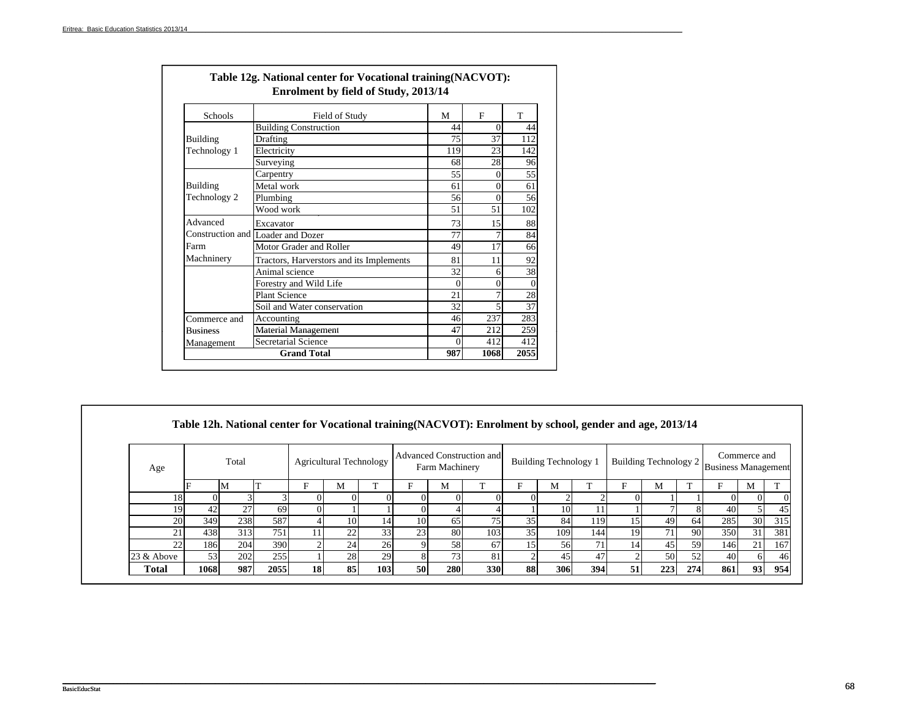## Table 12g. National center for Vocational training(NACVOT): Enrolment by field of Study, 2013/14

| Schools | Field of Study | M | F | T |
|---|---|---|---|---|
| Building Technology 1 | Building Construction | 44 | 0 | 44 |
| | Drafting | 75 | 37 | 112 |
| | Electricity | 119 | 23 | 142 |
| | Surveying | 68 | 28 | 96 |
| Building Technology 2 | Carpentry | 55 | 0 | 55 |
| | Metal work | 61 | 0 | 61 |
| | Plumbing | 56 | 0 | 56 |
| | Wood work | 51 | 51 | 102 |
| Advanced Construction and Farm Machninery | Excavator | 73 | 15 | 88 |
| | Loader and Dozer | 77 | 7 | 84 |
| | Motor Grader and Roller | 49 | 17 | 66 |
| | Tractors, Harverstors and its Implements | 81 | 11 | 92 |
| | Animal science | 32 | 6 | 38 |
| | Forestry and Wild Life | 0 | 0 | 0 |
| | Plant Science | 21 | 7 | 28 |
| | Soil and Water conservation | 32 | 5 | 37 |
| Commerce and Business Management | Accounting | 46 | 237 | 283 |
| | Material Management | 47 | 212 | 259 |
| | Secretarial Science | 0 | 412 | 412 |
| **Grand Total** | | **987** | **1068** | **2055** |

## Table 12h. National center for Vocational training(NACVOT): Enrolment by school, gender and age, 2013/14

| Age | Total | | | Agricultural Technology | | | Advanced Construction and Farm Machinery | | | Building Technology 1 | | | Building Technology 2 | | | Commerce and Business Management | | |
|---|---|---|---|---|---|---|---|---|---|---|---|---|---|---|---|---|---|---|
| | F | M | T | F | M | T | F | M | T | F | M | T | F | M | T | F | M | T |
| 18 | 0 | 3 | 3 | 0 | 0 | 0 | 0 | 0 | 0 | 0 | 2 | 2 | 0 | 1 | 1 | 0 | 0 | 0 |
| 19 | 42 | 27 | 69 | 0 | 1 | 1 | 0 | 4 | 4 | 1 | 10 | 11 | 1 | 7 | 8 | 40 | 5 | 45 |
| 20 | 349 | 238 | 587 | 4 | 10 | 14 | 10 | 65 | 75 | 35 | 84 | 119 | 15 | 49 | 64 | 285 | 30 | 315 |
| 21 | 438 | 313 | 751 | 11 | 22 | 33 | 23 | 80 | 103 | 35 | 109 | 144 | 19 | 71 | 90 | 350 | 31 | 381 |
| 22 | 186 | 204 | 390 | 2 | 24 | 26 | 9 | 58 | 67 | 15 | 56 | 71 | 14 | 45 | 59 | 146 | 21 | 167 |
| 23 & Above | 53 | 202 | 255 | 1 | 28 | 29 | 8 | 73 | 81 | 2 | 45 | 47 | 2 | 50 | 52 | 40 | 6 | 46 |
| **Total** | **1068** | **987** | **2055** | **18** | **85** | **103** | **50** | **280** | **330** | **88** | **306** | **394** | **51** | **223** | **274** | **861** | **93** | **954** |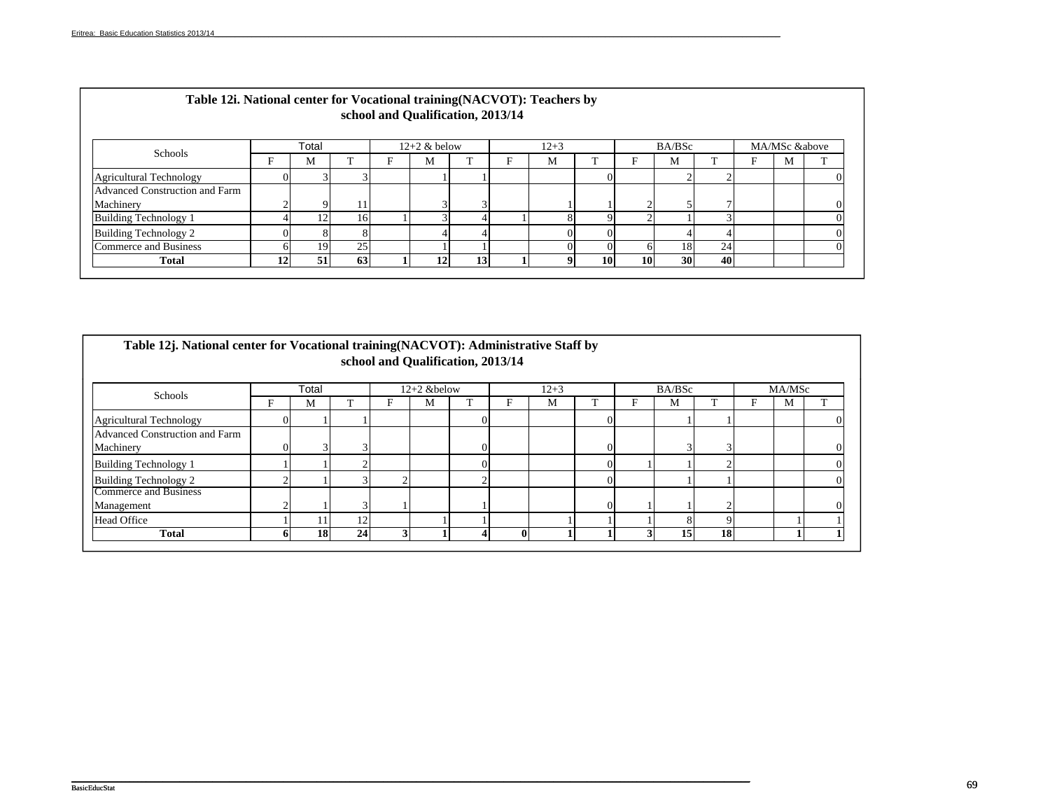## Table 12i. National center for Vocational training(NACVOT): Teachers by school and Qualification, 2013/14

| Schools | Total | | | 12+2 & below | | | 12+3 | | | BA/BSc | | | MA/MSc &above | | |
|---|---|---|---|---|---|---|---|---|---|---|---|---|---|---|---|
| | F | M | T | F | M | T | F | M | T | F | M | T | F | M | T |
| Agricultural Technology | 0 | 3 | 3 | | 1 | 1 | | | 0 | | 2 | 2 | | | 0 |
| Advanced Construction and Farm Machinery | 2 | 9 | 11 | | 3 | 3 | | 1 | 1 | 2 | 5 | 7 | | | 0 |
| Building Technology 1 | 4 | 12 | 16 | 1 | 3 | 4 | 1 | 8 | 9 | 2 | 1 | 3 | | | 0 |
| Building Technology 2 | 0 | 8 | 8 | | 4 | 4 | | 0 | 0 | | 4 | 4 | | | 0 |
| Commerce and Business | 6 | 19 | 25 | | 1 | 1 | | 0 | 0 | 6 | 18 | 24 | | | 0 |
| **Total** | **12** | **51** | **63** | **1** | **12** | **13** | **1** | **9** | **10** | **10** | **30** | **40** | | | |

## Table 12j. National center for Vocational training(NACVOT): Administrative Staff by school and Qualification, 2013/14

| Schools | Total | | | 12+2 &below | | | 12+3 | | | BA/BSc | | | MA/MSc | | |
|---|---|---|---|---|---|---|---|---|---|---|---|---|---|---|---|
| | F | M | T | F | M | T | F | M | T | F | M | T | F | M | T |
| Agricultural Technology | 0 | 1 | 1 | | | 0 | | | 0 | | 1 | 1 | | | 0 |
| Advanced Construction and Farm Machinery | 0 | 3 | 3 | | | 0 | | | 0 | | 3 | 3 | | | 0 |
| Building Technology 1 | 1 | 1 | 2 | | | 0 | | | 0 | 1 | 1 | 2 | | | 0 |
| Building Technology 2 | 2 | 1 | 3 | 2 | | 2 | | | 0 | | 1 | 1 | | | 0 |
| Commerce and Business Management | 2 | 1 | 3 | 1 | | 1 | | | 0 | 1 | 1 | 2 | | | 0 |
| Head Office | 1 | 11 | 12 | | 1 | 1 | | 1 | 1 | 1 | 8 | 9 | | 1 | 1 |
| **Total** | **6** | **18** | **24** | **3** | **1** | **4** | **0** | **1** | **1** | **3** | **15** | **18** | | **1** | **1** |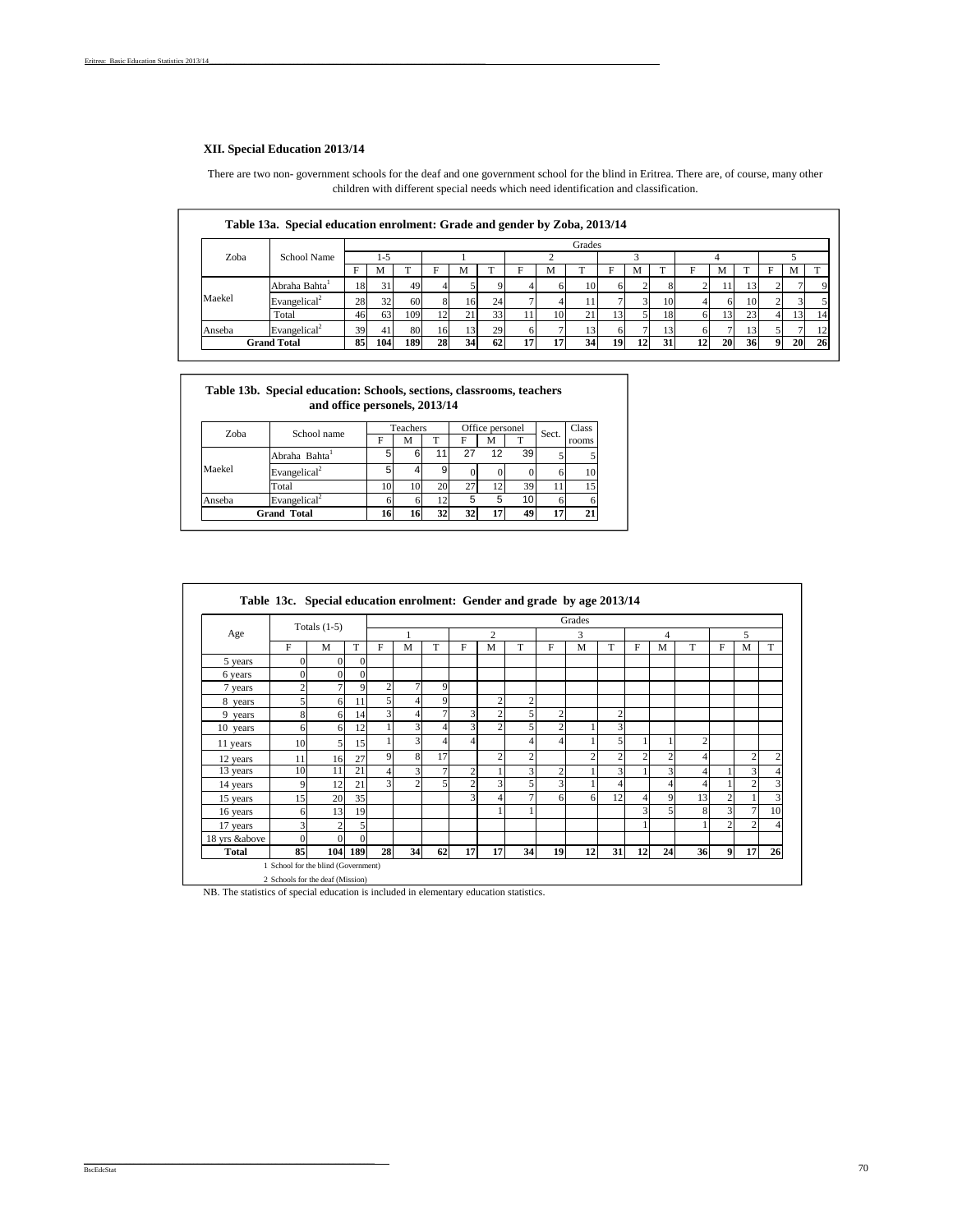## XII. Special Education 2013/14

There are two non- government schools for the deaf and one government school for the blind in Eritrea. There are, of course, many other children with different special needs which need identification and classification.

### Table 13a. Special education enrolment: Grade and gender by Zoba, 2013/14

| Zoba | School Name | Grades | | | | | | | | | | | | | | | | | |
|---|---|---|---|---|---|---|---|---|---|---|---|---|---|---|---|---|---|---|---|
| | | 1-5 | | | 1 | | | 2 | | | 3 | | | 4 | | | 5 | | |
| | | F | M | T | F | M | T | F | M | T | F | M | T | F | M | T | F | M | T |
| Maekel | Abraha Bahta[1] | 18 | 31 | 49 | 4 | 5 | 9 | 4 | 6 | 10 | 6 | 2 | 8 | 2 | 11 | 13 | 2 | 7 | 9 |
| | Evangelical[2] | 28 | 32 | 60 | 8 | 16 | 24 | 7 | 4 | 11 | 7 | 3 | 10 | 4 | 6 | 10 | 2 | 3 | 5 |
| | Total | 46 | 63 | 109 | 12 | 21 | 33 | 11 | 10 | 21 | 13 | 5 | 18 | 6 | 13 | 23 | 4 | 13 | 14 |
| Anseba | Evangelical[2] | 39 | 41 | 80 | 16 | 13 | 29 | 6 | 7 | 13 | 6 | 7 | 13 | 6 | 7 | 13 | 5 | 7 | 12 |
| **Grand Total** | | **85** | **104** | **189** | **28** | **34** | **62** | **17** | **17** | **34** | **19** | **12** | **31** | **12** | **20** | **36** | **9** | **20** | **26** |

### Table 13b. Special education: Schools, sections, classrooms, teachers and office personels, 2013/14

| Zoba | School name | Teachers | | | Office personel | | | Sect. | Class rooms |
|---|---|---|---|---|---|---|---|---|---|
| | | F | M | T | F | M | T | | |
| Maekel | Abraha Bahta[1] | 5 | 6 | 11 | 27 | 12 | 39 | 5 | 5 |
| | Evangelical[2] | 5 | 4 | 9 | 0 | 0 | 0 | 6 | 10 |
| | Total | 10 | 10 | 20 | 27 | 12 | 39 | 11 | 15 |
| Anseba | Evangelical[2] | 6 | 6 | 12 | 5 | 5 | 10 | 6 | 6 |
| **Grand Total** | | **16** | **16** | **32** | **32** | **17** | **49** | **17** | **21** |

### Table 13c. Special education enrolment: Gender and grade by age 2013/14

| Age | Totals (1-5) | | | Grades | | | | | | | | | | | | | | | |
|---|---|---|---|---|---|---|---|---|---|---|---|---|---|---|---|---|---|---|---|
| | | | | 1 | | | 2 | | | 3 | | | 4 | | | 5 | | | |
| | F | M | T | F | M | T | F | M | T | F | M | T | F | M | T | F | M | T |
| 5 years | 0 | 0 | 0 | | | | | | | | | | | | | | | |
| 6 years | 0 | 0 | 0 | | | | | | | | | | | | | | | |
| 7 years | 2 | 7 | 9 | 2 | 7 | 9 | | | | | | | | | | | | |
| 8 years | 5 | 6 | 11 | 5 | 4 | 9 | | 2 | 2 | | | | | | | | | |
| 9 years | 8 | 6 | 14 | 3 | 4 | 7 | 3 | 2 | 5 | 2 | | 2 | | | | | | |
| 10 years | 6 | 6 | 12 | 1 | 3 | 4 | 3 | 2 | 5 | 2 | 1 | 3 | | | | | | |
| 11 years | 10 | 5 | 15 | 1 | 3 | 4 | 4 | | 4 | 4 | 1 | 5 | 1 | 1 | 2 | | | |
| 12 years | 11 | 16 | 27 | 9 | 8 | 17 | | 2 | 2 | | 2 | 2 | 2 | 2 | 4 | | 2 | 2 |
| 13 years | 10 | 11 | 21 | 4 | 3 | 7 | 2 | 1 | 3 | 2 | 1 | 3 | 1 | 3 | 4 | 1 | 3 | 4 |
| 14 years | 9 | 12 | 21 | 3 | 2 | 5 | 2 | 3 | 5 | 3 | 1 | 4 | | 4 | 4 | 1 | 2 | 3 |
| 15 years | 15 | 20 | 35 | | | | 3 | 4 | 7 | 6 | 6 | 12 | 4 | 9 | 13 | 2 | 1 | 3 |
| 16 years | 6 | 13 | 19 | | | | | 1 | 1 | | | | 3 | 5 | 8 | 3 | 7 | 10 |
| 17 years | 3 | 2 | 5 | | | | | | | | | | 1 | | 1 | 2 | 2 | 4 |
| 18 yrs &above | 0 | 0 | 0 | | | | | | | | | | | | | | | |
| **Total** | **85** | **104** | **189** | **28** | **34** | **62** | **17** | **17** | **34** | **19** | **12** | **31** | **12** | **24** | **36** | **9** | **17** | **26** |

1 School for the blind (Government)

2 Schools for the deaf (Mission)

NB. The statistics of special education is included in elementary education statistics.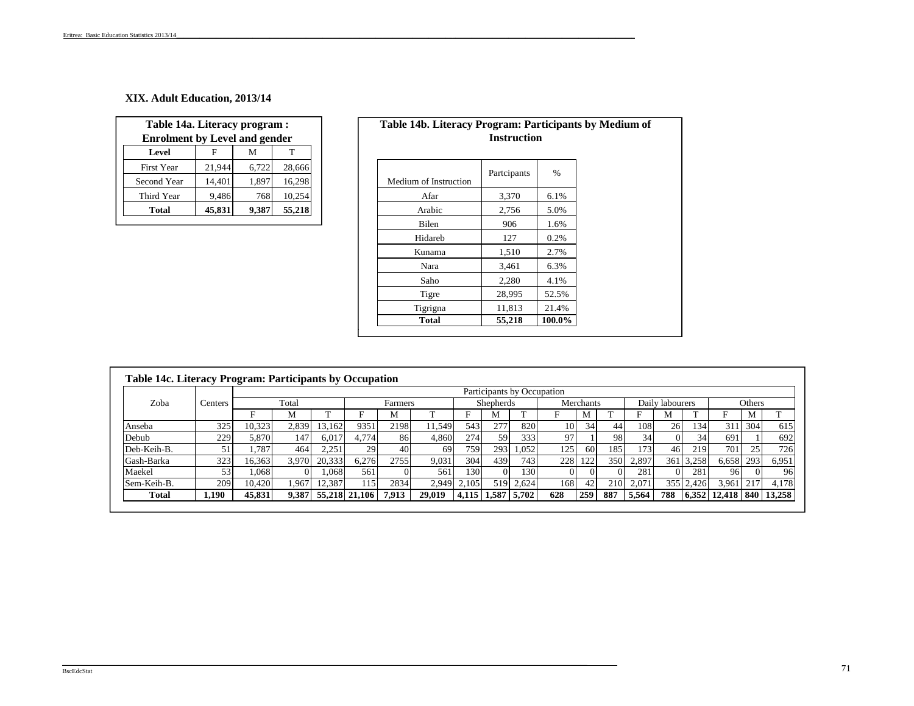## XIX. Adult Education, 2013/14

**Table 14a. Literacy program : Enrolment by Level and gender**

| Level | F | M | T |
|---|---|---|---|
| First Year | 21,944 | 6,722 | 28,666 |
| Second Year | 14,401 | 1,897 | 16,298 |
| Third Year | 9,486 | 768 | 10,254 |
| **Total** | **45,831** | **9,387** | **55,218** |

**Table 14b. Literacy Program: Participants by Medium of Instruction**

| Medium of Instruction | Partcipants | % |
|---|---|---|
| Afar | 3,370 | 6.1% |
| Arabic | 2,756 | 5.0% |
| Bilen | 906 | 1.6% |
| Hidareb | 127 | 0.2% |
| Kunama | 1,510 | 2.7% |
| Nara | 3,461 | 6.3% |
| Saho | 2,280 | 4.1% |
| Tigre | 28,995 | 52.5% |
| Tigrigna | 11,813 | 21.4% |
| **Total** | **55,218** | **100.0%** |

**Table 14c. Literacy Program: Participants by Occupation**

| Zoba | Centers | Participants by Occupation | | | | | | | | | | | | | | | | | |
|---|---|---|---|---|---|---|---|---|---|---|---|---|---|---|---|---|---|---|---|
| | | Total | | | Farmers | | | Shepherds | | | Merchants | | | Daily labourers | | | Others | | |
| | | F | M | T | F | M | T | F | M | T | F | M | T | F | M | T | F | M | T |
| Anseba | 325 | 10,323 | 2,839 | 13,162 | 9351 | 2198 | 11,549 | 543 | 277 | 820 | 10 | 34 | 44 | 108 | 26 | 134 | 311 | 304 | 615 |
| Debub | 229 | 5,870 | 147 | 6,017 | 4,774 | 86 | 4,860 | 274 | 59 | 333 | 97 | 1 | 98 | 34 | 0 | 34 | 691 | 1 | 692 |
| Deb-Keih-B. | 51 | 1,787 | 464 | 2,251 | 29 | 40 | 69 | 759 | 293 | 1,052 | 125 | 60 | 185 | 173 | 46 | 219 | 701 | 25 | 726 |
| Gash-Barka | 323 | 16,363 | 3,970 | 20,333 | 6,276 | 2755 | 9,031 | 304 | 439 | 743 | 228 | 122 | 350 | 2,897 | 361 | 3,258 | 6,658 | 293 | 6,951 |
| Maekel | 53 | 1,068 | 0 | 1,068 | 561 | 0 | 561 | 130 | 0 | 130 | 0 | 0 | 0 | 281 | 0 | 281 | 96 | 0 | 96 |
| Sem-Keih-B. | 209 | 10,420 | 1,967 | 12,387 | 115 | 2834 | 2,949 | 2,105 | 519 | 2,624 | 168 | 42 | 210 | 2,071 | 355 | 2,426 | 3,961 | 217 | 4,178 |
| **Total** | **1,190** | **45,831** | **9,387** | **55,218** | **21,106** | **7,913** | **29,019** | **4,115** | **1,587** | **5,702** | **628** | **259** | **887** | **5,564** | **788** | **6,352** | **12,418** | **840** | **13,258** |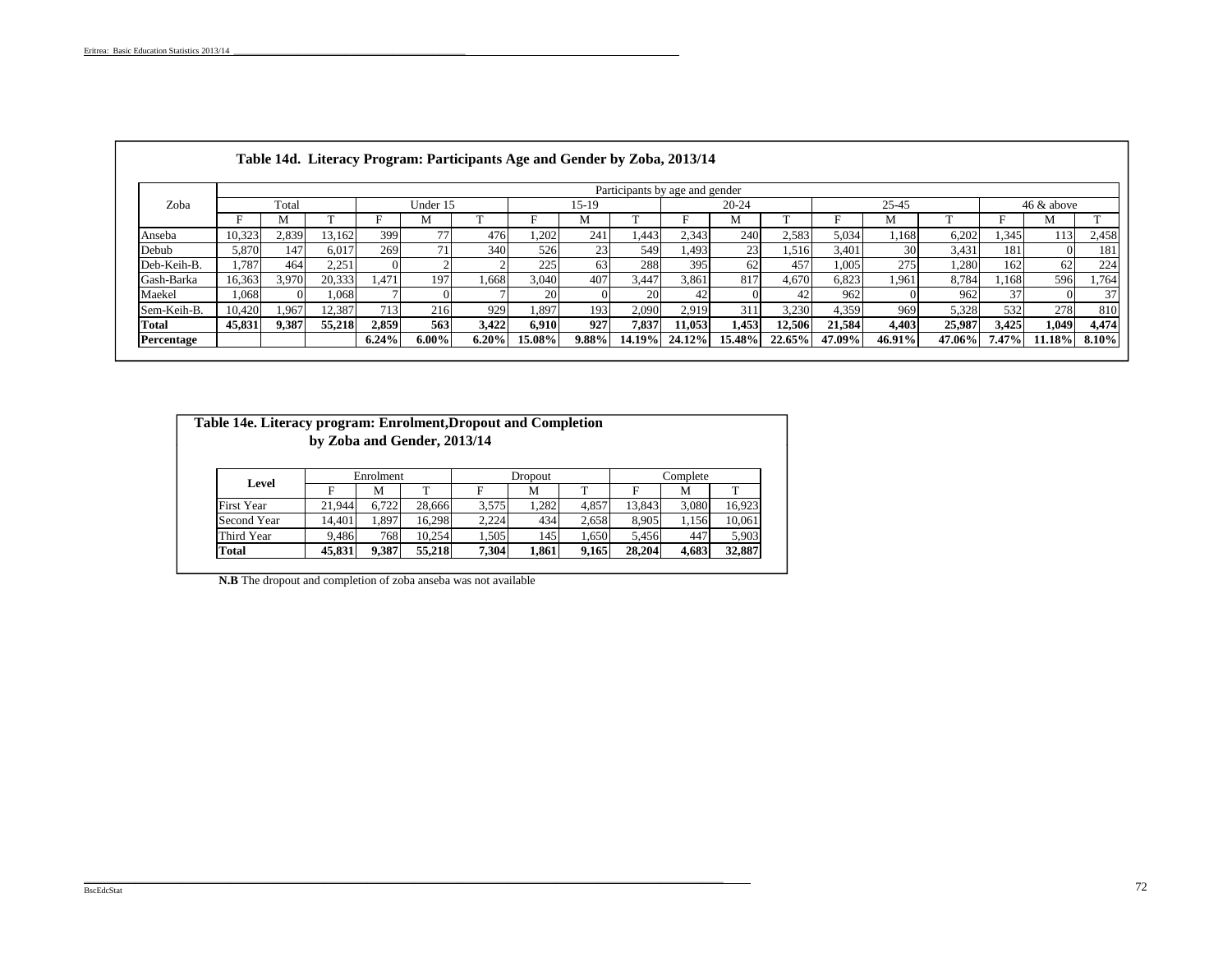### Table 14d. Literacy Program: Participants Age and Gender by Zoba, 2013/14

| Zoba | Participants by age and gender | | | | | | | | | | | | | | | | | |
|---|---|---|---|---|---|---|---|---|---|---|---|---|---|---|---|---|---|---|
| | Total | | | Under 15 | | | 15-19 | | | 20-24 | | | 25-45 | | | 46 & above | | |
| | F | M | T | F | M | T | F | M | T | F | M | T | F | M | T | F | M | T |
| Anseba | 10,323 | 2,839 | 13,162 | 399 | 77 | 476 | 1,202 | 241 | 1,443 | 2,343 | 240 | 2,583 | 5,034 | 1,168 | 6,202 | 1,345 | 113 | 2,458 |
| Debub | 5,870 | 147 | 6,017 | 269 | 71 | 340 | 526 | 23 | 549 | 1,493 | 23 | 1,516 | 3,401 | 30 | 3,431 | 181 | 0 | 181 |
| Deb-Keih-B. | 1,787 | 464 | 2,251 | 0 | 2 | 2 | 225 | 63 | 288 | 395 | 62 | 457 | 1,005 | 275 | 1,280 | 162 | 62 | 224 |
| Gash-Barka | 16,363 | 3,970 | 20,333 | 1,471 | 197 | 1,668 | 3,040 | 407 | 3,447 | 3,861 | 817 | 4,670 | 6,823 | 1,961 | 8,784 | 1,168 | 596 | 1,764 |
| Maekel | 1,068 | 0 | 1,068 | 7 | 0 | 7 | 20 | 0 | 20 | 42 | 0 | 42 | 962 | 0 | 962 | 37 | 0 | 37 |
| Sem-Keih-B. | 10,420 | 1,967 | 12,387 | 713 | 216 | 929 | 1,897 | 193 | 2,090 | 2,919 | 311 | 3,230 | 4,359 | 969 | 5,328 | 532 | 278 | 810 |
| **Total** | **45,831** | **9,387** | **55,218** | **2,859** | **563** | **3,422** | **6,910** | **927** | **7,837** | **11,053** | **1,453** | **12,506** | **21,584** | **4,403** | **25,987** | **3,425** | **1,049** | **4,474** |
| **Percentage** | | | | **6.24%** | **6.00%** | **6.20%** | **15.08%** | **9.88%** | **14.19%** | **24.12%** | **15.48%** | **22.65%** | **47.09%** | **46.91%** | **47.06%** | **7.47%** | **11.18%** | **8.10%** |

### Table 14e. Literacy program: Enrolment,Dropout and Completion by Zoba and Gender, 2013/14

| Level | Enrolment | | | Dropout | | | Complete | | |
|---|---|---|---|---|---|---|---|---|---|
| | F | M | T | F | M | T | F | M | T |
| First Year | 21,944 | 6,722 | 28,666 | 3,575 | 1,282 | 4,857 | 13,843 | 3,080 | 16,923 |
| Second Year | 14,401 | 1,897 | 16,298 | 2,224 | 434 | 2,658 | 8,905 | 1,156 | 10,061 |
| Third Year | 9,486 | 768 | 10,254 | 1,505 | 145 | 1,650 | 5,456 | 447 | 5,903 |
| **Total** | **45,831** | **9,387** | **55,218** | **7,304** | **1,861** | **9,165** | **28,204** | **4,683** | **32,887** |

**N.B** The dropout and completion of zoba anseba was not available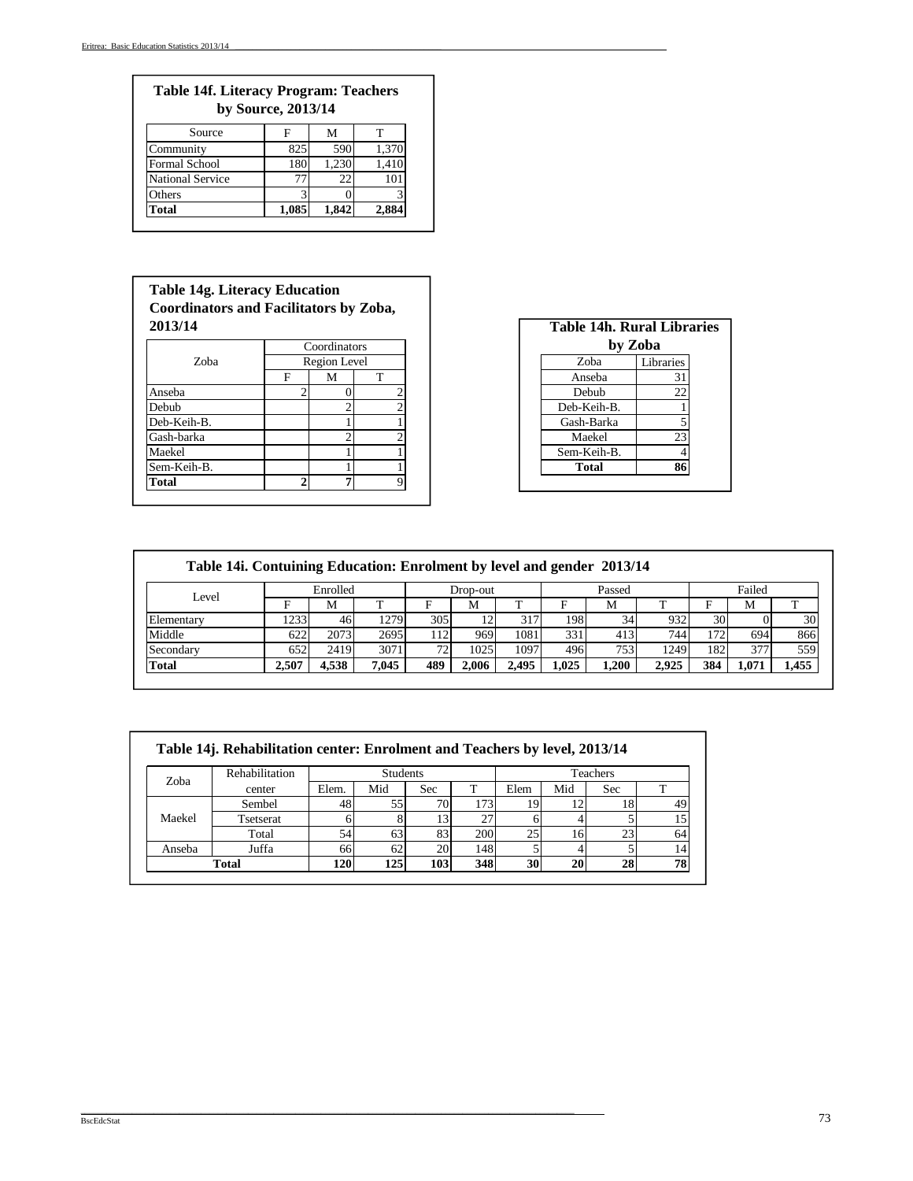## Table 14f. Literacy Program: Teachers by Source, 2013/14

| Source | F | M | T |
|---|---|---|---|
| Community | 825 | 590 | 1,370 |
| Formal School | 180 | 1,230 | 1,410 |
| National Service | 77 | 22 | 101 |
| Others | 3 | 0 | 3 |
| **Total** | **1,085** | **1,842** | **2,884** |

## Table 14g. Literacy Education Coordinators and Facilitators by Zoba, 2013/14

| Zoba | Coordinators | | |
|---|---|---|---|
| | Region Level | | |
| | F | M | T |
| Anseba | 2 | 0 | 2 |
| Debub | | 2 | 2 |
| Deb-Keih-B. | | 1 | 1 |
| Gash-barka | | 2 | 2 |
| Maekel | | 1 | 1 |
| Sem-Keih-B. | | 1 | 1 |
| **Total** | **2** | **7** | 9 |

## Table 14h. Rural Libraries by Zoba

| Zoba | Libraries |
|---|---|
| Anseba | 31 |
| Debub | 22 |
| Deb-Keih-B. | 1 |
| Gash-Barka | 5 |
| Maekel | 23 |
| Sem-Keih-B. | 4 |
| **Total** | **86** |

## Table 14i. Contuining Education: Enrolment by level and gender 2013/14

| Level | Enrolled | | | Drop-out | | | Passed | | | Failed | | |
|---|---|---|---|---|---|---|---|---|---|---|---|---|
| | F | M | T | F | M | T | F | M | T | F | M | T |
| Elementary | 1233 | 46 | 1279 | 305 | 12 | 317 | 198 | 34 | 932 | 30 | 0 | 30 |
| Middle | 622 | 2073 | 2695 | 112 | 969 | 1081 | 331 | 413 | 744 | 172 | 694 | 866 |
| Secondary | 652 | 2419 | 3071 | 72 | 1025 | 1097 | 496 | 753 | 1249 | 182 | 377 | 559 |
| **Total** | **2,507** | **4,538** | **7,045** | **489** | **2,006** | **2,495** | **1,025** | **1,200** | **2,925** | **384** | **1,071** | **1,455** |

## Table 14j. Rehabilitation center: Enrolment and Teachers by level, 2013/14

| Zoba | Rehabilitation center | Students | | | | Teachers | | | |
|---|---|---|---|---|---|---|---|---|---|
| | | Elem. | Mid | Sec | T | Elem | Mid | Sec | T |
| Maekel | Sembel | 48 | 55 | 70 | 173 | 19 | 12 | 18 | 49 |
| | Tsetserat | 6 | 8 | 13 | 27 | 6 | 4 | 5 | 15 |
| | Total | 54 | 63 | 83 | 200 | 25 | 16 | 23 | 64 |
| Anseba | Juffa | 66 | 62 | 20 | 148 | 5 | 4 | 5 | 14 |
| **Total** | | **120** | **125** | **103** | **348** | **30** | **20** | **28** | **78** |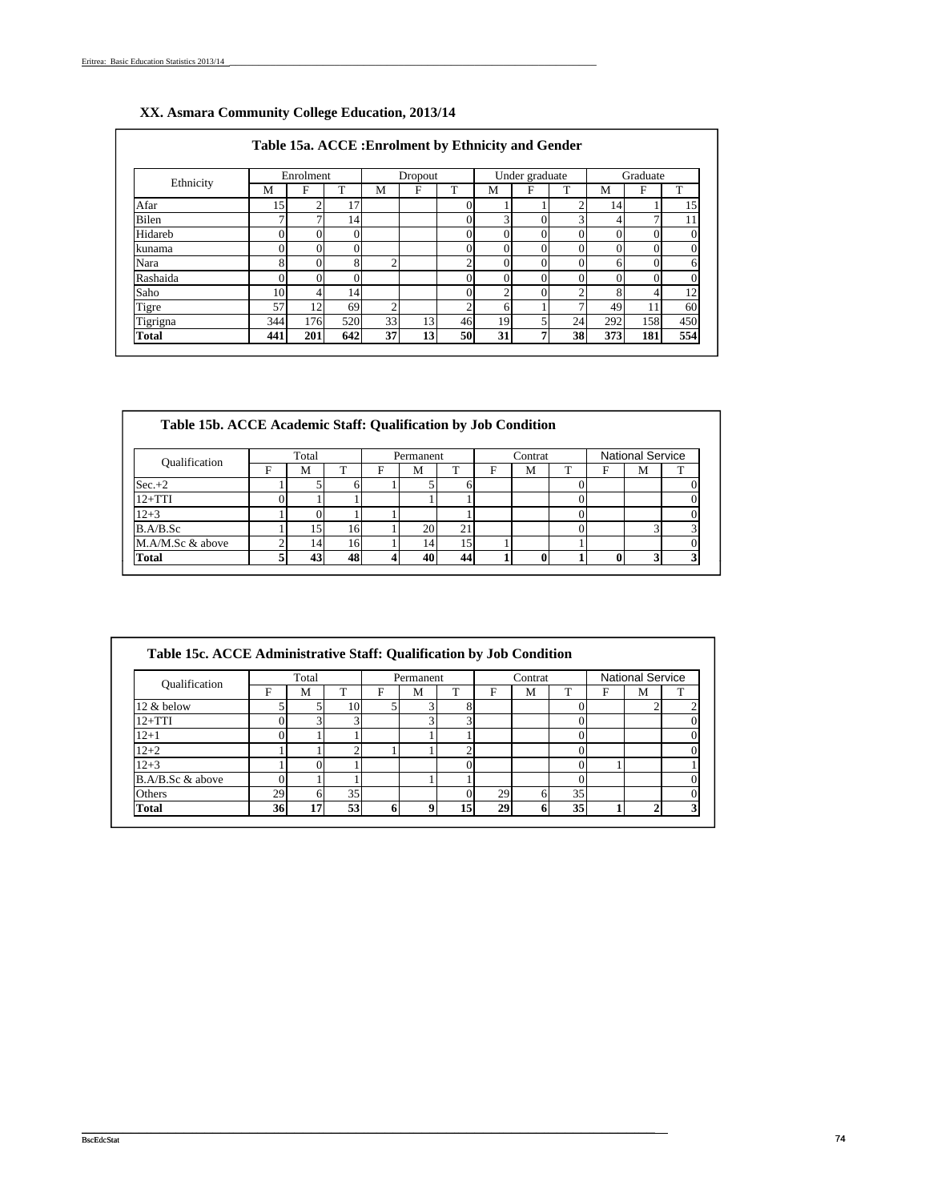## XX. Asmara Community College Education, 2013/14

### Table 15a. ACCE :Enrolment by Ethnicity and Gender

| Ethnicity | Enrolment | | | Dropout | | | Under graduate | | | Graduate | | |
|---|---|---|---|---|---|---|---|---|---|---|---|---|
| | M | F | T | M | F | T | M | F | T | M | F | T |
| Afar | 15 | 2 | 17 | | | 0 | 1 | 1 | 2 | 14 | 1 | 15 |
| Bilen | 7 | 7 | 14 | | | 0 | 3 | 0 | 3 | 4 | 7 | 11 |
| Hidareb | 0 | 0 | 0 | | | 0 | 0 | 0 | 0 | 0 | 0 | 0 |
| kunama | 0 | 0 | 0 | | | 0 | 0 | 0 | 0 | 0 | 0 | 0 |
| Nara | 8 | 0 | 8 | 2 | | 2 | 0 | 0 | 0 | 6 | 0 | 6 |
| Rashaida | 0 | 0 | 0 | | | 0 | 0 | 0 | 0 | 0 | 0 | 0 |
| Saho | 10 | 4 | 14 | | | 0 | 2 | 0 | 2 | 8 | 4 | 12 |
| Tigre | 57 | 12 | 69 | 2 | | 2 | 6 | 1 | 7 | 49 | 11 | 60 |
| Tigrigna | 344 | 176 | 520 | 33 | 13 | 46 | 19 | 5 | 24 | 292 | 158 | 450 |
| **Total** | **441** | **201** | **642** | **37** | **13** | **50** | **31** | **7** | **38** | **373** | **181** | **554** |

### Table 15b. ACCE Academic Staff: Qualification by Job Condition

| Qualification | Total | | | Permanent | | | Contrat | | | National Service | | |
|---|---|---|---|---|---|---|---|---|---|---|---|---|
| | F | M | T | F | M | T | F | M | T | F | M | T |
| Sec.+2 | 1 | 5 | 6 | 1 | 5 | 6 | | | 0 | | | 0 |
| 12+TTI | 0 | 1 | 1 | | 1 | 1 | | | 0 | | | 0 |
| 12+3 | 1 | 0 | 1 | 1 | | 1 | | | 0 | | | 0 |
| B.A/B.Sc | 1 | 15 | 16 | 1 | 20 | 21 | | | 0 | | 3 | 3 |
| M.A/M.Sc & above | 2 | 14 | 16 | 1 | 14 | 15 | 1 | | 1 | | | 0 |
| **Total** | **5** | **43** | **48** | **4** | **40** | **44** | **1** | **0** | **1** | **0** | **3** | **3** |

### Table 15c. ACCE Administrative Staff: Qualification by Job Condition

| Qualification | Total | | | Permanent | | | Contrat | | | National Service | | |
|---|---|---|---|---|---|---|---|---|---|---|---|---|
| | F | M | T | F | M | T | F | M | T | F | M | T |
| 12 & below | 5 | 5 | 10 | 5 | 3 | 8 | | | 0 | | 2 | 2 |
| 12+TTI | 0 | 3 | 3 | | 3 | 3 | | | 0 | | | 0 |
| 12+1 | 0 | 1 | 1 | | 1 | 1 | | | 0 | | | 0 |
| 12+2 | 1 | 1 | 2 | 1 | 1 | 2 | | | 0 | | | 0 |
| 12+3 | 1 | 0 | 1 | | | 0 | | | 0 | 1 | | 1 |
| B.A/B.Sc & above | 0 | 1 | 1 | | 1 | 1 | | | 0 | | | 0 |
| Others | 29 | 6 | 35 | | | 0 | 29 | 6 | 35 | | | 0 |
| **Total** | **36** | **17** | **53** | **6** | **9** | **15** | **29** | **6** | **35** | **1** | **2** | **3** |